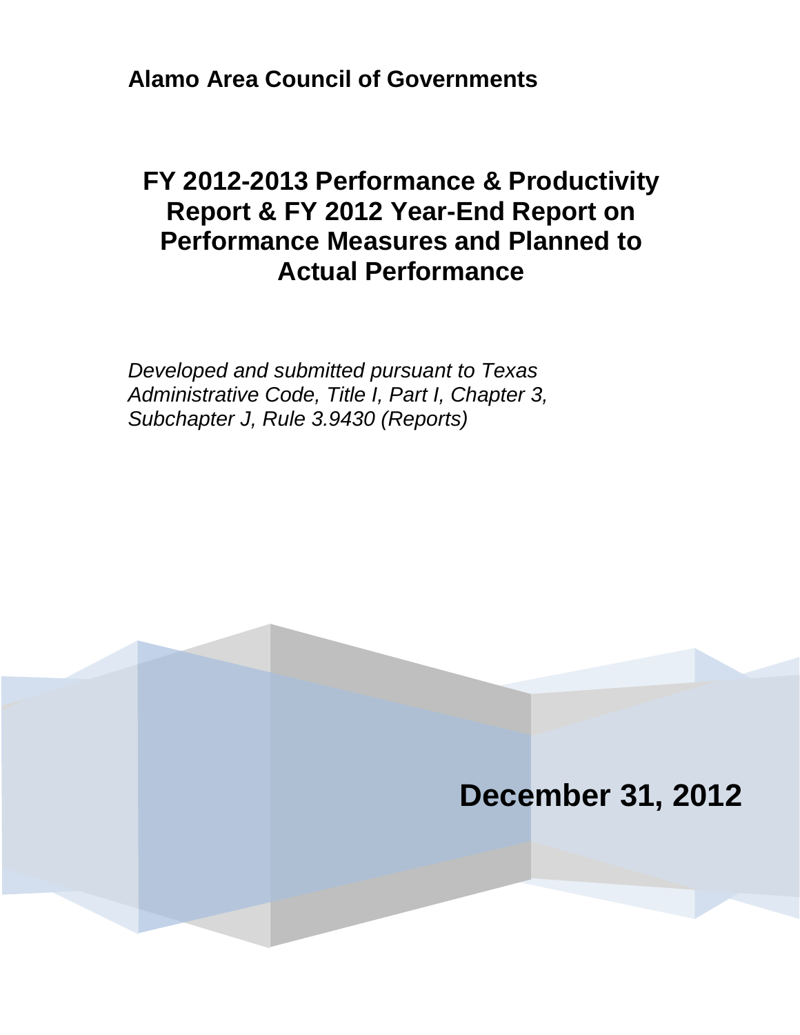**Alamo Area Council of Governments**

# FY 2012-2013 Performance & Productivity Report & FY 2012 Year-End Report on Performance Measures and Planned to Actual Performance

*Developed and submitted pursuant to Texas Administrative Code, Title I, Part I, Chapter 3, Subchapter J, Rule 3.9430 (Reports)*

**December 31, 2012**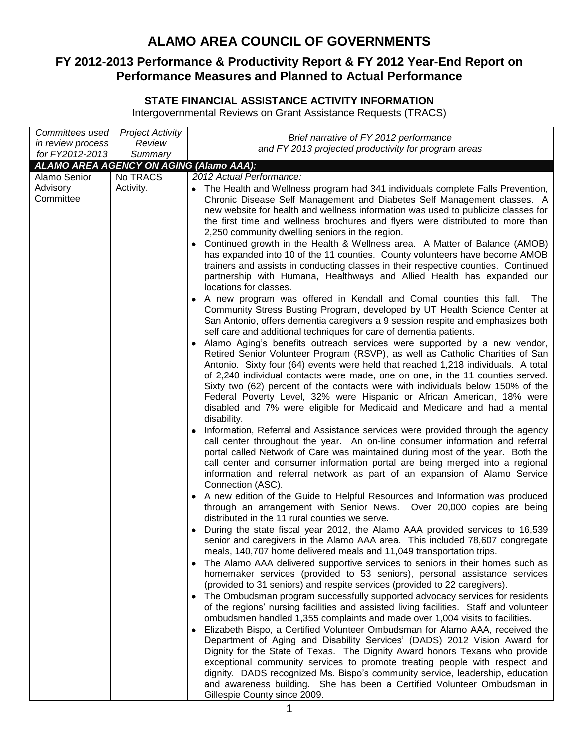# ALAMO AREA COUNCIL OF GOVERNMENTS

## FY 2012-2013 Performance & Productivity Report & FY 2012 Year-End Report on Performance Measures and Planned to Actual Performance

### STATE FINANCIAL ASSISTANCE ACTIVITY INFORMATION

Intergovernmental Reviews on Grant Assistance Requests (TRACS)

| *Committees used in review process for FY2012-2013* | *Project Activity Review Summary* | *Brief narrative of FY 2012 performance and FY 2013 projected productivity for program areas* |
|---|---|---|
| ***ALAMO AREA AGENCY ON AGING (Alamo AAA):*** | | |
| Alamo Senior Advisory Committee | No TRACS Activity. | *2012 Actual Performance:*<br>• The Health and Wellness program had 341 individuals complete Falls Prevention, Chronic Disease Self Management and Diabetes Self Management classes. A new website for health and wellness information was used to publicize classes for the first time and wellness brochures and flyers were distributed to more than 2,250 community dwelling seniors in the region.<br>• Continued growth in the Health & Wellness area. A Matter of Balance (AMOB) has expanded into 10 of the 11 counties. County volunteers have become AMOB trainers and assists in conducting classes in their respective counties. Continued partnership with Humana, Healthways and Allied Health has expanded our locations for classes.<br>• A new program was offered in Kendall and Comal counties this fall. The Community Stress Busting Program, developed by UT Health Science Center at San Antonio, offers dementia caregivers a 9 session respite and emphasizes both self care and additional techniques for care of dementia patients.<br>• Alamo Aging's benefits outreach services were supported by a new vendor, Retired Senior Volunteer Program (RSVP), as well as Catholic Charities of San Antonio. Sixty four (64) events were held that reached 1,218 individuals. A total of 2,240 individual contacts were made, one on one, in the 11 counties served. Sixty two (62) percent of the contacts were with individuals below 150% of the Federal Poverty Level, 32% were Hispanic or African American, 18% were disabled and 7% were eligible for Medicaid and Medicare and had a mental disability.<br>• Information, Referral and Assistance services were provided through the agency call center throughout the year. An on-line consumer information and referral portal called Network of Care was maintained during most of the year. Both the call center and consumer information portal are being merged into a regional information and referral network as part of an expansion of Alamo Service Connection (ASC).<br>• A new edition of the Guide to Helpful Resources and Information was produced through an arrangement with Senior News. Over 20,000 copies are being distributed in the 11 rural counties we serve.<br>• During the state fiscal year 2012, the Alamo AAA provided services to 16,539 senior and caregivers in the Alamo AAA area. This included 78,607 congregate meals, 140,707 home delivered meals and 11,049 transportation trips.<br>• The Alamo AAA delivered supportive services to seniors in their homes such as homemaker services (provided to 53 seniors), personal assistance services (provided to 31 seniors) and respite services (provided to 22 caregivers).<br>• The Ombudsman program successfully supported advocacy services for residents of the regions' nursing facilities and assisted living facilities. Staff and volunteer ombudsmen handled 1,355 complaints and made over 1,004 visits to facilities.<br>• Elizabeth Bispo, a Certified Volunteer Ombudsman for Alamo AAA, received the Department of Aging and Disability Services' (DADS) 2012 Vision Award for Dignity for the State of Texas. The Dignity Award honors Texans who provide exceptional community services to promote treating people with respect and dignity. DADS recognized Ms. Bispo's community service, leadership, education and awareness building. She has been a Certified Volunteer Ombudsman in Gillespie County since 2009. |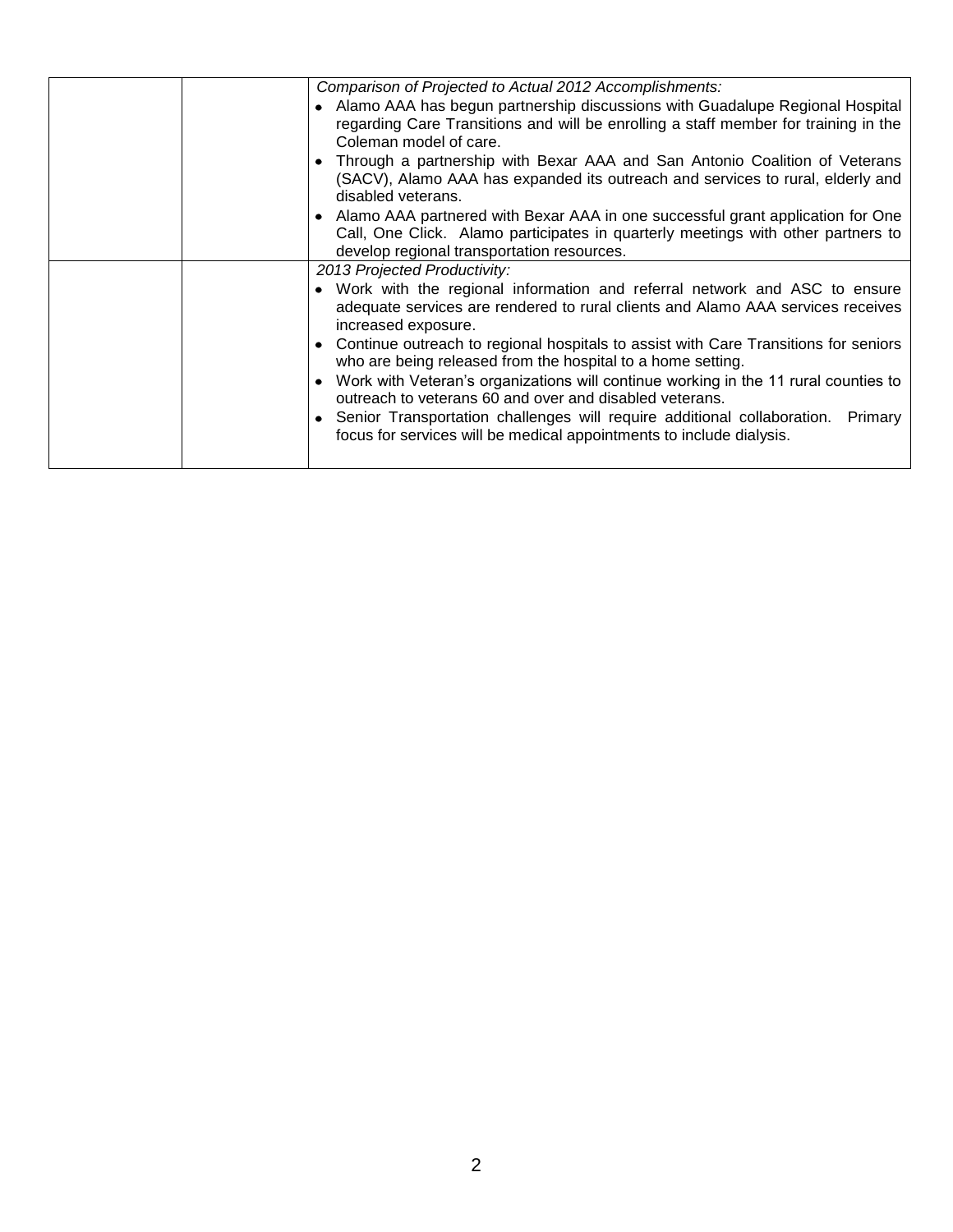| | | |
|---|---|---|
| | | *Comparison of Projected to Actual 2012 Accomplishments:*<br>• Alamo AAA has begun partnership discussions with Guadalupe Regional Hospital regarding Care Transitions and will be enrolling a staff member for training in the Coleman model of care.<br>• Through a partnership with Bexar AAA and San Antonio Coalition of Veterans (SACV), Alamo AAA has expanded its outreach and services to rural, elderly and disabled veterans.<br>• Alamo AAA partnered with Bexar AAA in one successful grant application for One Call, One Click. Alamo participates in quarterly meetings with other partners to develop regional transportation resources. |
| | | *2013 Projected Productivity:*<br>• Work with the regional information and referral network and ASC to ensure adequate services are rendered to rural clients and Alamo AAA services receives increased exposure.<br>• Continue outreach to regional hospitals to assist with Care Transitions for seniors who are being released from the hospital to a home setting.<br>• Work with Veteran's organizations will continue working in the 11 rural counties to outreach to veterans 60 and over and disabled veterans.<br>• Senior Transportation challenges will require additional collaboration. Primary focus for services will be medical appointments to include dialysis. |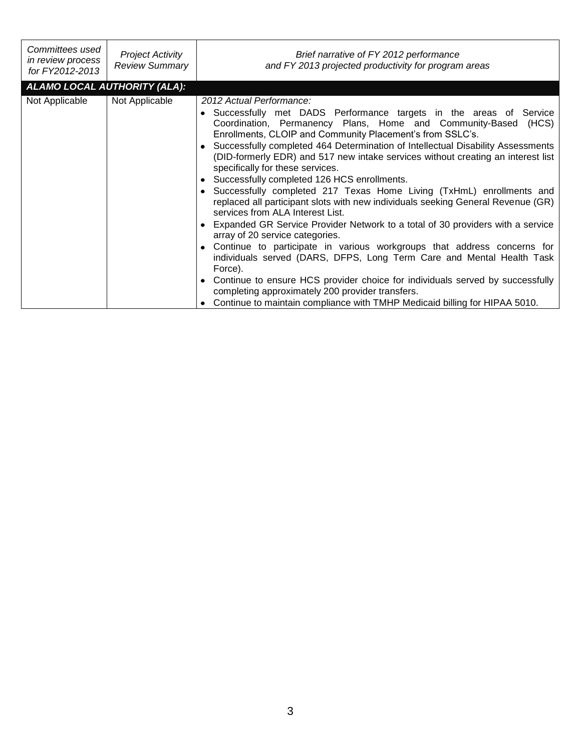| *Committees used in review process for FY2012-2013* | *Project Activity Review Summary* | *Brief narrative of FY 2012 performance and FY 2013 projected productivity for program areas* |
|---|---|---|
| ***ALAMO LOCAL AUTHORITY (ALA):*** | | |
| Not Applicable | Not Applicable | *2012 Actual Performance:*<br>• Successfully met DADS Performance targets in the areas of Service Coordination, Permanency Plans, Home and Community-Based (HCS) Enrollments, CLOIP and Community Placement's from SSLC's.<br>• Successfully completed 464 Determination of Intellectual Disability Assessments (DID-formerly EDR) and 517 new intake services without creating an interest list specifically for these services.<br>• Successfully completed 126 HCS enrollments.<br>• Successfully completed 217 Texas Home Living (TxHmL) enrollments and replaced all participant slots with new individuals seeking General Revenue (GR) services from ALA Interest List.<br>• Expanded GR Service Provider Network to a total of 30 providers with a service array of 20 service categories.<br>• Continue to participate in various workgroups that address concerns for individuals served (DARS, DFPS, Long Term Care and Mental Health Task Force).<br>• Continue to ensure HCS provider choice for individuals served by successfully completing approximately 200 provider transfers.<br>• Continue to maintain compliance with TMHP Medicaid billing for HIPAA 5010. |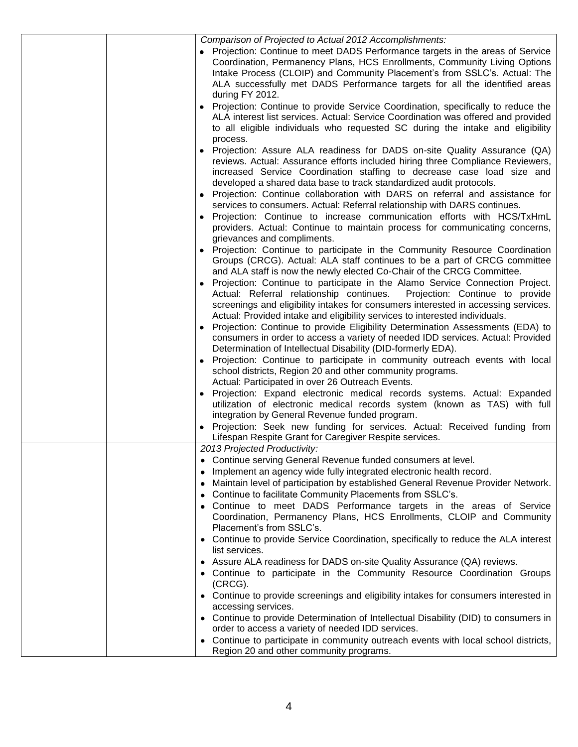| | | *Comparison of Projected to Actual 2012 Accomplishments:*<br>• Projection: Continue to meet DADS Performance targets in the areas of Service Coordination, Permanency Plans, HCS Enrollments, Community Living Options Intake Process (CLOIP) and Community Placement's from SSLC's. Actual: The ALA successfully met DADS Performance targets for all the identified areas during FY 2012.<br>• Projection: Continue to provide Service Coordination, specifically to reduce the ALA interest list services. Actual: Service Coordination was offered and provided to all eligible individuals who requested SC during the intake and eligibility process.<br>• Projection: Assure ALA readiness for DADS on-site Quality Assurance (QA) reviews. Actual: Assurance efforts included hiring three Compliance Reviewers, increased Service Coordination staffing to decrease case load size and developed a shared data base to track standardized audit protocols.<br>• Projection: Continue collaboration with DARS on referral and assistance for services to consumers. Actual: Referral relationship with DARS continues.<br>• Projection: Continue to increase communication efforts with HCS/TxHmL providers. Actual: Continue to maintain process for communicating concerns, grievances and compliments.<br>• Projection: Continue to participate in the Community Resource Coordination Groups (CRCG). Actual: ALA staff continues to be a part of CRCG committee and ALA staff is now the newly elected Co-Chair of the CRCG Committee.<br>• Projection: Continue to participate in the Alamo Service Connection Project. Actual: Referral relationship continues. Projection: Continue to provide screenings and eligibility intakes for consumers interested in accessing services. Actual: Provided intake and eligibility services to interested individuals.<br>• Projection: Continue to provide Eligibility Determination Assessments (EDA) to consumers in order to access a variety of needed IDD services. Actual: Provided Determination of Intellectual Disability (DID-formerly EDA).<br>• Projection: Continue to participate in community outreach events with local school districts, Region 20 and other community programs.<br>Actual: Participated in over 26 Outreach Events.<br>• Projection: Expand electronic medical records systems. Actual: Expanded utilization of electronic medical records system (known as TAS) with full integration by General Revenue funded program.<br>• Projection: Seek new funding for services. Actual: Received funding from Lifespan Respite Grant for Caregiver Respite services. |
|---|---|---|
| | | *2013 Projected Productivity:*<br>• Continue serving General Revenue funded consumers at level.<br>• Implement an agency wide fully integrated electronic health record.<br>• Maintain level of participation by established General Revenue Provider Network.<br>• Continue to facilitate Community Placements from SSLC's.<br>• Continue to meet DADS Performance targets in the areas of Service Coordination, Permanency Plans, HCS Enrollments, CLOIP and Community Placement's from SSLC's.<br>• Continue to provide Service Coordination, specifically to reduce the ALA interest list services.<br>• Assure ALA readiness for DADS on-site Quality Assurance (QA) reviews.<br>• Continue to participate in the Community Resource Coordination Groups (CRCG).<br>• Continue to provide screenings and eligibility intakes for consumers interested in accessing services.<br>• Continue to provide Determination of Intellectual Disability (DID) to consumers in order to access a variety of needed IDD services.<br>• Continue to participate in community outreach events with local school districts, Region 20 and other community programs. |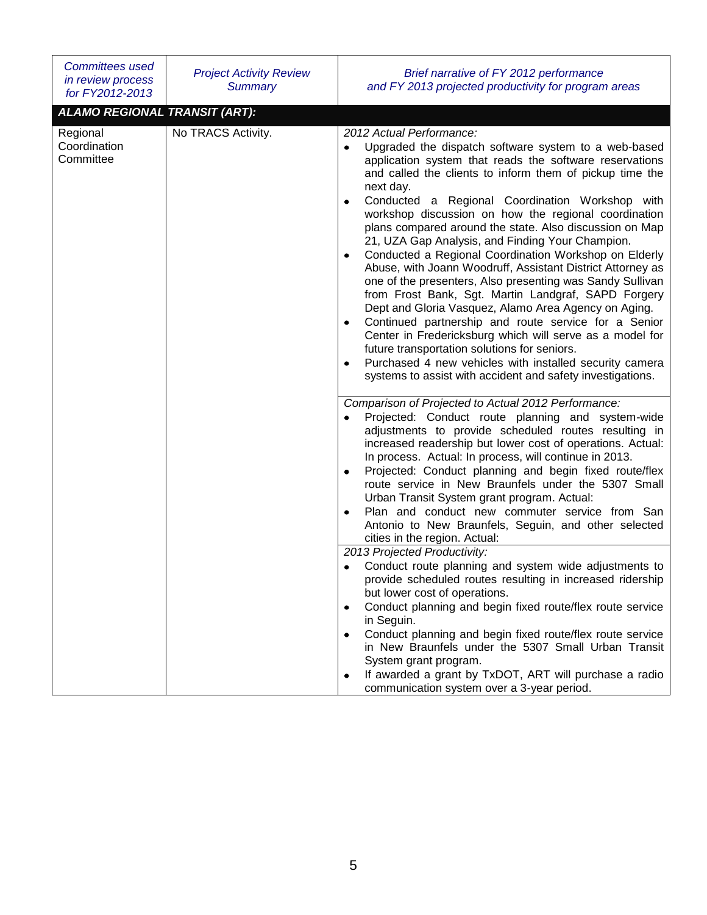| *Committees used in review process for FY2012-2013* | *Project Activity Review Summary* | *Brief narrative of FY 2012 performance and FY 2013 projected productivity for program areas* |
|---|---|---|
| ***ALAMO REGIONAL TRANSIT (ART):*** | | |
| Regional Coordination Committee | No TRACS Activity. | *2012 Actual Performance:*<br>• Upgraded the dispatch software system to a web-based application system that reads the software reservations and called the clients to inform them of pickup time the next day.<br>• Conducted a Regional Coordination Workshop with workshop discussion on how the regional coordination plans compared around the state. Also discussion on Map 21, UZA Gap Analysis, and Finding Your Champion.<br>• Conducted a Regional Coordination Workshop on Elderly Abuse, with Joann Woodruff, Assistant District Attorney as one of the presenters, Also presenting was Sandy Sullivan from Frost Bank, Sgt. Martin Landgraf, SAPD Forgery Dept and Gloria Vasquez, Alamo Area Agency on Aging.<br>• Continued partnership and route service for a Senior Center in Fredericksburg which will serve as a model for future transportation solutions for seniors.<br>• Purchased 4 new vehicles with installed security camera systems to assist with accident and safety investigations. |
| | | *Comparison of Projected to Actual 2012 Performance:*<br>• Projected: Conduct route planning and system-wide adjustments to provide scheduled routes resulting in increased readership but lower cost of operations. Actual: In process. Actual: In process, will continue in 2013.<br>• Projected: Conduct planning and begin fixed route/flex route service in New Braunfels under the 5307 Small Urban Transit System grant program. Actual:<br>• Plan and conduct new commuter service from San Antonio to New Braunfels, Seguin, and other selected cities in the region. Actual: |
| | | *2013 Projected Productivity:*<br>• Conduct route planning and system wide adjustments to provide scheduled routes resulting in increased ridership but lower cost of operations.<br>• Conduct planning and begin fixed route/flex route service in Seguin.<br>• Conduct planning and begin fixed route/flex route service in New Braunfels under the 5307 Small Urban Transit System grant program.<br>• If awarded a grant by TxDOT, ART will purchase a radio communication system over a 3-year period. |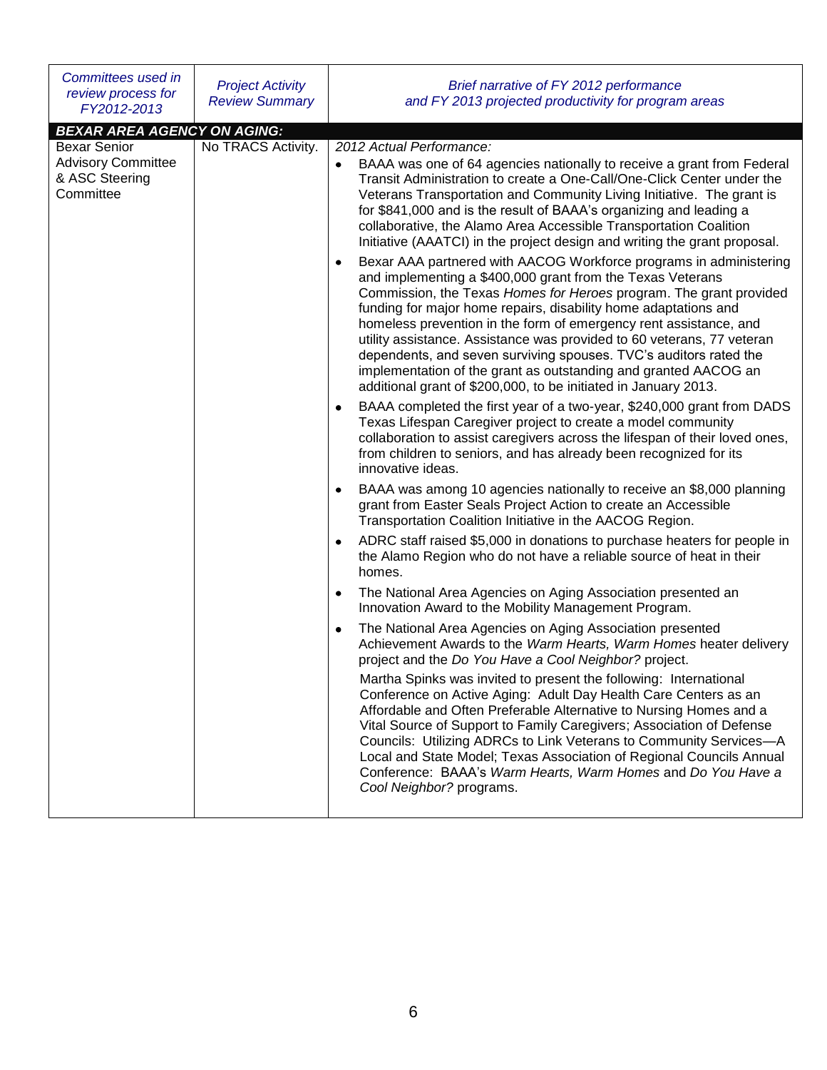| *Committees used in review process for FY2012-2013* | *Project Activity Review Summary* | *Brief narrative of FY 2012 performance and FY 2013 projected productivity for program areas* |
|---|---|---|
| ***BEXAR AREA AGENCY ON AGING:*** | | |
| Bexar Senior Advisory Committee & ASC Steering Committee | No TRACS Activity. | *2012 Actual Performance:*<br>• BAAA was one of 64 agencies nationally to receive a grant from Federal Transit Administration to create a One-Call/One-Click Center under the Veterans Transportation and Community Living Initiative. The grant is for $841,000 and is the result of BAAA's organizing and leading a collaborative, the Alamo Area Accessible Transportation Coalition Initiative (AAATCI) in the project design and writing the grant proposal.<br>• Bexar AAA partnered with AACOG Workforce programs in administering and implementing a $400,000 grant from the Texas Veterans Commission, the Texas *Homes for Heroes* program. The grant provided funding for major home repairs, disability home adaptations and homeless prevention in the form of emergency rent assistance, and utility assistance. Assistance was provided to 60 veterans, 77 veteran dependents, and seven surviving spouses. TVC's auditors rated the implementation of the grant as outstanding and granted AACOG an additional grant of $200,000, to be initiated in January 2013.<br>• BAAA completed the first year of a two-year, $240,000 grant from DADS Texas Lifespan Caregiver project to create a model community collaboration to assist caregivers across the lifespan of their loved ones, from children to seniors, and has already been recognized for its innovative ideas.<br>• BAAA was among 10 agencies nationally to receive an $8,000 planning grant from Easter Seals Project Action to create an Accessible Transportation Coalition Initiative in the AACOG Region.<br>• ADRC staff raised $5,000 in donations to purchase heaters for people in the Alamo Region who do not have a reliable source of heat in their homes.<br>• The National Area Agencies on Aging Association presented an Innovation Award to the Mobility Management Program.<br>• The National Area Agencies on Aging Association presented Achievement Awards to the *Warm Hearts, Warm Homes* heater delivery project and the *Do You Have a Cool Neighbor?* project.<br>Martha Spinks was invited to present the following: International Conference on Active Aging: Adult Day Health Care Centers as an Affordable and Often Preferable Alternative to Nursing Homes and a Vital Source of Support to Family Caregivers; Association of Defense Councils: Utilizing ADRCs to Link Veterans to Community Services—A Local and State Model; Texas Association of Regional Councils Annual Conference: BAAA's *Warm Hearts, Warm Homes* and *Do You Have a Cool Neighbor?* programs. |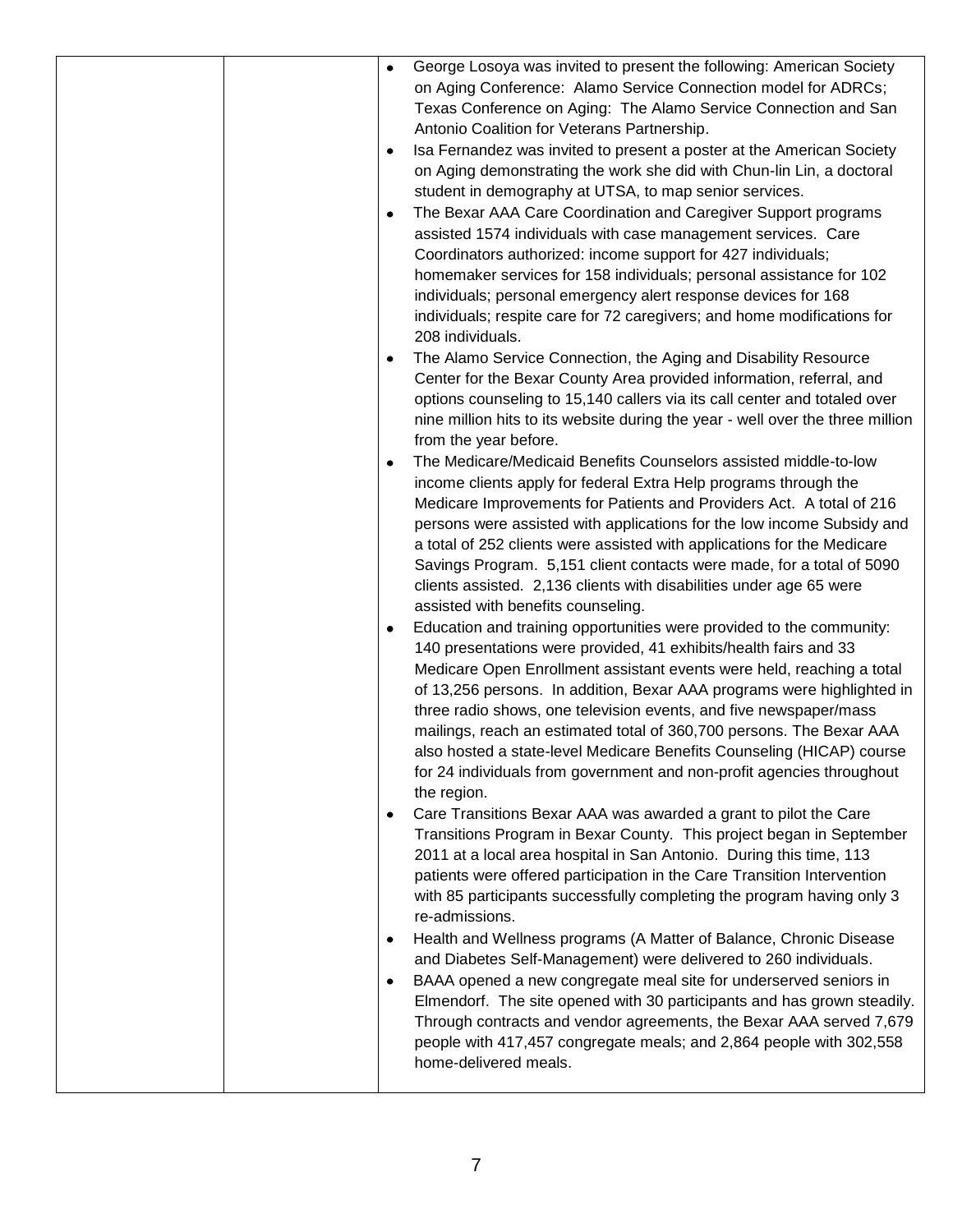| | | |
|---|---|---|
| | | • George Losoya was invited to present the following: American Society on Aging Conference: Alamo Service Connection model for ADRCs; Texas Conference on Aging: The Alamo Service Connection and San Antonio Coalition for Veterans Partnership.<br>• Isa Fernandez was invited to present a poster at the American Society on Aging demonstrating the work she did with Chun-lin Lin, a doctoral student in demography at UTSA, to map senior services.<br>• The Bexar AAA Care Coordination and Caregiver Support programs assisted 1574 individuals with case management services. Care Coordinators authorized: income support for 427 individuals; homemaker services for 158 individuals; personal assistance for 102 individuals; personal emergency alert response devices for 168 individuals; respite care for 72 caregivers; and home modifications for 208 individuals.<br>• The Alamo Service Connection, the Aging and Disability Resource Center for the Bexar County Area provided information, referral, and options counseling to 15,140 callers via its call center and totaled over nine million hits to its website during the year - well over the three million from the year before.<br>• The Medicare/Medicaid Benefits Counselors assisted middle-to-low income clients apply for federal Extra Help programs through the Medicare Improvements for Patients and Providers Act. A total of 216 persons were assisted with applications for the low income Subsidy and a total of 252 clients were assisted with applications for the Medicare Savings Program. 5,151 client contacts were made, for a total of 5090 clients assisted. 2,136 clients with disabilities under age 65 were assisted with benefits counseling.<br>• Education and training opportunities were provided to the community: 140 presentations were provided, 41 exhibits/health fairs and 33 Medicare Open Enrollment assistant events were held, reaching a total of 13,256 persons. In addition, Bexar AAA programs were highlighted in three radio shows, one television events, and five newspaper/mass mailings, reach an estimated total of 360,700 persons. The Bexar AAA also hosted a state-level Medicare Benefits Counseling (HICAP) course for 24 individuals from government and non-profit agencies throughout the region.<br>• Care Transitions Bexar AAA was awarded a grant to pilot the Care Transitions Program in Bexar County. This project began in September 2011 at a local area hospital in San Antonio. During this time, 113 patients were offered participation in the Care Transition Intervention with 85 participants successfully completing the program having only 3 re-admissions.<br>• Health and Wellness programs (A Matter of Balance, Chronic Disease and Diabetes Self-Management) were delivered to 260 individuals.<br>• BAAA opened a new congregate meal site for underserved seniors in Elmendorf. The site opened with 30 participants and has grown steadily. Through contracts and vendor agreements, the Bexar AAA served 7,679 people with 417,457 congregate meals; and 2,864 people with 302,558 home-delivered meals. |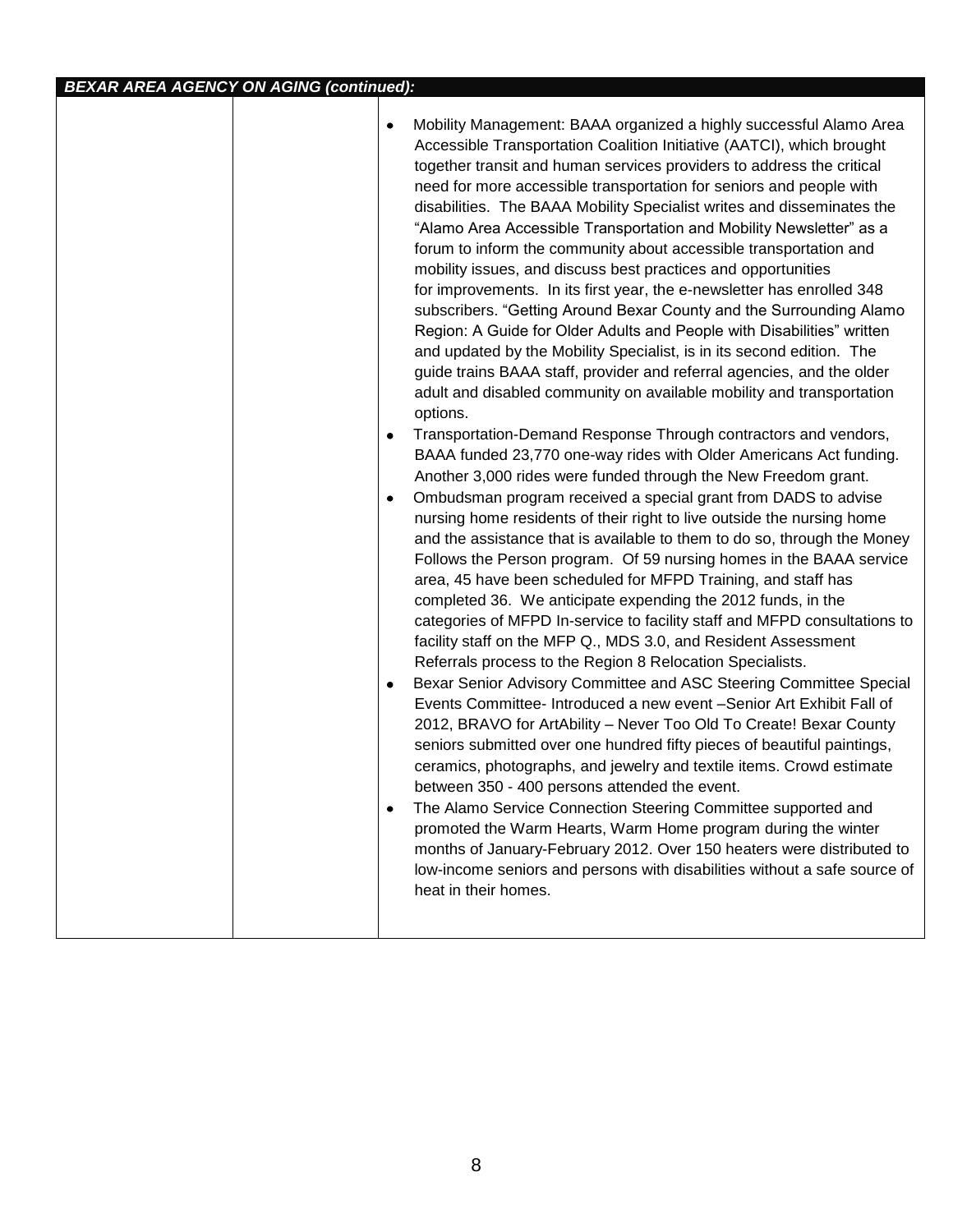| BEXAR AREA AGENCY ON AGING (continued): | | |
|---|---|---|
| | | • Mobility Management: BAAA organized a highly successful Alamo Area Accessible Transportation Coalition Initiative (AATCI), which brought together transit and human services providers to address the critical need for more accessible transportation for seniors and people with disabilities. The BAAA Mobility Specialist writes and disseminates the "Alamo Area Accessible Transportation and Mobility Newsletter" as a forum to inform the community about accessible transportation and mobility issues, and discuss best practices and opportunities for improvements. In its first year, the e-newsletter has enrolled 348 subscribers. "Getting Around Bexar County and the Surrounding Alamo Region: A Guide for Older Adults and People with Disabilities" written and updated by the Mobility Specialist, is in its second edition. The guide trains BAAA staff, provider and referral agencies, and the older adult and disabled community on available mobility and transportation options.<br>• Transportation-Demand Response Through contractors and vendors, BAAA funded 23,770 one-way rides with Older Americans Act funding. Another 3,000 rides were funded through the New Freedom grant.<br>• Ombudsman program received a special grant from DADS to advise nursing home residents of their right to live outside the nursing home and the assistance that is available to them to do so, through the Money Follows the Person program. Of 59 nursing homes in the BAAA service area, 45 have been scheduled for MFPD Training, and staff has completed 36. We anticipate expending the 2012 funds, in the categories of MFPD In-service to facility staff and MFPD consultations to facility staff on the MFP Q., MDS 3.0, and Resident Assessment Referrals process to the Region 8 Relocation Specialists.<br>• Bexar Senior Advisory Committee and ASC Steering Committee Special Events Committee- Introduced a new event –Senior Art Exhibit Fall of 2012, BRAVO for ArtAbility – Never Too Old To Create! Bexar County seniors submitted over one hundred fifty pieces of beautiful paintings, ceramics, photographs, and jewelry and textile items. Crowd estimate between 350 - 400 persons attended the event.<br>• The Alamo Service Connection Steering Committee supported and promoted the Warm Hearts, Warm Home program during the winter months of January-February 2012. Over 150 heaters were distributed to low-income seniors and persons with disabilities without a safe source of heat in their homes. |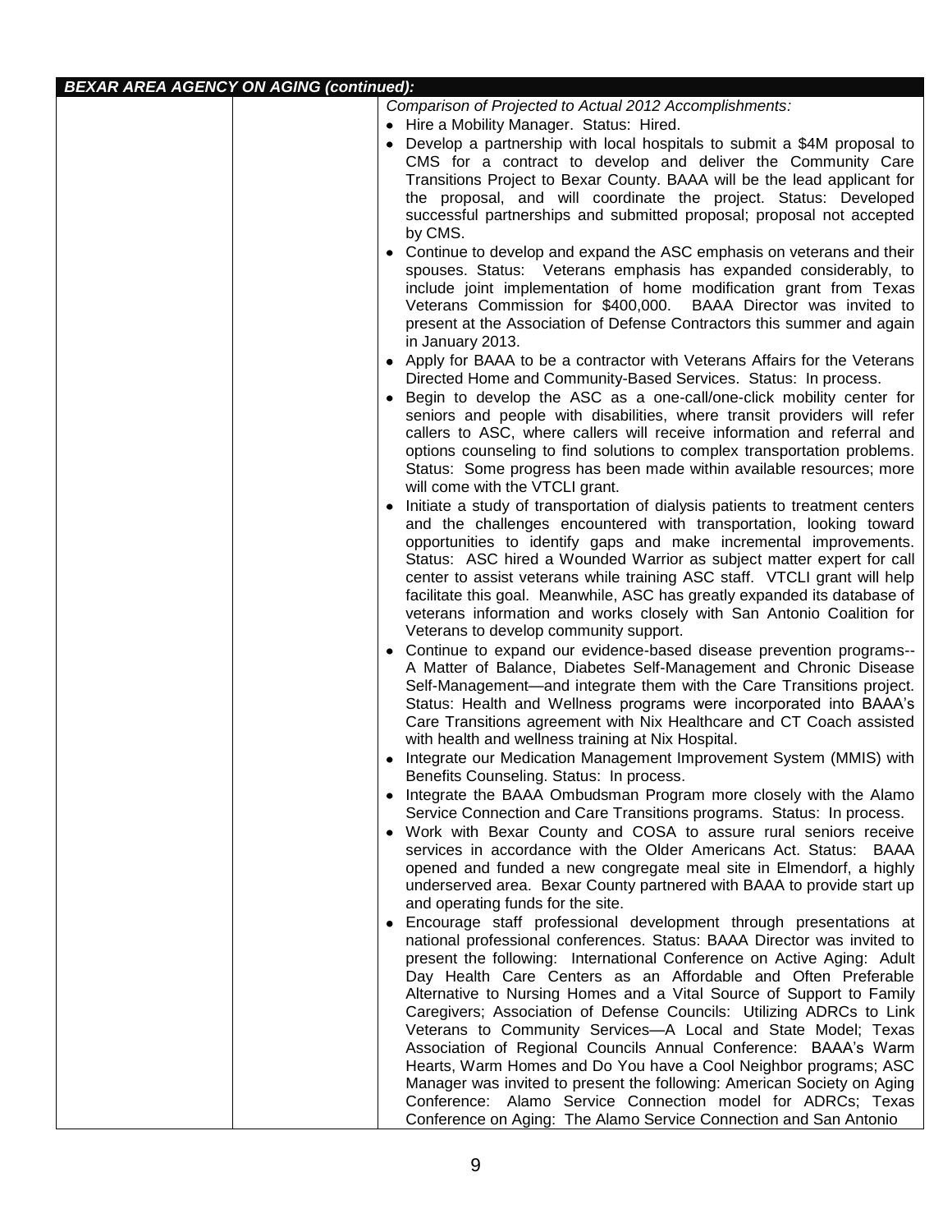| ***BEXAR AREA AGENCY ON AGING (continued):*** | | |
|---|---|---|
| | | *Comparison of Projected to Actual 2012 Accomplishments:*<br>• Hire a Mobility Manager. Status: Hired.<br>• Develop a partnership with local hospitals to submit a $4M proposal to CMS for a contract to develop and deliver the Community Care Transitions Project to Bexar County. BAAA will be the lead applicant for the proposal, and will coordinate the project. Status: Developed successful partnerships and submitted proposal; proposal not accepted by CMS.<br>• Continue to develop and expand the ASC emphasis on veterans and their spouses. Status: Veterans emphasis has expanded considerably, to include joint implementation of home modification grant from Texas Veterans Commission for $400,000. BAAA Director was invited to present at the Association of Defense Contractors this summer and again in January 2013.<br>• Apply for BAAA to be a contractor with Veterans Affairs for the Veterans Directed Home and Community-Based Services. Status: In process.<br>• Begin to develop the ASC as a one-call/one-click mobility center for seniors and people with disabilities, where transit providers will refer callers to ASC, where callers will receive information and referral and options counseling to find solutions to complex transportation problems. Status: Some progress has been made within available resources; more will come with the VTCLI grant.<br>• Initiate a study of transportation of dialysis patients to treatment centers and the challenges encountered with transportation, looking toward opportunities to identify gaps and make incremental improvements. Status: ASC hired a Wounded Warrior as subject matter expert for call center to assist veterans while training ASC staff. VTCLI grant will help facilitate this goal. Meanwhile, ASC has greatly expanded its database of veterans information and works closely with San Antonio Coalition for Veterans to develop community support.<br>• Continue to expand our evidence-based disease prevention programs--A Matter of Balance, Diabetes Self-Management and Chronic Disease Self-Management—and integrate them with the Care Transitions project. Status: Health and Wellness programs were incorporated into BAAA's Care Transitions agreement with Nix Healthcare and CT Coach assisted with health and wellness training at Nix Hospital.<br>• Integrate our Medication Management Improvement System (MMIS) with Benefits Counseling. Status: In process.<br>• Integrate the BAAA Ombudsman Program more closely with the Alamo Service Connection and Care Transitions programs. Status: In process.<br>• Work with Bexar County and COSA to assure rural seniors receive services in accordance with the Older Americans Act. Status: BAAA opened and funded a new congregate meal site in Elmendorf, a highly underserved area. Bexar County partnered with BAAA to provide start up and operating funds for the site.<br>• Encourage staff professional development through presentations at national professional conferences. Status: BAAA Director was invited to present the following: International Conference on Active Aging: Adult Day Health Care Centers as an Affordable and Often Preferable Alternative to Nursing Homes and a Vital Source of Support to Family Caregivers; Association of Defense Councils: Utilizing ADRCs to Link Veterans to Community Services—A Local and State Model; Texas Association of Regional Councils Annual Conference: BAAA's Warm Hearts, Warm Homes and Do You have a Cool Neighbor programs; ASC Manager was invited to present the following: American Society on Aging Conference: Alamo Service Connection model for ADRCs; Texas Conference on Aging: The Alamo Service Connection and San Antonio |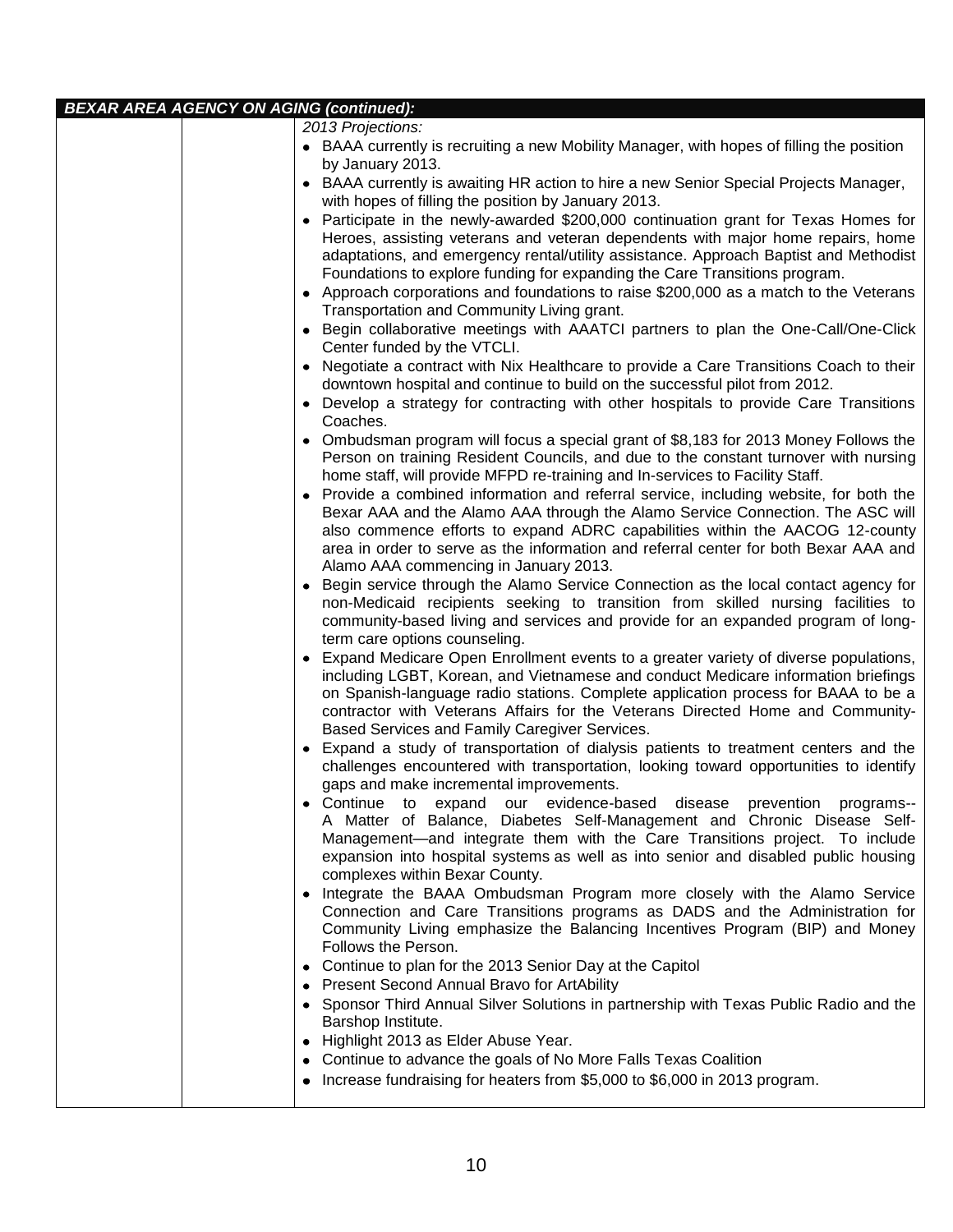| **BEXAR AREA AGENCY ON AGING (continued):** | | |
|---|---|---|
| | | *2013 Projections:*<br>• BAAA currently is recruiting a new Mobility Manager, with hopes of filling the position by January 2013.<br>• BAAA currently is awaiting HR action to hire a new Senior Special Projects Manager, with hopes of filling the position by January 2013.<br>• Participate in the newly-awarded $200,000 continuation grant for Texas Homes for Heroes, assisting veterans and veteran dependents with major home repairs, home adaptations, and emergency rental/utility assistance. Approach Baptist and Methodist Foundations to explore funding for expanding the Care Transitions program.<br>• Approach corporations and foundations to raise $200,000 as a match to the Veterans Transportation and Community Living grant.<br>• Begin collaborative meetings with AAATCI partners to plan the One-Call/One-Click Center funded by the VTCLI.<br>• Negotiate a contract with Nix Healthcare to provide a Care Transitions Coach to their downtown hospital and continue to build on the successful pilot from 2012.<br>• Develop a strategy for contracting with other hospitals to provide Care Transitions Coaches.<br>• Ombudsman program will focus a special grant of $8,183 for 2013 Money Follows the Person on training Resident Councils, and due to the constant turnover with nursing home staff, will provide MFPD re-training and In-services to Facility Staff.<br>• Provide a combined information and referral service, including website, for both the Bexar AAA and the Alamo AAA through the Alamo Service Connection. The ASC will also commence efforts to expand ADRC capabilities within the AACOG 12-county area in order to serve as the information and referral center for both Bexar AAA and Alamo AAA commencing in January 2013.<br>• Begin service through the Alamo Service Connection as the local contact agency for non-Medicaid recipients seeking to transition from skilled nursing facilities to community-based living and services and provide for an expanded program of long-term care options counseling.<br>• Expand Medicare Open Enrollment events to a greater variety of diverse populations, including LGBT, Korean, and Vietnamese and conduct Medicare information briefings on Spanish-language radio stations. Complete application process for BAAA to be a contractor with Veterans Affairs for the Veterans Directed Home and Community-Based Services and Family Caregiver Services.<br>• Expand a study of transportation of dialysis patients to treatment centers and the challenges encountered with transportation, looking toward opportunities to identify gaps and make incremental improvements.<br>• Continue to expand our evidence-based disease prevention programs--A Matter of Balance, Diabetes Self-Management and Chronic Disease Self-Management—and integrate them with the Care Transitions project. To include expansion into hospital systems as well as into senior and disabled public housing complexes within Bexar County.<br>• Integrate the BAAA Ombudsman Program more closely with the Alamo Service Connection and Care Transitions programs as DADS and the Administration for Community Living emphasize the Balancing Incentives Program (BIP) and Money Follows the Person.<br>• Continue to plan for the 2013 Senior Day at the Capitol<br>• Present Second Annual Bravo for ArtAbility<br>• Sponsor Third Annual Silver Solutions in partnership with Texas Public Radio and the Barshop Institute.<br>• Highlight 2013 as Elder Abuse Year.<br>• Continue to advance the goals of No More Falls Texas Coalition<br>• Increase fundraising for heaters from $5,000 to $6,000 in 2013 program. |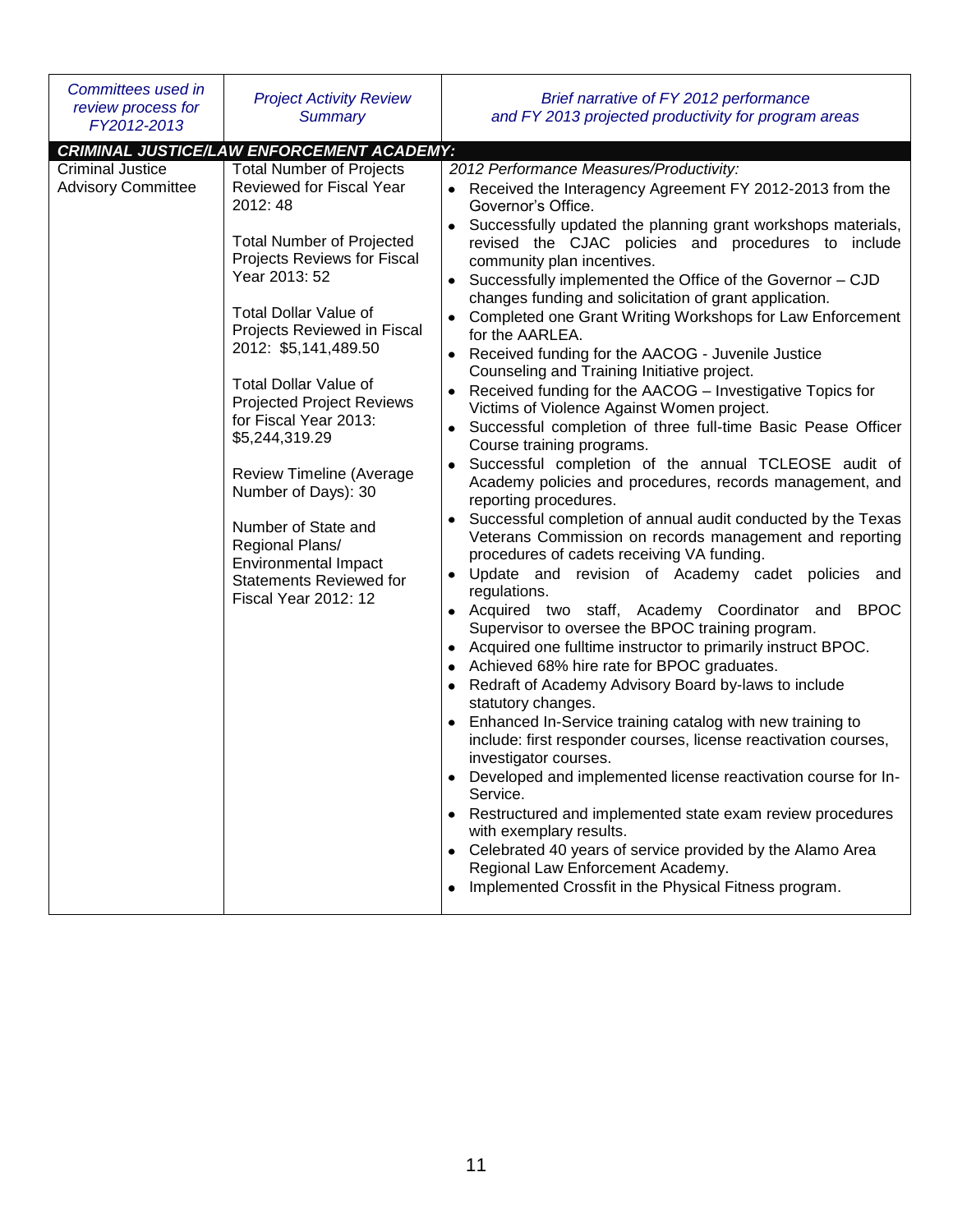| *Committees used in review process for FY2012-2013* | *Project Activity Review Summary* | *Brief narrative of FY 2012 performance and FY 2013 projected productivity for program areas* |
|---|---|---|
| ***CRIMINAL JUSTICE/LAW ENFORCEMENT ACADEMY:*** | | |
| Criminal Justice Advisory Committee | Total Number of Projects Reviewed for Fiscal Year 2012: 48<br><br>Total Number of Projected Projects Reviews for Fiscal Year 2013: 52<br><br>Total Dollar Value of Projects Reviewed in Fiscal 2012: $5,141,489.50<br><br>Total Dollar Value of Projected Project Reviews for Fiscal Year 2013: $5,244,319.29<br><br>Review Timeline (Average Number of Days): 30<br><br>Number of State and Regional Plans/ Environmental Impact Statements Reviewed for Fiscal Year 2012: 12 | *2012 Performance Measures/Productivity:*<br>• Received the Interagency Agreement FY 2012-2013 from the Governor's Office.<br>• Successfully updated the planning grant workshops materials, revised the CJAC policies and procedures to include community plan incentives.<br>• Successfully implemented the Office of the Governor – CJD changes funding and solicitation of grant application.<br>• Completed one Grant Writing Workshops for Law Enforcement for the AARLEA.<br>• Received funding for the AACOG - Juvenile Justice Counseling and Training Initiative project.<br>• Received funding for the AACOG – Investigative Topics for Victims of Violence Against Women project.<br>• Successful completion of three full-time Basic Pease Officer Course training programs.<br>• Successful completion of the annual TCLEOSE audit of Academy policies and procedures, records management, and reporting procedures.<br>• Successful completion of annual audit conducted by the Texas Veterans Commission on records management and reporting procedures of cadets receiving VA funding.<br>• Update and revision of Academy cadet policies and regulations.<br>• Acquired two staff, Academy Coordinator and BPOC Supervisor to oversee the BPOC training program.<br>• Acquired one fulltime instructor to primarily instruct BPOC.<br>• Achieved 68% hire rate for BPOC graduates.<br>• Redraft of Academy Advisory Board by-laws to include statutory changes.<br>• Enhanced In-Service training catalog with new training to include: first responder courses, license reactivation courses, investigator courses.<br>• Developed and implemented license reactivation course for In-Service.<br>• Restructured and implemented state exam review procedures with exemplary results.<br>• Celebrated 40 years of service provided by the Alamo Area Regional Law Enforcement Academy.<br>• Implemented Crossfit in the Physical Fitness program. |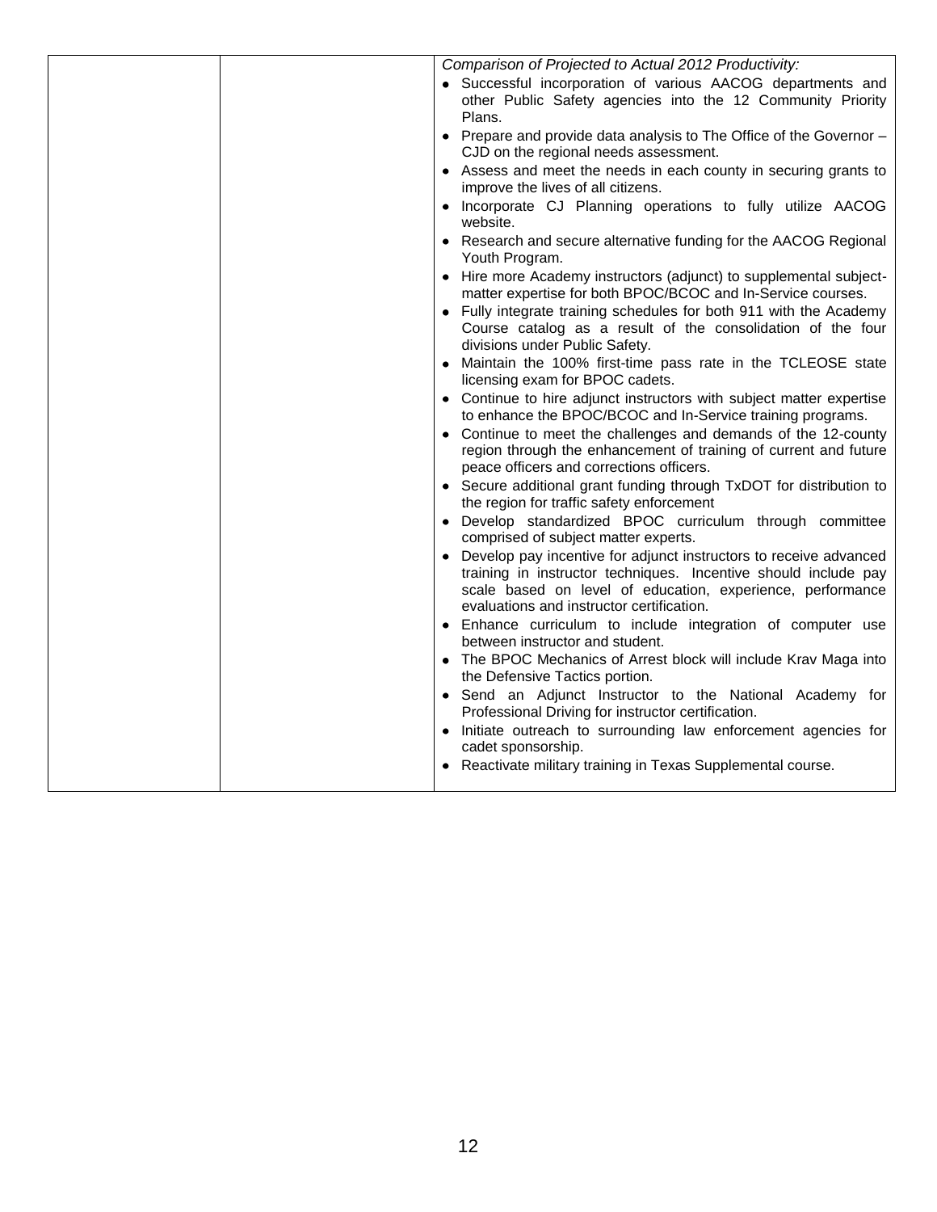| | | *Comparison of Projected to Actual 2012 Productivity:*<br>• Successful incorporation of various AACOG departments and other Public Safety agencies into the 12 Community Priority Plans.<br>• Prepare and provide data analysis to The Office of the Governor – CJD on the regional needs assessment.<br>• Assess and meet the needs in each county in securing grants to improve the lives of all citizens.<br>• Incorporate CJ Planning operations to fully utilize AACOG website.<br>• Research and secure alternative funding for the AACOG Regional Youth Program.<br>• Hire more Academy instructors (adjunct) to supplemental subject-matter expertise for both BPOC/BCOC and In-Service courses.<br>• Fully integrate training schedules for both 911 with the Academy Course catalog as a result of the consolidation of the four divisions under Public Safety.<br>• Maintain the 100% first-time pass rate in the TCLEOSE state licensing exam for BPOC cadets.<br>• Continue to hire adjunct instructors with subject matter expertise to enhance the BPOC/BCOC and In-Service training programs.<br>• Continue to meet the challenges and demands of the 12-county region through the enhancement of training of current and future peace officers and corrections officers.<br>• Secure additional grant funding through TxDOT for distribution to the region for traffic safety enforcement<br>• Develop standardized BPOC curriculum through committee comprised of subject matter experts.<br>• Develop pay incentive for adjunct instructors to receive advanced training in instructor techniques. Incentive should include pay scale based on level of education, experience, performance evaluations and instructor certification.<br>• Enhance curriculum to include integration of computer use between instructor and student.<br>• The BPOC Mechanics of Arrest block will include Krav Maga into the Defensive Tactics portion.<br>• Send an Adjunct Instructor to the National Academy for Professional Driving for instructor certification.<br>• Initiate outreach to surrounding law enforcement agencies for cadet sponsorship.<br>• Reactivate military training in Texas Supplemental course. |
|---|---|---|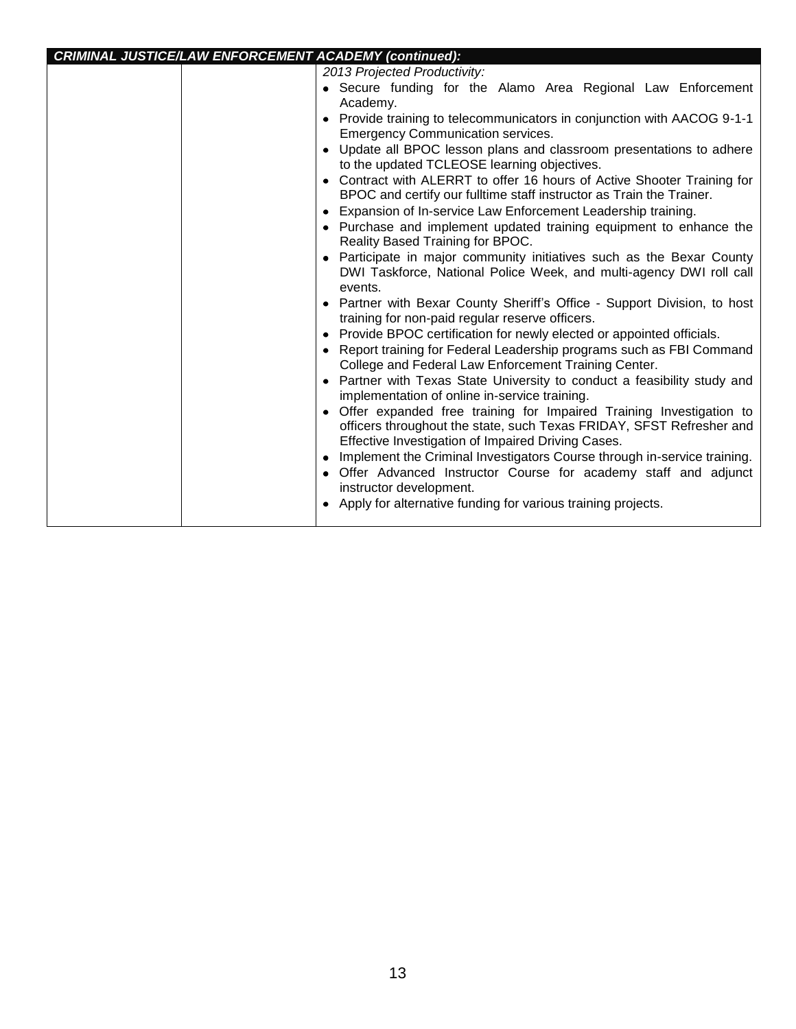| CRIMINAL JUSTICE/LAW ENFORCEMENT ACADEMY (continued): | | |
|---|---|---|
| | | *2013 Projected Productivity:*<br>• Secure funding for the Alamo Area Regional Law Enforcement Academy.<br>• Provide training to telecommunicators in conjunction with AACOG 9-1-1 Emergency Communication services.<br>• Update all BPOC lesson plans and classroom presentations to adhere to the updated TCLEOSE learning objectives.<br>• Contract with ALERRT to offer 16 hours of Active Shooter Training for BPOC and certify our fulltime staff instructor as Train the Trainer.<br>• Expansion of In-service Law Enforcement Leadership training.<br>• Purchase and implement updated training equipment to enhance the Reality Based Training for BPOC.<br>• Participate in major community initiatives such as the Bexar County DWI Taskforce, National Police Week, and multi-agency DWI roll call events.<br>• Partner with Bexar County Sheriff's Office - Support Division, to host training for non-paid regular reserve officers.<br>• Provide BPOC certification for newly elected or appointed officials.<br>• Report training for Federal Leadership programs such as FBI Command College and Federal Law Enforcement Training Center.<br>• Partner with Texas State University to conduct a feasibility study and implementation of online in-service training.<br>• Offer expanded free training for Impaired Training Investigation to officers throughout the state, such Texas FRIDAY, SFST Refresher and Effective Investigation of Impaired Driving Cases.<br>• Implement the Criminal Investigators Course through in-service training.<br>• Offer Advanced Instructor Course for academy staff and adjunct instructor development.<br>• Apply for alternative funding for various training projects. |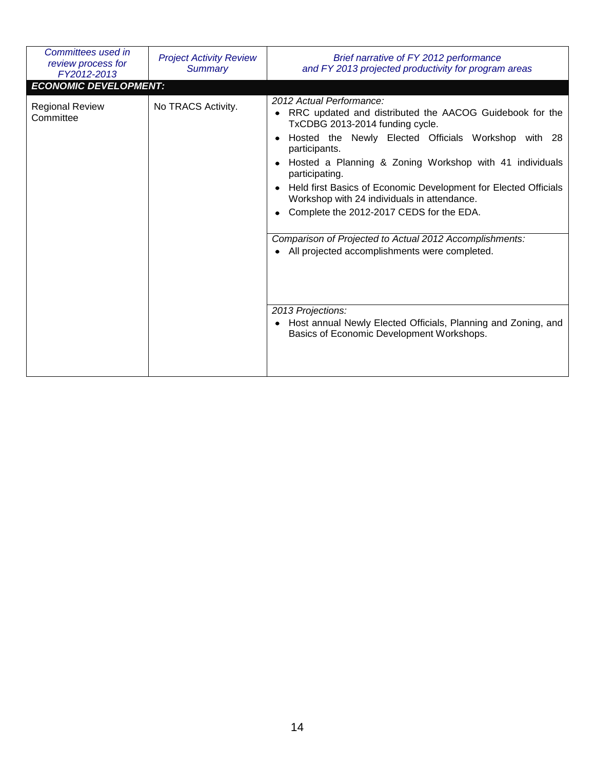| *Committees used in review process for FY2012-2013* | *Project Activity Review Summary* | *Brief narrative of FY 2012 performance and FY 2013 projected productivity for program areas* |
|---|---|---|
| ***ECONOMIC DEVELOPMENT:*** | | |
| Regional Review Committee | No TRACS Activity. | *2012 Actual Performance:*<br>• RRC updated and distributed the AACOG Guidebook for the TxCDBG 2013-2014 funding cycle.<br>• Hosted the Newly Elected Officials Workshop with 28 participants.<br>• Hosted a Planning & Zoning Workshop with 41 individuals participating.<br>• Held first Basics of Economic Development for Elected Officials Workshop with 24 individuals in attendance.<br>• Complete the 2012-2017 CEDS for the EDA. |
| | | *Comparison of Projected to Actual 2012 Accomplishments:*<br>• All projected accomplishments were completed. |
| | | *2013 Projections:*<br>• Host annual Newly Elected Officials, Planning and Zoning, and Basics of Economic Development Workshops. |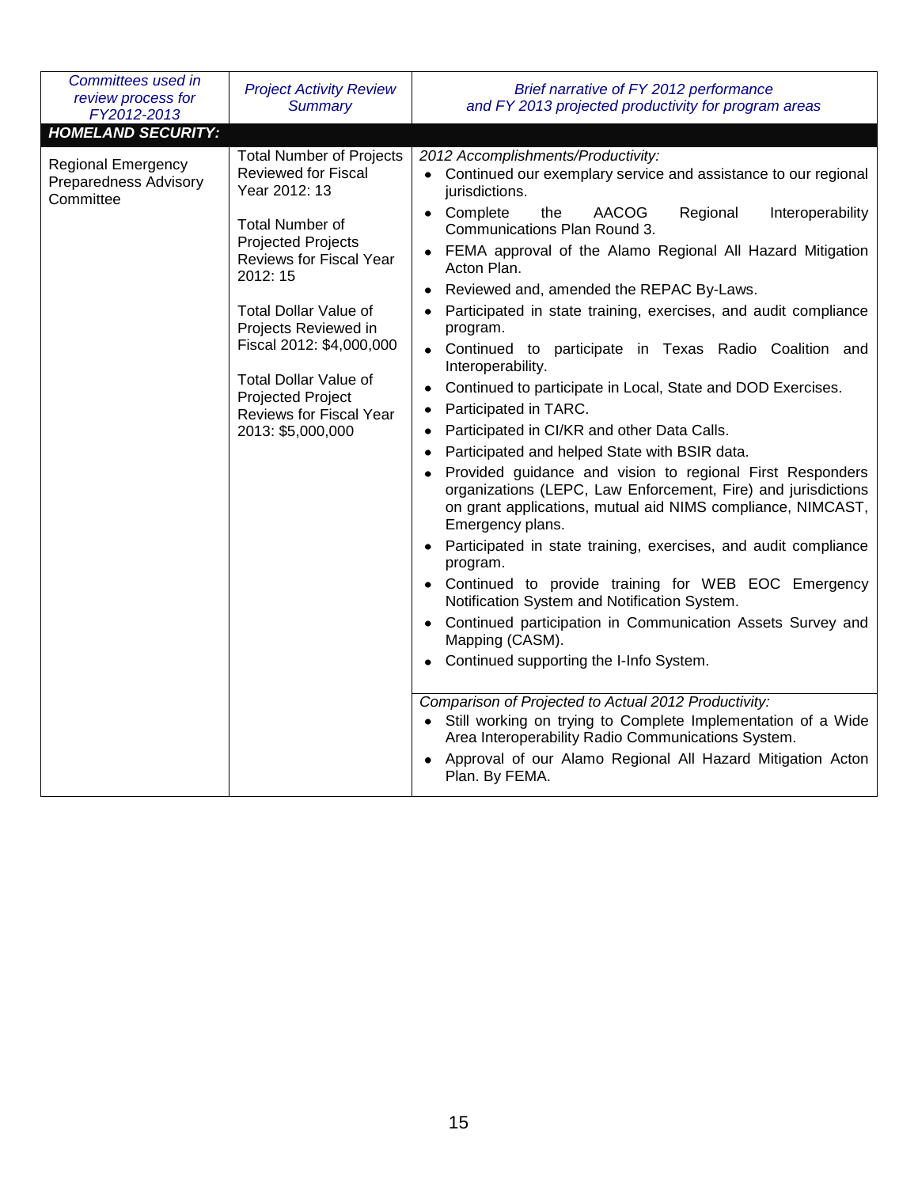| *Committees used in review process for FY2012-2013* | *Project Activity Review Summary* | *Brief narrative of FY 2012 performance and FY 2013 projected productivity for program areas* |
|---|---|---|
| ***HOMELAND SECURITY:*** | | |
| Regional Emergency Preparedness Advisory Committee | Total Number of Projects Reviewed for Fiscal Year 2012: 13<br><br>Total Number of Projected Projects Reviews for Fiscal Year 2012: 15<br><br>Total Dollar Value of Projects Reviewed in Fiscal 2012: $4,000,000<br><br>Total Dollar Value of Projected Project Reviews for Fiscal Year 2013: $5,000,000 | *2012 Accomplishments/Productivity:*<br>• Continued our exemplary service and assistance to our regional jurisdictions.<br>• Complete the AACOG Regional Interoperability Communications Plan Round 3.<br>• FEMA approval of the Alamo Regional All Hazard Mitigation Acton Plan.<br>• Reviewed and, amended the REPAC By-Laws.<br>• Participated in state training, exercises, and audit compliance program.<br>• Continued to participate in Texas Radio Coalition and Interoperability.<br>• Continued to participate in Local, State and DOD Exercises.<br>• Participated in TARC.<br>• Participated in CI/KR and other Data Calls.<br>• Participated and helped State with BSIR data.<br>• Provided guidance and vision to regional First Responders organizations (LEPC, Law Enforcement, Fire) and jurisdictions on grant applications, mutual aid NIMS compliance, NIMCAST, Emergency plans.<br>• Participated in state training, exercises, and audit compliance program.<br>• Continued to provide training for WEB EOC Emergency Notification System and Notification System.<br>• Continued participation in Communication Assets Survey and Mapping (CASM).<br>• Continued supporting the I-Info System. |
| | | *Comparison of Projected to Actual 2012 Productivity:*<br>• Still working on trying to Complete Implementation of a Wide Area Interoperability Radio Communications System.<br>• Approval of our Alamo Regional All Hazard Mitigation Acton Plan. By FEMA. |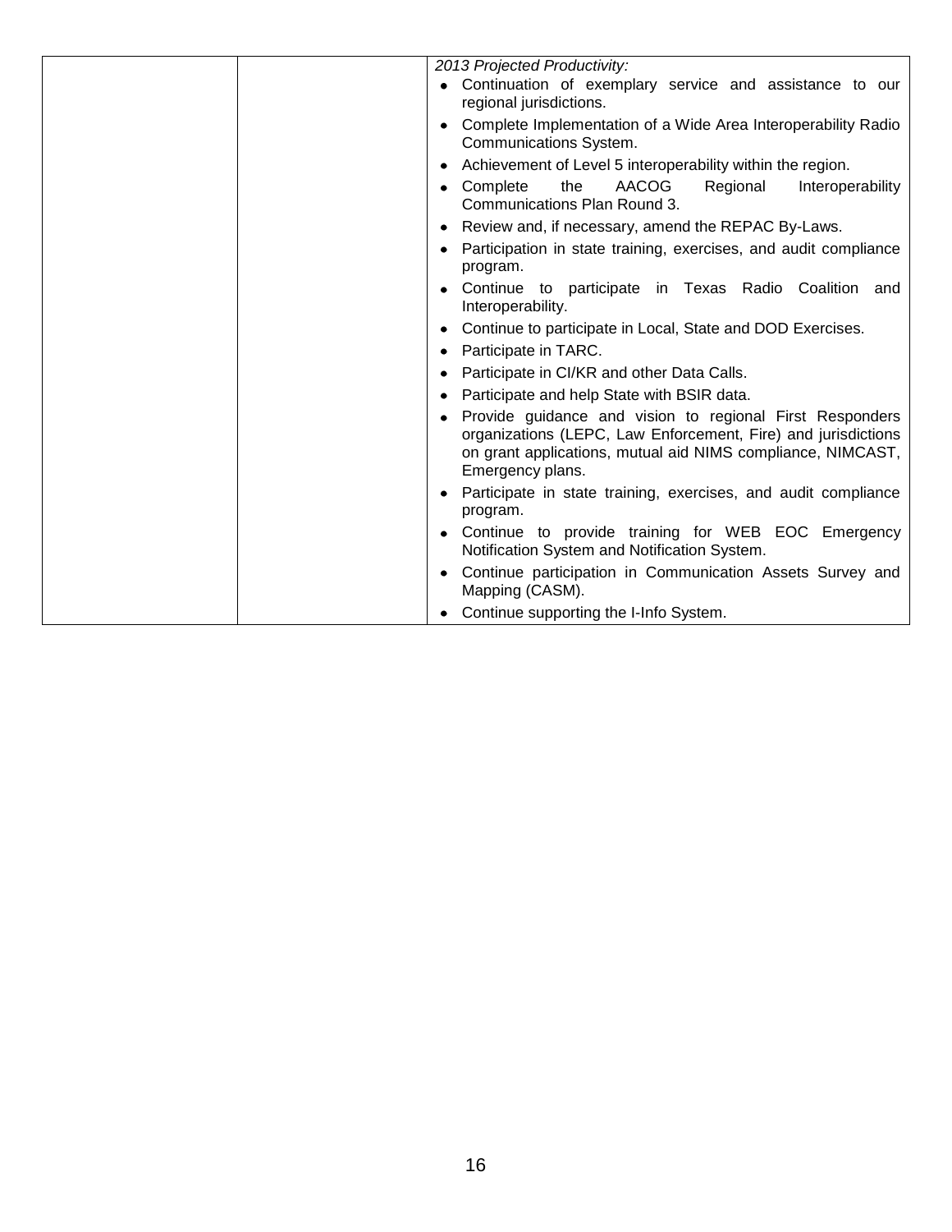| | | *2013 Projected Productivity:*<br>• Continuation of exemplary service and assistance to our regional jurisdictions.<br>• Complete Implementation of a Wide Area Interoperability Radio Communications System.<br>• Achievement of Level 5 interoperability within the region.<br>• Complete the AACOG Regional Interoperability Communications Plan Round 3.<br>• Review and, if necessary, amend the REPAC By-Laws.<br>• Participation in state training, exercises, and audit compliance program.<br>• Continue to participate in Texas Radio Coalition and Interoperability.<br>• Continue to participate in Local, State and DOD Exercises.<br>• Participate in TARC.<br>• Participate in CI/KR and other Data Calls.<br>• Participate and help State with BSIR data.<br>• Provide guidance and vision to regional First Responders organizations (LEPC, Law Enforcement, Fire) and jurisdictions on grant applications, mutual aid NIMS compliance, NIMCAST, Emergency plans.<br>• Participate in state training, exercises, and audit compliance program.<br>• Continue to provide training for WEB EOC Emergency Notification System and Notification System.<br>• Continue participation in Communication Assets Survey and Mapping (CASM).<br>• Continue supporting the I-Info System. |
|---|---|---|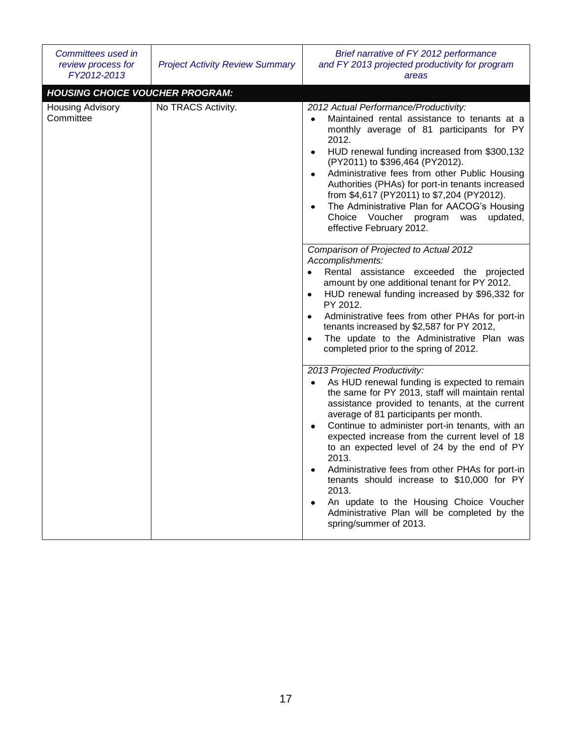| Committees used in review process for FY2012-2013 | Project Activity Review Summary | Brief narrative of FY 2012 performance and FY 2013 projected productivity for program areas |
|---|---|---|
| **HOUSING CHOICE VOUCHER PROGRAM:** | | |
| Housing Advisory Committee | No TRACS Activity. | *2012 Actual Performance/Productivity:*<br>• Maintained rental assistance to tenants at a monthly average of 81 participants for PY 2012.<br>• HUD renewal funding increased from $300,132 (PY2011) to $396,464 (PY2012).<br>• Administrative fees from other Public Housing Authorities (PHAs) for port-in tenants increased from $4,617 (PY2011) to $7,204 (PY2012).<br>• The Administrative Plan for AACOG's Housing Choice Voucher program was updated, effective February 2012. |
| | | *Comparison of Projected to Actual 2012 Accomplishments:*<br>• Rental assistance exceeded the projected amount by one additional tenant for PY 2012.<br>• HUD renewal funding increased by $96,332 for PY 2012.<br>• Administrative fees from other PHAs for port-in tenants increased by $2,587 for PY 2012,<br>• The update to the Administrative Plan was completed prior to the spring of 2012. |
| | | *2013 Projected Productivity:*<br>• As HUD renewal funding is expected to remain the same for PY 2013, staff will maintain rental assistance provided to tenants, at the current average of 81 participants per month.<br>• Continue to administer port-in tenants, with an expected increase from the current level of 18 to an expected level of 24 by the end of PY 2013.<br>• Administrative fees from other PHAs for port-in tenants should increase to $10,000 for PY 2013.<br>• An update to the Housing Choice Voucher Administrative Plan will be completed by the spring/summer of 2013. |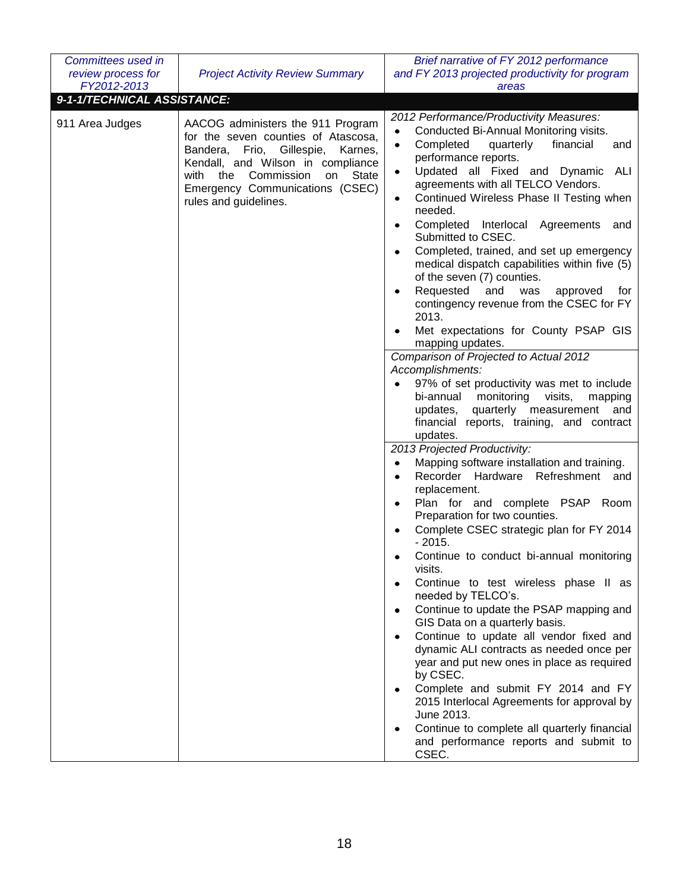| *Committees used in review process for FY2012-2013* | *Project Activity Review Summary* | *Brief narrative of FY 2012 performance and FY 2013 projected productivity for program areas* |
|---|---|---|
| ***9-1-1/TECHNICAL ASSISTANCE:*** | | |
| 911 Area Judges | AACOG administers the 911 Program for the seven counties of Atascosa, Bandera, Frio, Gillespie, Karnes, Kendall, and Wilson in compliance with the Commission on State Emergency Communications (CSEC) rules and guidelines. | *2012 Performance/Productivity Measures:*<br>• Conducted Bi-Annual Monitoring visits.<br>• Completed quarterly financial and performance reports.<br>• Updated all Fixed and Dynamic ALI agreements with all TELCO Vendors.<br>• Continued Wireless Phase II Testing when needed.<br>• Completed Interlocal Agreements and Submitted to CSEC.<br>• Completed, trained, and set up emergency medical dispatch capabilities within five (5) of the seven (7) counties.<br>• Requested and was approved for contingency revenue from the CSEC for FY 2013.<br>• Met expectations for County PSAP GIS mapping updates.<br><br>*Comparison of Projected to Actual 2012 Accomplishments:*<br>• 97% of set productivity was met to include bi-annual monitoring visits, mapping updates, quarterly measurement and financial reports, training, and contract updates.<br><br>*2013 Projected Productivity:*<br>• Mapping software installation and training.<br>• Recorder Hardware Refreshment and replacement.<br>• Plan for and complete PSAP Room Preparation for two counties.<br>• Complete CSEC strategic plan for FY 2014 - 2015.<br>• Continue to conduct bi-annual monitoring visits.<br>• Continue to test wireless phase II as needed by TELCO's.<br>• Continue to update the PSAP mapping and GIS Data on a quarterly basis.<br>• Continue to update all vendor fixed and dynamic ALI contracts as needed once per year and put new ones in place as required by CSEC.<br>• Complete and submit FY 2014 and FY 2015 Interlocal Agreements for approval by June 2013.<br>• Continue to complete all quarterly financial and performance reports and submit to CSEC. |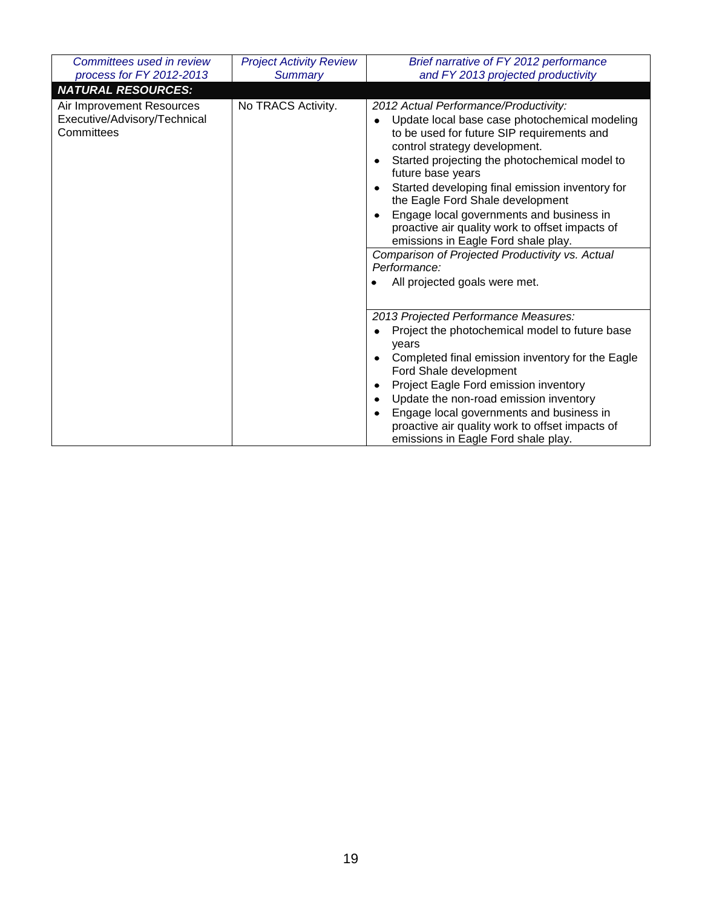| Committees used in review process for FY 2012-2013 | Project Activity Review Summary | Brief narrative of FY 2012 performance and FY 2013 projected productivity |
|---|---|---|
| ***NATURAL RESOURCES:*** | | |
| Air Improvement Resources Executive/Advisory/Technical Committees | No TRACS Activity. | *2012 Actual Performance/Productivity:*<br>• Update local base case photochemical modeling to be used for future SIP requirements and control strategy development.<br>• Started projecting the photochemical model to future base years<br>• Started developing final emission inventory for the Eagle Ford Shale development<br>• Engage local governments and business in proactive air quality work to offset impacts of emissions in Eagle Ford shale play.<br>*Comparison of Projected Productivity vs. Actual Performance:*<br>• All projected goals were met.<br>*2013 Projected Performance Measures:*<br>• Project the photochemical model to future base years<br>• Completed final emission inventory for the Eagle Ford Shale development<br>• Project Eagle Ford emission inventory<br>• Update the non-road emission inventory<br>• Engage local governments and business in proactive air quality work to offset impacts of emissions in Eagle Ford shale play. |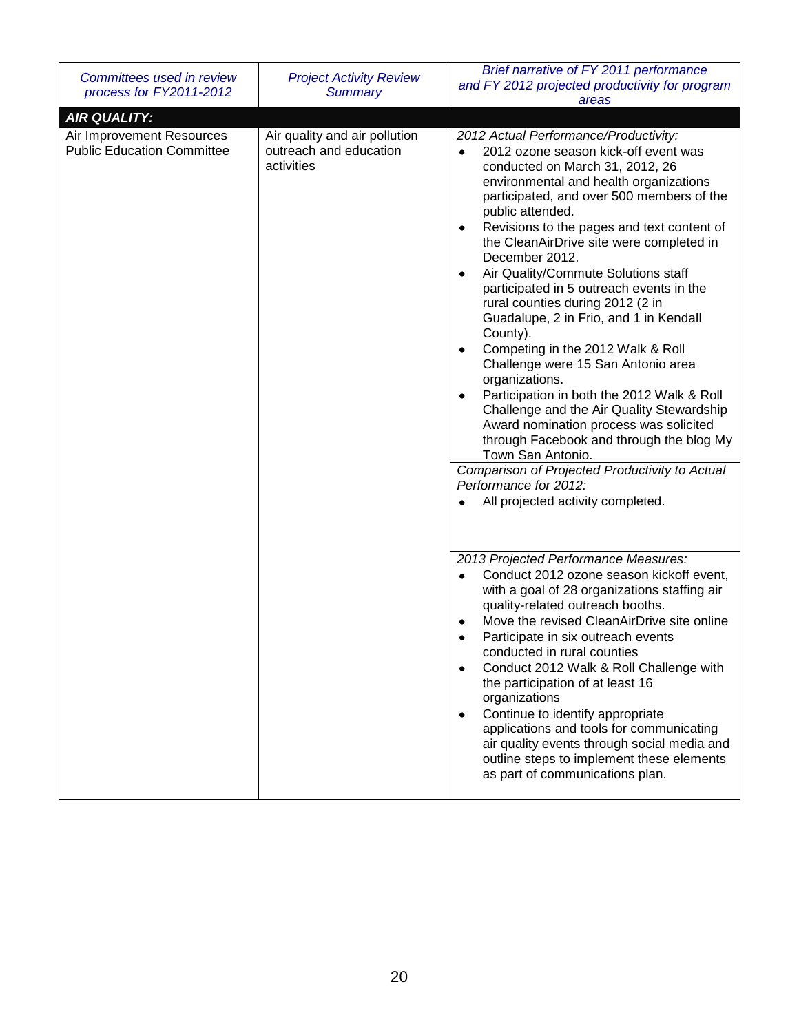| *Committees used in review process for FY2011-2012* | *Project Activity Review Summary* | *Brief narrative of FY 2011 performance and FY 2012 projected productivity for program areas* |
|---|---|---|
| ***AIR QUALITY:*** | | |
| Air Improvement Resources Public Education Committee | Air quality and air pollution outreach and education activities | *2012 Actual Performance/Productivity:*<br>• 2012 ozone season kick-off event was conducted on March 31, 2012, 26 environmental and health organizations participated, and over 500 members of the public attended.<br>• Revisions to the pages and text content of the CleanAirDrive site were completed in December 2012.<br>• Air Quality/Commute Solutions staff participated in 5 outreach events in the rural counties during 2012 (2 in Guadalupe, 2 in Frio, and 1 in Kendall County).<br>• Competing in the 2012 Walk & Roll Challenge were 15 San Antonio area organizations.<br>• Participation in both the 2012 Walk & Roll Challenge and the Air Quality Stewardship Award nomination process was solicited through Facebook and through the blog My Town San Antonio. |
| | | *Comparison of Projected Productivity to Actual Performance for 2012:*<br>• All projected activity completed. |
| | | *2013 Projected Performance Measures:*<br>• Conduct 2012 ozone season kickoff event, with a goal of 28 organizations staffing air quality-related outreach booths.<br>• Move the revised CleanAirDrive site online<br>• Participate in six outreach events conducted in rural counties<br>• Conduct 2012 Walk & Roll Challenge with the participation of at least 16 organizations<br>• Continue to identify appropriate applications and tools for communicating air quality events through social media and outline steps to implement these elements as part of communications plan. |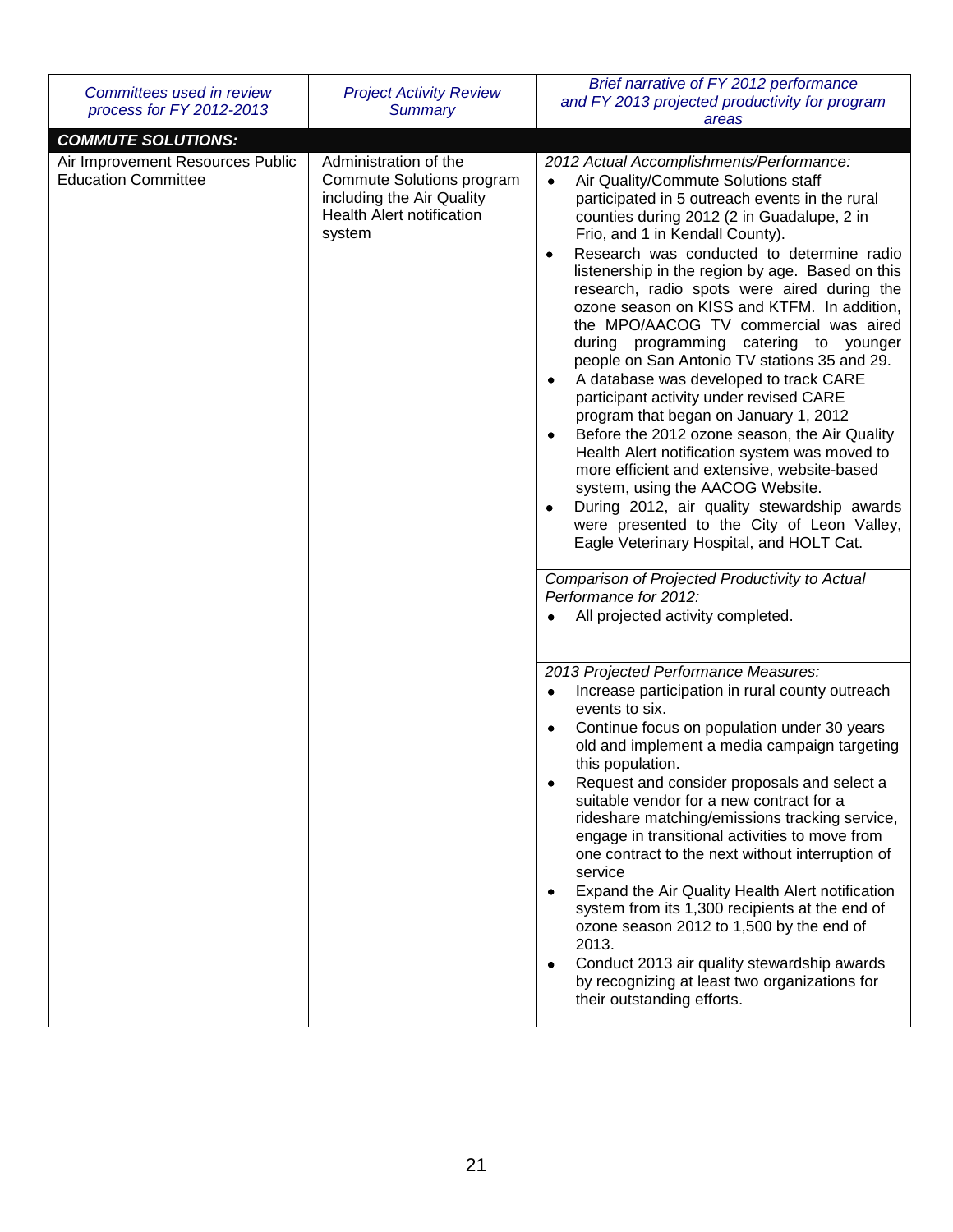| *Committees used in review process for FY 2012-2013* | *Project Activity Review Summary* | *Brief narrative of FY 2012 performance and FY 2013 projected productivity for program areas* |
|---|---|---|
| ***COMMUTE SOLUTIONS:*** | | |
| Air Improvement Resources Public Education Committee | Administration of the Commute Solutions program including the Air Quality Health Alert notification system | *2012 Actual Accomplishments/Performance:*<br>• Air Quality/Commute Solutions staff participated in 5 outreach events in the rural counties during 2012 (2 in Guadalupe, 2 in Frio, and 1 in Kendall County).<br>• Research was conducted to determine radio listenership in the region by age. Based on this research, radio spots were aired during the ozone season on KISS and KTFM. In addition, the MPO/AACOG TV commercial was aired during programming catering to younger people on San Antonio TV stations 35 and 29.<br>• A database was developed to track CARE participant activity under revised CARE program that began on January 1, 2012<br>• Before the 2012 ozone season, the Air Quality Health Alert notification system was moved to more efficient and extensive, website-based system, using the AACOG Website.<br>• During 2012, air quality stewardship awards were presented to the City of Leon Valley, Eagle Veterinary Hospital, and HOLT Cat. |
| | | *Comparison of Projected Productivity to Actual Performance for 2012:*<br>• All projected activity completed. |
| | | *2013 Projected Performance Measures:*<br>• Increase participation in rural county outreach events to six.<br>• Continue focus on population under 30 years old and implement a media campaign targeting this population.<br>• Request and consider proposals and select a suitable vendor for a new contract for a rideshare matching/emissions tracking service, engage in transitional activities to move from one contract to the next without interruption of service<br>• Expand the Air Quality Health Alert notification system from its 1,300 recipients at the end of ozone season 2012 to 1,500 by the end of 2013.<br>• Conduct 2013 air quality stewardship awards by recognizing at least two organizations for their outstanding efforts. |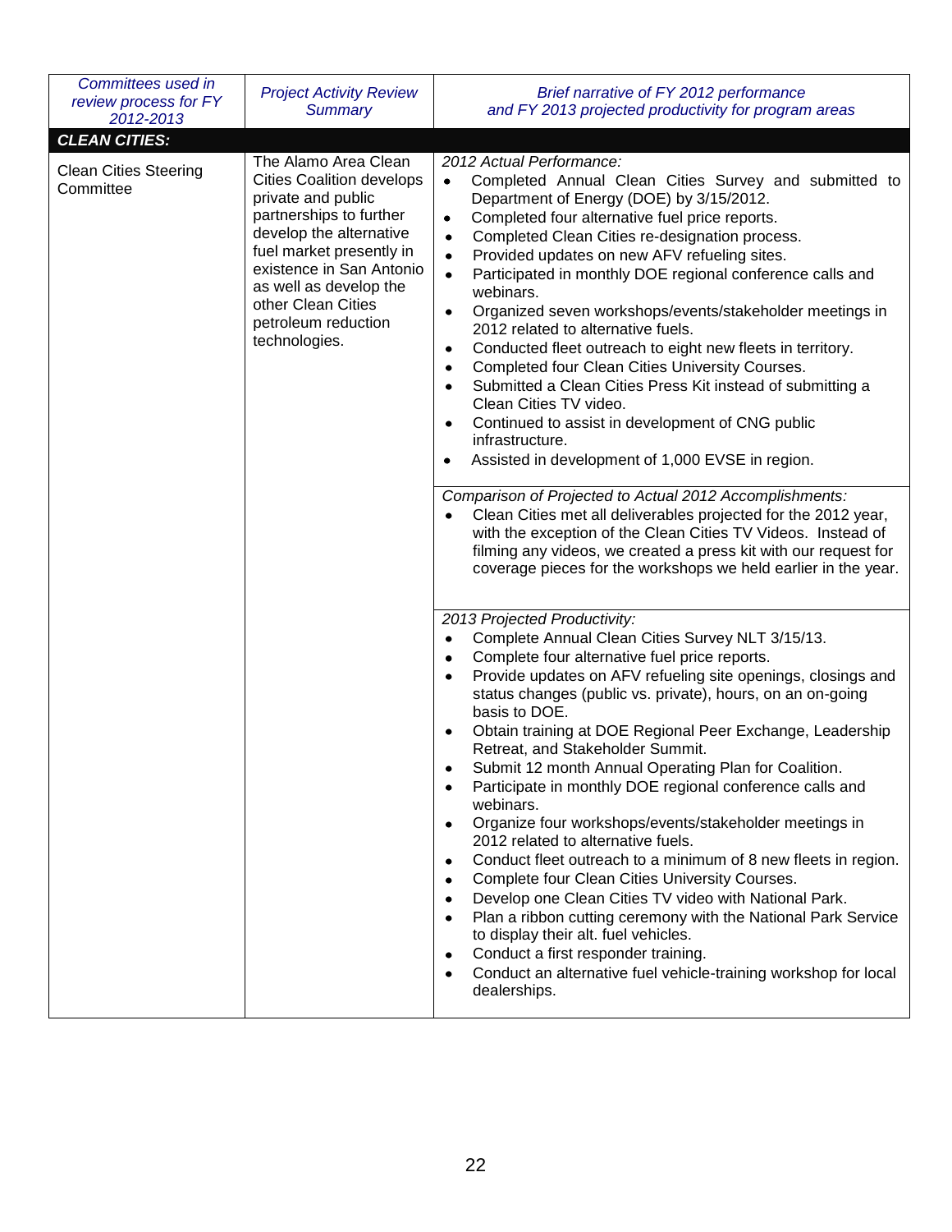| Committees used in review process for FY 2012-2013 | Project Activity Review Summary | Brief narrative of FY 2012 performance and FY 2013 projected productivity for program areas |
|---|---|---|
| ***CLEAN CITIES:*** | | |
| Clean Cities Steering Committee | The Alamo Area Clean Cities Coalition develops private and public partnerships to further develop the alternative fuel market presently in existence in San Antonio as well as develop the other Clean Cities petroleum reduction technologies. | *2012 Actual Performance:*<br>• Completed Annual Clean Cities Survey and submitted to Department of Energy (DOE) by 3/15/2012.<br>• Completed four alternative fuel price reports.<br>• Completed Clean Cities re-designation process.<br>• Provided updates on new AFV refueling sites.<br>• Participated in monthly DOE regional conference calls and webinars.<br>• Organized seven workshops/events/stakeholder meetings in 2012 related to alternative fuels.<br>• Conducted fleet outreach to eight new fleets in territory.<br>• Completed four Clean Cities University Courses.<br>• Submitted a Clean Cities Press Kit instead of submitting a Clean Cities TV video.<br>• Continued to assist in development of CNG public infrastructure.<br>• Assisted in development of 1,000 EVSE in region. |
| | | *Comparison of Projected to Actual 2012 Accomplishments:*<br>• Clean Cities met all deliverables projected for the 2012 year, with the exception of the Clean Cities TV Videos. Instead of filming any videos, we created a press kit with our request for coverage pieces for the workshops we held earlier in the year. |
| | | *2013 Projected Productivity:*<br>• Complete Annual Clean Cities Survey NLT 3/15/13.<br>• Complete four alternative fuel price reports.<br>• Provide updates on AFV refueling site openings, closings and status changes (public vs. private), hours, on an on-going basis to DOE.<br>• Obtain training at DOE Regional Peer Exchange, Leadership Retreat, and Stakeholder Summit.<br>• Submit 12 month Annual Operating Plan for Coalition.<br>• Participate in monthly DOE regional conference calls and webinars.<br>• Organize four workshops/events/stakeholder meetings in 2012 related to alternative fuels.<br>• Conduct fleet outreach to a minimum of 8 new fleets in region.<br>• Complete four Clean Cities University Courses.<br>• Develop one Clean Cities TV video with National Park.<br>• Plan a ribbon cutting ceremony with the National Park Service to display their alt. fuel vehicles.<br>• Conduct a first responder training.<br>• Conduct an alternative fuel vehicle-training workshop for local dealerships. |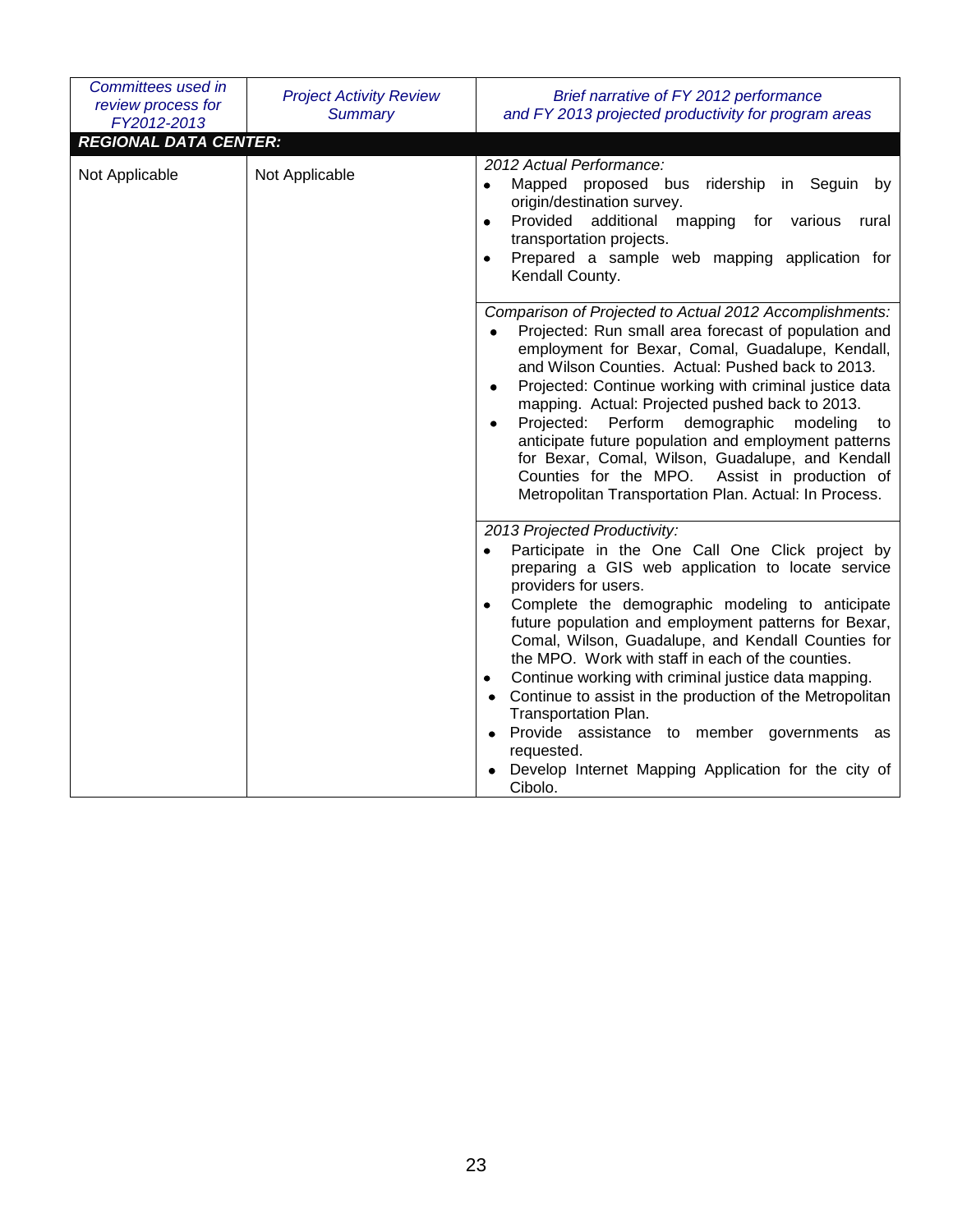| *Committees used in review process for FY2012-2013* | *Project Activity Review Summary* | *Brief narrative of FY 2012 performance and FY 2013 projected productivity for program areas* |
|---|---|---|
| ***REGIONAL DATA CENTER:*** | | |
| Not Applicable | Not Applicable | *2012 Actual Performance:*<br>• Mapped proposed bus ridership in Seguin by origin/destination survey.<br>• Provided additional mapping for various rural transportation projects.<br>• Prepared a sample web mapping application for Kendall County. |
| | | *Comparison of Projected to Actual 2012 Accomplishments:*<br>• Projected: Run small area forecast of population and employment for Bexar, Comal, Guadalupe, Kendall, and Wilson Counties. Actual: Pushed back to 2013.<br>• Projected: Continue working with criminal justice data mapping. Actual: Projected pushed back to 2013.<br>• Projected: Perform demographic modeling to anticipate future population and employment patterns for Bexar, Comal, Wilson, Guadalupe, and Kendall Counties for the MPO. Assist in production of Metropolitan Transportation Plan. Actual: In Process. |
| | | *2013 Projected Productivity:*<br>• Participate in the One Call One Click project by preparing a GIS web application to locate service providers for users.<br>• Complete the demographic modeling to anticipate future population and employment patterns for Bexar, Comal, Wilson, Guadalupe, and Kendall Counties for the MPO. Work with staff in each of the counties.<br>• Continue working with criminal justice data mapping.<br>• Continue to assist in the production of the Metropolitan Transportation Plan.<br>• Provide assistance to member governments as requested.<br>• Develop Internet Mapping Application for the city of Cibolo. |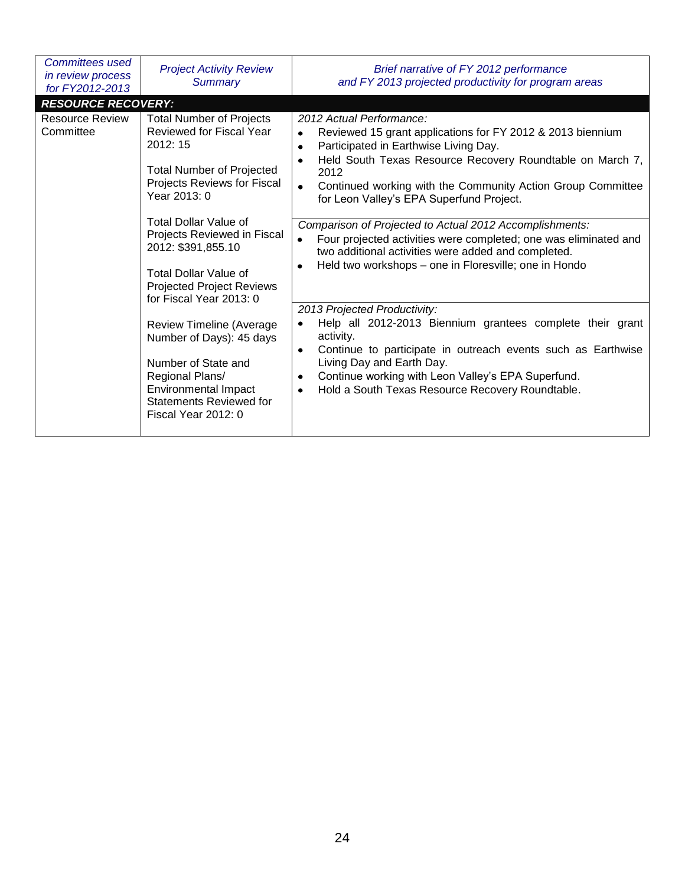| *Committees used in review process for FY2012-2013* | *Project Activity Review Summary* | *Brief narrative of FY 2012 performance and FY 2013 projected productivity for program areas* |
|---|---|---|
| ***RESOURCE RECOVERY:*** | | |
| Resource Review Committee | Total Number of Projects Reviewed for Fiscal Year 2012: 15<br><br>Total Number of Projected Projects Reviews for Fiscal Year 2013: 0<br><br>Total Dollar Value of Projects Reviewed in Fiscal 2012: $391,855.10<br><br>Total Dollar Value of Projected Project Reviews for Fiscal Year 2013: 0<br><br>Review Timeline (Average Number of Days): 45 days<br><br>Number of State and Regional Plans/ Environmental Impact Statements Reviewed for Fiscal Year 2012: 0 | *2012 Actual Performance:*<br>• Reviewed 15 grant applications for FY 2012 & 2013 biennium<br>• Participated in Earthwise Living Day.<br>• Held South Texas Resource Recovery Roundtable on March 7, 2012<br>• Continued working with the Community Action Group Committee for Leon Valley's EPA Superfund Project.<br><br>*Comparison of Projected to Actual 2012 Accomplishments:*<br>• Four projected activities were completed; one was eliminated and two additional activities were added and completed.<br>• Held two workshops – one in Floresville; one in Hondo<br><br>*2013 Projected Productivity:*<br>• Help all 2012-2013 Biennium grantees complete their grant activity.<br>• Continue to participate in outreach events such as Earthwise Living Day and Earth Day.<br>• Continue working with Leon Valley's EPA Superfund.<br>• Hold a South Texas Resource Recovery Roundtable. |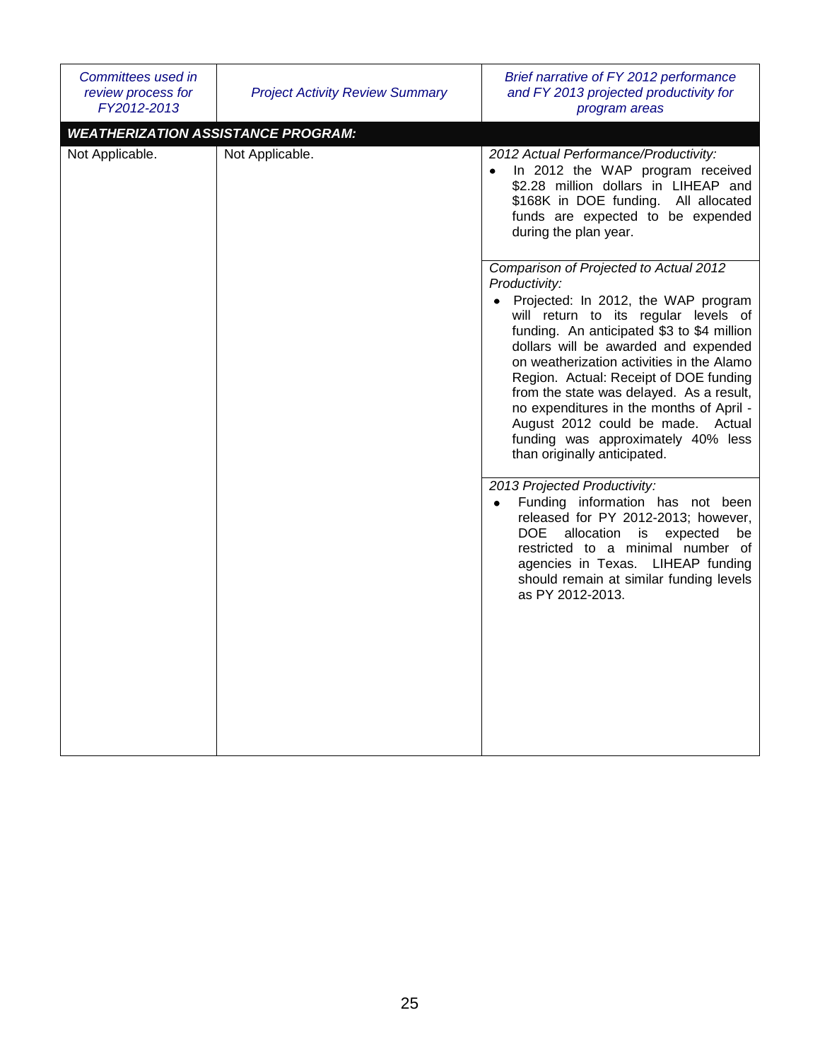| *Committees used in review process for FY2012-2013* | *Project Activity Review Summary* | *Brief narrative of FY 2012 performance and FY 2013 projected productivity for program areas* |
|---|---|---|
| ***WEATHERIZATION ASSISTANCE PROGRAM:*** | | |
| Not Applicable. | Not Applicable. | *2012 Actual Performance/Productivity:*<br>• In 2012 the WAP program received $2.28 million dollars in LIHEAP and $168K in DOE funding. All allocated funds are expected to be expended during the plan year.<br><br>*Comparison of Projected to Actual 2012 Productivity:*<br>• Projected: In 2012, the WAP program will return to its regular levels of funding. An anticipated $3 to $4 million dollars will be awarded and expended on weatherization activities in the Alamo Region. Actual: Receipt of DOE funding from the state was delayed. As a result, no expenditures in the months of April - August 2012 could be made. Actual funding was approximately 40% less than originally anticipated.<br><br>*2013 Projected Productivity:*<br>• Funding information has not been released for PY 2012-2013; however, DOE allocation is expected be restricted to a minimal number of agencies in Texas. LIHEAP funding should remain at similar funding levels as PY 2012-2013. |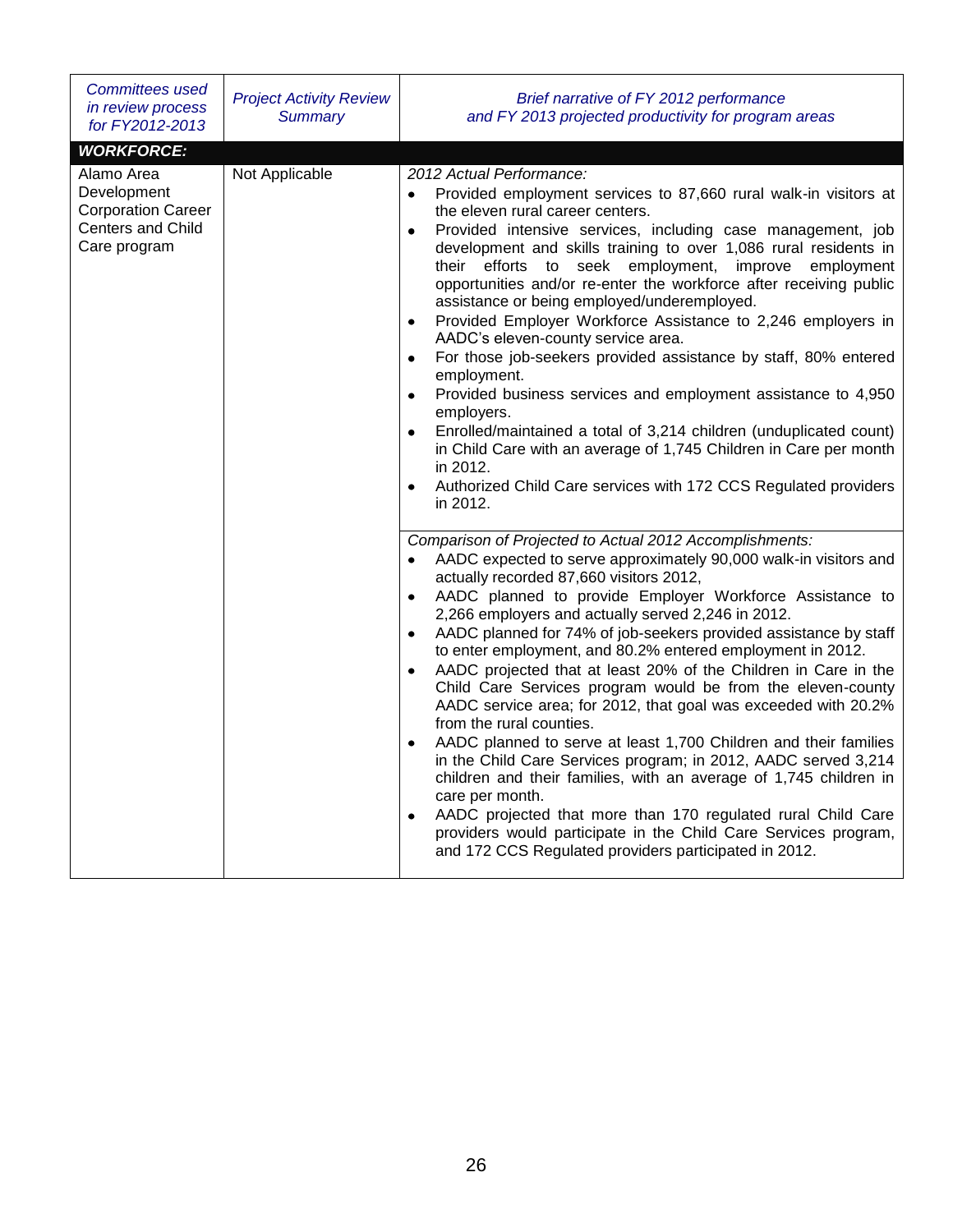| *Committees used in review process for FY2012-2013* | *Project Activity Review Summary* | *Brief narrative of FY 2012 performance and FY 2013 projected productivity for program areas* |
| --- | --- | --- |
| ***WORKFORCE:*** | | |
| Alamo Area Development Corporation Career Centers and Child Care program | Not Applicable | *2012 Actual Performance:*<br>• Provided employment services to 87,660 rural walk-in visitors at the eleven rural career centers.<br>• Provided intensive services, including case management, job development and skills training to over 1,086 rural residents in their efforts to seek employment, improve employment opportunities and/or re-enter the workforce after receiving public assistance or being employed/underemployed.<br>• Provided Employer Workforce Assistance to 2,246 employers in AADC's eleven-county service area.<br>• For those job-seekers provided assistance by staff, 80% entered employment.<br>• Provided business services and employment assistance to 4,950 employers.<br>• Enrolled/maintained a total of 3,214 children (unduplicated count) in Child Care with an average of 1,745 Children in Care per month in 2012.<br>• Authorized Child Care services with 172 CCS Regulated providers in 2012. |
| | | *Comparison of Projected to Actual 2012 Accomplishments:*<br>• AADC expected to serve approximately 90,000 walk-in visitors and actually recorded 87,660 visitors 2012,<br>• AADC planned to provide Employer Workforce Assistance to 2,266 employers and actually served 2,246 in 2012.<br>• AADC planned for 74% of job-seekers provided assistance by staff to enter employment, and 80.2% entered employment in 2012.<br>• AADC projected that at least 20% of the Children in Care in the Child Care Services program would be from the eleven-county AADC service area; for 2012, that goal was exceeded with 20.2% from the rural counties.<br>• AADC planned to serve at least 1,700 Children and their families in the Child Care Services program; in 2012, AADC served 3,214 children and their families, with an average of 1,745 children in care per month.<br>• AADC projected that more than 170 regulated rural Child Care providers would participate in the Child Care Services program, and 172 CCS Regulated providers participated in 2012. |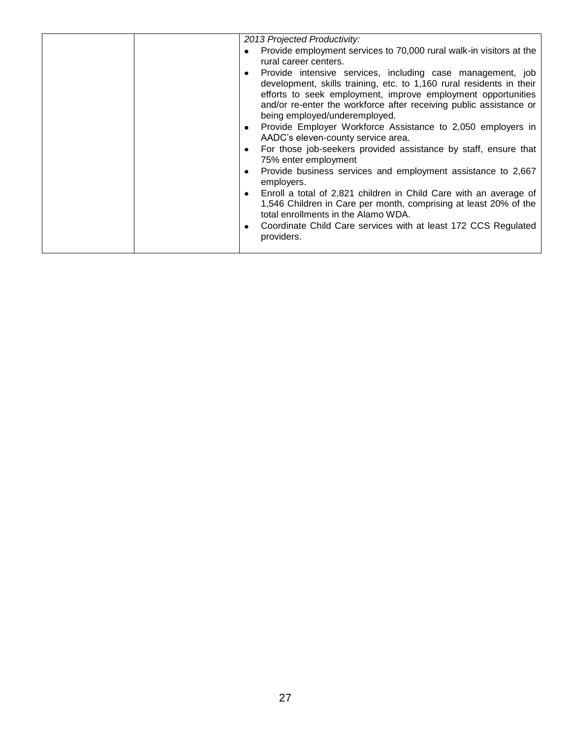|  |  | *2013 Projected Productivity:*<br>• Provide employment services to 70,000 rural walk-in visitors at the rural career centers.<br>• Provide intensive services, including case management, job development, skills training, etc. to 1,160 rural residents in their efforts to seek employment, improve employment opportunities and/or re-enter the workforce after receiving public assistance or being employed/underemployed.<br>• Provide Employer Workforce Assistance to 2,050 employers in AADC's eleven-county service area.<br>• For those job-seekers provided assistance by staff, ensure that 75% enter employment<br>• Provide business services and employment assistance to 2,667 employers.<br>• Enroll a total of 2,821 children in Child Care with an average of 1,546 Children in Care per month, comprising at least 20% of the total enrollments in the Alamo WDA.<br>• Coordinate Child Care services with at least 172 CCS Regulated providers. |
|---|---|---|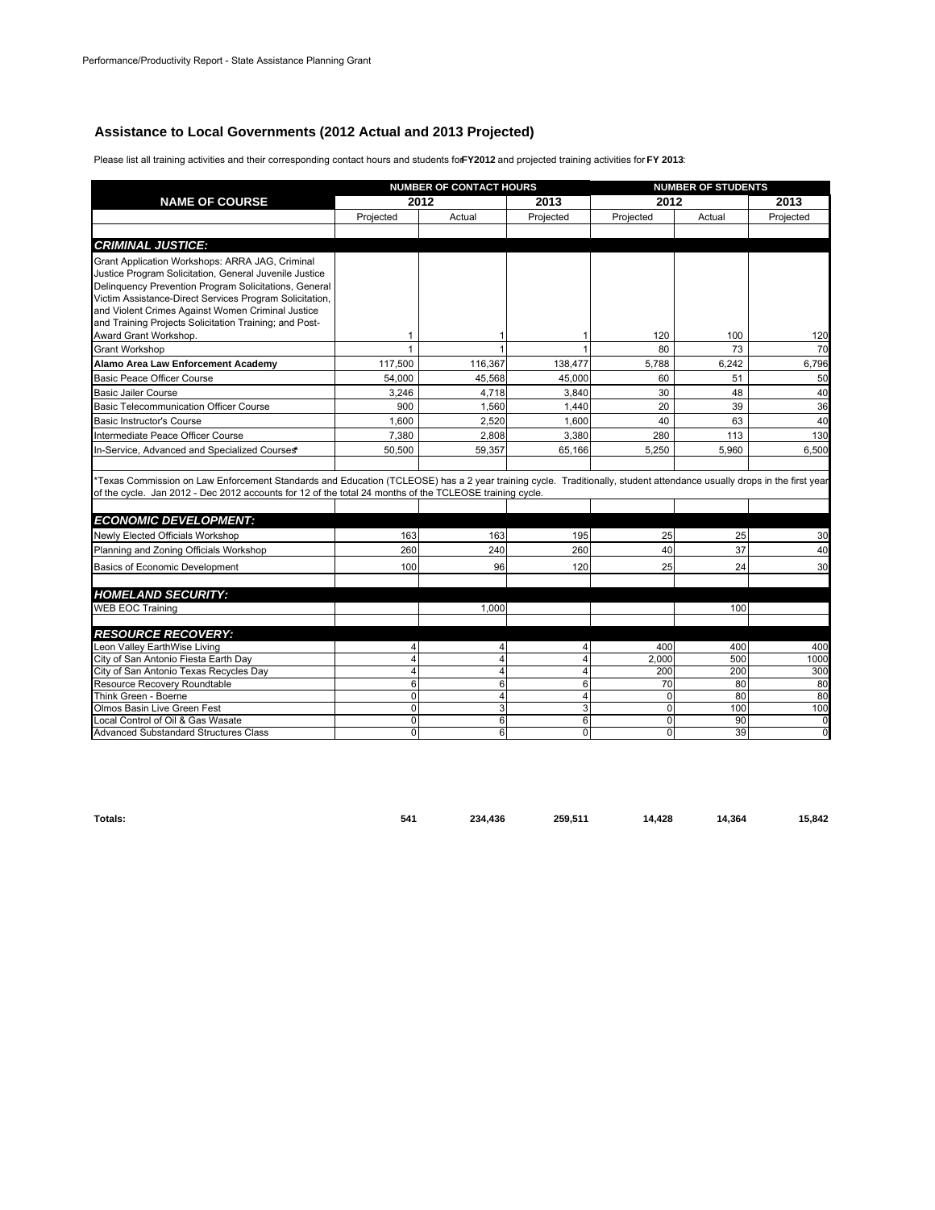Performance/Productivity Report - State Assistance Planning Grant

## Assistance to Local Governments (2012 Actual and 2013 Projected)

Please list all training activities and their corresponding contact hours and students for **FY2012** and projected training activities for **FY 2013**:

| NAME OF COURSE | NUMBER OF CONTACT HOURS | | | NUMBER OF STUDENTS | | |
|---|---|---|---|---|---|---|
| | 2012 | | 2013 | 2012 | | 2013 |
| | Projected | Actual | Projected | Projected | Actual | Projected |
| ***CRIMINAL JUSTICE:*** | | | | | | |
| Grant Application Workshops: ARRA JAG, Criminal Justice Program Solicitation, General Juvenile Justice Delinquency Prevention Program Solicitations, General Victim Assistance-Direct Services Program Solicitation, and Violent Crimes Against Women Criminal Justice and Training Projects Solicitation Training; and Post-Award Grant Workshop. | 1 | 1 | 1 | 120 | 100 | 120 |
| Grant Workshop | 1 | 1 | 1 | 80 | 73 | 70 |
| **Alamo Area Law Enforcement Academy** | 117,500 | 116,367 | 138,477 | 5,788 | 6,242 | 6,796 |
| Basic Peace Officer Course | 54,000 | 45,568 | 45,000 | 60 | 51 | 50 |
| Basic Jailer Course | 3,246 | 4,718 | 3,840 | 30 | 48 | 40 |
| Basic Telecommunication Officer Course | 900 | 1,560 | 1,440 | 20 | 39 | 36 |
| Basic Instructor's Course | 1,600 | 2,520 | 1,600 | 40 | 63 | 40 |
| Intermediate Peace Officer Course | 7,380 | 2,808 | 3,380 | 280 | 113 | 130 |
| In-Service, Advanced and Specialized Courses* | 50,500 | 59,357 | 65,166 | 5,250 | 5,960 | 6,500 |
| ***ECONOMIC DEVELOPMENT:*** | | | | | | |
| Newly Elected Officials Workshop | 163 | 163 | 195 | 25 | 25 | 30 |
| Planning and Zoning Officials Workshop | 260 | 240 | 260 | 40 | 37 | 40 |
| Basics of Economic Development | 100 | 96 | 120 | 25 | 24 | 30 |
| ***HOMELAND SECURITY:*** | | | | | | |
| WEB EOC Training | | 1,000 | | | 100 | |
| ***RESOURCE RECOVERY:*** | | | | | | |
| Leon Valley EarthWise Living | 4 | 4 | 4 | 400 | 400 | 400 |
| City of San Antonio Fiesta Earth Day | 4 | 4 | 4 | 2,000 | 500 | 1000 |
| City of San Antonio Texas Recycles Day | 4 | 4 | 4 | 200 | 200 | 300 |
| Resource Recovery Roundtable | 6 | 6 | 6 | 70 | 80 | 80 |
| Think Green - Boerne | 0 | 4 | 4 | 0 | 80 | 80 |
| Olmos Basin Live Green Fest | 0 | 3 | 3 | 0 | 100 | 100 |
| Local Control of Oil & Gas Wasate | 0 | 6 | 6 | 0 | 90 | 0 |
| Advanced Substandard Structures Class | 0 | 6 | 0 | 0 | 39 | 0 |
| **Totals:** | **541** | **234,436** | **259,511** | **14,428** | **14,364** | **15,842** |

*Texas Commission on Law Enforcement Standards and Education (TCLEOSE) has a 2 year training cycle. Traditionally, student attendance usually drops in the first year of the cycle. Jan 2012 - Dec 2012 accounts for 12 of the total 24 months of the TCLEOSE training cycle.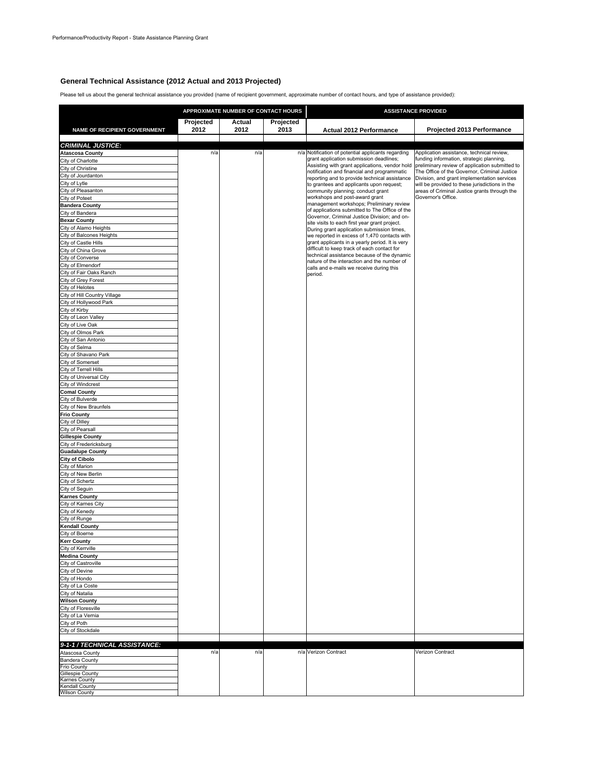## General Technical Assistance (2012 Actual and 2013 Projected)

Please tell us about the general technical assistance you provided (name of recipient government, approximate number of contact hours, and type of assistance provided):

| NAME OF RECIPIENT GOVERNMENT | APPROXIMATE NUMBER OF CONTACT HOURS | | | ASSISTANCE PROVIDED | |
|---|---|---|---|---|---|
| | Projected 2012 | Actual 2012 | Projected 2013 | Actual 2012 Performance | Projected 2013 Performance |
| ***CRIMINAL JUSTICE:*** | | | | | |
| **Atascosa County** | n/a | n/a | n/a | Notification of potential applicants regarding grant application submission deadlines; Assisting with grant applications, vendor hold notification and financial and programmatic reporting and to provide technical assistance to grantees and applicants upon request; community planning; conduct grant workshops and post-award grant management workshops; Preliminary review of applications submitted to The Office of the Governor, Criminal Justice Division; and on-site visits to each first year grant project. During grant application submission times, we reported in excess of 1,470 contacts with grant applicants in a yearly period. It is very difficult to keep track of each contact for technical assistance because of the dynamic nature of the interaction and the number of calls and e-mails we receive during this period. | Application assistance, technical review, funding information, strategic planning, preliminary review of application submitted to The Office of the Governor, Criminal Justice Division, and grant implementation services will be provided to these jurisdictions in the areas of Criminal Justice grants through the Governor's Office. |
| City of Charlotte | | | | | |
| City of Christine | | | | | |
| City of Jourdanton | | | | | |
| City of Lytle | | | | | |
| City of Pleasanton | | | | | |
| City of Poteet | | | | | |
| **Bandera County** | | | | | |
| City of Bandera | | | | | |
| **Bexar County** | | | | | |
| City of Alamo Heights | | | | | |
| City of Balcones Heights | | | | | |
| City of Castle Hills | | | | | |
| City of China Grove | | | | | |
| City of Converse | | | | | |
| City of Elmendorf | | | | | |
| City of Fair Oaks Ranch | | | | | |
| City of Grey Forest | | | | | |
| City of Helotes | | | | | |
| City of Hill Country Village | | | | | |
| City of Hollywood Park | | | | | |
| City of Kirby | | | | | |
| City of Leon Valley | | | | | |
| City of Live Oak | | | | | |
| City of Olmos Park | | | | | |
| City of San Antonio | | | | | |
| City of Selma | | | | | |
| City of Shavano Park | | | | | |
| City of Somerset | | | | | |
| City of Terrell Hills | | | | | |
| City of Universal City | | | | | |
| City of Windcrest | | | | | |
| **Comal County** | | | | | |
| City of Bulverde | | | | | |
| City of New Braunfels | | | | | |
| **Frio County** | | | | | |
| City of Dilley | | | | | |
| City of Pearsall | | | | | |
| **Gillespie County** | | | | | |
| City of Fredericksburg | | | | | |
| **Guadalupe County** | | | | | |
| **City of Cibolo** | | | | | |
| City of Marion | | | | | |
| City of New Berlin | | | | | |
| City of Schertz | | | | | |
| City of Seguin | | | | | |
| **Karnes County** | | | | | |
| City of Karnes City | | | | | |
| City of Kenedy | | | | | |
| City of Runge | | | | | |
| **Kendall County** | | | | | |
| City of Boerne | | | | | |
| **Kerr County** | | | | | |
| City of Kerrville | | | | | |
| **Medina County** | | | | | |
| City of Castroville | | | | | |
| City of Devine | | | | | |
| City of Hondo | | | | | |
| City of La Coste | | | | | |
| City of Natalia | | | | | |
| **Wilson County** | | | | | |
| City of Floresville | | | | | |
| City of La Vernia | | | | | |
| City of Poth | | | | | |
| City of Stockdale | | | | | |
| ***9-1-1 / TECHNICAL ASSISTANCE:*** | | | | | |
| Atascosa County | n/a | n/a | n/a | Verizon Contract | Verizon Contract |
| Bandera County | | | | | |
| Frio County | | | | | |
| Gillespie County | | | | | |
| Karnes County | | | | | |
| Kendall County | | | | | |
| Wilson County | | | | | |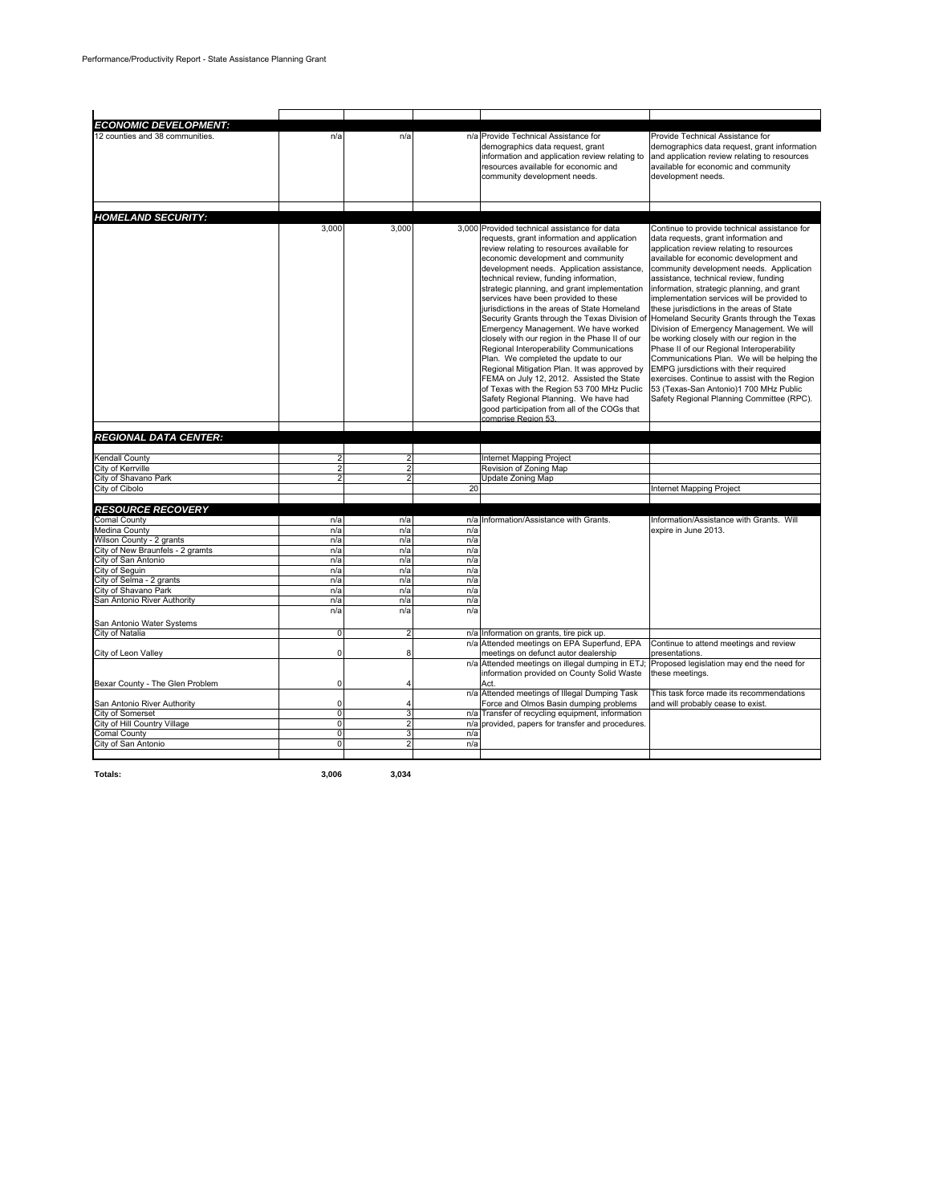Performance/Productivity Report - State Assistance Planning Grant

| | | | | | |
|---|---|---|---|---|---|
| ***ECONOMIC DEVELOPMENT:*** | | | | | |
| 12 counties and 38 communities. | n/a | n/a | n/a | Provide Technical Assistance for demographics data request, grant information and application review relating to resources available for economic and community development needs. | Provide Technical Assistance for demographics data request, grant information and application review relating to resources available for economic and community development needs. |
| ***HOMELAND SECURITY:*** | | | | | |
| | 3,000 | 3,000 | 3,000 | Provided technical assistance for data requests, grant information and application review relating to resources available for economic development and community development needs. Application assistance, technical review, funding information, strategic planning, and grant implementation services have been provided to these jurisdictions in the areas of State Homeland Security Grants through the Texas Division of Emergency Management. We have worked closely with our region in the Phase II of our Regional Interoperability Communications Plan. We completed the update to our Regional Mitigation Plan. It was approved by FEMA on July 12, 2012. Assisted the State of Texas with the Region 53 700 MHz Puclic Safety Regional Planning. We have had good participation from all of the COGs that comprise Region 53. | Continue to provide technical assistance for data requests, grant information and application review relating to resources available for economic development and community development needs. Application assistance, technical review, funding information, strategic planning, and grant implementation services will be provided to these jurisdictions in the areas of State Homeland Security Grants through the Texas Division of Emergency Management. We will be working closely with our region in the Phase II of our Regional Interoperability Communications Plan. We will be helping the EMPG jursdictions with their required exercises. Continue to assist with the Region 53 (Texas-San Antonio)1 700 MHz Public Safety Regional Planning Committee (RPC). |
| ***REGIONAL DATA CENTER:*** | | | | | |
| Kendall County | 2 | 2 | | Internet Mapping Project | |
| City of Kerrville | 2 | 2 | | Revision of Zoning Map | |
| City of Shavano Park | 2 | 2 | | Update Zoning Map | |
| City of Cibolo | | | 20 | | Internet Mapping Project |
| ***RESOURCE RECOVERY*** | | | | | |
| Comal County | n/a | n/a | n/a | Information/Assistance with Grants. | Information/Assistance with Grants. Will expire in June 2013. |
| Medina County | n/a | n/a | n/a | | |
| Wilson County - 2 grants | n/a | n/a | n/a | | |
| City of New Braunfels - 2 gramts | n/a | n/a | n/a | | |
| City of San Antonio | n/a | n/a | n/a | | |
| City of Seguin | n/a | n/a | n/a | | |
| City of Selma - 2 grants | n/a | n/a | n/a | | |
| City of Shavano Park | n/a | n/a | n/a | | |
| San Antonio River Authority | n/a | n/a | n/a | | |
| San Antonio Water Systems | n/a | n/a | n/a | | |
| City of Natalia | 0 | 2 | n/a | Information on grants, tire pick up. | |
| City of Leon Valley | 0 | 8 | n/a | Attended meetings on EPA Superfund, EPA meetings on defunct autor dealership | Continue to attend meetings and review presentations. |
| Bexar County - The Glen Problem | 0 | 4 | n/a | Attended meetings on illegal dumping in ETJ; information provided on County Solid Waste Act. | Proposed legislation may end the need for these meetings. |
| San Antonio River Authority | 0 | 4 | n/a | Attended meetings of Illegal Dumping Task Force and Olmos Basin dumping problems | This task force made its recommendations and will probably cease to exist. |
| City of Somerset | 0 | 3 | n/a | Transfer of recycling equipment, information provided, papers for transfer and procedures. | |
| City of Hill Country Village | 0 | 2 | n/a | | |
| Comal County | 0 | 3 | n/a | | |
| City of San Antonio | 0 | 2 | n/a | | |
| **Totals:** | **3,006** | **3,034** | | | |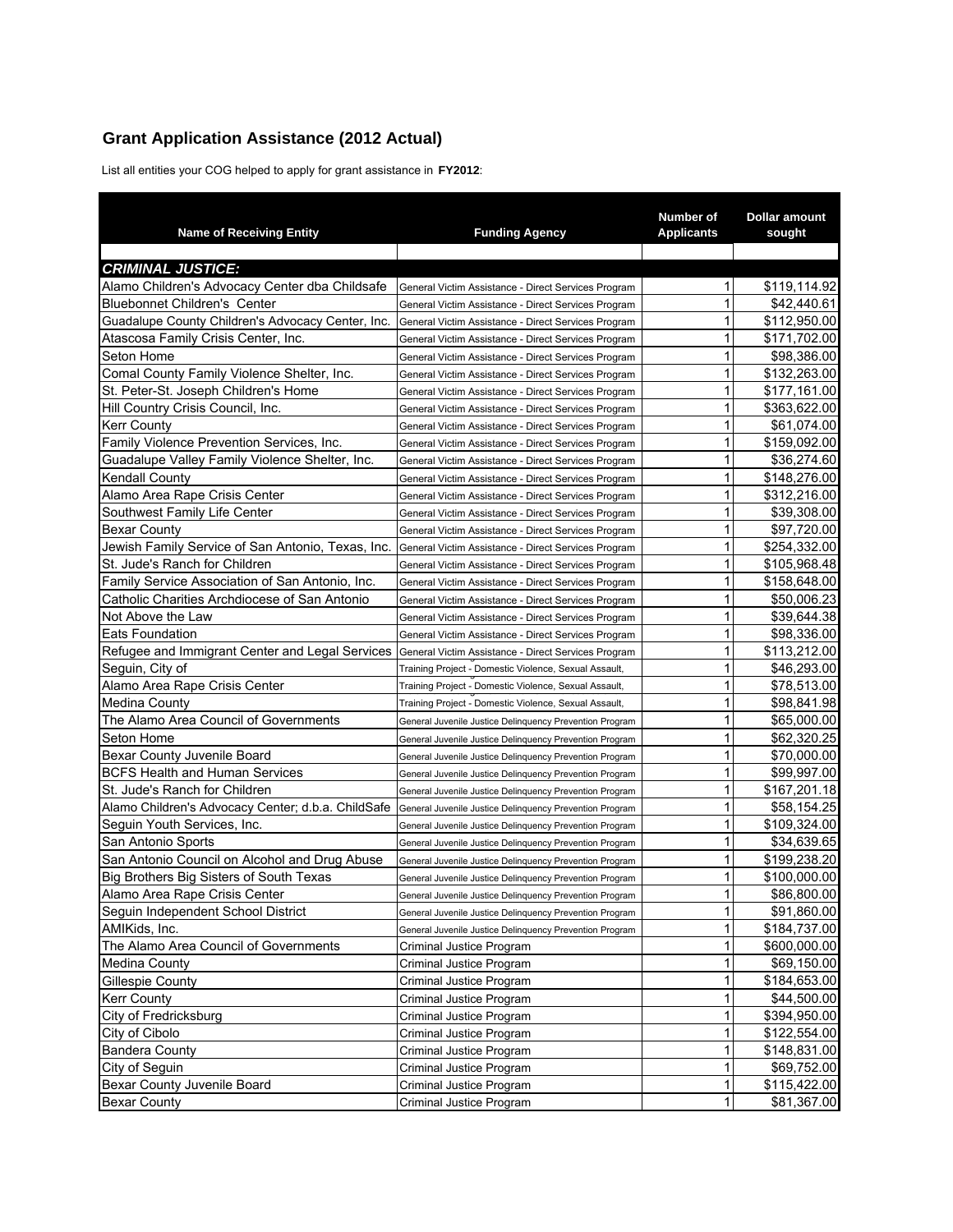## Grant Application Assistance (2012 Actual)

List all entities your COG helped to apply for grant assistance in **FY2012**:

| Name of Receiving Entity | Funding Agency | Number of Applicants | Dollar amount sought |
|---|---|---|---|
| | | | |
| ***CRIMINAL JUSTICE:*** | | | |
| Alamo Children's Advocacy Center dba Childsafe | General Victim Assistance - Direct Services Program | 1 | $119,114.92 |
| Bluebonnet Children's Center | General Victim Assistance - Direct Services Program | 1 | $42,440.61 |
| Guadalupe County Children's Advocacy Center, Inc. | General Victim Assistance - Direct Services Program | 1 | $112,950.00 |
| Atascosa Family Crisis Center, Inc. | General Victim Assistance - Direct Services Program | 1 | $171,702.00 |
| Seton Home | General Victim Assistance - Direct Services Program | 1 | $98,386.00 |
| Comal County Family Violence Shelter, Inc. | General Victim Assistance - Direct Services Program | 1 | $132,263.00 |
| St. Peter-St. Joseph Children's Home | General Victim Assistance - Direct Services Program | 1 | $177,161.00 |
| Hill Country Crisis Council, Inc. | General Victim Assistance - Direct Services Program | 1 | $363,622.00 |
| Kerr County | General Victim Assistance - Direct Services Program | 1 | $61,074.00 |
| Family Violence Prevention Services, Inc. | General Victim Assistance - Direct Services Program | 1 | $159,092.00 |
| Guadalupe Valley Family Violence Shelter, Inc. | General Victim Assistance - Direct Services Program | 1 | $36,274.60 |
| Kendall County | General Victim Assistance - Direct Services Program | 1 | $148,276.00 |
| Alamo Area Rape Crisis Center | General Victim Assistance - Direct Services Program | 1 | $312,216.00 |
| Southwest Family Life Center | General Victim Assistance - Direct Services Program | 1 | $39,308.00 |
| Bexar County | General Victim Assistance - Direct Services Program | 1 | $97,720.00 |
| Jewish Family Service of San Antonio, Texas, Inc. | General Victim Assistance - Direct Services Program | 1 | $254,332.00 |
| St. Jude's Ranch for Children | General Victim Assistance - Direct Services Program | 1 | $105,968.48 |
| Family Service Association of San Antonio, Inc. | General Victim Assistance - Direct Services Program | 1 | $158,648.00 |
| Catholic Charities Archdiocese of San Antonio | General Victim Assistance - Direct Services Program | 1 | $50,006.23 |
| Not Above the Law | General Victim Assistance - Direct Services Program | 1 | $39,644.38 |
| Eats Foundation | General Victim Assistance - Direct Services Program | 1 | $98,336.00 |
| Refugee and Immigrant Center and Legal Services | General Victim Assistance - Direct Services Program | 1 | $113,212.00 |
| Seguin, City of | Training Project - Domestic Violence, Sexual Assault, | 1 | $46,293.00 |
| Alamo Area Rape Crisis Center | Training Project - Domestic Violence, Sexual Assault, | 1 | $78,513.00 |
| Medina County | Training Project - Domestic Violence, Sexual Assault, | 1 | $98,841.98 |
| The Alamo Area Council of Governments | General Juvenile Justice Delinquency Prevention Program | 1 | $65,000.00 |
| Seton Home | General Juvenile Justice Delinquency Prevention Program | 1 | $62,320.25 |
| Bexar County Juvenile Board | General Juvenile Justice Delinquency Prevention Program | 1 | $70,000.00 |
| BCFS Health and Human Services | General Juvenile Justice Delinquency Prevention Program | 1 | $99,997.00 |
| St. Jude's Ranch for Children | General Juvenile Justice Delinquency Prevention Program | 1 | $167,201.18 |
| Alamo Children's Advocacy Center; d.b.a. ChildSafe | General Juvenile Justice Delinquency Prevention Program | 1 | $58,154.25 |
| Seguin Youth Services, Inc. | General Juvenile Justice Delinquency Prevention Program | 1 | $109,324.00 |
| San Antonio Sports | General Juvenile Justice Delinquency Prevention Program | 1 | $34,639.65 |
| San Antonio Council on Alcohol and Drug Abuse | General Juvenile Justice Delinquency Prevention Program | 1 | $199,238.20 |
| Big Brothers Big Sisters of South Texas | General Juvenile Justice Delinquency Prevention Program | 1 | $100,000.00 |
| Alamo Area Rape Crisis Center | General Juvenile Justice Delinquency Prevention Program | 1 | $86,800.00 |
| Seguin Independent School District | General Juvenile Justice Delinquency Prevention Program | 1 | $91,860.00 |
| AMIKids, Inc. | General Juvenile Justice Delinquency Prevention Program | 1 | $184,737.00 |
| The Alamo Area Council of Governments | Criminal Justice Program | 1 | $600,000.00 |
| Medina County | Criminal Justice Program | 1 | $69,150.00 |
| Gillespie County | Criminal Justice Program | 1 | $184,653.00 |
| Kerr County | Criminal Justice Program | 1 | $44,500.00 |
| City of Fredricksburg | Criminal Justice Program | 1 | $394,950.00 |
| City of Cibolo | Criminal Justice Program | 1 | $122,554.00 |
| Bandera County | Criminal Justice Program | 1 | $148,831.00 |
| City of Seguin | Criminal Justice Program | 1 | $69,752.00 |
| Bexar County Juvenile Board | Criminal Justice Program | 1 | $115,422.00 |
| Bexar County | Criminal Justice Program | 1 | $81,367.00 |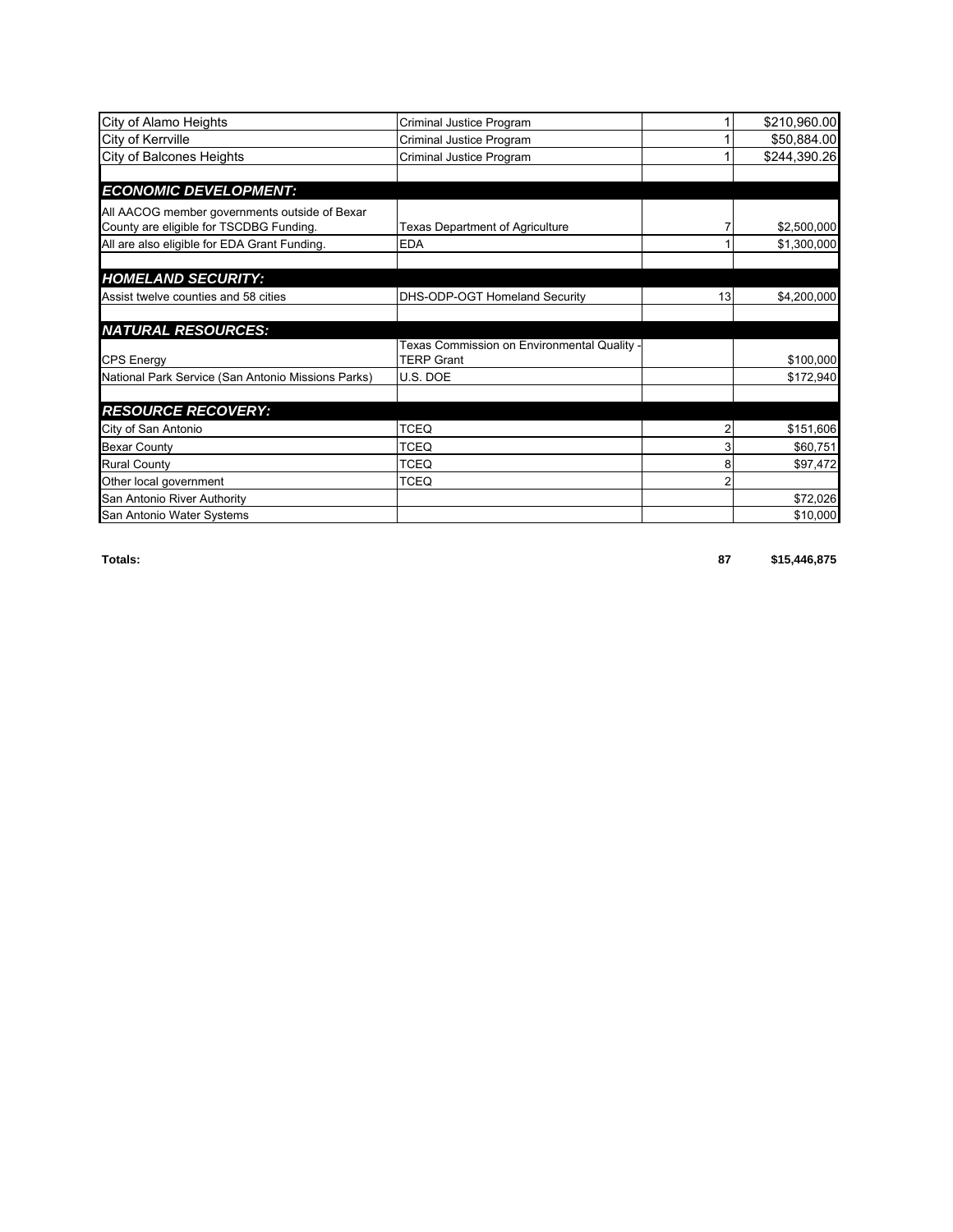| | | | |
|---|---|---|---|
| City of Alamo Heights | Criminal Justice Program | 1 | $210,960.00 |
| City of Kerrville | Criminal Justice Program | 1 | $50,884.00 |
| City of Balcones Heights | Criminal Justice Program | 1 | $244,390.26 |
| | | | |
| ***ECONOMIC DEVELOPMENT:*** | | | |
| All AACOG member governments outside of Bexar County are eligible for TSCDBG Funding. | Texas Department of Agriculture | 7 | $2,500,000 |
| All are also eligible for EDA Grant Funding. | EDA | 1 | $1,300,000 |
| | | | |
| ***HOMELAND SECURITY:*** | | | |
| Assist twelve counties and 58 cities | DHS-ODP-OGT Homeland Security | 13 | $4,200,000 |
| | | | |
| ***NATURAL RESOURCES:*** | | | |
| CPS Energy | Texas Commission on Environmental Quality - TERP Grant | | $100,000 |
| National Park Service (San Antonio Missions Parks) | U.S. DOE | | $172,940 |
| | | | |
| ***RESOURCE RECOVERY:*** | | | |
| City of San Antonio | TCEQ | 2 | $151,606 |
| Bexar County | TCEQ | 3 | $60,751 |
| Rural County | TCEQ | 8 | $97,472 |
| Other local government | TCEQ | 2 | |
| San Antonio River Authority | | | $72,026 |
| San Antonio Water Systems | | | $10,000 |
| | | | |
| **Totals:** | | **87** | **$15,446,875** |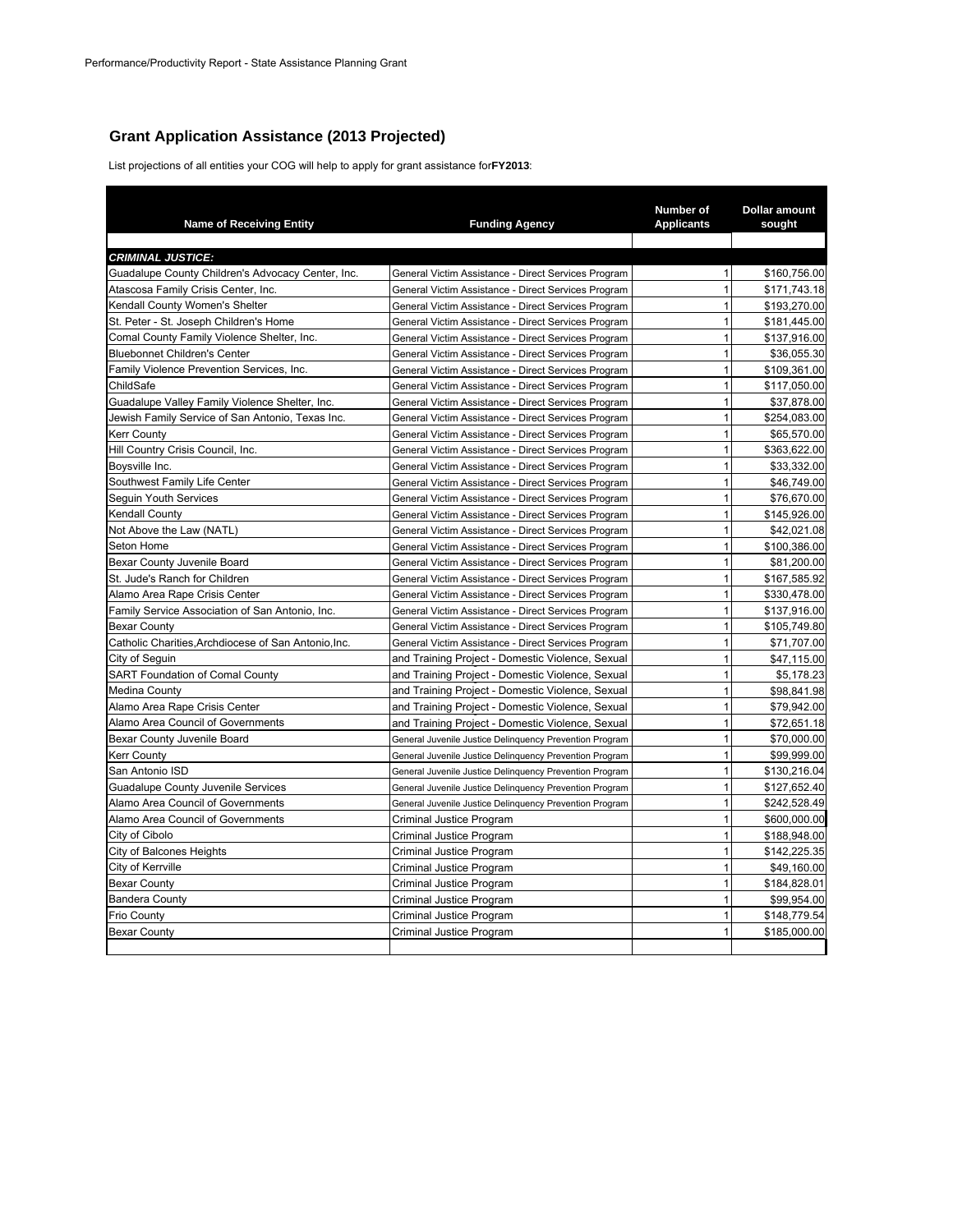Performance/Productivity Report - State Assistance Planning Grant

## Grant Application Assistance (2013 Projected)

List projections of all entities your COG will help to apply for grant assistance for**FY2013**:

| Name of Receiving Entity | Funding Agency | Number of Applicants | Dollar amount sought |
|---|---|---|---|
| ***CRIMINAL JUSTICE:*** | | | |
| Guadalupe County Children's Advocacy Center, Inc. | General Victim Assistance - Direct Services Program | 1 | $160,756.00 |
| Atascosa Family Crisis Center, Inc. | General Victim Assistance - Direct Services Program | 1 | $171,743.18 |
| Kendall County Women's Shelter | General Victim Assistance - Direct Services Program | 1 | $193,270.00 |
| St. Peter - St. Joseph Children's Home | General Victim Assistance - Direct Services Program | 1 | $181,445.00 |
| Comal County Family Violence Shelter, Inc. | General Victim Assistance - Direct Services Program | 1 | $137,916.00 |
| Bluebonnet Children's Center | General Victim Assistance - Direct Services Program | 1 | $36,055.30 |
| Family Violence Prevention Services, Inc. | General Victim Assistance - Direct Services Program | 1 | $109,361.00 |
| ChildSafe | General Victim Assistance - Direct Services Program | 1 | $117,050.00 |
| Guadalupe Valley Family Violence Shelter, Inc. | General Victim Assistance - Direct Services Program | 1 | $37,878.00 |
| Jewish Family Service of San Antonio, Texas Inc. | General Victim Assistance - Direct Services Program | 1 | $254,083.00 |
| Kerr County | General Victim Assistance - Direct Services Program | 1 | $65,570.00 |
| Hill Country Crisis Council, Inc. | General Victim Assistance - Direct Services Program | 1 | $363,622.00 |
| Boysville Inc. | General Victim Assistance - Direct Services Program | 1 | $33,332.00 |
| Southwest Family Life Center | General Victim Assistance - Direct Services Program | 1 | $46,749.00 |
| Seguin Youth Services | General Victim Assistance - Direct Services Program | 1 | $76,670.00 |
| Kendall County | General Victim Assistance - Direct Services Program | 1 | $145,926.00 |
| Not Above the Law (NATL) | General Victim Assistance - Direct Services Program | 1 | $42,021.08 |
| Seton Home | General Victim Assistance - Direct Services Program | 1 | $100,386.00 |
| Bexar County Juvenile Board | General Victim Assistance - Direct Services Program | 1 | $81,200.00 |
| St. Jude's Ranch for Children | General Victim Assistance - Direct Services Program | 1 | $167,585.92 |
| Alamo Area Rape Crisis Center | General Victim Assistance - Direct Services Program | 1 | $330,478.00 |
| Family Service Association of San Antonio, Inc. | General Victim Assistance - Direct Services Program | 1 | $137,916.00 |
| Bexar County | General Victim Assistance - Direct Services Program | 1 | $105,749.80 |
| Catholic Charities,Archdiocese of San Antonio,Inc. | General Victim Assistance - Direct Services Program | 1 | $71,707.00 |
| City of Seguin | and Training Project - Domestic Violence, Sexual | 1 | $47,115.00 |
| SART Foundation of Comal County | and Training Project - Domestic Violence, Sexual | 1 | $5,178.23 |
| Medina County | and Training Project - Domestic Violence, Sexual | 1 | $98,841.98 |
| Alamo Area Rape Crisis Center | and Training Project - Domestic Violence, Sexual | 1 | $79,942.00 |
| Alamo Area Council of Governments | and Training Project - Domestic Violence, Sexual | 1 | $72,651.18 |
| Bexar County Juvenile Board | General Juvenile Justice Delinquency Prevention Program | 1 | $70,000.00 |
| Kerr County | General Juvenile Justice Delinquency Prevention Program | 1 | $99,999.00 |
| San Antonio ISD | General Juvenile Justice Delinquency Prevention Program | 1 | $130,216.04 |
| Guadalupe County Juvenile Services | General Juvenile Justice Delinquency Prevention Program | 1 | $127,652.40 |
| Alamo Area Council of Governments | General Juvenile Justice Delinquency Prevention Program | 1 | $242,528.49 |
| Alamo Area Council of Governments | Criminal Justice Program | 1 | $600,000.00 |
| City of Cibolo | Criminal Justice Program | 1 | $188,948.00 |
| City of Balcones Heights | Criminal Justice Program | 1 | $142,225.35 |
| City of Kerrville | Criminal Justice Program | 1 | $49,160.00 |
| Bexar County | Criminal Justice Program | 1 | $184,828.01 |
| Bandera County | Criminal Justice Program | 1 | $99,954.00 |
| Frio County | Criminal Justice Program | 1 | $148,779.54 |
| Bexar County | Criminal Justice Program | 1 | $185,000.00 |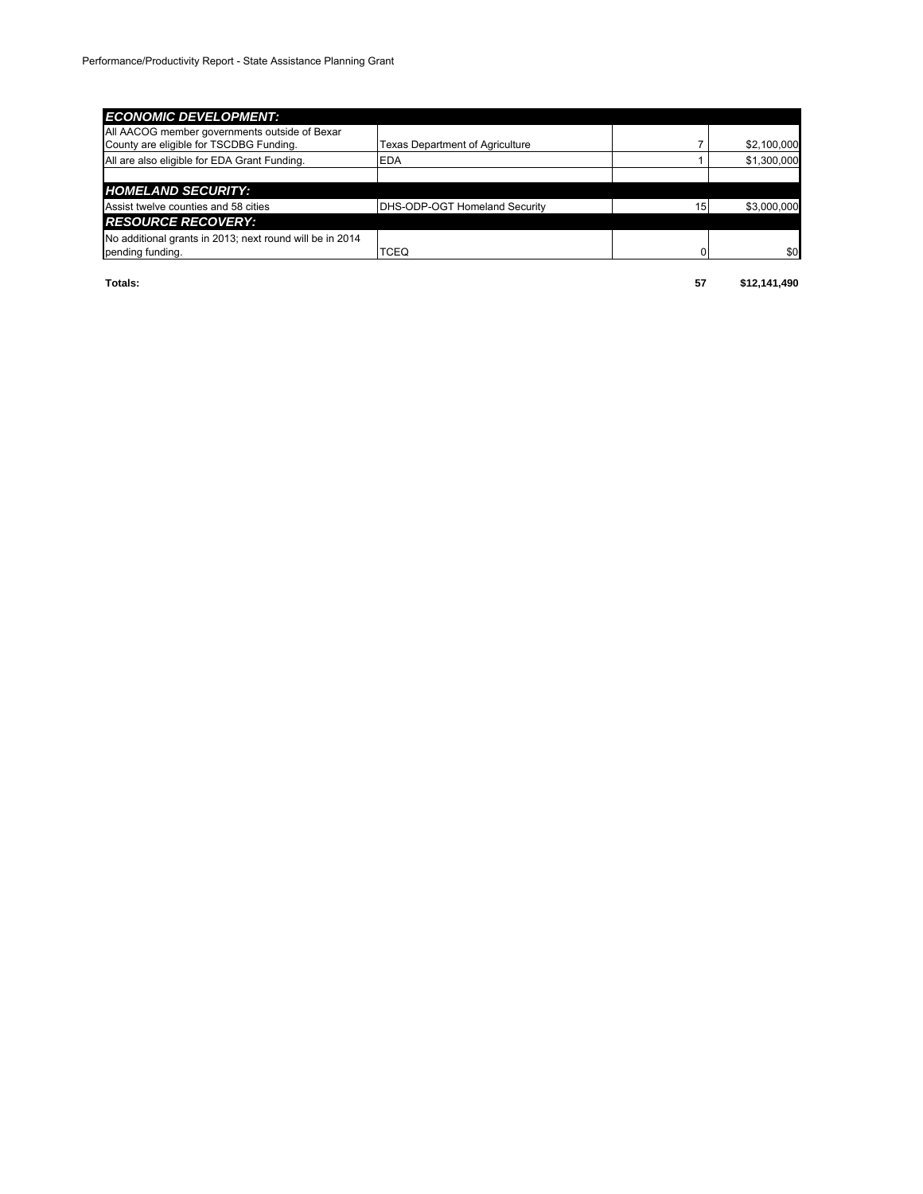| | | | |
|---|---|---|---|
| ***ECONOMIC DEVELOPMENT:*** | | | |
| All AACOG member governments outside of Bexar County are eligible for TSCDBG Funding. | Texas Department of Agriculture | 7 | $2,100,000 |
| All are also eligible for EDA Grant Funding. | EDA | 1 | $1,300,000 |
| | | | |
| ***HOMELAND SECURITY:*** | | | |
| Assist twelve counties and 58 cities | DHS-ODP-OGT Homeland Security | 15 | $3,000,000 |
| ***RESOURCE RECOVERY:*** | | | |
| No additional grants in 2013; next round will be in 2014 pending funding. | TCEQ | 0 | $0 |
| **Totals:** | | **57** | **$12,141,490** |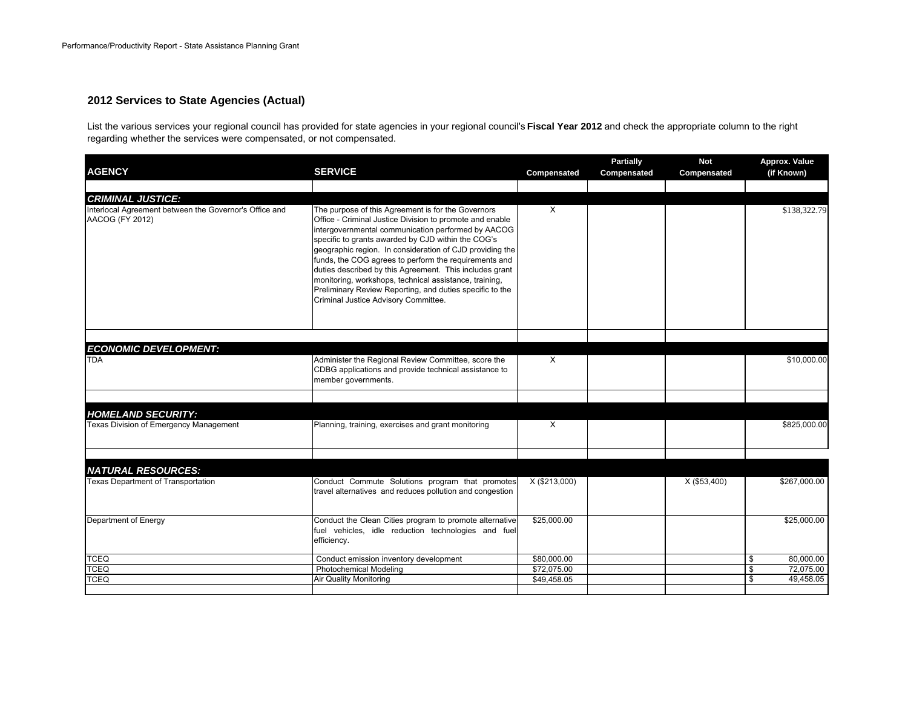## 2012 Services to State Agencies (Actual)

List the various services your regional council has provided for state agencies in your regional council's **Fiscal Year 2012** and check the appropriate column to the right regarding whether the services were compensated, or not compensated.

| AGENCY | SERVICE | Compensated | Partially Compensated | Not Compensated | Approx. Value (if Known) |
|---|---|---|---|---|---|
| ***CRIMINAL JUSTICE:*** | | | | | |
| Interlocal Agreement between the Governor's Office and AACOG (FY 2012) | The purpose of this Agreement is for the Governors Office - Criminal Justice Division to promote and enable intergovernmental communication performed by AACOG specific to grants awarded by CJD within the COG's geographic region. In consideration of CJD providing the funds, the COG agrees to perform the requirements and duties described by this Agreement. This includes grant monitoring, workshops, technical assistance, training, Preliminary Review Reporting, and duties specific to the Criminal Justice Advisory Committee. | X | | | $138,322.79 |
| ***ECONOMIC DEVELOPMENT:*** | | | | | |
| TDA | Administer the Regional Review Committee, score the CDBG applications and provide technical assistance to member governments. | X | | | $10,000.00 |
| ***HOMELAND SECURITY:*** | | | | | |
| Texas Division of Emergency Management | Planning, training, exercises and grant monitoring | X | | | $825,000.00 |
| ***NATURAL RESOURCES:*** | | | | | |
| Texas Department of Transportation | Conduct Commute Solutions program that promotes travel alternatives and reduces pollution and congestion | X ($213,000) | | X ($53,400) | $267,000.00 |
| Department of Energy | Conduct the Clean Cities program to promote alternative fuel vehicles, idle reduction technologies and fuel efficiency. | $25,000.00 | | | $25,000.00 |
| TCEQ | Conduct emission inventory development | $80,000.00 | | | $ 80,000.00 |
| TCEQ | Photochemical Modeling | $72,075.00 | | | $ 72,075.00 |
| TCEQ | Air Quality Monitoring | $49,458.05 | | | $ 49,458.05 |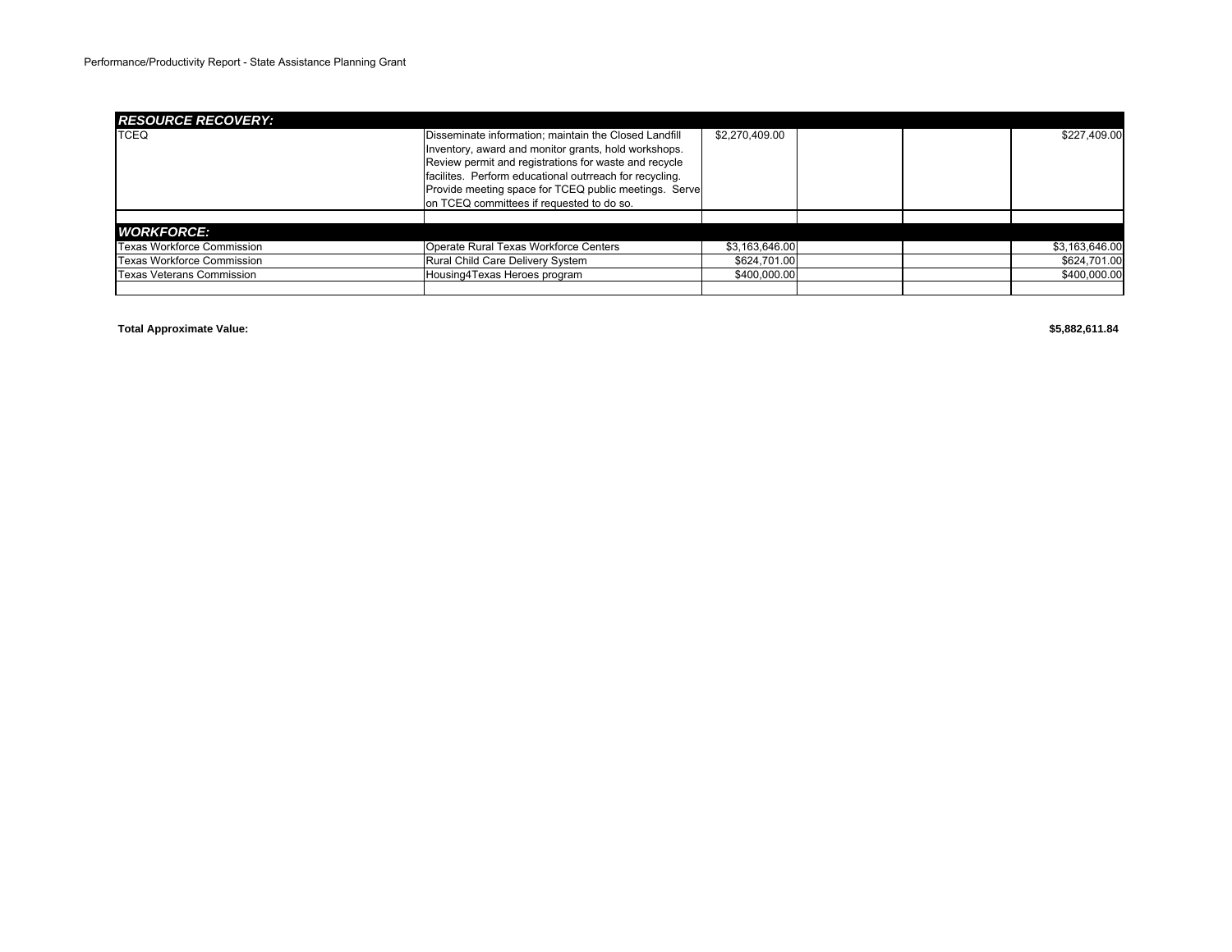| | | | | | |
|---|---|---|---|---|---|
| ***RESOURCE RECOVERY:*** | | | | | |
| TCEQ | Disseminate information; maintain the Closed Landfill Inventory, award and monitor grants, hold workshops. Review permit and registrations for waste and recycle facilites. Perform educational outrreach for recycling. Provide meeting space for TCEQ public meetings. Serve on TCEQ committees if requested to do so. | $2,270,409.00 | | | $227,409.00 |
| | | | | | |
| ***WORKFORCE:*** | | | | | |
| Texas Workforce Commission | Operate Rural Texas Workforce Centers | $3,163,646.00 | | | $3,163,646.00 |
| Texas Workforce Commission | Rural Child Care Delivery System | $624,701.00 | | | $624,701.00 |
| Texas Veterans Commission | Housing4Texas Heroes program | $400,000.00 | | | $400,000.00 |
| | | | | | |

**Total Approximate Value:** **$5,882,611.84**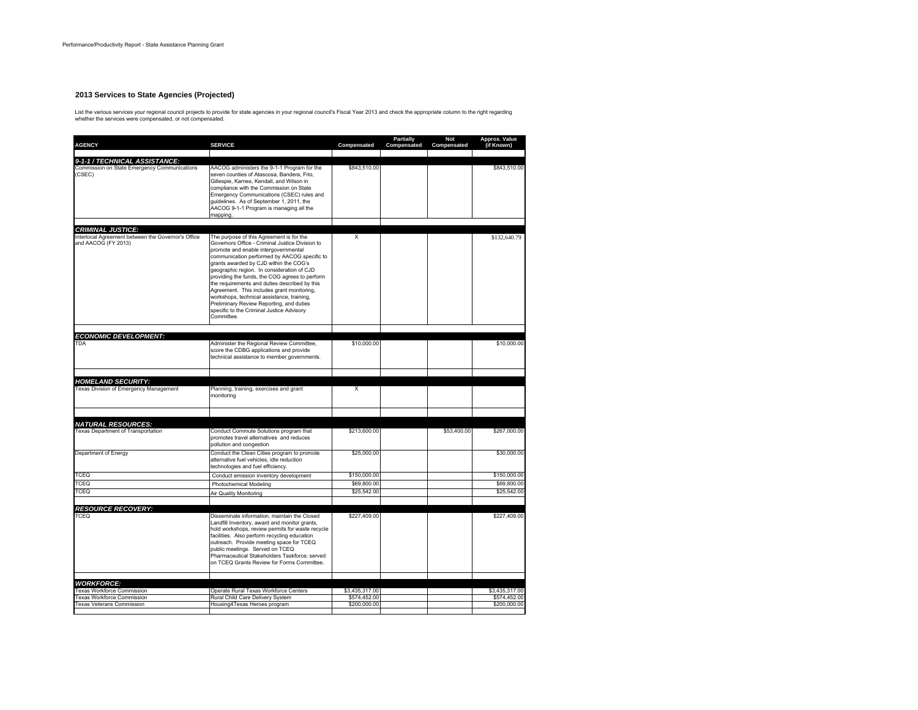## 2013 Services to State Agencies (Projected)

List the various services your regional council projects to provide for state agencies in your regional council's Fiscal Year 2013 and check the appropriate column to the right regarding whether the services were compensated, or not compensated.

| AGENCY | SERVICE | Compensated | Partially Compensated | Not Compensated | Approx. Value (if Known) |
|---|---|---|---|---|---|
| ***9-1-1 / TECHNICAL ASSISTANCE:*** | | | | | |
| Commission on State Emergency Communications (CSEC) | AACOG administers the 9-1-1 Program for the seven counties of Atascosa, Bandera, Frio, Gillespie, Karnes, Kendall, and Wilson in compliance with the Commission on State Emergency Communications (CSEC) rules and guidelines. As of September 1, 2011, the AACOG 9-1-1 Program is managing all the mapping. | $843,510.00 | | | $843,510.00 |
| ***CRIMINAL JUSTICE:*** | | | | | |
| Interlocal Agreement between the Governor's Office and AACOG (FY 2013) | The purpose of this Agreement is for the Governors Office - Criminal Justice Division to promote and enable intergovernmental communication performed by AACOG specific to grants awarded by CJD within the COG's geographic region. In consideration of CJD providing the funds, the COG agrees to perform the requirements and duties described by this Agreement. This includes grant monitoring, workshops, technical assistance, training, Preliminary Review Reporting, and duties specific to the Criminal Justice Advisory Committee. | X | | | $132,640.79 |
| ***ECONOMIC DEVELOPMENT:*** | | | | | |
| TDA | Administer the Regional Review Committee, score the CDBG applications and provide technical assistance to member governments. | $10,000.00 | | | $10,000.00 |
| ***HOMELAND SECURITY:*** | | | | | |
| Texas Division of Emergency Management | Planning, training, exercises and grant monitoring | X | | | |
| ***NATURAL RESOURCES:*** | | | | | |
| Texas Department of Transportation | Conduct Commute Solutions program that promotes travel alternatives and reduces pollution and congestion | $213,600.00 | | $53,400.00 | $267,000.00 |
| Department of Energy | Conduct the Clean Cities program to promote alternative fuel vehicles, idle reduction technologies and fuel efficiency. | $25,000.00 | | | $30,000.00 |
| TCEQ | Conduct emission inventory development | $150,000.00 | | | $150,000.00 |
| TCEQ | Photochemical Modeling | $69,800.00 | | | $69,800.00 |
| TCEQ | Air Quality Monitoring | $25,542.00 | | | $25,542.00 |
| ***RESOURCE RECOVERY:*** | | | | | |
| TCEQ | Disseminate information, maintain the Closed Landfill Inventory, award and monitor grants, hold workshops, review permits for waste recycle facilities. Also perform recycling education outreach. Provide meeting space for TCEQ public meetings. Served on TCEQ Pharmaceutical Stakeholders Taskforce; served on TCEQ Grants Review for Forms Committee. | $227,409.00 | | | $227,409.00 |
| ***WORKFORCE:*** | | | | | |
| Texas Workforce Commission | Operate Rural Texas Workforce Centers | $3,435,317.00 | | | $3,435,317.00 |
| Texas Workforce Commission | Rural Child Care Delivery System | $574,452.00 | | | $574,452.00 |
| Texas Veterans Commission | Housing4Texas Heroes program | $200,000.00 | | | $200,000.00 |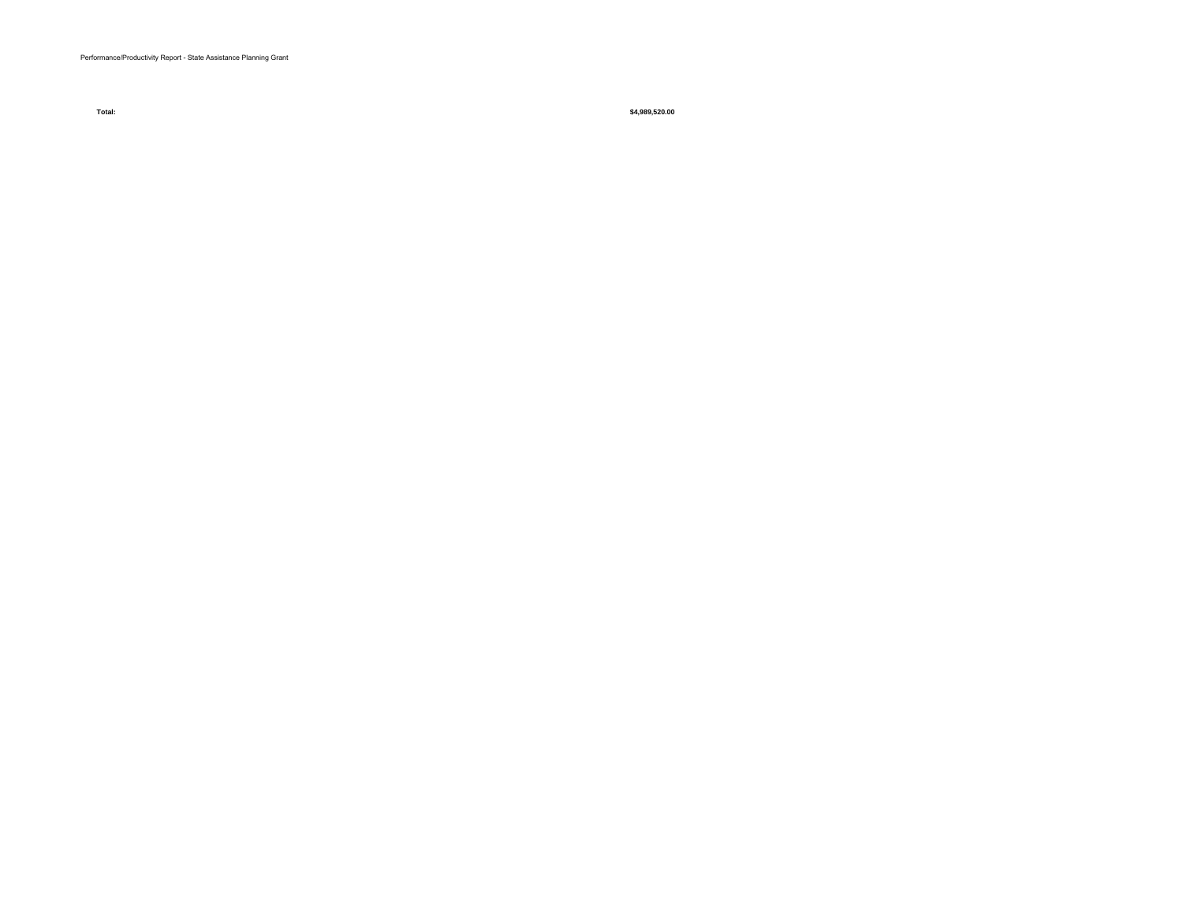| Total: | $4,989,520.00 |
| --- | --- |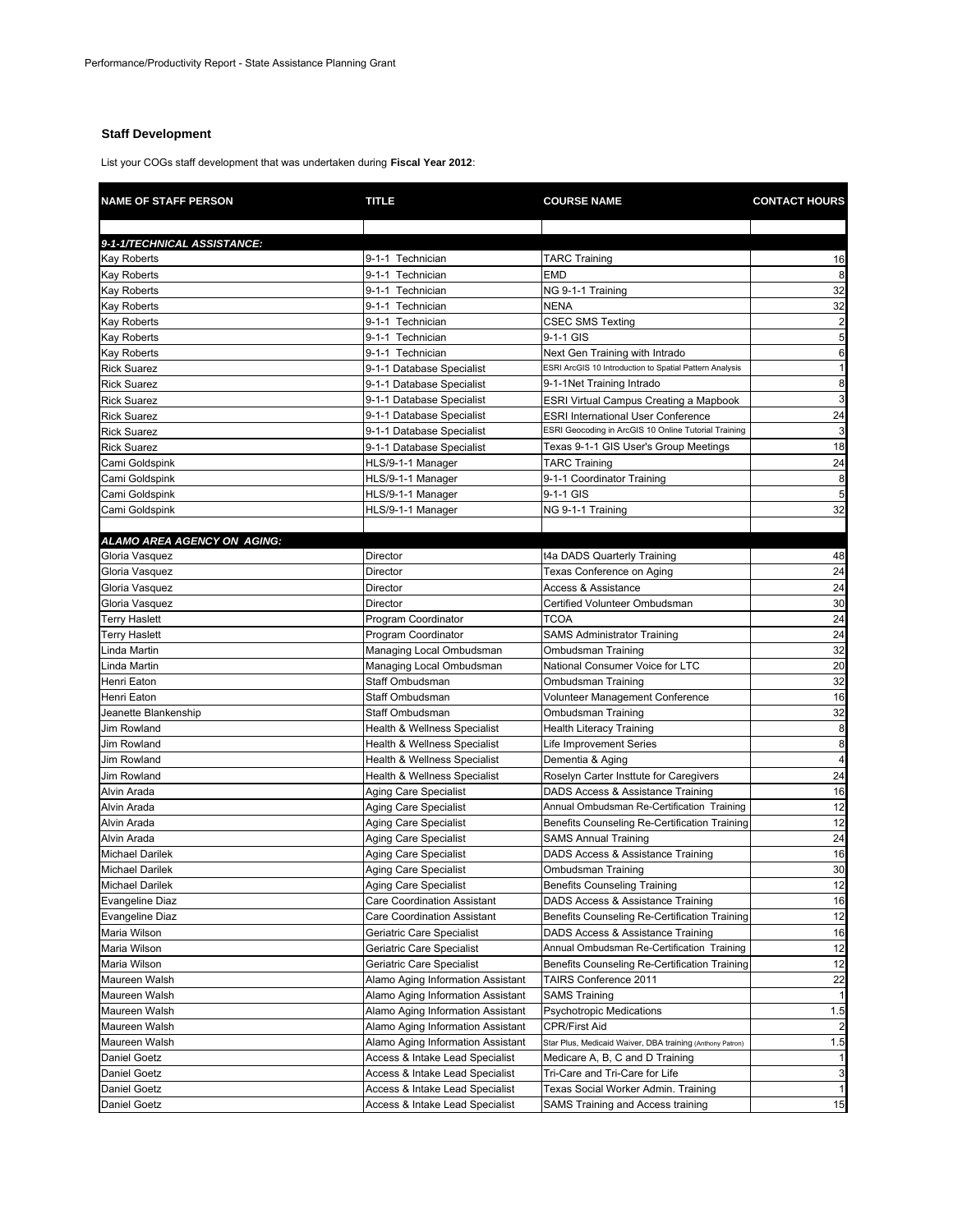Performance/Productivity Report - State Assistance Planning Grant

### Staff Development

List your COGs staff development that was undertaken during **Fiscal Year 2012**:

| NAME OF STAFF PERSON | TITLE | COURSE NAME | CONTACT HOURS |
|---|---|---|---|
| | | | |
| ***9-1-1/TECHNICAL ASSISTANCE:*** | | | |
| Kay Roberts | 9-1-1 Technician | TARC Training | 16 |
| Kay Roberts | 9-1-1 Technician | EMD | 8 |
| Kay Roberts | 9-1-1 Technician | NG 9-1-1 Training | 32 |
| Kay Roberts | 9-1-1 Technician | NENA | 32 |
| Kay Roberts | 9-1-1 Technician | CSEC SMS Texting | 2 |
| Kay Roberts | 9-1-1 Technician | 9-1-1 GIS | 5 |
| Kay Roberts | 9-1-1 Technician | Next Gen Training with Intrado | 6 |
| Rick Suarez | 9-1-1 Database Specialist | ESRI ArcGIS 10 Introduction to Spatial Pattern Analysis | 1 |
| Rick Suarez | 9-1-1 Database Specialist | 9-1-1Net Training Intrado | 8 |
| Rick Suarez | 9-1-1 Database Specialist | ESRI Virtual Campus Creating a Mapbook | 3 |
| Rick Suarez | 9-1-1 Database Specialist | ESRI International User Conference | 24 |
| Rick Suarez | 9-1-1 Database Specialist | ESRI Geocoding in ArcGIS 10 Online Tutorial Training | 3 |
| Rick Suarez | 9-1-1 Database Specialist | Texas 9-1-1 GIS User's Group Meetings | 18 |
| Cami Goldspink | HLS/9-1-1 Manager | TARC Training | 24 |
| Cami Goldspink | HLS/9-1-1 Manager | 9-1-1 Coordinator Training | 8 |
| Cami Goldspink | HLS/9-1-1 Manager | 9-1-1 GIS | 5 |
| Cami Goldspink | HLS/9-1-1 Manager | NG 9-1-1 Training | 32 |
| | | | |
| ***ALAMO AREA AGENCY ON AGING:*** | | | |
| Gloria Vasquez | Director | t4a DADS Quarterly Training | 48 |
| Gloria Vasquez | Director | Texas Conference on Aging | 24 |
| Gloria Vasquez | Director | Access & Assistance | 24 |
| Gloria Vasquez | Director | Certified Volunteer Ombudsman | 30 |
| Terry Haslett | Program Coordinator | TCOA | 24 |
| Terry Haslett | Program Coordinator | SAMS Administrator Training | 24 |
| Linda Martin | Managing Local Ombudsman | Ombudsman Training | 32 |
| Linda Martin | Managing Local Ombudsman | National Consumer Voice for LTC | 20 |
| Henri Eaton | Staff Ombudsman | Ombudsman Training | 32 |
| Henri Eaton | Staff Ombudsman | Volunteer Management Conference | 16 |
| Jeanette Blankenship | Staff Ombudsman | Ombudsman Training | 32 |
| Jim Rowland | Health & Wellness Specialist | Health Literacy Training | 8 |
| Jim Rowland | Health & Wellness Specialist | Life Improvement Series | 8 |
| Jim Rowland | Health & Wellness Specialist | Dementia & Aging | 4 |
| Jim Rowland | Health & Wellness Specialist | Roselyn Carter Insttute for Caregivers | 24 |
| Alvin Arada | Aging Care Specialist | DADS Access & Assistance Training | 16 |
| Alvin Arada | Aging Care Specialist | Annual Ombudsman Re-Certification Training | 12 |
| Alvin Arada | Aging Care Specialist | Benefits Counseling Re-Certification Training | 12 |
| Alvin Arada | Aging Care Specialist | SAMS Annual Training | 24 |
| Michael Darilek | Aging Care Specialist | DADS Access & Assistance Training | 16 |
| Michael Darilek | Aging Care Specialist | Ombudsman Training | 30 |
| Michael Darilek | Aging Care Specialist | Benefits Counseling Training | 12 |
| Evangeline Diaz | Care Coordination Assistant | DADS Access & Assistance Training | 16 |
| Evangeline Diaz | Care Coordination Assistant | Benefits Counseling Re-Certification Training | 12 |
| Maria Wilson | Geriatric Care Specialist | DADS Access & Assistance Training | 16 |
| Maria Wilson | Geriatric Care Specialist | Annual Ombudsman Re-Certification Training | 12 |
| Maria Wilson | Geriatric Care Specialist | Benefits Counseling Re-Certification Training | 12 |
| Maureen Walsh | Alamo Aging Information Assistant | TAIRS Conference 2011 | 22 |
| Maureen Walsh | Alamo Aging Information Assistant | SAMS Training | 1 |
| Maureen Walsh | Alamo Aging Information Assistant | Psychotropic Medications | 1.5 |
| Maureen Walsh | Alamo Aging Information Assistant | CPR/First Aid | 2 |
| Maureen Walsh | Alamo Aging Information Assistant | Star Plus, Medicaid Waiver, DBA training (Anthony Patron) | 1.5 |
| Daniel Goetz | Access & Intake Lead Specialist | Medicare A, B, C and D Training | 1 |
| Daniel Goetz | Access & Intake Lead Specialist | Tri-Care and Tri-Care for Life | 3 |
| Daniel Goetz | Access & Intake Lead Specialist | Texas Social Worker Admin. Training | 1 |
| Daniel Goetz | Access & Intake Lead Specialist | SAMS Training and Access training | 15 |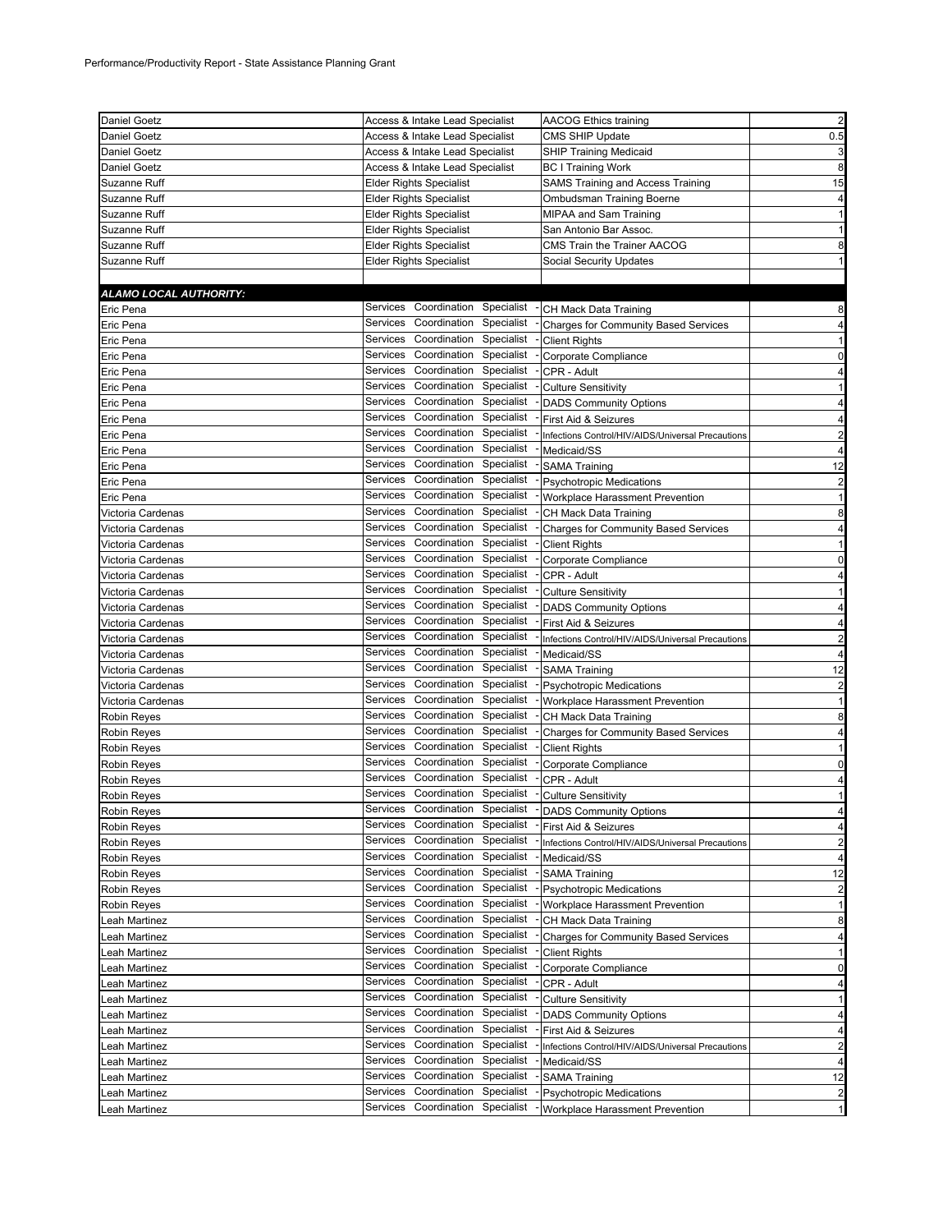Performance/Productivity Report - State Assistance Planning Grant

| | | | |
|---|---|---|---|
| Daniel Goetz | Access & Intake Lead Specialist | AACOG Ethics training | 2 |
| Daniel Goetz | Access & Intake Lead Specialist | CMS SHIP Update | 0.5 |
| Daniel Goetz | Access & Intake Lead Specialist | SHIP Training Medicaid | 3 |
| Daniel Goetz | Access & Intake Lead Specialist | BC I Training Work | 8 |
| Suzanne Ruff | Elder Rights Specialist | SAMS Training and Access Training | 15 |
| Suzanne Ruff | Elder Rights Specialist | Ombudsman Training Boerne | 4 |
| Suzanne Ruff | Elder Rights Specialist | MIPAA and Sam Training | 1 |
| Suzanne Ruff | Elder Rights Specialist | San Antonio Bar Assoc. | 1 |
| Suzanne Ruff | Elder Rights Specialist | CMS Train the Trainer AACOG | 8 |
| Suzanne Ruff | Elder Rights Specialist | Social Security Updates | 1 |
| | | | |
| ***ALAMO LOCAL AUTHORITY:*** | | | |
| Eric Pena | Services Coordination Specialist - | CH Mack Data Training | 8 |
| Eric Pena | Services Coordination Specialist - | Charges for Community Based Services | 4 |
| Eric Pena | Services Coordination Specialist - | Client Rights | 1 |
| Eric Pena | Services Coordination Specialist - | Corporate Compliance | 0 |
| Eric Pena | Services Coordination Specialist - | CPR - Adult | 4 |
| Eric Pena | Services Coordination Specialist - | Culture Sensitivity | 1 |
| Eric Pena | Services Coordination Specialist - | DADS Community Options | 4 |
| Eric Pena | Services Coordination Specialist - | First Aid & Seizures | 4 |
| Eric Pena | Services Coordination Specialist - | Infections Control/HIV/AIDS/Universal Precautions | 2 |
| Eric Pena | Services Coordination Specialist - | Medicaid/SS | 4 |
| Eric Pena | Services Coordination Specialist - | SAMA Training | 12 |
| Eric Pena | Services Coordination Specialist - | Psychotropic Medications | 2 |
| Eric Pena | Services Coordination Specialist - | Workplace Harassment Prevention | 1 |
| Victoria Cardenas | Services Coordination Specialist - | CH Mack Data Training | 8 |
| Victoria Cardenas | Services Coordination Specialist - | Charges for Community Based Services | 4 |
| Victoria Cardenas | Services Coordination Specialist - | Client Rights | 1 |
| Victoria Cardenas | Services Coordination Specialist - | Corporate Compliance | 0 |
| Victoria Cardenas | Services Coordination Specialist - | CPR - Adult | 4 |
| Victoria Cardenas | Services Coordination Specialist - | Culture Sensitivity | 1 |
| Victoria Cardenas | Services Coordination Specialist - | DADS Community Options | 4 |
| Victoria Cardenas | Services Coordination Specialist - | First Aid & Seizures | 4 |
| Victoria Cardenas | Services Coordination Specialist - | Infections Control/HIV/AIDS/Universal Precautions | 2 |
| Victoria Cardenas | Services Coordination Specialist - | Medicaid/SS | 4 |
| Victoria Cardenas | Services Coordination Specialist - | SAMA Training | 12 |
| Victoria Cardenas | Services Coordination Specialist - | Psychotropic Medications | 2 |
| Victoria Cardenas | Services Coordination Specialist - | Workplace Harassment Prevention | 1 |
| Robin Reyes | Services Coordination Specialist - | CH Mack Data Training | 8 |
| Robin Reyes | Services Coordination Specialist - | Charges for Community Based Services | 4 |
| Robin Reyes | Services Coordination Specialist - | Client Rights | 1 |
| Robin Reyes | Services Coordination Specialist - | Corporate Compliance | 0 |
| Robin Reyes | Services Coordination Specialist - | CPR - Adult | 4 |
| Robin Reyes | Services Coordination Specialist - | Culture Sensitivity | 1 |
| Robin Reyes | Services Coordination Specialist - | DADS Community Options | 4 |
| Robin Reyes | Services Coordination Specialist - | First Aid & Seizures | 4 |
| Robin Reyes | Services Coordination Specialist - | Infections Control/HIV/AIDS/Universal Precautions | 2 |
| Robin Reyes | Services Coordination Specialist - | Medicaid/SS | 4 |
| Robin Reyes | Services Coordination Specialist - | SAMA Training | 12 |
| Robin Reyes | Services Coordination Specialist - | Psychotropic Medications | 2 |
| Robin Reyes | Services Coordination Specialist - | Workplace Harassment Prevention | 1 |
| Leah Martinez | Services Coordination Specialist - | CH Mack Data Training | 8 |
| Leah Martinez | Services Coordination Specialist - | Charges for Community Based Services | 4 |
| Leah Martinez | Services Coordination Specialist - | Client Rights | 1 |
| Leah Martinez | Services Coordination Specialist - | Corporate Compliance | 0 |
| Leah Martinez | Services Coordination Specialist - | CPR - Adult | 4 |
| Leah Martinez | Services Coordination Specialist - | Culture Sensitivity | 1 |
| Leah Martinez | Services Coordination Specialist - | DADS Community Options | 4 |
| Leah Martinez | Services Coordination Specialist - | First Aid & Seizures | 4 |
| Leah Martinez | Services Coordination Specialist - | Infections Control/HIV/AIDS/Universal Precautions | 2 |
| Leah Martinez | Services Coordination Specialist - | Medicaid/SS | 4 |
| Leah Martinez | Services Coordination Specialist - | SAMA Training | 12 |
| Leah Martinez | Services Coordination Specialist - | Psychotropic Medications | 2 |
| Leah Martinez | Services Coordination Specialist - | Workplace Harassment Prevention | 1 |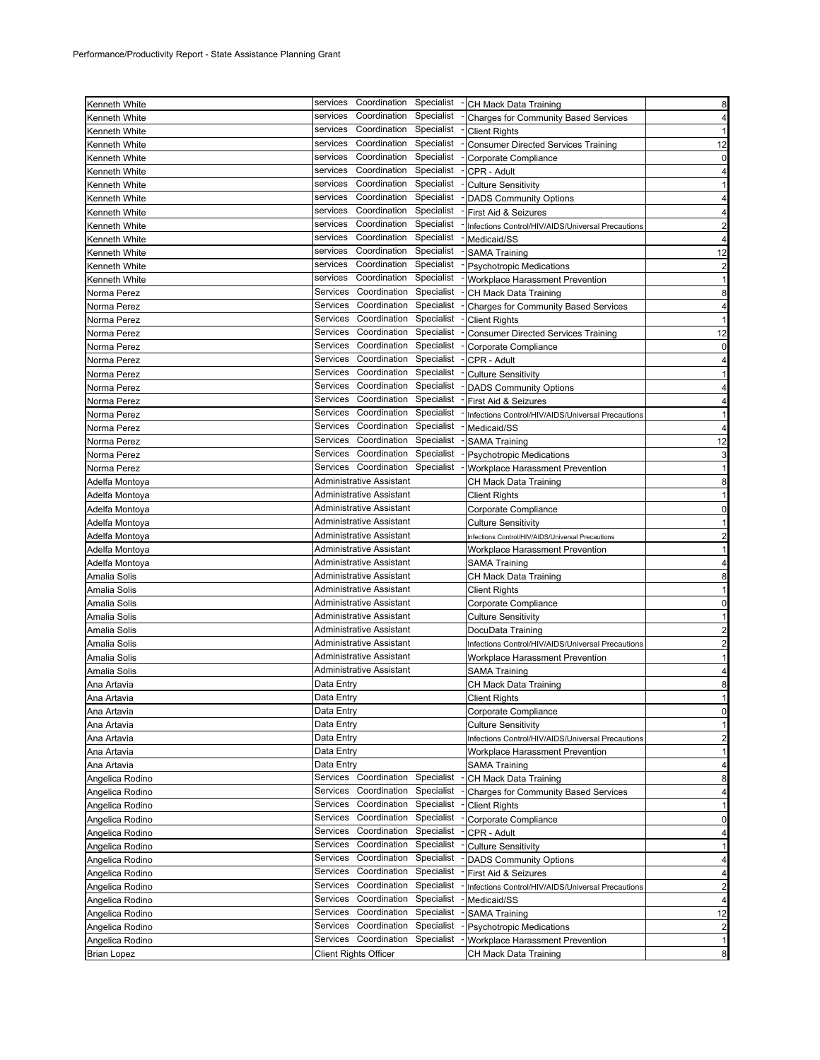Performance/Productivity Report - State Assistance Planning Grant

| | | | |
|---|---|---|---|
| Kenneth White | services Coordination Specialist - | CH Mack Data Training | 8 |
| Kenneth White | services Coordination Specialist - | Charges for Community Based Services | 4 |
| Kenneth White | services Coordination Specialist - | Client Rights | 1 |
| Kenneth White | services Coordination Specialist - | Consumer Directed Services Training | 12 |
| Kenneth White | services Coordination Specialist - | Corporate Compliance | 0 |
| Kenneth White | services Coordination Specialist - | CPR - Adult | 4 |
| Kenneth White | services Coordination Specialist - | Culture Sensitivity | 1 |
| Kenneth White | services Coordination Specialist - | DADS Community Options | 4 |
| Kenneth White | services Coordination Specialist - | First Aid & Seizures | 4 |
| Kenneth White | services Coordination Specialist - | Infections Control/HIV/AIDS/Universal Precautions | 2 |
| Kenneth White | services Coordination Specialist - | Medicaid/SS | 4 |
| Kenneth White | services Coordination Specialist - | SAMA Training | 12 |
| Kenneth White | services Coordination Specialist - | Psychotropic Medications | 2 |
| Kenneth White | services Coordination Specialist - | Workplace Harassment Prevention | 1 |
| Norma Perez | Services Coordination Specialist - | CH Mack Data Training | 8 |
| Norma Perez | Services Coordination Specialist - | Charges for Community Based Services | 4 |
| Norma Perez | Services Coordination Specialist - | Client Rights | 1 |
| Norma Perez | Services Coordination Specialist - | Consumer Directed Services Training | 12 |
| Norma Perez | Services Coordination Specialist - | Corporate Compliance | 0 |
| Norma Perez | Services Coordination Specialist - | CPR - Adult | 4 |
| Norma Perez | Services Coordination Specialist - | Culture Sensitivity | 1 |
| Norma Perez | Services Coordination Specialist - | DADS Community Options | 4 |
| Norma Perez | Services Coordination Specialist - | First Aid & Seizures | 4 |
| Norma Perez | Services Coordination Specialist - | Infections Control/HIV/AIDS/Universal Precautions | 1 |
| Norma Perez | Services Coordination Specialist - | Medicaid/SS | 4 |
| Norma Perez | Services Coordination Specialist - | SAMA Training | 12 |
| Norma Perez | Services Coordination Specialist - | Psychotropic Medications | 3 |
| Norma Perez | Services Coordination Specialist - | Workplace Harassment Prevention | 1 |
| Adelfa Montoya | Administrative Assistant | CH Mack Data Training | 8 |
| Adelfa Montoya | Administrative Assistant | Client Rights | 1 |
| Adelfa Montoya | Administrative Assistant | Corporate Compliance | 0 |
| Adelfa Montoya | Administrative Assistant | Culture Sensitivity | 1 |
| Adelfa Montoya | Administrative Assistant | Infections Control/HIV/AIDS/Universal Precautions | 2 |
| Adelfa Montoya | Administrative Assistant | Workplace Harassment Prevention | 1 |
| Adelfa Montoya | Administrative Assistant | SAMA Training | 4 |
| Amalia Solis | Administrative Assistant | CH Mack Data Training | 8 |
| Amalia Solis | Administrative Assistant | Client Rights | 1 |
| Amalia Solis | Administrative Assistant | Corporate Compliance | 0 |
| Amalia Solis | Administrative Assistant | Culture Sensitivity | 1 |
| Amalia Solis | Administrative Assistant | DocuData Training | 2 |
| Amalia Solis | Administrative Assistant | Infections Control/HIV/AIDS/Universal Precautions | 2 |
| Amalia Solis | Administrative Assistant | Workplace Harassment Prevention | 1 |
| Amalia Solis | Administrative Assistant | SAMA Training | 4 |
| Ana Artavia | Data Entry | CH Mack Data Training | 8 |
| Ana Artavia | Data Entry | Client Rights | 1 |
| Ana Artavia | Data Entry | Corporate Compliance | 0 |
| Ana Artavia | Data Entry | Culture Sensitivity | 1 |
| Ana Artavia | Data Entry | Infections Control/HIV/AIDS/Universal Precautions | 2 |
| Ana Artavia | Data Entry | Workplace Harassment Prevention | 1 |
| Ana Artavia | Data Entry | SAMA Training | 4 |
| Angelica Rodino | Services Coordination Specialist - | CH Mack Data Training | 8 |
| Angelica Rodino | Services Coordination Specialist - | Charges for Community Based Services | 4 |
| Angelica Rodino | Services Coordination Specialist - | Client Rights | 1 |
| Angelica Rodino | Services Coordination Specialist - | Corporate Compliance | 0 |
| Angelica Rodino | Services Coordination Specialist - | CPR - Adult | 4 |
| Angelica Rodino | Services Coordination Specialist - | Culture Sensitivity | 1 |
| Angelica Rodino | Services Coordination Specialist - | DADS Community Options | 4 |
| Angelica Rodino | Services Coordination Specialist - | First Aid & Seizures | 4 |
| Angelica Rodino | Services Coordination Specialist - | Infections Control/HIV/AIDS/Universal Precautions | 2 |
| Angelica Rodino | Services Coordination Specialist - | Medicaid/SS | 4 |
| Angelica Rodino | Services Coordination Specialist - | SAMA Training | 12 |
| Angelica Rodino | Services Coordination Specialist - | Psychotropic Medications | 2 |
| Angelica Rodino | Services Coordination Specialist - | Workplace Harassment Prevention | 1 |
| Brian Lopez | Client Rights Officer | CH Mack Data Training | 8 |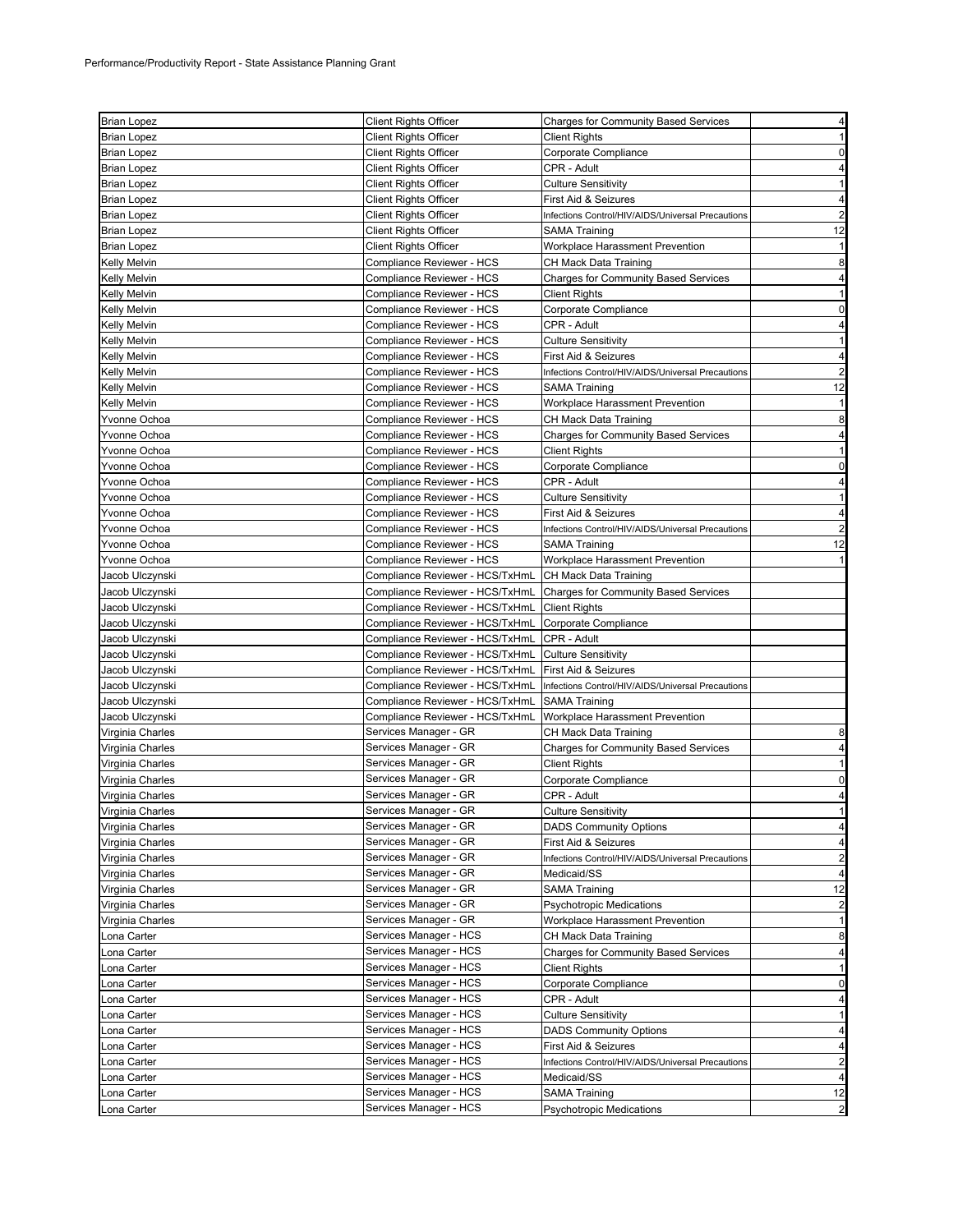Performance/Productivity Report - State Assistance Planning Grant

| | | | |
|---|---|---|---|
| Brian Lopez | Client Rights Officer | Charges for Community Based Services | 4 |
| Brian Lopez | Client Rights Officer | Client Rights | 1 |
| Brian Lopez | Client Rights Officer | Corporate Compliance | 0 |
| Brian Lopez | Client Rights Officer | CPR - Adult | 4 |
| Brian Lopez | Client Rights Officer | Culture Sensitivity | 1 |
| Brian Lopez | Client Rights Officer | First Aid & Seizures | 4 |
| Brian Lopez | Client Rights Officer | Infections Control/HIV/AIDS/Universal Precautions | 2 |
| Brian Lopez | Client Rights Officer | SAMA Training | 12 |
| Brian Lopez | Client Rights Officer | Workplace Harassment Prevention | 1 |
| Kelly Melvin | Compliance Reviewer - HCS | CH Mack Data Training | 8 |
| Kelly Melvin | Compliance Reviewer - HCS | Charges for Community Based Services | 4 |
| Kelly Melvin | Compliance Reviewer - HCS | Client Rights | 1 |
| Kelly Melvin | Compliance Reviewer - HCS | Corporate Compliance | 0 |
| Kelly Melvin | Compliance Reviewer - HCS | CPR - Adult | 4 |
| Kelly Melvin | Compliance Reviewer - HCS | Culture Sensitivity | 1 |
| Kelly Melvin | Compliance Reviewer - HCS | First Aid & Seizures | 4 |
| Kelly Melvin | Compliance Reviewer - HCS | Infections Control/HIV/AIDS/Universal Precautions | 2 |
| Kelly Melvin | Compliance Reviewer - HCS | SAMA Training | 12 |
| Kelly Melvin | Compliance Reviewer - HCS | Workplace Harassment Prevention | 1 |
| Yvonne Ochoa | Compliance Reviewer - HCS | CH Mack Data Training | 8 |
| Yvonne Ochoa | Compliance Reviewer - HCS | Charges for Community Based Services | 4 |
| Yvonne Ochoa | Compliance Reviewer - HCS | Client Rights | 1 |
| Yvonne Ochoa | Compliance Reviewer - HCS | Corporate Compliance | 0 |
| Yvonne Ochoa | Compliance Reviewer - HCS | CPR - Adult | 4 |
| Yvonne Ochoa | Compliance Reviewer - HCS | Culture Sensitivity | 1 |
| Yvonne Ochoa | Compliance Reviewer - HCS | First Aid & Seizures | 4 |
| Yvonne Ochoa | Compliance Reviewer - HCS | Infections Control/HIV/AIDS/Universal Precautions | 2 |
| Yvonne Ochoa | Compliance Reviewer - HCS | SAMA Training | 12 |
| Yvonne Ochoa | Compliance Reviewer - HCS | Workplace Harassment Prevention | 1 |
| Jacob Ulczynski | Compliance Reviewer - HCS/TxHmL | CH Mack Data Training | |
| Jacob Ulczynski | Compliance Reviewer - HCS/TxHmL | Charges for Community Based Services | |
| Jacob Ulczynski | Compliance Reviewer - HCS/TxHmL | Client Rights | |
| Jacob Ulczynski | Compliance Reviewer - HCS/TxHmL | Corporate Compliance | |
| Jacob Ulczynski | Compliance Reviewer - HCS/TxHmL | CPR - Adult | |
| Jacob Ulczynski | Compliance Reviewer - HCS/TxHmL | Culture Sensitivity | |
| Jacob Ulczynski | Compliance Reviewer - HCS/TxHmL | First Aid & Seizures | |
| Jacob Ulczynski | Compliance Reviewer - HCS/TxHmL | Infections Control/HIV/AIDS/Universal Precautions | |
| Jacob Ulczynski | Compliance Reviewer - HCS/TxHmL | SAMA Training | |
| Jacob Ulczynski | Compliance Reviewer - HCS/TxHmL | Workplace Harassment Prevention | |
| Virginia Charles | Services Manager - GR | CH Mack Data Training | 8 |
| Virginia Charles | Services Manager - GR | Charges for Community Based Services | 4 |
| Virginia Charles | Services Manager - GR | Client Rights | 1 |
| Virginia Charles | Services Manager - GR | Corporate Compliance | 0 |
| Virginia Charles | Services Manager - GR | CPR - Adult | 4 |
| Virginia Charles | Services Manager - GR | Culture Sensitivity | 1 |
| Virginia Charles | Services Manager - GR | DADS Community Options | 4 |
| Virginia Charles | Services Manager - GR | First Aid & Seizures | 4 |
| Virginia Charles | Services Manager - GR | Infections Control/HIV/AIDS/Universal Precautions | 2 |
| Virginia Charles | Services Manager - GR | Medicaid/SS | 4 |
| Virginia Charles | Services Manager - GR | SAMA Training | 12 |
| Virginia Charles | Services Manager - GR | Psychotropic Medications | 2 |
| Virginia Charles | Services Manager - GR | Workplace Harassment Prevention | 1 |
| Lona Carter | Services Manager - HCS | CH Mack Data Training | 8 |
| Lona Carter | Services Manager - HCS | Charges for Community Based Services | 4 |
| Lona Carter | Services Manager - HCS | Client Rights | 1 |
| Lona Carter | Services Manager - HCS | Corporate Compliance | 0 |
| Lona Carter | Services Manager - HCS | CPR - Adult | 4 |
| Lona Carter | Services Manager - HCS | Culture Sensitivity | 1 |
| Lona Carter | Services Manager - HCS | DADS Community Options | 4 |
| Lona Carter | Services Manager - HCS | First Aid & Seizures | 4 |
| Lona Carter | Services Manager - HCS | Infections Control/HIV/AIDS/Universal Precautions | 2 |
| Lona Carter | Services Manager - HCS | Medicaid/SS | 4 |
| Lona Carter | Services Manager - HCS | SAMA Training | 12 |
| Lona Carter | Services Manager - HCS | Psychotropic Medications | 2 |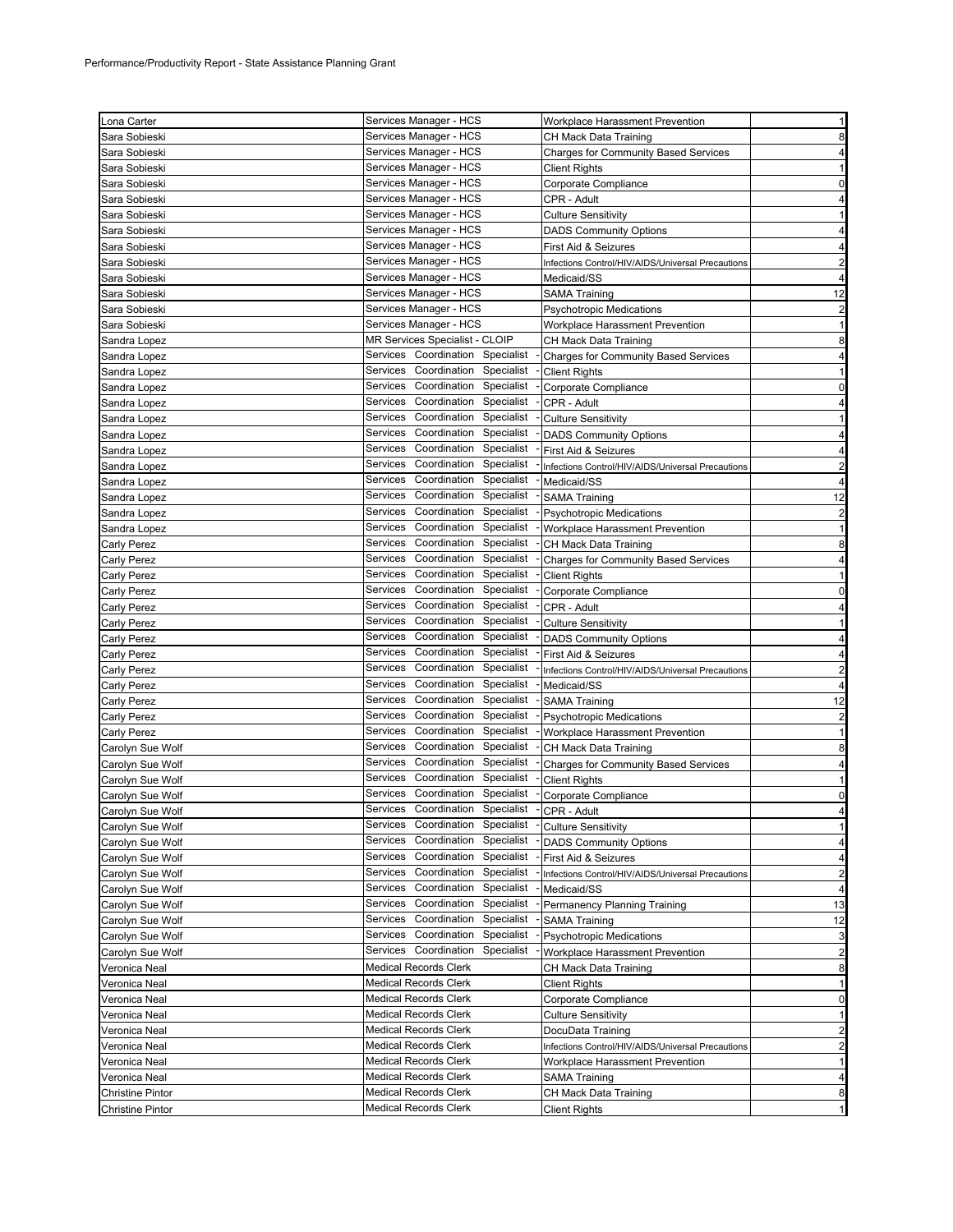| Lona Carter | Services Manager - HCS | Workplace Harassment Prevention | 1 |
|---|---|---|---|
| Sara Sobieski | Services Manager - HCS | CH Mack Data Training | 8 |
| Sara Sobieski | Services Manager - HCS | Charges for Community Based Services | 4 |
| Sara Sobieski | Services Manager - HCS | Client Rights | 1 |
| Sara Sobieski | Services Manager - HCS | Corporate Compliance | 0 |
| Sara Sobieski | Services Manager - HCS | CPR - Adult | 4 |
| Sara Sobieski | Services Manager - HCS | Culture Sensitivity | 1 |
| Sara Sobieski | Services Manager - HCS | DADS Community Options | 4 |
| Sara Sobieski | Services Manager - HCS | First Aid & Seizures | 4 |
| Sara Sobieski | Services Manager - HCS | Infections Control/HIV/AIDS/Universal Precautions | 2 |
| Sara Sobieski | Services Manager - HCS | Medicaid/SS | 4 |
| Sara Sobieski | Services Manager - HCS | SAMA Training | 12 |
| Sara Sobieski | Services Manager - HCS | Psychotropic Medications | 2 |
| Sara Sobieski | Services Manager - HCS | Workplace Harassment Prevention | 1 |
| Sandra Lopez | MR Services Specialist - CLOIP | CH Mack Data Training | 8 |
| Sandra Lopez | Services Coordination Specialist - | Charges for Community Based Services | 4 |
| Sandra Lopez | Services Coordination Specialist - | Client Rights | 1 |
| Sandra Lopez | Services Coordination Specialist - | Corporate Compliance | 0 |
| Sandra Lopez | Services Coordination Specialist - | CPR - Adult | 4 |
| Sandra Lopez | Services Coordination Specialist - | Culture Sensitivity | 1 |
| Sandra Lopez | Services Coordination Specialist - | DADS Community Options | 4 |
| Sandra Lopez | Services Coordination Specialist - | First Aid & Seizures | 4 |
| Sandra Lopez | Services Coordination Specialist - | Infections Control/HIV/AIDS/Universal Precautions | 2 |
| Sandra Lopez | Services Coordination Specialist - | Medicaid/SS | 4 |
| Sandra Lopez | Services Coordination Specialist - | SAMA Training | 12 |
| Sandra Lopez | Services Coordination Specialist - | Psychotropic Medications | 2 |
| Sandra Lopez | Services Coordination Specialist - | Workplace Harassment Prevention | 1 |
| Carly Perez | Services Coordination Specialist - | CH Mack Data Training | 8 |
| Carly Perez | Services Coordination Specialist - | Charges for Community Based Services | 4 |
| Carly Perez | Services Coordination Specialist - | Client Rights | 1 |
| Carly Perez | Services Coordination Specialist - | Corporate Compliance | 0 |
| Carly Perez | Services Coordination Specialist - | CPR - Adult | 4 |
| Carly Perez | Services Coordination Specialist - | Culture Sensitivity | 1 |
| Carly Perez | Services Coordination Specialist - | DADS Community Options | 4 |
| Carly Perez | Services Coordination Specialist - | First Aid & Seizures | 4 |
| Carly Perez | Services Coordination Specialist - | Infections Control/HIV/AIDS/Universal Precautions | 2 |
| Carly Perez | Services Coordination Specialist - | Medicaid/SS | 4 |
| Carly Perez | Services Coordination Specialist - | SAMA Training | 12 |
| Carly Perez | Services Coordination Specialist - | Psychotropic Medications | 2 |
| Carly Perez | Services Coordination Specialist - | Workplace Harassment Prevention | 1 |
| Carolyn Sue Wolf | Services Coordination Specialist - | CH Mack Data Training | 8 |
| Carolyn Sue Wolf | Services Coordination Specialist - | Charges for Community Based Services | 4 |
| Carolyn Sue Wolf | Services Coordination Specialist - | Client Rights | 1 |
| Carolyn Sue Wolf | Services Coordination Specialist - | Corporate Compliance | 0 |
| Carolyn Sue Wolf | Services Coordination Specialist - | CPR - Adult | 4 |
| Carolyn Sue Wolf | Services Coordination Specialist - | Culture Sensitivity | 1 |
| Carolyn Sue Wolf | Services Coordination Specialist - | DADS Community Options | 4 |
| Carolyn Sue Wolf | Services Coordination Specialist - | First Aid & Seizures | 4 |
| Carolyn Sue Wolf | Services Coordination Specialist - | Infections Control/HIV/AIDS/Universal Precautions | 2 |
| Carolyn Sue Wolf | Services Coordination Specialist - | Medicaid/SS | 4 |
| Carolyn Sue Wolf | Services Coordination Specialist - | Permanency Planning Training | 13 |
| Carolyn Sue Wolf | Services Coordination Specialist - | SAMA Training | 12 |
| Carolyn Sue Wolf | Services Coordination Specialist - | Psychotropic Medications | 3 |
| Carolyn Sue Wolf | Services Coordination Specialist - | Workplace Harassment Prevention | 2 |
| Veronica Neal | Medical Records Clerk | CH Mack Data Training | 8 |
| Veronica Neal | Medical Records Clerk | Client Rights | 1 |
| Veronica Neal | Medical Records Clerk | Corporate Compliance | 0 |
| Veronica Neal | Medical Records Clerk | Culture Sensitivity | 1 |
| Veronica Neal | Medical Records Clerk | DocuData Training | 2 |
| Veronica Neal | Medical Records Clerk | Infections Control/HIV/AIDS/Universal Precautions | 2 |
| Veronica Neal | Medical Records Clerk | Workplace Harassment Prevention | 1 |
| Veronica Neal | Medical Records Clerk | SAMA Training | 4 |
| Christine Pintor | Medical Records Clerk | CH Mack Data Training | 8 |
| Christine Pintor | Medical Records Clerk | Client Rights | 1 |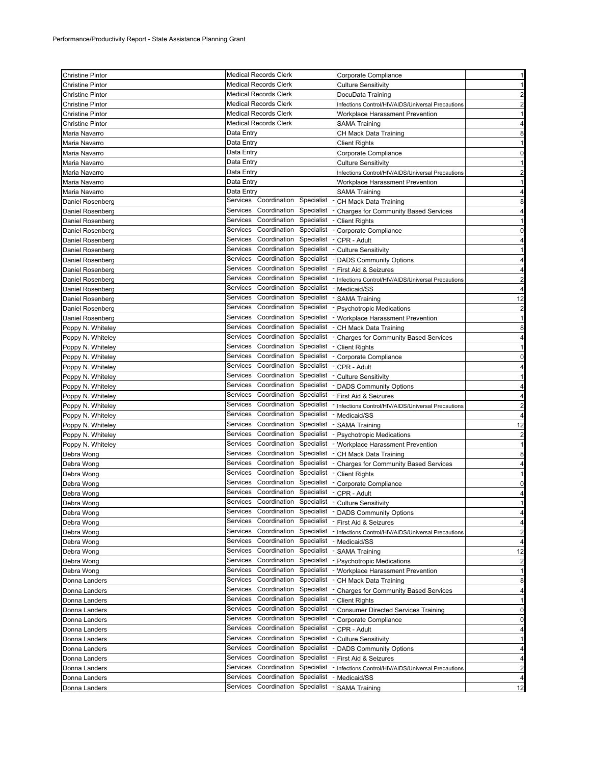Performance/Productivity Report - State Assistance Planning Grant

| | | | |
|---|---|---|---|
| Christine Pintor | Medical Records Clerk | Corporate Compliance | 1 |
| Christine Pintor | Medical Records Clerk | Culture Sensitivity | 1 |
| Christine Pintor | Medical Records Clerk | DocuData Training | 2 |
| Christine Pintor | Medical Records Clerk | Infections Control/HIV/AIDS/Universal Precautions | 2 |
| Christine Pintor | Medical Records Clerk | Workplace Harassment Prevention | 1 |
| Christine Pintor | Medical Records Clerk | SAMA Training | 4 |
| Maria Navarro | Data Entry | CH Mack Data Training | 8 |
| Maria Navarro | Data Entry | Client Rights | 1 |
| Maria Navarro | Data Entry | Corporate Compliance | 0 |
| Maria Navarro | Data Entry | Culture Sensitivity | 1 |
| Maria Navarro | Data Entry | Infections Control/HIV/AIDS/Universal Precautions | 2 |
| Maria Navarro | Data Entry | Workplace Harassment Prevention | 1 |
| Maria Navarro | Data Entry | SAMA Training | 4 |
| Daniel Rosenberg | Services Coordination Specialist - | CH Mack Data Training | 8 |
| Daniel Rosenberg | Services Coordination Specialist - | Charges for Community Based Services | 4 |
| Daniel Rosenberg | Services Coordination Specialist - | Client Rights | 1 |
| Daniel Rosenberg | Services Coordination Specialist - | Corporate Compliance | 0 |
| Daniel Rosenberg | Services Coordination Specialist - | CPR - Adult | 4 |
| Daniel Rosenberg | Services Coordination Specialist - | Culture Sensitivity | 1 |
| Daniel Rosenberg | Services Coordination Specialist - | DADS Community Options | 4 |
| Daniel Rosenberg | Services Coordination Specialist - | First Aid & Seizures | 4 |
| Daniel Rosenberg | Services Coordination Specialist - | Infections Control/HIV/AIDS/Universal Precautions | 2 |
| Daniel Rosenberg | Services Coordination Specialist - | Medicaid/SS | 4 |
| Daniel Rosenberg | Services Coordination Specialist - | SAMA Training | 12 |
| Daniel Rosenberg | Services Coordination Specialist - | Psychotropic Medications | 2 |
| Daniel Rosenberg | Services Coordination Specialist - | Workplace Harassment Prevention | 1 |
| Poppy N. Whiteley | Services Coordination Specialist - | CH Mack Data Training | 8 |
| Poppy N. Whiteley | Services Coordination Specialist - | Charges for Community Based Services | 4 |
| Poppy N. Whiteley | Services Coordination Specialist - | Client Rights | 1 |
| Poppy N. Whiteley | Services Coordination Specialist - | Corporate Compliance | 0 |
| Poppy N. Whiteley | Services Coordination Specialist - | CPR - Adult | 4 |
| Poppy N. Whiteley | Services Coordination Specialist - | Culture Sensitivity | 1 |
| Poppy N. Whiteley | Services Coordination Specialist - | DADS Community Options | 4 |
| Poppy N. Whiteley | Services Coordination Specialist - | First Aid & Seizures | 4 |
| Poppy N. Whiteley | Services Coordination Specialist - | Infections Control/HIV/AIDS/Universal Precautions | 2 |
| Poppy N. Whiteley | Services Coordination Specialist - | Medicaid/SS | 4 |
| Poppy N. Whiteley | Services Coordination Specialist - | SAMA Training | 12 |
| Poppy N. Whiteley | Services Coordination Specialist - | Psychotropic Medications | 2 |
| Poppy N. Whiteley | Services Coordination Specialist - | Workplace Harassment Prevention | 1 |
| Debra Wong | Services Coordination Specialist - | CH Mack Data Training | 8 |
| Debra Wong | Services Coordination Specialist - | Charges for Community Based Services | 4 |
| Debra Wong | Services Coordination Specialist - | Client Rights | 1 |
| Debra Wong | Services Coordination Specialist - | Corporate Compliance | 0 |
| Debra Wong | Services Coordination Specialist - | CPR - Adult | 4 |
| Debra Wong | Services Coordination Specialist - | Culture Sensitivity | 1 |
| Debra Wong | Services Coordination Specialist - | DADS Community Options | 4 |
| Debra Wong | Services Coordination Specialist - | First Aid & Seizures | 4 |
| Debra Wong | Services Coordination Specialist - | Infections Control/HIV/AIDS/Universal Precautions | 2 |
| Debra Wong | Services Coordination Specialist - | Medicaid/SS | 4 |
| Debra Wong | Services Coordination Specialist - | SAMA Training | 12 |
| Debra Wong | Services Coordination Specialist - | Psychotropic Medications | 2 |
| Debra Wong | Services Coordination Specialist - | Workplace Harassment Prevention | 1 |
| Donna Landers | Services Coordination Specialist - | CH Mack Data Training | 8 |
| Donna Landers | Services Coordination Specialist - | Charges for Community Based Services | 4 |
| Donna Landers | Services Coordination Specialist - | Client Rights | 1 |
| Donna Landers | Services Coordination Specialist - | Consumer Directed Services Training | 0 |
| Donna Landers | Services Coordination Specialist - | Corporate Compliance | 0 |
| Donna Landers | Services Coordination Specialist - | CPR - Adult | 4 |
| Donna Landers | Services Coordination Specialist - | Culture Sensitivity | 1 |
| Donna Landers | Services Coordination Specialist - | DADS Community Options | 4 |
| Donna Landers | Services Coordination Specialist - | First Aid & Seizures | 4 |
| Donna Landers | Services Coordination Specialist - | Infections Control/HIV/AIDS/Universal Precautions | 2 |
| Donna Landers | Services Coordination Specialist - | Medicaid/SS | 4 |
| Donna Landers | Services Coordination Specialist - | SAMA Training | 12 |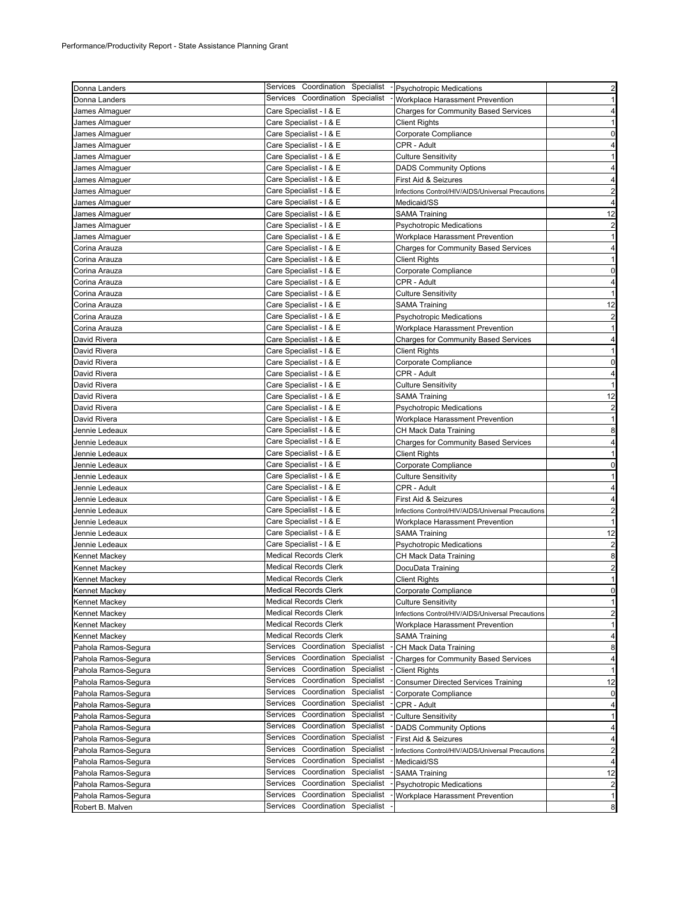Performance/Productivity Report - State Assistance Planning Grant

| | | | |
|---|---|---|---|
| Donna Landers | Services Coordination Specialist - | Psychotropic Medications | 2 |
| Donna Landers | Services Coordination Specialist - | Workplace Harassment Prevention | 1 |
| James Almaguer | Care Specialist - I & E | Charges for Community Based Services | 4 |
| James Almaguer | Care Specialist - I & E | Client Rights | 1 |
| James Almaguer | Care Specialist - I & E | Corporate Compliance | 0 |
| James Almaguer | Care Specialist - I & E | CPR - Adult | 4 |
| James Almaguer | Care Specialist - I & E | Culture Sensitivity | 1 |
| James Almaguer | Care Specialist - I & E | DADS Community Options | 4 |
| James Almaguer | Care Specialist - I & E | First Aid & Seizures | 4 |
| James Almaguer | Care Specialist - I & E | Infections Control/HIV/AIDS/Universal Precautions | 2 |
| James Almaguer | Care Specialist - I & E | Medicaid/SS | 4 |
| James Almaguer | Care Specialist - I & E | SAMA Training | 12 |
| James Almaguer | Care Specialist - I & E | Psychotropic Medications | 2 |
| James Almaguer | Care Specialist - I & E | Workplace Harassment Prevention | 1 |
| Corina Arauza | Care Specialist - I & E | Charges for Community Based Services | 4 |
| Corina Arauza | Care Specialist - I & E | Client Rights | 1 |
| Corina Arauza | Care Specialist - I & E | Corporate Compliance | 0 |
| Corina Arauza | Care Specialist - I & E | CPR - Adult | 4 |
| Corina Arauza | Care Specialist - I & E | Culture Sensitivity | 1 |
| Corina Arauza | Care Specialist - I & E | SAMA Training | 12 |
| Corina Arauza | Care Specialist - I & E | Psychotropic Medications | 2 |
| Corina Arauza | Care Specialist - I & E | Workplace Harassment Prevention | 1 |
| David Rivera | Care Specialist - I & E | Charges for Community Based Services | 4 |
| David Rivera | Care Specialist - I & E | Client Rights | 1 |
| David Rivera | Care Specialist - I & E | Corporate Compliance | 0 |
| David Rivera | Care Specialist - I & E | CPR - Adult | 4 |
| David Rivera | Care Specialist - I & E | Culture Sensitivity | 1 |
| David Rivera | Care Specialist - I & E | SAMA Training | 12 |
| David Rivera | Care Specialist - I & E | Psychotropic Medications | 2 |
| David Rivera | Care Specialist - I & E | Workplace Harassment Prevention | 1 |
| Jennie Ledeaux | Care Specialist - I & E | CH Mack Data Training | 8 |
| Jennie Ledeaux | Care Specialist - I & E | Charges for Community Based Services | 4 |
| Jennie Ledeaux | Care Specialist - I & E | Client Rights | 1 |
| Jennie Ledeaux | Care Specialist - I & E | Corporate Compliance | 0 |
| Jennie Ledeaux | Care Specialist - I & E | Culture Sensitivity | 1 |
| Jennie Ledeaux | Care Specialist - I & E | CPR - Adult | 4 |
| Jennie Ledeaux | Care Specialist - I & E | First Aid & Seizures | 4 |
| Jennie Ledeaux | Care Specialist - I & E | Infections Control/HIV/AIDS/Universal Precautions | 2 |
| Jennie Ledeaux | Care Specialist - I & E | Workplace Harassment Prevention | 1 |
| Jennie Ledeaux | Care Specialist - I & E | SAMA Training | 12 |
| Jennie Ledeaux | Care Specialist - I & E | Psychotropic Medications | 2 |
| Kennet Mackey | Medical Records Clerk | CH Mack Data Training | 8 |
| Kennet Mackey | Medical Records Clerk | DocuData Training | 2 |
| Kennet Mackey | Medical Records Clerk | Client Rights | 1 |
| Kennet Mackey | Medical Records Clerk | Corporate Compliance | 0 |
| Kennet Mackey | Medical Records Clerk | Culture Sensitivity | 1 |
| Kennet Mackey | Medical Records Clerk | Infections Control/HIV/AIDS/Universal Precautions | 2 |
| Kennet Mackey | Medical Records Clerk | Workplace Harassment Prevention | 1 |
| Kennet Mackey | Medical Records Clerk | SAMA Training | 4 |
| Pahola Ramos-Segura | Services Coordination Specialist - | CH Mack Data Training | 8 |
| Pahola Ramos-Segura | Services Coordination Specialist - | Charges for Community Based Services | 4 |
| Pahola Ramos-Segura | Services Coordination Specialist - | Client Rights | 1 |
| Pahola Ramos-Segura | Services Coordination Specialist - | Consumer Directed Services Training | 12 |
| Pahola Ramos-Segura | Services Coordination Specialist - | Corporate Compliance | 0 |
| Pahola Ramos-Segura | Services Coordination Specialist - | CPR - Adult | 4 |
| Pahola Ramos-Segura | Services Coordination Specialist - | Culture Sensitivity | 1 |
| Pahola Ramos-Segura | Services Coordination Specialist - | DADS Community Options | 4 |
| Pahola Ramos-Segura | Services Coordination Specialist - | First Aid & Seizures | 4 |
| Pahola Ramos-Segura | Services Coordination Specialist - | Infections Control/HIV/AIDS/Universal Precautions | 2 |
| Pahola Ramos-Segura | Services Coordination Specialist - | Medicaid/SS | 4 |
| Pahola Ramos-Segura | Services Coordination Specialist - | SAMA Training | 12 |
| Pahola Ramos-Segura | Services Coordination Specialist - | Psychotropic Medications | 2 |
| Pahola Ramos-Segura | Services Coordination Specialist - | Workplace Harassment Prevention | 1 |
| Robert B. Malven | Services Coordination Specialist - | | 8 |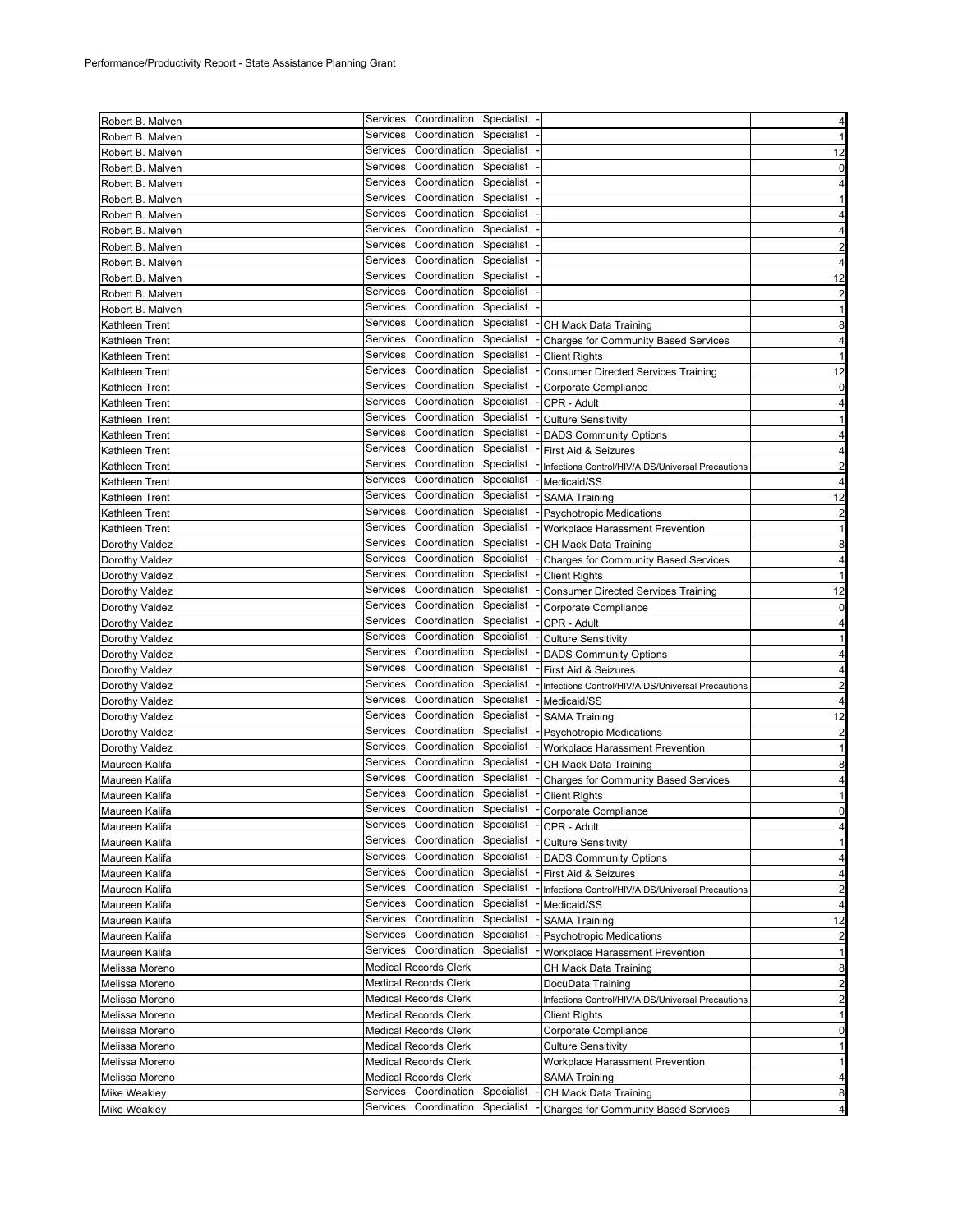Performance/Productivity Report - State Assistance Planning Grant

| | | | |
|---|---|---|---|
| Robert B. Malven | Services Coordination Specialist - | | 4 |
| Robert B. Malven | Services Coordination Specialist - | | 1 |
| Robert B. Malven | Services Coordination Specialist - | | 12 |
| Robert B. Malven | Services Coordination Specialist - | | 0 |
| Robert B. Malven | Services Coordination Specialist - | | 4 |
| Robert B. Malven | Services Coordination Specialist - | | 1 |
| Robert B. Malven | Services Coordination Specialist - | | 4 |
| Robert B. Malven | Services Coordination Specialist - | | 4 |
| Robert B. Malven | Services Coordination Specialist - | | 2 |
| Robert B. Malven | Services Coordination Specialist - | | 4 |
| Robert B. Malven | Services Coordination Specialist - | | 12 |
| Robert B. Malven | Services Coordination Specialist - | | 2 |
| Robert B. Malven | Services Coordination Specialist - | | 1 |
| Kathleen Trent | Services Coordination Specialist - | CH Mack Data Training | 8 |
| Kathleen Trent | Services Coordination Specialist - | Charges for Community Based Services | 4 |
| Kathleen Trent | Services Coordination Specialist - | Client Rights | 1 |
| Kathleen Trent | Services Coordination Specialist - | Consumer Directed Services Training | 12 |
| Kathleen Trent | Services Coordination Specialist - | Corporate Compliance | 0 |
| Kathleen Trent | Services Coordination Specialist - | CPR - Adult | 4 |
| Kathleen Trent | Services Coordination Specialist - | Culture Sensitivity | 1 |
| Kathleen Trent | Services Coordination Specialist - | DADS Community Options | 4 |
| Kathleen Trent | Services Coordination Specialist - | First Aid & Seizures | 4 |
| Kathleen Trent | Services Coordination Specialist - | Infections Control/HIV/AIDS/Universal Precautions | 2 |
| Kathleen Trent | Services Coordination Specialist - | Medicaid/SS | 4 |
| Kathleen Trent | Services Coordination Specialist - | SAMA Training | 12 |
| Kathleen Trent | Services Coordination Specialist - | Psychotropic Medications | 2 |
| Kathleen Trent | Services Coordination Specialist - | Workplace Harassment Prevention | 1 |
| Dorothy Valdez | Services Coordination Specialist - | CH Mack Data Training | 8 |
| Dorothy Valdez | Services Coordination Specialist - | Charges for Community Based Services | 4 |
| Dorothy Valdez | Services Coordination Specialist - | Client Rights | 1 |
| Dorothy Valdez | Services Coordination Specialist - | Consumer Directed Services Training | 12 |
| Dorothy Valdez | Services Coordination Specialist - | Corporate Compliance | 0 |
| Dorothy Valdez | Services Coordination Specialist - | CPR - Adult | 4 |
| Dorothy Valdez | Services Coordination Specialist - | Culture Sensitivity | 1 |
| Dorothy Valdez | Services Coordination Specialist - | DADS Community Options | 4 |
| Dorothy Valdez | Services Coordination Specialist - | First Aid & Seizures | 4 |
| Dorothy Valdez | Services Coordination Specialist - | Infections Control/HIV/AIDS/Universal Precautions | 2 |
| Dorothy Valdez | Services Coordination Specialist - | Medicaid/SS | 4 |
| Dorothy Valdez | Services Coordination Specialist - | SAMA Training | 12 |
| Dorothy Valdez | Services Coordination Specialist - | Psychotropic Medications | 2 |
| Dorothy Valdez | Services Coordination Specialist - | Workplace Harassment Prevention | 1 |
| Maureen Kalifa | Services Coordination Specialist - | CH Mack Data Training | 8 |
| Maureen Kalifa | Services Coordination Specialist - | Charges for Community Based Services | 4 |
| Maureen Kalifa | Services Coordination Specialist - | Client Rights | 1 |
| Maureen Kalifa | Services Coordination Specialist - | Corporate Compliance | 0 |
| Maureen Kalifa | Services Coordination Specialist - | CPR - Adult | 4 |
| Maureen Kalifa | Services Coordination Specialist - | Culture Sensitivity | 1 |
| Maureen Kalifa | Services Coordination Specialist - | DADS Community Options | 4 |
| Maureen Kalifa | Services Coordination Specialist - | First Aid & Seizures | 4 |
| Maureen Kalifa | Services Coordination Specialist - | Infections Control/HIV/AIDS/Universal Precautions | 2 |
| Maureen Kalifa | Services Coordination Specialist - | Medicaid/SS | 4 |
| Maureen Kalifa | Services Coordination Specialist - | SAMA Training | 12 |
| Maureen Kalifa | Services Coordination Specialist - | Psychotropic Medications | 2 |
| Maureen Kalifa | Services Coordination Specialist - | Workplace Harassment Prevention | 1 |
| Melissa Moreno | Medical Records Clerk | CH Mack Data Training | 8 |
| Melissa Moreno | Medical Records Clerk | DocuData Training | 2 |
| Melissa Moreno | Medical Records Clerk | Infections Control/HIV/AIDS/Universal Precautions | 2 |
| Melissa Moreno | Medical Records Clerk | Client Rights | 1 |
| Melissa Moreno | Medical Records Clerk | Corporate Compliance | 0 |
| Melissa Moreno | Medical Records Clerk | Culture Sensitivity | 1 |
| Melissa Moreno | Medical Records Clerk | Workplace Harassment Prevention | 1 |
| Melissa Moreno | Medical Records Clerk | SAMA Training | 4 |
| Mike Weakley | Services Coordination Specialist - | CH Mack Data Training | 8 |
| Mike Weakley | Services Coordination Specialist - | Charges for Community Based Services | 4 |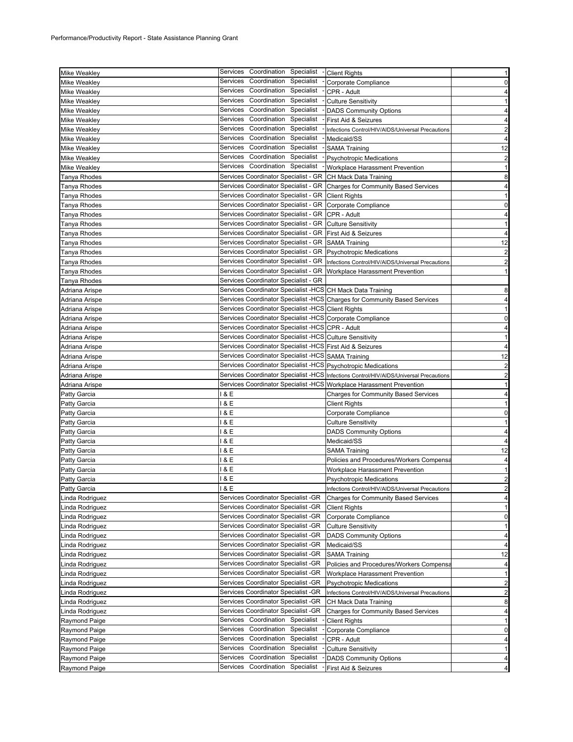Performance/Productivity Report - State Assistance Planning Grant

| | | | |
|---|---|---|---|
| Mike Weakley | Services Coordination Specialist - | Client Rights | 1 |
| Mike Weakley | Services Coordination Specialist - | Corporate Compliance | 0 |
| Mike Weakley | Services Coordination Specialist - | CPR - Adult | 4 |
| Mike Weakley | Services Coordination Specialist - | Culture Sensitivity | 1 |
| Mike Weakley | Services Coordination Specialist - | DADS Community Options | 4 |
| Mike Weakley | Services Coordination Specialist - | First Aid & Seizures | 4 |
| Mike Weakley | Services Coordination Specialist - | Infections Control/HIV/AIDS/Universal Precautions | 2 |
| Mike Weakley | Services Coordination Specialist - | Medicaid/SS | 4 |
| Mike Weakley | Services Coordination Specialist - | SAMA Training | 12 |
| Mike Weakley | Services Coordination Specialist - | Psychotropic Medications | 2 |
| Mike Weakley | Services Coordination Specialist - | Workplace Harassment Prevention | 1 |
| Tanya Rhodes | Services Coordinator Specialist - GR | CH Mack Data Training | 8 |
| Tanya Rhodes | Services Coordinator Specialist - GR | Charges for Community Based Services | 4 |
| Tanya Rhodes | Services Coordinator Specialist - GR | Client Rights | 1 |
| Tanya Rhodes | Services Coordinator Specialist - GR | Corporate Compliance | 0 |
| Tanya Rhodes | Services Coordinator Specialist - GR | CPR - Adult | 4 |
| Tanya Rhodes | Services Coordinator Specialist - GR | Culture Sensitivity | 1 |
| Tanya Rhodes | Services Coordinator Specialist - GR | First Aid & Seizures | 4 |
| Tanya Rhodes | Services Coordinator Specialist - GR | SAMA Training | 12 |
| Tanya Rhodes | Services Coordinator Specialist - GR | Psychotropic Medications | 2 |
| Tanya Rhodes | Services Coordinator Specialist - GR | Infections Control/HIV/AIDS/Universal Precautions | 2 |
| Tanya Rhodes | Services Coordinator Specialist - GR | Workplace Harassment Prevention | 1 |
| Tanya Rhodes | Services Coordinator Specialist - GR | | |
| Adriana Arispe | Services Coordinator Specialist -HCS | CH Mack Data Training | 8 |
| Adriana Arispe | Services Coordinator Specialist -HCS | Charges for Community Based Services | 4 |
| Adriana Arispe | Services Coordinator Specialist -HCS | Client Rights | 1 |
| Adriana Arispe | Services Coordinator Specialist -HCS | Corporate Compliance | 0 |
| Adriana Arispe | Services Coordinator Specialist -HCS | CPR - Adult | 4 |
| Adriana Arispe | Services Coordinator Specialist -HCS | Culture Sensitivity | 1 |
| Adriana Arispe | Services Coordinator Specialist -HCS | First Aid & Seizures | 4 |
| Adriana Arispe | Services Coordinator Specialist -HCS | SAMA Training | 12 |
| Adriana Arispe | Services Coordinator Specialist -HCS | Psychotropic Medications | 2 |
| Adriana Arispe | Services Coordinator Specialist -HCS | Infections Control/HIV/AIDS/Universal Precautions | 2 |
| Adriana Arispe | Services Coordinator Specialist -HCS | Workplace Harassment Prevention | 1 |
| Patty Garcia | I & E | Charges for Community Based Services | 4 |
| Patty Garcia | I & E | Client Rights | 1 |
| Patty Garcia | I & E | Corporate Compliance | 0 |
| Patty Garcia | I & E | Culture Sensitivity | 1 |
| Patty Garcia | I & E | DADS Community Options | 4 |
| Patty Garcia | I & E | Medicaid/SS | 4 |
| Patty Garcia | I & E | SAMA Training | 12 |
| Patty Garcia | I & E | Policies and Procedures/Workers Compensa | 4 |
| Patty Garcia | I & E | Workplace Harassment Prevention | 1 |
| Patty Garcia | I & E | Psychotropic Medications | 2 |
| Patty Garcia | I & E | Infections Control/HIV/AIDS/Universal Precautions | 2 |
| Linda Rodriguez | Services Coordinator Specialist -GR | Charges for Community Based Services | 4 |
| Linda Rodriguez | Services Coordinator Specialist -GR | Client Rights | 1 |
| Linda Rodriguez | Services Coordinator Specialist -GR | Corporate Compliance | 0 |
| Linda Rodriguez | Services Coordinator Specialist -GR | Culture Sensitivity | 1 |
| Linda Rodriguez | Services Coordinator Specialist -GR | DADS Community Options | 4 |
| Linda Rodriguez | Services Coordinator Specialist -GR | Medicaid/SS | 4 |
| Linda Rodriguez | Services Coordinator Specialist -GR | SAMA Training | 12 |
| Linda Rodriguez | Services Coordinator Specialist -GR | Policies and Procedures/Workers Compensa | 4 |
| Linda Rodriguez | Services Coordinator Specialist -GR | Workplace Harassment Prevention | 1 |
| Linda Rodriguez | Services Coordinator Specialist -GR | Psychotropic Medications | 2 |
| Linda Rodriguez | Services Coordinator Specialist -GR | Infections Control/HIV/AIDS/Universal Precautions | 2 |
| Linda Rodriguez | Services Coordinator Specialist -GR | CH Mack Data Training | 8 |
| Linda Rodriguez | Services Coordinator Specialist -GR | Charges for Community Based Services | 4 |
| Raymond Paige | Services Coordination Specialist - | Client Rights | 1 |
| Raymond Paige | Services Coordination Specialist - | Corporate Compliance | 0 |
| Raymond Paige | Services Coordination Specialist - | CPR - Adult | 4 |
| Raymond Paige | Services Coordination Specialist - | Culture Sensitivity | 1 |
| Raymond Paige | Services Coordination Specialist - | DADS Community Options | 4 |
| Raymond Paige | Services Coordination Specialist - | First Aid & Seizures | 4 |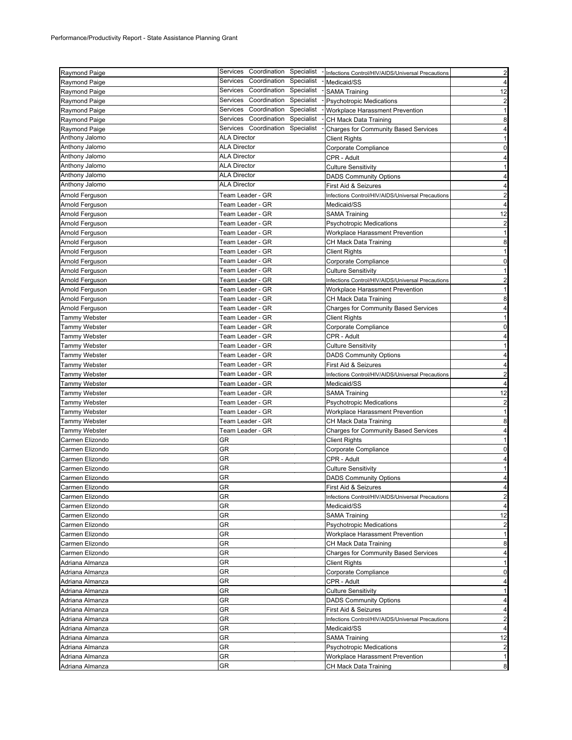Performance/Productivity Report - State Assistance Planning Grant

| | | | |
|---|---|---|---|
| Raymond Paige | Services Coordination Specialist - | Infections Control/HIV/AIDS/Universal Precautions | 2 |
| Raymond Paige | Services Coordination Specialist - | Medicaid/SS | 4 |
| Raymond Paige | Services Coordination Specialist - | SAMA Training | 12 |
| Raymond Paige | Services Coordination Specialist - | Psychotropic Medications | 2 |
| Raymond Paige | Services Coordination Specialist - | Workplace Harassment Prevention | 1 |
| Raymond Paige | Services Coordination Specialist - | CH Mack Data Training | 8 |
| Raymond Paige | Services Coordination Specialist - | Charges for Community Based Services | 4 |
| Anthony Jalomo | ALA Director | Client Rights | 1 |
| Anthony Jalomo | ALA Director | Corporate Compliance | 0 |
| Anthony Jalomo | ALA Director | CPR - Adult | 4 |
| Anthony Jalomo | ALA Director | Culture Sensitivity | 1 |
| Anthony Jalomo | ALA Director | DADS Community Options | 4 |
| Anthony Jalomo | ALA Director | First Aid & Seizures | 4 |
| Arnold Ferguson | Team Leader - GR | Infections Control/HIV/AIDS/Universal Precautions | 2 |
| Arnold Ferguson | Team Leader - GR | Medicaid/SS | 4 |
| Arnold Ferguson | Team Leader - GR | SAMA Training | 12 |
| Arnold Ferguson | Team Leader - GR | Psychotropic Medications | 2 |
| Arnold Ferguson | Team Leader - GR | Workplace Harassment Prevention | 1 |
| Arnold Ferguson | Team Leader - GR | CH Mack Data Training | 8 |
| Arnold Ferguson | Team Leader - GR | Client Rights | 1 |
| Arnold Ferguson | Team Leader - GR | Corporate Compliance | 0 |
| Arnold Ferguson | Team Leader - GR | Culture Sensitivity | 1 |
| Arnold Ferguson | Team Leader - GR | Infections Control/HIV/AIDS/Universal Precautions | 2 |
| Arnold Ferguson | Team Leader - GR | Workplace Harassment Prevention | 1 |
| Arnold Ferguson | Team Leader - GR | CH Mack Data Training | 8 |
| Arnold Ferguson | Team Leader - GR | Charges for Community Based Services | 4 |
| Tammy Webster | Team Leader - GR | Client Rights | 1 |
| Tammy Webster | Team Leader - GR | Corporate Compliance | 0 |
| Tammy Webster | Team Leader - GR | CPR - Adult | 4 |
| Tammy Webster | Team Leader - GR | Culture Sensitivity | 1 |
| Tammy Webster | Team Leader - GR | DADS Community Options | 4 |
| Tammy Webster | Team Leader - GR | First Aid & Seizures | 4 |
| Tammy Webster | Team Leader - GR | Infections Control/HIV/AIDS/Universal Precautions | 2 |
| Tammy Webster | Team Leader - GR | Medicaid/SS | 4 |
| Tammy Webster | Team Leader - GR | SAMA Training | 12 |
| Tammy Webster | Team Leader - GR | Psychotropic Medications | 2 |
| Tammy Webster | Team Leader - GR | Workplace Harassment Prevention | 1 |
| Tammy Webster | Team Leader - GR | CH Mack Data Training | 8 |
| Tammy Webster | Team Leader - GR | Charges for Community Based Services | 4 |
| Carmen Elizondo | GR | Client Rights | 1 |
| Carmen Elizondo | GR | Corporate Compliance | 0 |
| Carmen Elizondo | GR | CPR - Adult | 4 |
| Carmen Elizondo | GR | Culture Sensitivity | 1 |
| Carmen Elizondo | GR | DADS Community Options | 4 |
| Carmen Elizondo | GR | First Aid & Seizures | 4 |
| Carmen Elizondo | GR | Infections Control/HIV/AIDS/Universal Precautions | 2 |
| Carmen Elizondo | GR | Medicaid/SS | 4 |
| Carmen Elizondo | GR | SAMA Training | 12 |
| Carmen Elizondo | GR | Psychotropic Medications | 2 |
| Carmen Elizondo | GR | Workplace Harassment Prevention | 1 |
| Carmen Elizondo | GR | CH Mack Data Training | 8 |
| Carmen Elizondo | GR | Charges for Community Based Services | 4 |
| Adriana Almanza | GR | Client Rights | 1 |
| Adriana Almanza | GR | Corporate Compliance | 0 |
| Adriana Almanza | GR | CPR - Adult | 4 |
| Adriana Almanza | GR | Culture Sensitivity | 1 |
| Adriana Almanza | GR | DADS Community Options | 4 |
| Adriana Almanza | GR | First Aid & Seizures | 4 |
| Adriana Almanza | GR | Infections Control/HIV/AIDS/Universal Precautions | 2 |
| Adriana Almanza | GR | Medicaid/SS | 4 |
| Adriana Almanza | GR | SAMA Training | 12 |
| Adriana Almanza | GR | Psychotropic Medications | 2 |
| Adriana Almanza | GR | Workplace Harassment Prevention | 1 |
| Adriana Almanza | GR | CH Mack Data Training | 8 |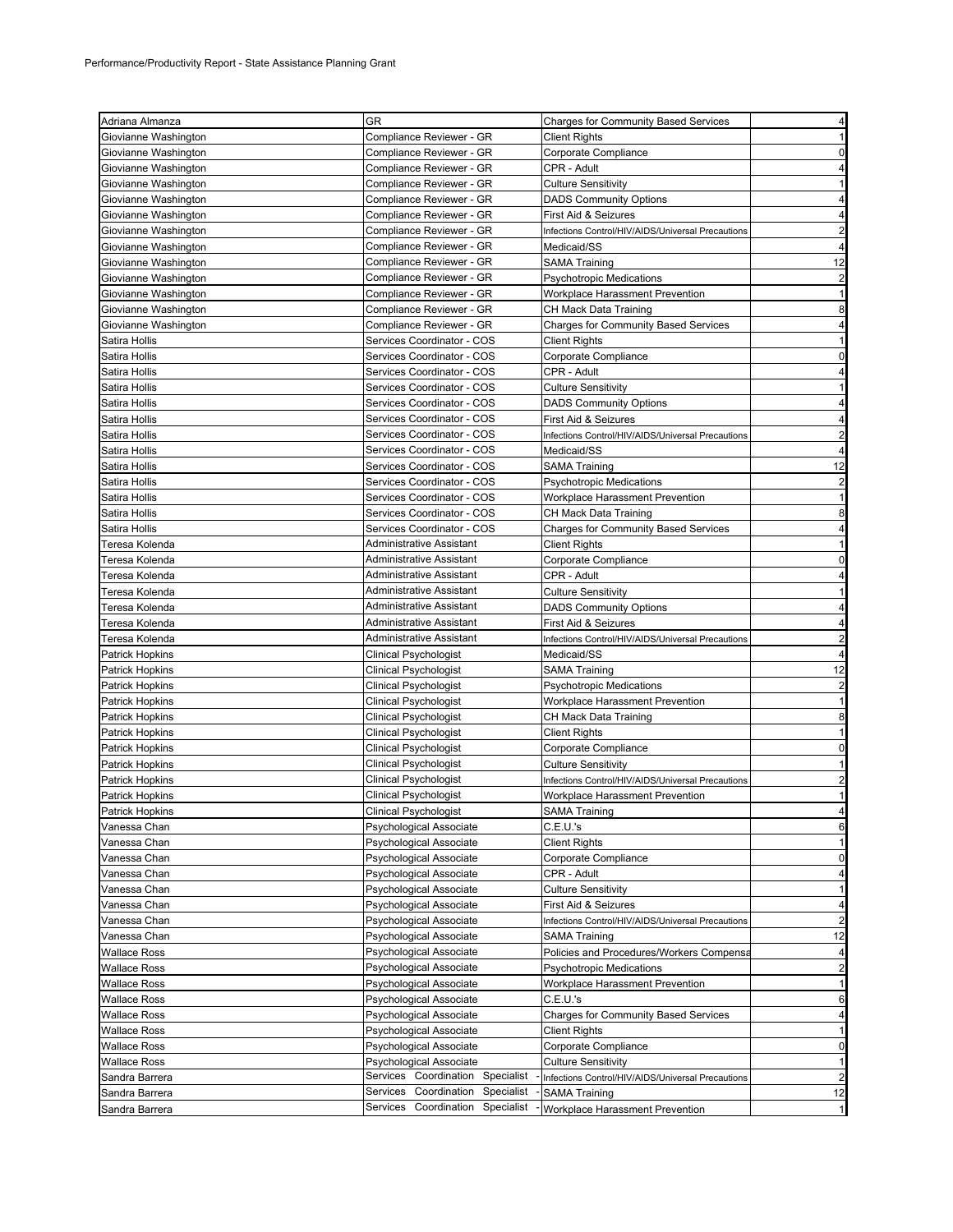Performance/Productivity Report - State Assistance Planning Grant

| | | | |
|---|---|---|---|
| Adriana Almanza | GR | Charges for Community Based Services | 4 |
| Giovianne Washington | Compliance Reviewer - GR | Client Rights | 1 |
| Giovianne Washington | Compliance Reviewer - GR | Corporate Compliance | 0 |
| Giovianne Washington | Compliance Reviewer - GR | CPR - Adult | 4 |
| Giovianne Washington | Compliance Reviewer - GR | Culture Sensitivity | 1 |
| Giovianne Washington | Compliance Reviewer - GR | DADS Community Options | 4 |
| Giovianne Washington | Compliance Reviewer - GR | First Aid & Seizures | 4 |
| Giovianne Washington | Compliance Reviewer - GR | Infections Control/HIV/AIDS/Universal Precautions | 2 |
| Giovianne Washington | Compliance Reviewer - GR | Medicaid/SS | 4 |
| Giovianne Washington | Compliance Reviewer - GR | SAMA Training | 12 |
| Giovianne Washington | Compliance Reviewer - GR | Psychotropic Medications | 2 |
| Giovianne Washington | Compliance Reviewer - GR | Workplace Harassment Prevention | 1 |
| Giovianne Washington | Compliance Reviewer - GR | CH Mack Data Training | 8 |
| Giovianne Washington | Compliance Reviewer - GR | Charges for Community Based Services | 4 |
| Satira Hollis | Services Coordinator - COS | Client Rights | 1 |
| Satira Hollis | Services Coordinator - COS | Corporate Compliance | 0 |
| Satira Hollis | Services Coordinator - COS | CPR - Adult | 4 |
| Satira Hollis | Services Coordinator - COS | Culture Sensitivity | 1 |
| Satira Hollis | Services Coordinator - COS | DADS Community Options | 4 |
| Satira Hollis | Services Coordinator - COS | First Aid & Seizures | 4 |
| Satira Hollis | Services Coordinator - COS | Infections Control/HIV/AIDS/Universal Precautions | 2 |
| Satira Hollis | Services Coordinator - COS | Medicaid/SS | 4 |
| Satira Hollis | Services Coordinator - COS | SAMA Training | 12 |
| Satira Hollis | Services Coordinator - COS | Psychotropic Medications | 2 |
| Satira Hollis | Services Coordinator - COS | Workplace Harassment Prevention | 1 |
| Satira Hollis | Services Coordinator - COS | CH Mack Data Training | 8 |
| Satira Hollis | Services Coordinator - COS | Charges for Community Based Services | 4 |
| Teresa Kolenda | Administrative Assistant | Client Rights | 1 |
| Teresa Kolenda | Administrative Assistant | Corporate Compliance | 0 |
| Teresa Kolenda | Administrative Assistant | CPR - Adult | 4 |
| Teresa Kolenda | Administrative Assistant | Culture Sensitivity | 1 |
| Teresa Kolenda | Administrative Assistant | DADS Community Options | 4 |
| Teresa Kolenda | Administrative Assistant | First Aid & Seizures | 4 |
| Teresa Kolenda | Administrative Assistant | Infections Control/HIV/AIDS/Universal Precautions | 2 |
| Patrick Hopkins | Clinical Psychologist | Medicaid/SS | 4 |
| Patrick Hopkins | Clinical Psychologist | SAMA Training | 12 |
| Patrick Hopkins | Clinical Psychologist | Psychotropic Medications | 2 |
| Patrick Hopkins | Clinical Psychologist | Workplace Harassment Prevention | 1 |
| Patrick Hopkins | Clinical Psychologist | CH Mack Data Training | 8 |
| Patrick Hopkins | Clinical Psychologist | Client Rights | 1 |
| Patrick Hopkins | Clinical Psychologist | Corporate Compliance | 0 |
| Patrick Hopkins | Clinical Psychologist | Culture Sensitivity | 1 |
| Patrick Hopkins | Clinical Psychologist | Infections Control/HIV/AIDS/Universal Precautions | 2 |
| Patrick Hopkins | Clinical Psychologist | Workplace Harassment Prevention | 1 |
| Patrick Hopkins | Clinical Psychologist | SAMA Training | 4 |
| Vanessa Chan | Psychological Associate | C.E.U.'s | 6 |
| Vanessa Chan | Psychological Associate | Client Rights | 1 |
| Vanessa Chan | Psychological Associate | Corporate Compliance | 0 |
| Vanessa Chan | Psychological Associate | CPR - Adult | 4 |
| Vanessa Chan | Psychological Associate | Culture Sensitivity | 1 |
| Vanessa Chan | Psychological Associate | First Aid & Seizures | 4 |
| Vanessa Chan | Psychological Associate | Infections Control/HIV/AIDS/Universal Precautions | 2 |
| Vanessa Chan | Psychological Associate | SAMA Training | 12 |
| Wallace Ross | Psychological Associate | Policies and Procedures/Workers Compensa | 4 |
| Wallace Ross | Psychological Associate | Psychotropic Medications | 2 |
| Wallace Ross | Psychological Associate | Workplace Harassment Prevention | 1 |
| Wallace Ross | Psychological Associate | C.E.U.'s | 6 |
| Wallace Ross | Psychological Associate | Charges for Community Based Services | 4 |
| Wallace Ross | Psychological Associate | Client Rights | 1 |
| Wallace Ross | Psychological Associate | Corporate Compliance | 0 |
| Wallace Ross | Psychological Associate | Culture Sensitivity | 1 |
| Sandra Barrera | Services Coordination Specialist - | Infections Control/HIV/AIDS/Universal Precautions | 2 |
| Sandra Barrera | Services Coordination Specialist - | SAMA Training | 12 |
| Sandra Barrera | Services Coordination Specialist - | Workplace Harassment Prevention | 1 |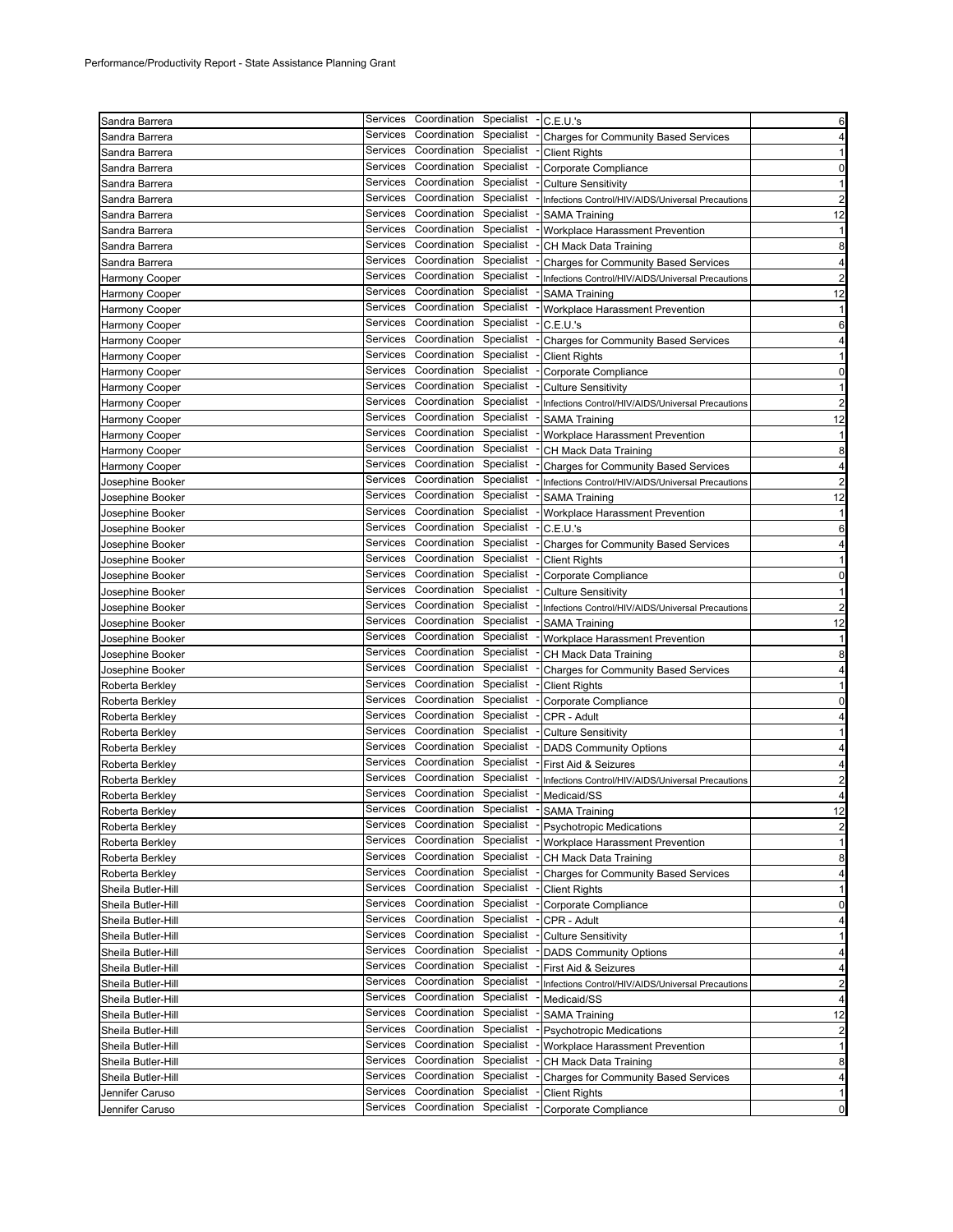Performance/Productivity Report - State Assistance Planning Grant

| | | | |
|---|---|---|---|
| Sandra Barrera | Services Coordination Specialist - | C.E.U.'s | 6 |
| Sandra Barrera | Services Coordination Specialist - | Charges for Community Based Services | 4 |
| Sandra Barrera | Services Coordination Specialist - | Client Rights | 1 |
| Sandra Barrera | Services Coordination Specialist - | Corporate Compliance | 0 |
| Sandra Barrera | Services Coordination Specialist - | Culture Sensitivity | 1 |
| Sandra Barrera | Services Coordination Specialist - | Infections Control/HIV/AIDS/Universal Precautions | 2 |
| Sandra Barrera | Services Coordination Specialist - | SAMA Training | 12 |
| Sandra Barrera | Services Coordination Specialist - | Workplace Harassment Prevention | 1 |
| Sandra Barrera | Services Coordination Specialist - | CH Mack Data Training | 8 |
| Sandra Barrera | Services Coordination Specialist - | Charges for Community Based Services | 4 |
| Harmony Cooper | Services Coordination Specialist - | Infections Control/HIV/AIDS/Universal Precautions | 2 |
| Harmony Cooper | Services Coordination Specialist - | SAMA Training | 12 |
| Harmony Cooper | Services Coordination Specialist - | Workplace Harassment Prevention | 1 |
| Harmony Cooper | Services Coordination Specialist - | C.E.U.'s | 6 |
| Harmony Cooper | Services Coordination Specialist - | Charges for Community Based Services | 4 |
| Harmony Cooper | Services Coordination Specialist - | Client Rights | 1 |
| Harmony Cooper | Services Coordination Specialist - | Corporate Compliance | 0 |
| Harmony Cooper | Services Coordination Specialist - | Culture Sensitivity | 1 |
| Harmony Cooper | Services Coordination Specialist - | Infections Control/HIV/AIDS/Universal Precautions | 2 |
| Harmony Cooper | Services Coordination Specialist - | SAMA Training | 12 |
| Harmony Cooper | Services Coordination Specialist - | Workplace Harassment Prevention | 1 |
| Harmony Cooper | Services Coordination Specialist - | CH Mack Data Training | 8 |
| Harmony Cooper | Services Coordination Specialist - | Charges for Community Based Services | 4 |
| Josephine Booker | Services Coordination Specialist - | Infections Control/HIV/AIDS/Universal Precautions | 2 |
| Josephine Booker | Services Coordination Specialist - | SAMA Training | 12 |
| Josephine Booker | Services Coordination Specialist - | Workplace Harassment Prevention | 1 |
| Josephine Booker | Services Coordination Specialist - | C.E.U.'s | 6 |
| Josephine Booker | Services Coordination Specialist - | Charges for Community Based Services | 4 |
| Josephine Booker | Services Coordination Specialist - | Client Rights | 1 |
| Josephine Booker | Services Coordination Specialist - | Corporate Compliance | 0 |
| Josephine Booker | Services Coordination Specialist - | Culture Sensitivity | 1 |
| Josephine Booker | Services Coordination Specialist - | Infections Control/HIV/AIDS/Universal Precautions | 2 |
| Josephine Booker | Services Coordination Specialist - | SAMA Training | 12 |
| Josephine Booker | Services Coordination Specialist - | Workplace Harassment Prevention | 1 |
| Josephine Booker | Services Coordination Specialist - | CH Mack Data Training | 8 |
| Josephine Booker | Services Coordination Specialist - | Charges for Community Based Services | 4 |
| Roberta Berkley | Services Coordination Specialist - | Client Rights | 1 |
| Roberta Berkley | Services Coordination Specialist - | Corporate Compliance | 0 |
| Roberta Berkley | Services Coordination Specialist - | CPR - Adult | 4 |
| Roberta Berkley | Services Coordination Specialist - | Culture Sensitivity | 1 |
| Roberta Berkley | Services Coordination Specialist - | DADS Community Options | 4 |
| Roberta Berkley | Services Coordination Specialist - | First Aid & Seizures | 4 |
| Roberta Berkley | Services Coordination Specialist - | Infections Control/HIV/AIDS/Universal Precautions | 2 |
| Roberta Berkley | Services Coordination Specialist - | Medicaid/SS | 4 |
| Roberta Berkley | Services Coordination Specialist - | SAMA Training | 12 |
| Roberta Berkley | Services Coordination Specialist - | Psychotropic Medications | 2 |
| Roberta Berkley | Services Coordination Specialist - | Workplace Harassment Prevention | 1 |
| Roberta Berkley | Services Coordination Specialist - | CH Mack Data Training | 8 |
| Roberta Berkley | Services Coordination Specialist - | Charges for Community Based Services | 4 |
| Sheila Butler-Hill | Services Coordination Specialist - | Client Rights | 1 |
| Sheila Butler-Hill | Services Coordination Specialist - | Corporate Compliance | 0 |
| Sheila Butler-Hill | Services Coordination Specialist - | CPR - Adult | 4 |
| Sheila Butler-Hill | Services Coordination Specialist - | Culture Sensitivity | 1 |
| Sheila Butler-Hill | Services Coordination Specialist - | DADS Community Options | 4 |
| Sheila Butler-Hill | Services Coordination Specialist - | First Aid & Seizures | 4 |
| Sheila Butler-Hill | Services Coordination Specialist - | Infections Control/HIV/AIDS/Universal Precautions | 2 |
| Sheila Butler-Hill | Services Coordination Specialist - | Medicaid/SS | 4 |
| Sheila Butler-Hill | Services Coordination Specialist - | SAMA Training | 12 |
| Sheila Butler-Hill | Services Coordination Specialist - | Psychotropic Medications | 2 |
| Sheila Butler-Hill | Services Coordination Specialist - | Workplace Harassment Prevention | 1 |
| Sheila Butler-Hill | Services Coordination Specialist - | CH Mack Data Training | 8 |
| Sheila Butler-Hill | Services Coordination Specialist - | Charges for Community Based Services | 4 |
| Jennifer Caruso | Services Coordination Specialist - | Client Rights | 1 |
| Jennifer Caruso | Services Coordination Specialist - | Corporate Compliance | 0 |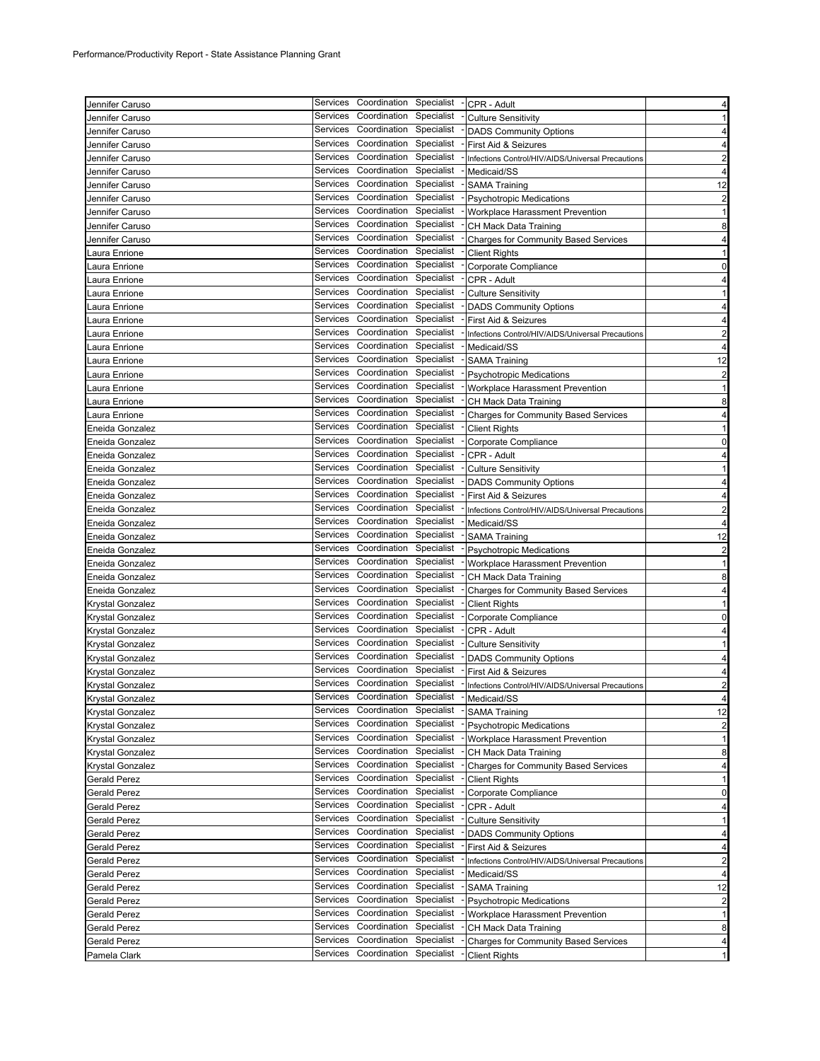| | | | |
|---|---|---|---|
| Jennifer Caruso | Services Coordination Specialist - | CPR - Adult | 4 |
| Jennifer Caruso | Services Coordination Specialist - | Culture Sensitivity | 1 |
| Jennifer Caruso | Services Coordination Specialist - | DADS Community Options | 4 |
| Jennifer Caruso | Services Coordination Specialist - | First Aid & Seizures | 4 |
| Jennifer Caruso | Services Coordination Specialist - | Infections Control/HIV/AIDS/Universal Precautions | 2 |
| Jennifer Caruso | Services Coordination Specialist - | Medicaid/SS | 4 |
| Jennifer Caruso | Services Coordination Specialist - | SAMA Training | 12 |
| Jennifer Caruso | Services Coordination Specialist - | Psychotropic Medications | 2 |
| Jennifer Caruso | Services Coordination Specialist - | Workplace Harassment Prevention | 1 |
| Jennifer Caruso | Services Coordination Specialist - | CH Mack Data Training | 8 |
| Jennifer Caruso | Services Coordination Specialist - | Charges for Community Based Services | 4 |
| Laura Enrione | Services Coordination Specialist - | Client Rights | 1 |
| Laura Enrione | Services Coordination Specialist - | Corporate Compliance | 0 |
| Laura Enrione | Services Coordination Specialist - | CPR - Adult | 4 |
| Laura Enrione | Services Coordination Specialist - | Culture Sensitivity | 1 |
| Laura Enrione | Services Coordination Specialist - | DADS Community Options | 4 |
| Laura Enrione | Services Coordination Specialist - | First Aid & Seizures | 4 |
| Laura Enrione | Services Coordination Specialist - | Infections Control/HIV/AIDS/Universal Precautions | 2 |
| Laura Enrione | Services Coordination Specialist - | Medicaid/SS | 4 |
| Laura Enrione | Services Coordination Specialist - | SAMA Training | 12 |
| Laura Enrione | Services Coordination Specialist - | Psychotropic Medications | 2 |
| Laura Enrione | Services Coordination Specialist - | Workplace Harassment Prevention | 1 |
| Laura Enrione | Services Coordination Specialist - | CH Mack Data Training | 8 |
| Laura Enrione | Services Coordination Specialist - | Charges for Community Based Services | 4 |
| Eneida Gonzalez | Services Coordination Specialist - | Client Rights | 1 |
| Eneida Gonzalez | Services Coordination Specialist - | Corporate Compliance | 0 |
| Eneida Gonzalez | Services Coordination Specialist - | CPR - Adult | 4 |
| Eneida Gonzalez | Services Coordination Specialist - | Culture Sensitivity | 1 |
| Eneida Gonzalez | Services Coordination Specialist - | DADS Community Options | 4 |
| Eneida Gonzalez | Services Coordination Specialist - | First Aid & Seizures | 4 |
| Eneida Gonzalez | Services Coordination Specialist - | Infections Control/HIV/AIDS/Universal Precautions | 2 |
| Eneida Gonzalez | Services Coordination Specialist - | Medicaid/SS | 4 |
| Eneida Gonzalez | Services Coordination Specialist - | SAMA Training | 12 |
| Eneida Gonzalez | Services Coordination Specialist - | Psychotropic Medications | 2 |
| Eneida Gonzalez | Services Coordination Specialist - | Workplace Harassment Prevention | 1 |
| Eneida Gonzalez | Services Coordination Specialist - | CH Mack Data Training | 8 |
| Eneida Gonzalez | Services Coordination Specialist - | Charges for Community Based Services | 4 |
| Krystal Gonzalez | Services Coordination Specialist - | Client Rights | 1 |
| Krystal Gonzalez | Services Coordination Specialist - | Corporate Compliance | 0 |
| Krystal Gonzalez | Services Coordination Specialist - | CPR - Adult | 4 |
| Krystal Gonzalez | Services Coordination Specialist - | Culture Sensitivity | 1 |
| Krystal Gonzalez | Services Coordination Specialist - | DADS Community Options | 4 |
| Krystal Gonzalez | Services Coordination Specialist - | First Aid & Seizures | 4 |
| Krystal Gonzalez | Services Coordination Specialist - | Infections Control/HIV/AIDS/Universal Precautions | 2 |
| Krystal Gonzalez | Services Coordination Specialist - | Medicaid/SS | 4 |
| Krystal Gonzalez | Services Coordination Specialist - | SAMA Training | 12 |
| Krystal Gonzalez | Services Coordination Specialist - | Psychotropic Medications | 2 |
| Krystal Gonzalez | Services Coordination Specialist - | Workplace Harassment Prevention | 1 |
| Krystal Gonzalez | Services Coordination Specialist - | CH Mack Data Training | 8 |
| Krystal Gonzalez | Services Coordination Specialist - | Charges for Community Based Services | 4 |
| Gerald Perez | Services Coordination Specialist - | Client Rights | 1 |
| Gerald Perez | Services Coordination Specialist - | Corporate Compliance | 0 |
| Gerald Perez | Services Coordination Specialist - | CPR - Adult | 4 |
| Gerald Perez | Services Coordination Specialist - | Culture Sensitivity | 1 |
| Gerald Perez | Services Coordination Specialist - | DADS Community Options | 4 |
| Gerald Perez | Services Coordination Specialist - | First Aid & Seizures | 4 |
| Gerald Perez | Services Coordination Specialist - | Infections Control/HIV/AIDS/Universal Precautions | 2 |
| Gerald Perez | Services Coordination Specialist - | Medicaid/SS | 4 |
| Gerald Perez | Services Coordination Specialist - | SAMA Training | 12 |
| Gerald Perez | Services Coordination Specialist - | Psychotropic Medications | 2 |
| Gerald Perez | Services Coordination Specialist - | Workplace Harassment Prevention | 1 |
| Gerald Perez | Services Coordination Specialist - | CH Mack Data Training | 8 |
| Gerald Perez | Services Coordination Specialist - | Charges for Community Based Services | 4 |
| Pamela Clark | Services Coordination Specialist - | Client Rights | 1 |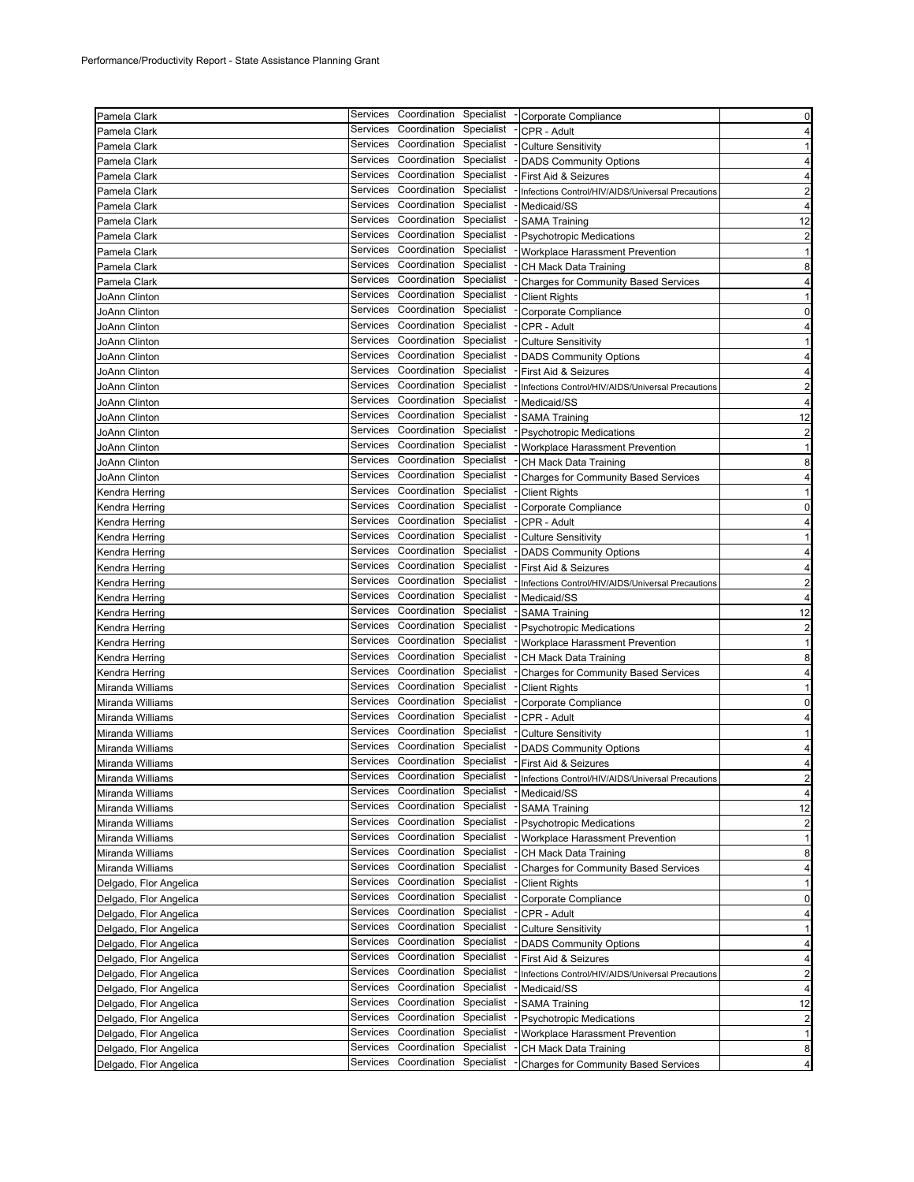Performance/Productivity Report - State Assistance Planning Grant

| | | | |
|---|---|---|---|
| Pamela Clark | Services Coordination Specialist - | Corporate Compliance | 0 |
| Pamela Clark | Services Coordination Specialist - | CPR - Adult | 4 |
| Pamela Clark | Services Coordination Specialist - | Culture Sensitivity | 1 |
| Pamela Clark | Services Coordination Specialist - | DADS Community Options | 4 |
| Pamela Clark | Services Coordination Specialist - | First Aid & Seizures | 4 |
| Pamela Clark | Services Coordination Specialist - | Infections Control/HIV/AIDS/Universal Precautions | 2 |
| Pamela Clark | Services Coordination Specialist - | Medicaid/SS | 4 |
| Pamela Clark | Services Coordination Specialist - | SAMA Training | 12 |
| Pamela Clark | Services Coordination Specialist - | Psychotropic Medications | 2 |
| Pamela Clark | Services Coordination Specialist - | Workplace Harassment Prevention | 1 |
| Pamela Clark | Services Coordination Specialist - | CH Mack Data Training | 8 |
| Pamela Clark | Services Coordination Specialist - | Charges for Community Based Services | 4 |
| JoAnn Clinton | Services Coordination Specialist - | Client Rights | 1 |
| JoAnn Clinton | Services Coordination Specialist - | Corporate Compliance | 0 |
| JoAnn Clinton | Services Coordination Specialist - | CPR - Adult | 4 |
| JoAnn Clinton | Services Coordination Specialist - | Culture Sensitivity | 1 |
| JoAnn Clinton | Services Coordination Specialist - | DADS Community Options | 4 |
| JoAnn Clinton | Services Coordination Specialist - | First Aid & Seizures | 4 |
| JoAnn Clinton | Services Coordination Specialist - | Infections Control/HIV/AIDS/Universal Precautions | 2 |
| JoAnn Clinton | Services Coordination Specialist - | Medicaid/SS | 4 |
| JoAnn Clinton | Services Coordination Specialist - | SAMA Training | 12 |
| JoAnn Clinton | Services Coordination Specialist - | Psychotropic Medications | 2 |
| JoAnn Clinton | Services Coordination Specialist - | Workplace Harassment Prevention | 1 |
| JoAnn Clinton | Services Coordination Specialist - | CH Mack Data Training | 8 |
| JoAnn Clinton | Services Coordination Specialist - | Charges for Community Based Services | 4 |
| Kendra Herring | Services Coordination Specialist - | Client Rights | 1 |
| Kendra Herring | Services Coordination Specialist - | Corporate Compliance | 0 |
| Kendra Herring | Services Coordination Specialist - | CPR - Adult | 4 |
| Kendra Herring | Services Coordination Specialist - | Culture Sensitivity | 1 |
| Kendra Herring | Services Coordination Specialist - | DADS Community Options | 4 |
| Kendra Herring | Services Coordination Specialist - | First Aid & Seizures | 4 |
| Kendra Herring | Services Coordination Specialist - | Infections Control/HIV/AIDS/Universal Precautions | 2 |
| Kendra Herring | Services Coordination Specialist - | Medicaid/SS | 4 |
| Kendra Herring | Services Coordination Specialist - | SAMA Training | 12 |
| Kendra Herring | Services Coordination Specialist - | Psychotropic Medications | 2 |
| Kendra Herring | Services Coordination Specialist - | Workplace Harassment Prevention | 1 |
| Kendra Herring | Services Coordination Specialist - | CH Mack Data Training | 8 |
| Kendra Herring | Services Coordination Specialist - | Charges for Community Based Services | 4 |
| Miranda Williams | Services Coordination Specialist - | Client Rights | 1 |
| Miranda Williams | Services Coordination Specialist - | Corporate Compliance | 0 |
| Miranda Williams | Services Coordination Specialist - | CPR - Adult | 4 |
| Miranda Williams | Services Coordination Specialist - | Culture Sensitivity | 1 |
| Miranda Williams | Services Coordination Specialist - | DADS Community Options | 4 |
| Miranda Williams | Services Coordination Specialist - | First Aid & Seizures | 4 |
| Miranda Williams | Services Coordination Specialist - | Infections Control/HIV/AIDS/Universal Precautions | 2 |
| Miranda Williams | Services Coordination Specialist - | Medicaid/SS | 4 |
| Miranda Williams | Services Coordination Specialist - | SAMA Training | 12 |
| Miranda Williams | Services Coordination Specialist - | Psychotropic Medications | 2 |
| Miranda Williams | Services Coordination Specialist - | Workplace Harassment Prevention | 1 |
| Miranda Williams | Services Coordination Specialist - | CH Mack Data Training | 8 |
| Miranda Williams | Services Coordination Specialist - | Charges for Community Based Services | 4 |
| Delgado, Flor Angelica | Services Coordination Specialist - | Client Rights | 1 |
| Delgado, Flor Angelica | Services Coordination Specialist - | Corporate Compliance | 0 |
| Delgado, Flor Angelica | Services Coordination Specialist - | CPR - Adult | 4 |
| Delgado, Flor Angelica | Services Coordination Specialist - | Culture Sensitivity | 1 |
| Delgado, Flor Angelica | Services Coordination Specialist - | DADS Community Options | 4 |
| Delgado, Flor Angelica | Services Coordination Specialist - | First Aid & Seizures | 4 |
| Delgado, Flor Angelica | Services Coordination Specialist - | Infections Control/HIV/AIDS/Universal Precautions | 2 |
| Delgado, Flor Angelica | Services Coordination Specialist - | Medicaid/SS | 4 |
| Delgado, Flor Angelica | Services Coordination Specialist - | SAMA Training | 12 |
| Delgado, Flor Angelica | Services Coordination Specialist - | Psychotropic Medications | 2 |
| Delgado, Flor Angelica | Services Coordination Specialist - | Workplace Harassment Prevention | 1 |
| Delgado, Flor Angelica | Services Coordination Specialist - | CH Mack Data Training | 8 |
| Delgado, Flor Angelica | Services Coordination Specialist - | Charges for Community Based Services | 4 |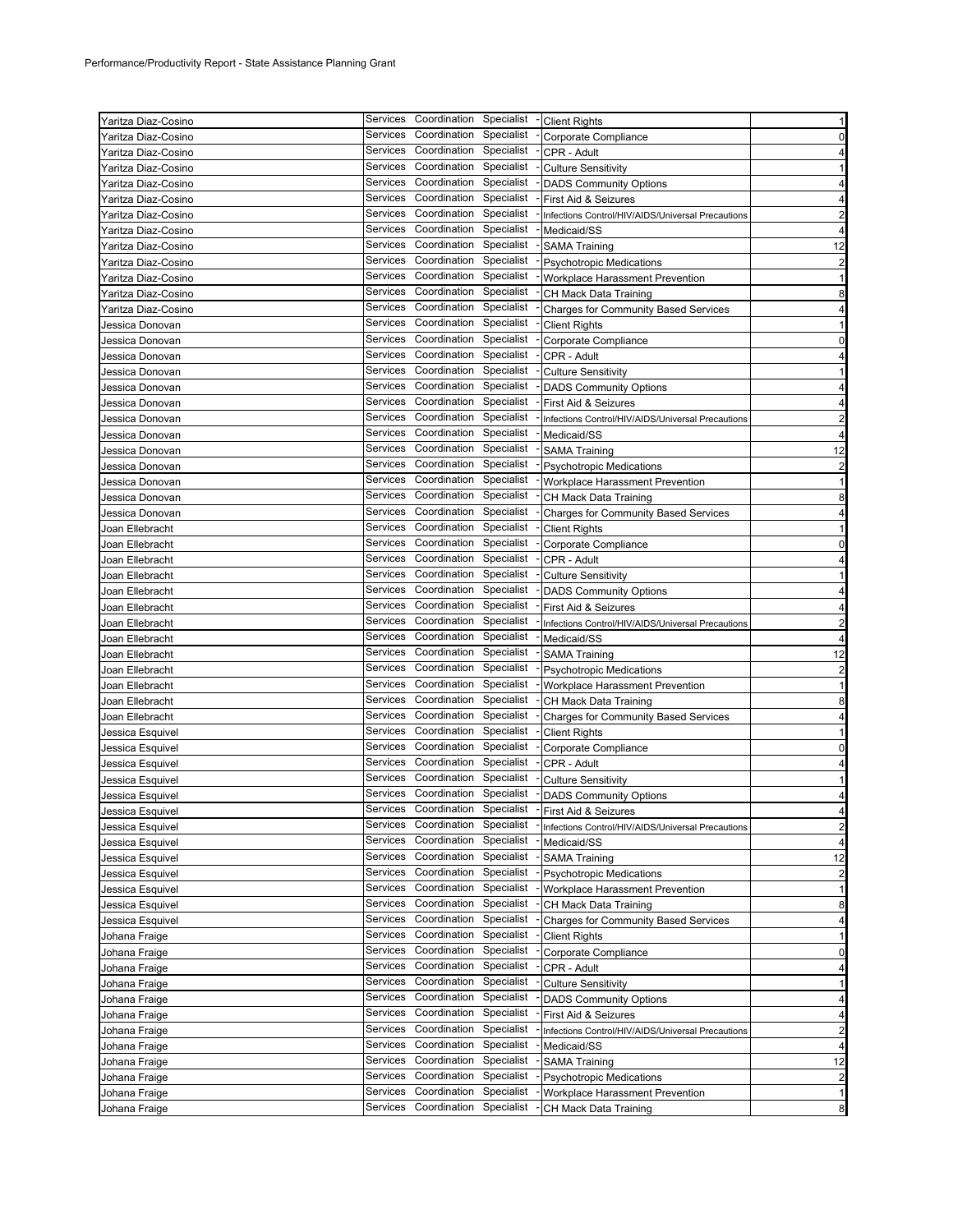Performance/Productivity Report - State Assistance Planning Grant

| | | | |
|---|---|---|---|
| Yaritza Diaz-Cosino | Services Coordination Specialist - | Client Rights | 1 |
| Yaritza Diaz-Cosino | Services Coordination Specialist - | Corporate Compliance | 0 |
| Yaritza Diaz-Cosino | Services Coordination Specialist - | CPR - Adult | 4 |
| Yaritza Diaz-Cosino | Services Coordination Specialist - | Culture Sensitivity | 1 |
| Yaritza Diaz-Cosino | Services Coordination Specialist - | DADS Community Options | 4 |
| Yaritza Diaz-Cosino | Services Coordination Specialist - | First Aid & Seizures | 4 |
| Yaritza Diaz-Cosino | Services Coordination Specialist - | Infections Control/HIV/AIDS/Universal Precautions | 2 |
| Yaritza Diaz-Cosino | Services Coordination Specialist - | Medicaid/SS | 4 |
| Yaritza Diaz-Cosino | Services Coordination Specialist - | SAMA Training | 12 |
| Yaritza Diaz-Cosino | Services Coordination Specialist - | Psychotropic Medications | 2 |
| Yaritza Diaz-Cosino | Services Coordination Specialist - | Workplace Harassment Prevention | 1 |
| Yaritza Diaz-Cosino | Services Coordination Specialist - | CH Mack Data Training | 8 |
| Yaritza Diaz-Cosino | Services Coordination Specialist - | Charges for Community Based Services | 4 |
| Jessica Donovan | Services Coordination Specialist - | Client Rights | 1 |
| Jessica Donovan | Services Coordination Specialist - | Corporate Compliance | 0 |
| Jessica Donovan | Services Coordination Specialist - | CPR - Adult | 4 |
| Jessica Donovan | Services Coordination Specialist - | Culture Sensitivity | 1 |
| Jessica Donovan | Services Coordination Specialist - | DADS Community Options | 4 |
| Jessica Donovan | Services Coordination Specialist - | First Aid & Seizures | 4 |
| Jessica Donovan | Services Coordination Specialist - | Infections Control/HIV/AIDS/Universal Precautions | 2 |
| Jessica Donovan | Services Coordination Specialist - | Medicaid/SS | 4 |
| Jessica Donovan | Services Coordination Specialist - | SAMA Training | 12 |
| Jessica Donovan | Services Coordination Specialist - | Psychotropic Medications | 2 |
| Jessica Donovan | Services Coordination Specialist - | Workplace Harassment Prevention | 1 |
| Jessica Donovan | Services Coordination Specialist - | CH Mack Data Training | 8 |
| Jessica Donovan | Services Coordination Specialist - | Charges for Community Based Services | 4 |
| Joan Ellebracht | Services Coordination Specialist - | Client Rights | 1 |
| Joan Ellebracht | Services Coordination Specialist - | Corporate Compliance | 0 |
| Joan Ellebracht | Services Coordination Specialist - | CPR - Adult | 4 |
| Joan Ellebracht | Services Coordination Specialist - | Culture Sensitivity | 1 |
| Joan Ellebracht | Services Coordination Specialist - | DADS Community Options | 4 |
| Joan Ellebracht | Services Coordination Specialist - | First Aid & Seizures | 4 |
| Joan Ellebracht | Services Coordination Specialist - | Infections Control/HIV/AIDS/Universal Precautions | 2 |
| Joan Ellebracht | Services Coordination Specialist - | Medicaid/SS | 4 |
| Joan Ellebracht | Services Coordination Specialist - | SAMA Training | 12 |
| Joan Ellebracht | Services Coordination Specialist - | Psychotropic Medications | 2 |
| Joan Ellebracht | Services Coordination Specialist - | Workplace Harassment Prevention | 1 |
| Joan Ellebracht | Services Coordination Specialist - | CH Mack Data Training | 8 |
| Joan Ellebracht | Services Coordination Specialist - | Charges for Community Based Services | 4 |
| Jessica Esquivel | Services Coordination Specialist - | Client Rights | 1 |
| Jessica Esquivel | Services Coordination Specialist - | Corporate Compliance | 0 |
| Jessica Esquivel | Services Coordination Specialist - | CPR - Adult | 4 |
| Jessica Esquivel | Services Coordination Specialist - | Culture Sensitivity | 1 |
| Jessica Esquivel | Services Coordination Specialist - | DADS Community Options | 4 |
| Jessica Esquivel | Services Coordination Specialist - | First Aid & Seizures | 4 |
| Jessica Esquivel | Services Coordination Specialist - | Infections Control/HIV/AIDS/Universal Precautions | 2 |
| Jessica Esquivel | Services Coordination Specialist - | Medicaid/SS | 4 |
| Jessica Esquivel | Services Coordination Specialist - | SAMA Training | 12 |
| Jessica Esquivel | Services Coordination Specialist - | Psychotropic Medications | 2 |
| Jessica Esquivel | Services Coordination Specialist - | Workplace Harassment Prevention | 1 |
| Jessica Esquivel | Services Coordination Specialist - | CH Mack Data Training | 8 |
| Jessica Esquivel | Services Coordination Specialist - | Charges for Community Based Services | 4 |
| Johana Fraige | Services Coordination Specialist - | Client Rights | 1 |
| Johana Fraige | Services Coordination Specialist - | Corporate Compliance | 0 |
| Johana Fraige | Services Coordination Specialist - | CPR - Adult | 4 |
| Johana Fraige | Services Coordination Specialist - | Culture Sensitivity | 1 |
| Johana Fraige | Services Coordination Specialist - | DADS Community Options | 4 |
| Johana Fraige | Services Coordination Specialist - | First Aid & Seizures | 4 |
| Johana Fraige | Services Coordination Specialist - | Infections Control/HIV/AIDS/Universal Precautions | 2 |
| Johana Fraige | Services Coordination Specialist - | Medicaid/SS | 4 |
| Johana Fraige | Services Coordination Specialist - | SAMA Training | 12 |
| Johana Fraige | Services Coordination Specialist - | Psychotropic Medications | 2 |
| Johana Fraige | Services Coordination Specialist - | Workplace Harassment Prevention | 1 |
| Johana Fraige | Services Coordination Specialist - | CH Mack Data Training | 8 |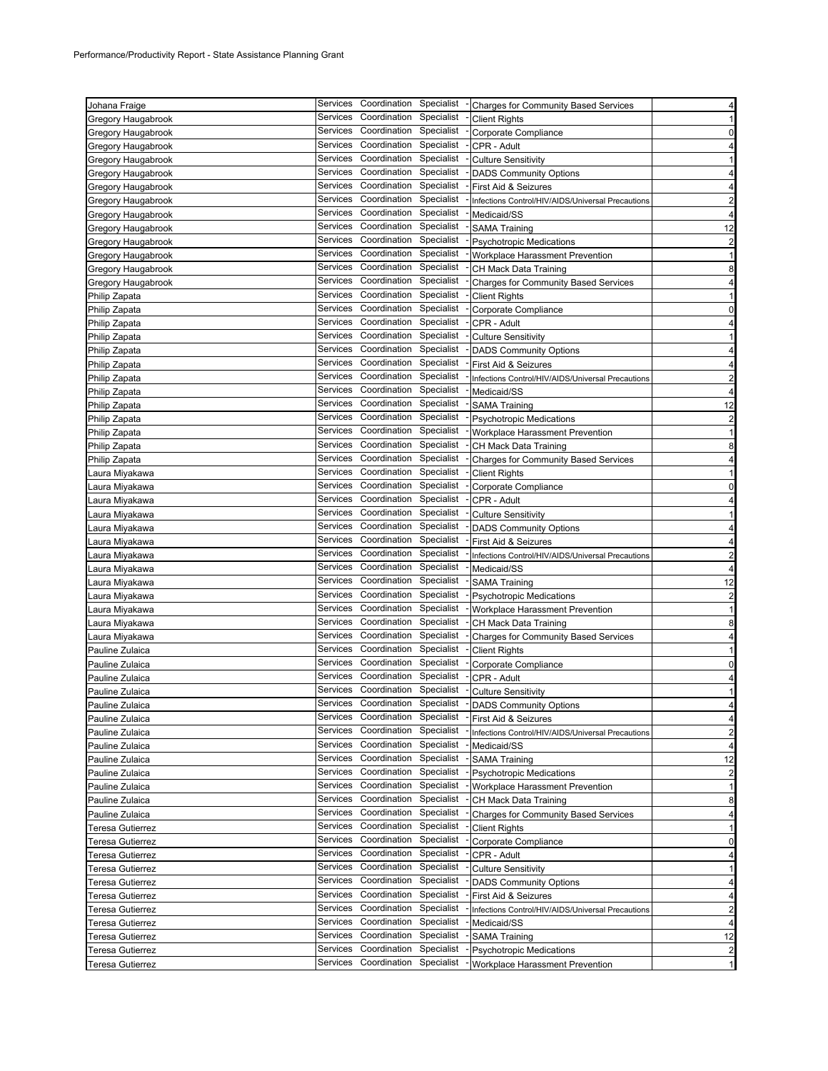Performance/Productivity Report - State Assistance Planning Grant

| | | | |
|---|---|---|---|
| Johana Fraige | Services Coordination Specialist - | Charges for Community Based Services | 4 |
| Gregory Haugabrook | Services Coordination Specialist - | Client Rights | 1 |
| Gregory Haugabrook | Services Coordination Specialist - | Corporate Compliance | 0 |
| Gregory Haugabrook | Services Coordination Specialist - | CPR - Adult | 4 |
| Gregory Haugabrook | Services Coordination Specialist - | Culture Sensitivity | 1 |
| Gregory Haugabrook | Services Coordination Specialist - | DADS Community Options | 4 |
| Gregory Haugabrook | Services Coordination Specialist - | First Aid & Seizures | 4 |
| Gregory Haugabrook | Services Coordination Specialist - | Infections Control/HIV/AIDS/Universal Precautions | 2 |
| Gregory Haugabrook | Services Coordination Specialist - | Medicaid/SS | 4 |
| Gregory Haugabrook | Services Coordination Specialist - | SAMA Training | 12 |
| Gregory Haugabrook | Services Coordination Specialist - | Psychotropic Medications | 2 |
| Gregory Haugabrook | Services Coordination Specialist - | Workplace Harassment Prevention | 1 |
| Gregory Haugabrook | Services Coordination Specialist - | CH Mack Data Training | 8 |
| Gregory Haugabrook | Services Coordination Specialist - | Charges for Community Based Services | 4 |
| Philip Zapata | Services Coordination Specialist - | Client Rights | 1 |
| Philip Zapata | Services Coordination Specialist - | Corporate Compliance | 0 |
| Philip Zapata | Services Coordination Specialist - | CPR - Adult | 4 |
| Philip Zapata | Services Coordination Specialist - | Culture Sensitivity | 1 |
| Philip Zapata | Services Coordination Specialist - | DADS Community Options | 4 |
| Philip Zapata | Services Coordination Specialist - | First Aid & Seizures | 4 |
| Philip Zapata | Services Coordination Specialist - | Infections Control/HIV/AIDS/Universal Precautions | 2 |
| Philip Zapata | Services Coordination Specialist - | Medicaid/SS | 4 |
| Philip Zapata | Services Coordination Specialist - | SAMA Training | 12 |
| Philip Zapata | Services Coordination Specialist - | Psychotropic Medications | 2 |
| Philip Zapata | Services Coordination Specialist - | Workplace Harassment Prevention | 1 |
| Philip Zapata | Services Coordination Specialist - | CH Mack Data Training | 8 |
| Philip Zapata | Services Coordination Specialist - | Charges for Community Based Services | 4 |
| Laura Miyakawa | Services Coordination Specialist - | Client Rights | 1 |
| Laura Miyakawa | Services Coordination Specialist - | Corporate Compliance | 0 |
| Laura Miyakawa | Services Coordination Specialist - | CPR - Adult | 4 |
| Laura Miyakawa | Services Coordination Specialist - | Culture Sensitivity | 1 |
| Laura Miyakawa | Services Coordination Specialist - | DADS Community Options | 4 |
| Laura Miyakawa | Services Coordination Specialist - | First Aid & Seizures | 4 |
| Laura Miyakawa | Services Coordination Specialist - | Infections Control/HIV/AIDS/Universal Precautions | 2 |
| Laura Miyakawa | Services Coordination Specialist - | Medicaid/SS | 4 |
| Laura Miyakawa | Services Coordination Specialist - | SAMA Training | 12 |
| Laura Miyakawa | Services Coordination Specialist - | Psychotropic Medications | 2 |
| Laura Miyakawa | Services Coordination Specialist - | Workplace Harassment Prevention | 1 |
| Laura Miyakawa | Services Coordination Specialist - | CH Mack Data Training | 8 |
| Laura Miyakawa | Services Coordination Specialist - | Charges for Community Based Services | 4 |
| Pauline Zulaica | Services Coordination Specialist - | Client Rights | 1 |
| Pauline Zulaica | Services Coordination Specialist - | Corporate Compliance | 0 |
| Pauline Zulaica | Services Coordination Specialist - | CPR - Adult | 4 |
| Pauline Zulaica | Services Coordination Specialist - | Culture Sensitivity | 1 |
| Pauline Zulaica | Services Coordination Specialist - | DADS Community Options | 4 |
| Pauline Zulaica | Services Coordination Specialist - | First Aid & Seizures | 4 |
| Pauline Zulaica | Services Coordination Specialist - | Infections Control/HIV/AIDS/Universal Precautions | 2 |
| Pauline Zulaica | Services Coordination Specialist - | Medicaid/SS | 4 |
| Pauline Zulaica | Services Coordination Specialist - | SAMA Training | 12 |
| Pauline Zulaica | Services Coordination Specialist - | Psychotropic Medications | 2 |
| Pauline Zulaica | Services Coordination Specialist - | Workplace Harassment Prevention | 1 |
| Pauline Zulaica | Services Coordination Specialist - | CH Mack Data Training | 8 |
| Pauline Zulaica | Services Coordination Specialist - | Charges for Community Based Services | 4 |
| Teresa Gutierrez | Services Coordination Specialist - | Client Rights | 1 |
| Teresa Gutierrez | Services Coordination Specialist - | Corporate Compliance | 0 |
| Teresa Gutierrez | Services Coordination Specialist - | CPR - Adult | 4 |
| Teresa Gutierrez | Services Coordination Specialist - | Culture Sensitivity | 1 |
| Teresa Gutierrez | Services Coordination Specialist - | DADS Community Options | 4 |
| Teresa Gutierrez | Services Coordination Specialist - | First Aid & Seizures | 4 |
| Teresa Gutierrez | Services Coordination Specialist - | Infections Control/HIV/AIDS/Universal Precautions | 2 |
| Teresa Gutierrez | Services Coordination Specialist - | Medicaid/SS | 4 |
| Teresa Gutierrez | Services Coordination Specialist - | SAMA Training | 12 |
| Teresa Gutierrez | Services Coordination Specialist - | Psychotropic Medications | 2 |
| Teresa Gutierrez | Services Coordination Specialist - | Workplace Harassment Prevention | 1 |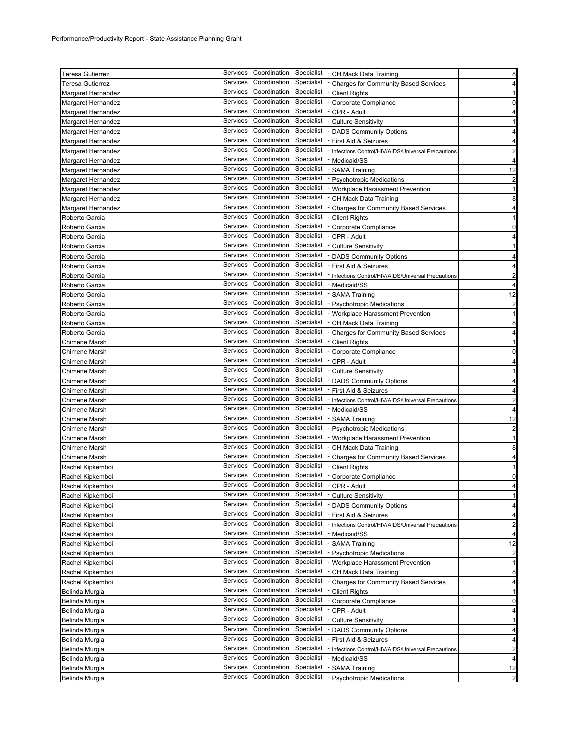Performance/Productivity Report - State Assistance Planning Grant

| | | | |
|---|---|---|---|
| Teresa Gutierrez | Services Coordination Specialist | - CH Mack Data Training | 8 |
| Teresa Gutierrez | Services Coordination Specialist | - Charges for Community Based Services | 4 |
| Margaret Hernandez | Services Coordination Specialist | - Client Rights | 1 |
| Margaret Hernandez | Services Coordination Specialist | - Corporate Compliance | 0 |
| Margaret Hernandez | Services Coordination Specialist | - CPR - Adult | 4 |
| Margaret Hernandez | Services Coordination Specialist | - Culture Sensitivity | 1 |
| Margaret Hernandez | Services Coordination Specialist | - DADS Community Options | 4 |
| Margaret Hernandez | Services Coordination Specialist | - First Aid & Seizures | 4 |
| Margaret Hernandez | Services Coordination Specialist | - Infections Control/HIV/AIDS/Universal Precautions | 2 |
| Margaret Hernandez | Services Coordination Specialist | - Medicaid/SS | 4 |
| Margaret Hernandez | Services Coordination Specialist | - SAMA Training | 12 |
| Margaret Hernandez | Services Coordination Specialist | - Psychotropic Medications | 2 |
| Margaret Hernandez | Services Coordination Specialist | - Workplace Harassment Prevention | 1 |
| Margaret Hernandez | Services Coordination Specialist | - CH Mack Data Training | 8 |
| Margaret Hernandez | Services Coordination Specialist | - Charges for Community Based Services | 4 |
| Roberto Garcia | Services Coordination Specialist | - Client Rights | 1 |
| Roberto Garcia | Services Coordination Specialist | - Corporate Compliance | 0 |
| Roberto Garcia | Services Coordination Specialist | - CPR - Adult | 4 |
| Roberto Garcia | Services Coordination Specialist | - Culture Sensitivity | 1 |
| Roberto Garcia | Services Coordination Specialist | - DADS Community Options | 4 |
| Roberto Garcia | Services Coordination Specialist | - First Aid & Seizures | 4 |
| Roberto Garcia | Services Coordination Specialist | - Infections Control/HIV/AIDS/Universal Precautions | 2 |
| Roberto Garcia | Services Coordination Specialist | - Medicaid/SS | 4 |
| Roberto Garcia | Services Coordination Specialist | - SAMA Training | 12 |
| Roberto Garcia | Services Coordination Specialist | - Psychotropic Medications | 2 |
| Roberto Garcia | Services Coordination Specialist | - Workplace Harassment Prevention | 1 |
| Roberto Garcia | Services Coordination Specialist | - CH Mack Data Training | 8 |
| Roberto Garcia | Services Coordination Specialist | - Charges for Community Based Services | 4 |
| Chimene Marsh | Services Coordination Specialist | - Client Rights | 1 |
| Chimene Marsh | Services Coordination Specialist | - Corporate Compliance | 0 |
| Chimene Marsh | Services Coordination Specialist | - CPR - Adult | 4 |
| Chimene Marsh | Services Coordination Specialist | - Culture Sensitivity | 1 |
| Chimene Marsh | Services Coordination Specialist | - DADS Community Options | 4 |
| Chimene Marsh | Services Coordination Specialist | - First Aid & Seizures | 4 |
| Chimene Marsh | Services Coordination Specialist | - Infections Control/HIV/AIDS/Universal Precautions | 2 |
| Chimene Marsh | Services Coordination Specialist | - Medicaid/SS | 4 |
| Chimene Marsh | Services Coordination Specialist | - SAMA Training | 12 |
| Chimene Marsh | Services Coordination Specialist | - Psychotropic Medications | 2 |
| Chimene Marsh | Services Coordination Specialist | - Workplace Harassment Prevention | 1 |
| Chimene Marsh | Services Coordination Specialist | - CH Mack Data Training | 8 |
| Chimene Marsh | Services Coordination Specialist | - Charges for Community Based Services | 4 |
| Rachel Kipkemboi | Services Coordination Specialist | - Client Rights | 1 |
| Rachel Kipkemboi | Services Coordination Specialist | - Corporate Compliance | 0 |
| Rachel Kipkemboi | Services Coordination Specialist | - CPR - Adult | 4 |
| Rachel Kipkemboi | Services Coordination Specialist | - Culture Sensitivity | 1 |
| Rachel Kipkemboi | Services Coordination Specialist | - DADS Community Options | 4 |
| Rachel Kipkemboi | Services Coordination Specialist | - First Aid & Seizures | 4 |
| Rachel Kipkemboi | Services Coordination Specialist | - Infections Control/HIV/AIDS/Universal Precautions | 2 |
| Rachel Kipkemboi | Services Coordination Specialist | - Medicaid/SS | 4 |
| Rachel Kipkemboi | Services Coordination Specialist | - SAMA Training | 12 |
| Rachel Kipkemboi | Services Coordination Specialist | - Psychotropic Medications | 2 |
| Rachel Kipkemboi | Services Coordination Specialist | - Workplace Harassment Prevention | 1 |
| Rachel Kipkemboi | Services Coordination Specialist | - CH Mack Data Training | 8 |
| Rachel Kipkemboi | Services Coordination Specialist | - Charges for Community Based Services | 4 |
| Belinda Murgia | Services Coordination Specialist | - Client Rights | 1 |
| Belinda Murgia | Services Coordination Specialist | - Corporate Compliance | 0 |
| Belinda Murgia | Services Coordination Specialist | - CPR - Adult | 4 |
| Belinda Murgia | Services Coordination Specialist | - Culture Sensitivity | 1 |
| Belinda Murgia | Services Coordination Specialist | - DADS Community Options | 4 |
| Belinda Murgia | Services Coordination Specialist | - First Aid & Seizures | 4 |
| Belinda Murgia | Services Coordination Specialist | - Infections Control/HIV/AIDS/Universal Precautions | 2 |
| Belinda Murgia | Services Coordination Specialist | - Medicaid/SS | 4 |
| Belinda Murgia | Services Coordination Specialist | - SAMA Training | 12 |
| Belinda Murgia | Services Coordination Specialist | - Psychotropic Medications | 2 |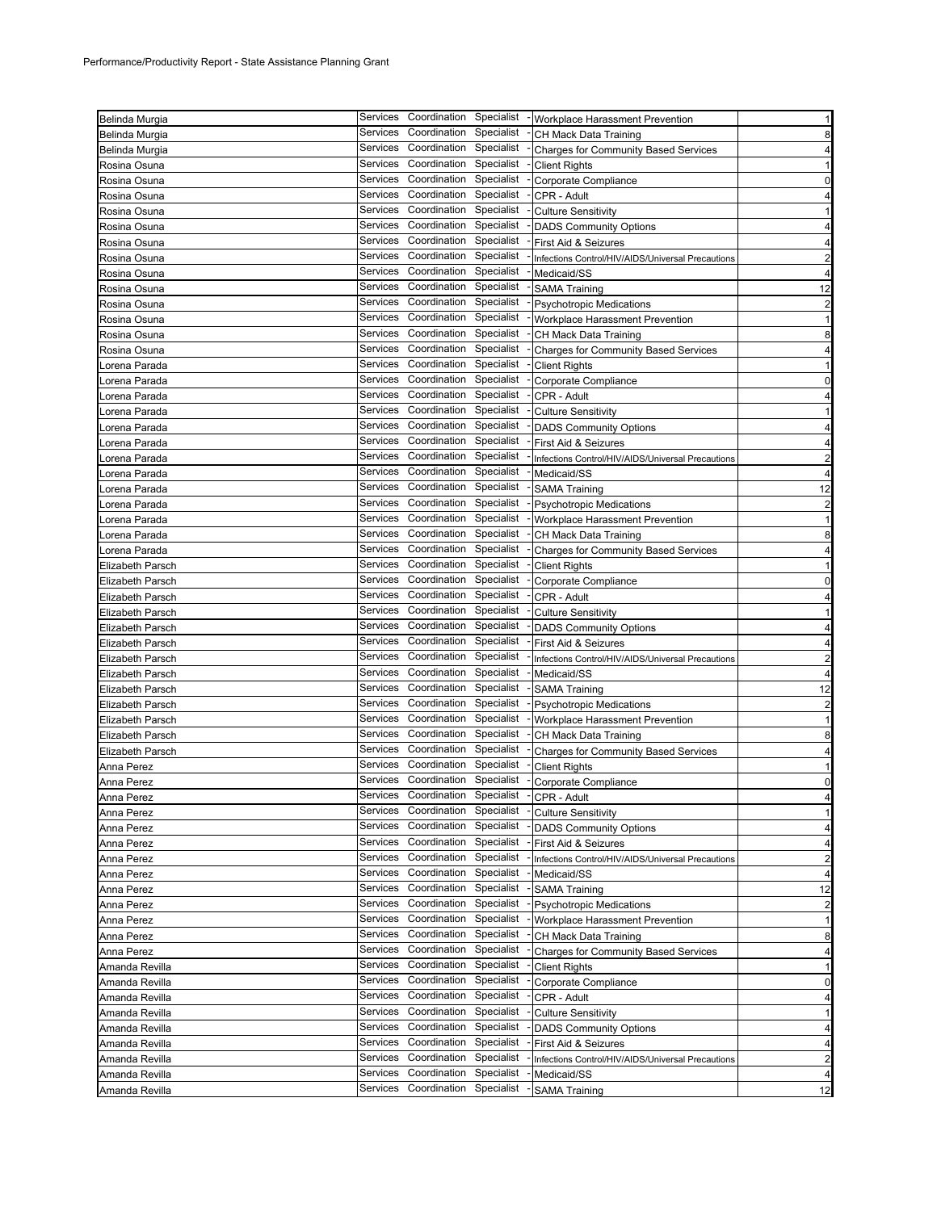Performance/Productivity Report - State Assistance Planning Grant

| | | | |
|---|---|---|---|
| Belinda Murgia | Services Coordination Specialist - | Workplace Harassment Prevention | 1 |
| Belinda Murgia | Services Coordination Specialist - | CH Mack Data Training | 8 |
| Belinda Murgia | Services Coordination Specialist - | Charges for Community Based Services | 4 |
| Rosina Osuna | Services Coordination Specialist - | Client Rights | 1 |
| Rosina Osuna | Services Coordination Specialist - | Corporate Compliance | 0 |
| Rosina Osuna | Services Coordination Specialist - | CPR - Adult | 4 |
| Rosina Osuna | Services Coordination Specialist - | Culture Sensitivity | 1 |
| Rosina Osuna | Services Coordination Specialist - | DADS Community Options | 4 |
| Rosina Osuna | Services Coordination Specialist - | First Aid & Seizures | 4 |
| Rosina Osuna | Services Coordination Specialist - | Infections Control/HIV/AIDS/Universal Precautions | 2 |
| Rosina Osuna | Services Coordination Specialist - | Medicaid/SS | 4 |
| Rosina Osuna | Services Coordination Specialist - | SAMA Training | 12 |
| Rosina Osuna | Services Coordination Specialist - | Psychotropic Medications | 2 |
| Rosina Osuna | Services Coordination Specialist - | Workplace Harassment Prevention | 1 |
| Rosina Osuna | Services Coordination Specialist - | CH Mack Data Training | 8 |
| Rosina Osuna | Services Coordination Specialist - | Charges for Community Based Services | 4 |
| Lorena Parada | Services Coordination Specialist - | Client Rights | 1 |
| Lorena Parada | Services Coordination Specialist - | Corporate Compliance | 0 |
| Lorena Parada | Services Coordination Specialist - | CPR - Adult | 4 |
| Lorena Parada | Services Coordination Specialist - | Culture Sensitivity | 1 |
| Lorena Parada | Services Coordination Specialist - | DADS Community Options | 4 |
| Lorena Parada | Services Coordination Specialist - | First Aid & Seizures | 4 |
| Lorena Parada | Services Coordination Specialist - | Infections Control/HIV/AIDS/Universal Precautions | 2 |
| Lorena Parada | Services Coordination Specialist - | Medicaid/SS | 4 |
| Lorena Parada | Services Coordination Specialist - | SAMA Training | 12 |
| Lorena Parada | Services Coordination Specialist - | Psychotropic Medications | 2 |
| Lorena Parada | Services Coordination Specialist - | Workplace Harassment Prevention | 1 |
| Lorena Parada | Services Coordination Specialist - | CH Mack Data Training | 8 |
| Lorena Parada | Services Coordination Specialist - | Charges for Community Based Services | 4 |
| Elizabeth Parsch | Services Coordination Specialist - | Client Rights | 1 |
| Elizabeth Parsch | Services Coordination Specialist - | Corporate Compliance | 0 |
| Elizabeth Parsch | Services Coordination Specialist - | CPR - Adult | 4 |
| Elizabeth Parsch | Services Coordination Specialist - | Culture Sensitivity | 1 |
| Elizabeth Parsch | Services Coordination Specialist - | DADS Community Options | 4 |
| Elizabeth Parsch | Services Coordination Specialist - | First Aid & Seizures | 4 |
| Elizabeth Parsch | Services Coordination Specialist - | Infections Control/HIV/AIDS/Universal Precautions | 2 |
| Elizabeth Parsch | Services Coordination Specialist - | Medicaid/SS | 4 |
| Elizabeth Parsch | Services Coordination Specialist - | SAMA Training | 12 |
| Elizabeth Parsch | Services Coordination Specialist - | Psychotropic Medications | 2 |
| Elizabeth Parsch | Services Coordination Specialist - | Workplace Harassment Prevention | 1 |
| Elizabeth Parsch | Services Coordination Specialist - | CH Mack Data Training | 8 |
| Elizabeth Parsch | Services Coordination Specialist - | Charges for Community Based Services | 4 |
| Anna Perez | Services Coordination Specialist - | Client Rights | 1 |
| Anna Perez | Services Coordination Specialist - | Corporate Compliance | 0 |
| Anna Perez | Services Coordination Specialist - | CPR - Adult | 4 |
| Anna Perez | Services Coordination Specialist - | Culture Sensitivity | 1 |
| Anna Perez | Services Coordination Specialist - | DADS Community Options | 4 |
| Anna Perez | Services Coordination Specialist - | First Aid & Seizures | 4 |
| Anna Perez | Services Coordination Specialist - | Infections Control/HIV/AIDS/Universal Precautions | 2 |
| Anna Perez | Services Coordination Specialist - | Medicaid/SS | 4 |
| Anna Perez | Services Coordination Specialist - | SAMA Training | 12 |
| Anna Perez | Services Coordination Specialist - | Psychotropic Medications | 2 |
| Anna Perez | Services Coordination Specialist - | Workplace Harassment Prevention | 1 |
| Anna Perez | Services Coordination Specialist - | CH Mack Data Training | 8 |
| Anna Perez | Services Coordination Specialist - | Charges for Community Based Services | 4 |
| Amanda Revilla | Services Coordination Specialist - | Client Rights | 1 |
| Amanda Revilla | Services Coordination Specialist - | Corporate Compliance | 0 |
| Amanda Revilla | Services Coordination Specialist - | CPR - Adult | 4 |
| Amanda Revilla | Services Coordination Specialist - | Culture Sensitivity | 1 |
| Amanda Revilla | Services Coordination Specialist - | DADS Community Options | 4 |
| Amanda Revilla | Services Coordination Specialist - | First Aid & Seizures | 4 |
| Amanda Revilla | Services Coordination Specialist - | Infections Control/HIV/AIDS/Universal Precautions | 2 |
| Amanda Revilla | Services Coordination Specialist - | Medicaid/SS | 4 |
| Amanda Revilla | Services Coordination Specialist - | SAMA Training | 12 |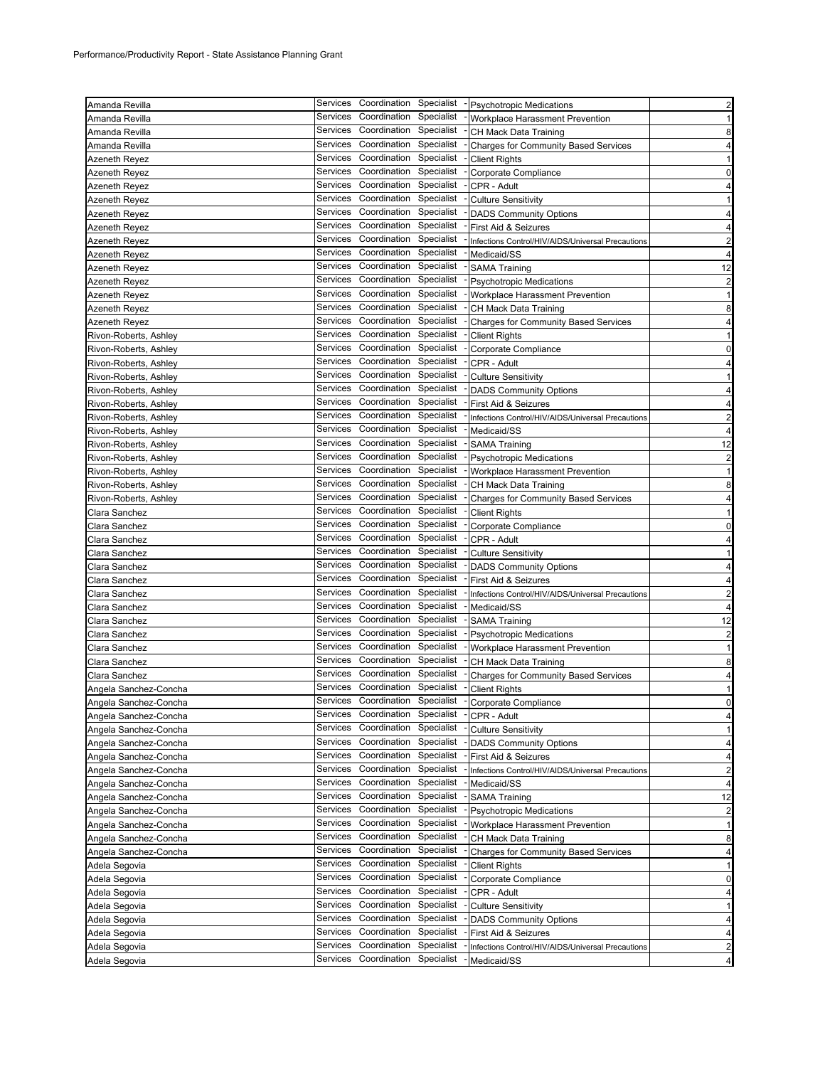Performance/Productivity Report - State Assistance Planning Grant

| | | | |
|---|---|---|---|
| Amanda Revilla | Services Coordination Specialist - | Psychotropic Medications | 2 |
| Amanda Revilla | Services Coordination Specialist - | Workplace Harassment Prevention | 1 |
| Amanda Revilla | Services Coordination Specialist - | CH Mack Data Training | 8 |
| Amanda Revilla | Services Coordination Specialist - | Charges for Community Based Services | 4 |
| Azeneth Reyez | Services Coordination Specialist - | Client Rights | 1 |
| Azeneth Reyez | Services Coordination Specialist - | Corporate Compliance | 0 |
| Azeneth Reyez | Services Coordination Specialist - | CPR - Adult | 4 |
| Azeneth Reyez | Services Coordination Specialist - | Culture Sensitivity | 1 |
| Azeneth Reyez | Services Coordination Specialist - | DADS Community Options | 4 |
| Azeneth Reyez | Services Coordination Specialist - | First Aid & Seizures | 4 |
| Azeneth Reyez | Services Coordination Specialist - | Infections Control/HIV/AIDS/Universal Precautions | 2 |
| Azeneth Reyez | Services Coordination Specialist - | Medicaid/SS | 4 |
| Azeneth Reyez | Services Coordination Specialist - | SAMA Training | 12 |
| Azeneth Reyez | Services Coordination Specialist - | Psychotropic Medications | 2 |
| Azeneth Reyez | Services Coordination Specialist - | Workplace Harassment Prevention | 1 |
| Azeneth Reyez | Services Coordination Specialist - | CH Mack Data Training | 8 |
| Azeneth Reyez | Services Coordination Specialist - | Charges for Community Based Services | 4 |
| Rivon-Roberts, Ashley | Services Coordination Specialist - | Client Rights | 1 |
| Rivon-Roberts, Ashley | Services Coordination Specialist - | Corporate Compliance | 0 |
| Rivon-Roberts, Ashley | Services Coordination Specialist - | CPR - Adult | 4 |
| Rivon-Roberts, Ashley | Services Coordination Specialist - | Culture Sensitivity | 1 |
| Rivon-Roberts, Ashley | Services Coordination Specialist - | DADS Community Options | 4 |
| Rivon-Roberts, Ashley | Services Coordination Specialist - | First Aid & Seizures | 4 |
| Rivon-Roberts, Ashley | Services Coordination Specialist - | Infections Control/HIV/AIDS/Universal Precautions | 2 |
| Rivon-Roberts, Ashley | Services Coordination Specialist - | Medicaid/SS | 4 |
| Rivon-Roberts, Ashley | Services Coordination Specialist - | SAMA Training | 12 |
| Rivon-Roberts, Ashley | Services Coordination Specialist - | Psychotropic Medications | 2 |
| Rivon-Roberts, Ashley | Services Coordination Specialist - | Workplace Harassment Prevention | 1 |
| Rivon-Roberts, Ashley | Services Coordination Specialist - | CH Mack Data Training | 8 |
| Rivon-Roberts, Ashley | Services Coordination Specialist - | Charges for Community Based Services | 4 |
| Clara Sanchez | Services Coordination Specialist - | Client Rights | 1 |
| Clara Sanchez | Services Coordination Specialist - | Corporate Compliance | 0 |
| Clara Sanchez | Services Coordination Specialist - | CPR - Adult | 4 |
| Clara Sanchez | Services Coordination Specialist - | Culture Sensitivity | 1 |
| Clara Sanchez | Services Coordination Specialist - | DADS Community Options | 4 |
| Clara Sanchez | Services Coordination Specialist - | First Aid & Seizures | 4 |
| Clara Sanchez | Services Coordination Specialist - | Infections Control/HIV/AIDS/Universal Precautions | 2 |
| Clara Sanchez | Services Coordination Specialist - | Medicaid/SS | 4 |
| Clara Sanchez | Services Coordination Specialist - | SAMA Training | 12 |
| Clara Sanchez | Services Coordination Specialist - | Psychotropic Medications | 2 |
| Clara Sanchez | Services Coordination Specialist - | Workplace Harassment Prevention | 1 |
| Clara Sanchez | Services Coordination Specialist - | CH Mack Data Training | 8 |
| Clara Sanchez | Services Coordination Specialist - | Charges for Community Based Services | 4 |
| Angela Sanchez-Concha | Services Coordination Specialist - | Client Rights | 1 |
| Angela Sanchez-Concha | Services Coordination Specialist - | Corporate Compliance | 0 |
| Angela Sanchez-Concha | Services Coordination Specialist - | CPR - Adult | 4 |
| Angela Sanchez-Concha | Services Coordination Specialist - | Culture Sensitivity | 1 |
| Angela Sanchez-Concha | Services Coordination Specialist - | DADS Community Options | 4 |
| Angela Sanchez-Concha | Services Coordination Specialist - | First Aid & Seizures | 4 |
| Angela Sanchez-Concha | Services Coordination Specialist - | Infections Control/HIV/AIDS/Universal Precautions | 2 |
| Angela Sanchez-Concha | Services Coordination Specialist - | Medicaid/SS | 4 |
| Angela Sanchez-Concha | Services Coordination Specialist - | SAMA Training | 12 |
| Angela Sanchez-Concha | Services Coordination Specialist - | Psychotropic Medications | 2 |
| Angela Sanchez-Concha | Services Coordination Specialist - | Workplace Harassment Prevention | 1 |
| Angela Sanchez-Concha | Services Coordination Specialist - | CH Mack Data Training | 8 |
| Angela Sanchez-Concha | Services Coordination Specialist - | Charges for Community Based Services | 4 |
| Adela Segovia | Services Coordination Specialist - | Client Rights | 1 |
| Adela Segovia | Services Coordination Specialist - | Corporate Compliance | 0 |
| Adela Segovia | Services Coordination Specialist - | CPR - Adult | 4 |
| Adela Segovia | Services Coordination Specialist - | Culture Sensitivity | 1 |
| Adela Segovia | Services Coordination Specialist - | DADS Community Options | 4 |
| Adela Segovia | Services Coordination Specialist - | First Aid & Seizures | 4 |
| Adela Segovia | Services Coordination Specialist - | Infections Control/HIV/AIDS/Universal Precautions | 2 |
| Adela Segovia | Services Coordination Specialist - | Medicaid/SS | 4 |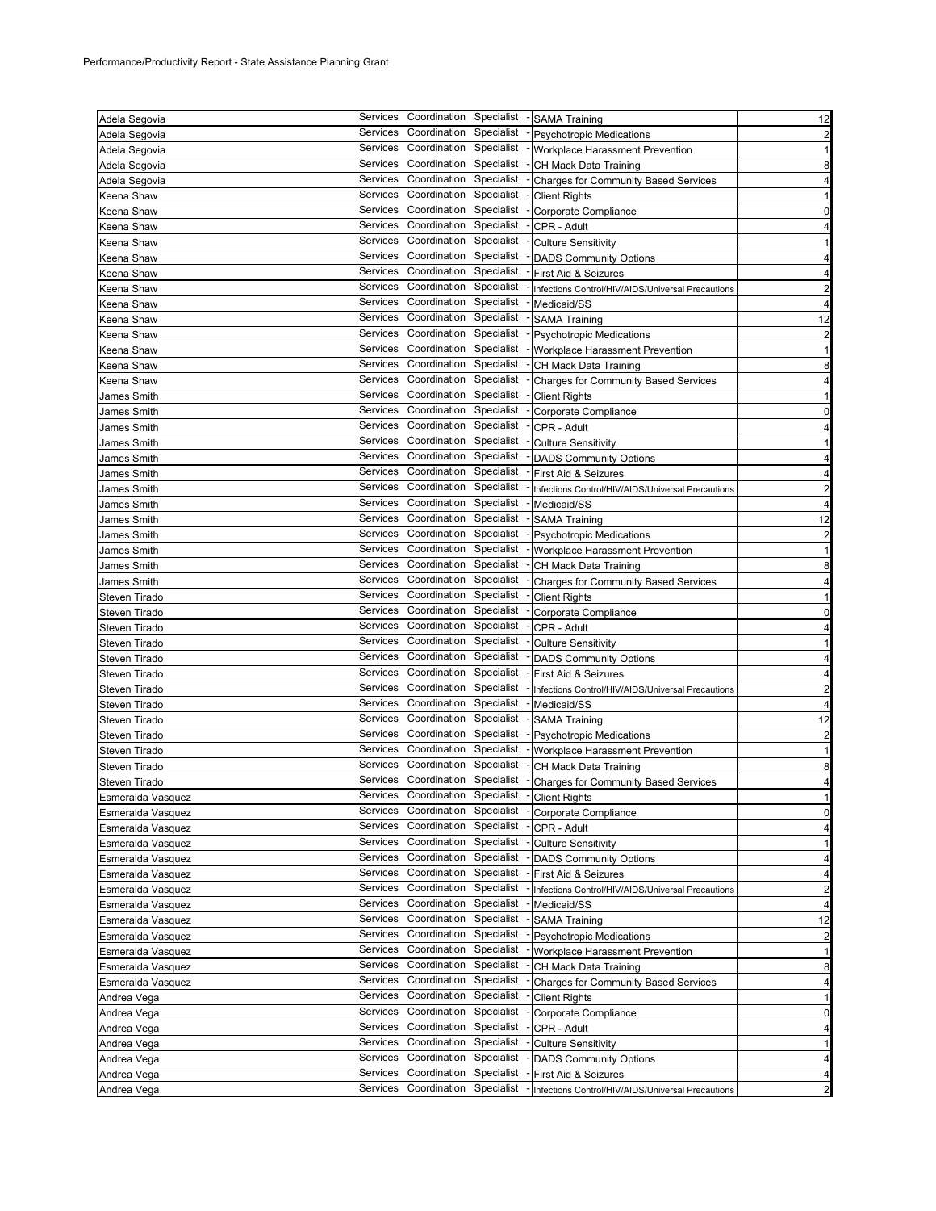Performance/Productivity Report - State Assistance Planning Grant

| | | | |
|---|---|---|---|
| Adela Segovia | Services Coordination Specialist - | SAMA Training | 12 |
| Adela Segovia | Services Coordination Specialist - | Psychotropic Medications | 2 |
| Adela Segovia | Services Coordination Specialist - | Workplace Harassment Prevention | 1 |
| Adela Segovia | Services Coordination Specialist - | CH Mack Data Training | 8 |
| Adela Segovia | Services Coordination Specialist - | Charges for Community Based Services | 4 |
| Keena Shaw | Services Coordination Specialist - | Client Rights | 1 |
| Keena Shaw | Services Coordination Specialist - | Corporate Compliance | 0 |
| Keena Shaw | Services Coordination Specialist - | CPR - Adult | 4 |
| Keena Shaw | Services Coordination Specialist - | Culture Sensitivity | 1 |
| Keena Shaw | Services Coordination Specialist - | DADS Community Options | 4 |
| Keena Shaw | Services Coordination Specialist - | First Aid & Seizures | 4 |
| Keena Shaw | Services Coordination Specialist - | Infections Control/HIV/AIDS/Universal Precautions | 2 |
| Keena Shaw | Services Coordination Specialist - | Medicaid/SS | 4 |
| Keena Shaw | Services Coordination Specialist - | SAMA Training | 12 |
| Keena Shaw | Services Coordination Specialist - | Psychotropic Medications | 2 |
| Keena Shaw | Services Coordination Specialist - | Workplace Harassment Prevention | 1 |
| Keena Shaw | Services Coordination Specialist - | CH Mack Data Training | 8 |
| Keena Shaw | Services Coordination Specialist - | Charges for Community Based Services | 4 |
| James Smith | Services Coordination Specialist - | Client Rights | 1 |
| James Smith | Services Coordination Specialist - | Corporate Compliance | 0 |
| James Smith | Services Coordination Specialist - | CPR - Adult | 4 |
| James Smith | Services Coordination Specialist - | Culture Sensitivity | 1 |
| James Smith | Services Coordination Specialist - | DADS Community Options | 4 |
| James Smith | Services Coordination Specialist - | First Aid & Seizures | 4 |
| James Smith | Services Coordination Specialist - | Infections Control/HIV/AIDS/Universal Precautions | 2 |
| James Smith | Services Coordination Specialist - | Medicaid/SS | 4 |
| James Smith | Services Coordination Specialist - | SAMA Training | 12 |
| James Smith | Services Coordination Specialist - | Psychotropic Medications | 2 |
| James Smith | Services Coordination Specialist - | Workplace Harassment Prevention | 1 |
| James Smith | Services Coordination Specialist - | CH Mack Data Training | 8 |
| James Smith | Services Coordination Specialist - | Charges for Community Based Services | 4 |
| Steven Tirado | Services Coordination Specialist - | Client Rights | 1 |
| Steven Tirado | Services Coordination Specialist - | Corporate Compliance | 0 |
| Steven Tirado | Services Coordination Specialist - | CPR - Adult | 4 |
| Steven Tirado | Services Coordination Specialist - | Culture Sensitivity | 1 |
| Steven Tirado | Services Coordination Specialist - | DADS Community Options | 4 |
| Steven Tirado | Services Coordination Specialist - | First Aid & Seizures | 4 |
| Steven Tirado | Services Coordination Specialist - | Infections Control/HIV/AIDS/Universal Precautions | 2 |
| Steven Tirado | Services Coordination Specialist - | Medicaid/SS | 4 |
| Steven Tirado | Services Coordination Specialist - | SAMA Training | 12 |
| Steven Tirado | Services Coordination Specialist - | Psychotropic Medications | 2 |
| Steven Tirado | Services Coordination Specialist - | Workplace Harassment Prevention | 1 |
| Steven Tirado | Services Coordination Specialist - | CH Mack Data Training | 8 |
| Steven Tirado | Services Coordination Specialist - | Charges for Community Based Services | 4 |
| Esmeralda Vasquez | Services Coordination Specialist - | Client Rights | 1 |
| Esmeralda Vasquez | Services Coordination Specialist - | Corporate Compliance | 0 |
| Esmeralda Vasquez | Services Coordination Specialist - | CPR - Adult | 4 |
| Esmeralda Vasquez | Services Coordination Specialist - | Culture Sensitivity | 1 |
| Esmeralda Vasquez | Services Coordination Specialist - | DADS Community Options | 4 |
| Esmeralda Vasquez | Services Coordination Specialist - | First Aid & Seizures | 4 |
| Esmeralda Vasquez | Services Coordination Specialist - | Infections Control/HIV/AIDS/Universal Precautions | 2 |
| Esmeralda Vasquez | Services Coordination Specialist - | Medicaid/SS | 4 |
| Esmeralda Vasquez | Services Coordination Specialist - | SAMA Training | 12 |
| Esmeralda Vasquez | Services Coordination Specialist - | Psychotropic Medications | 2 |
| Esmeralda Vasquez | Services Coordination Specialist - | Workplace Harassment Prevention | 1 |
| Esmeralda Vasquez | Services Coordination Specialist - | CH Mack Data Training | 8 |
| Esmeralda Vasquez | Services Coordination Specialist - | Charges for Community Based Services | 4 |
| Andrea Vega | Services Coordination Specialist - | Client Rights | 1 |
| Andrea Vega | Services Coordination Specialist - | Corporate Compliance | 0 |
| Andrea Vega | Services Coordination Specialist - | CPR - Adult | 4 |
| Andrea Vega | Services Coordination Specialist - | Culture Sensitivity | 1 |
| Andrea Vega | Services Coordination Specialist - | DADS Community Options | 4 |
| Andrea Vega | Services Coordination Specialist - | First Aid & Seizures | 4 |
| Andrea Vega | Services Coordination Specialist - | Infections Control/HIV/AIDS/Universal Precautions | 2 |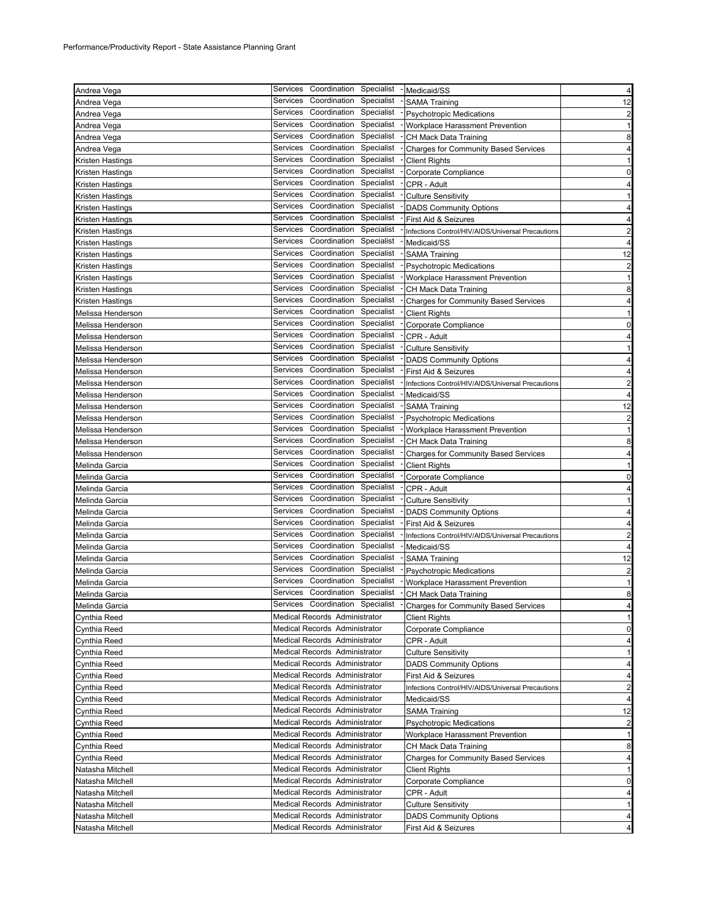Performance/Productivity Report - State Assistance Planning Grant

| | | | |
|---|---|---|---|
| Andrea Vega | Services Coordination Specialist - | Medicaid/SS | 4 |
| Andrea Vega | Services Coordination Specialist - | SAMA Training | 12 |
| Andrea Vega | Services Coordination Specialist - | Psychotropic Medications | 2 |
| Andrea Vega | Services Coordination Specialist - | Workplace Harassment Prevention | 1 |
| Andrea Vega | Services Coordination Specialist - | CH Mack Data Training | 8 |
| Andrea Vega | Services Coordination Specialist - | Charges for Community Based Services | 4 |
| Kristen Hastings | Services Coordination Specialist - | Client Rights | 1 |
| Kristen Hastings | Services Coordination Specialist - | Corporate Compliance | 0 |
| Kristen Hastings | Services Coordination Specialist - | CPR - Adult | 4 |
| Kristen Hastings | Services Coordination Specialist - | Culture Sensitivity | 1 |
| Kristen Hastings | Services Coordination Specialist - | DADS Community Options | 4 |
| Kristen Hastings | Services Coordination Specialist - | First Aid & Seizures | 4 |
| Kristen Hastings | Services Coordination Specialist - | Infections Control/HIV/AIDS/Universal Precautions | 2 |
| Kristen Hastings | Services Coordination Specialist - | Medicaid/SS | 4 |
| Kristen Hastings | Services Coordination Specialist - | SAMA Training | 12 |
| Kristen Hastings | Services Coordination Specialist - | Psychotropic Medications | 2 |
| Kristen Hastings | Services Coordination Specialist - | Workplace Harassment Prevention | 1 |
| Kristen Hastings | Services Coordination Specialist - | CH Mack Data Training | 8 |
| Kristen Hastings | Services Coordination Specialist - | Charges for Community Based Services | 4 |
| Melissa Henderson | Services Coordination Specialist - | Client Rights | 1 |
| Melissa Henderson | Services Coordination Specialist - | Corporate Compliance | 0 |
| Melissa Henderson | Services Coordination Specialist - | CPR - Adult | 4 |
| Melissa Henderson | Services Coordination Specialist - | Culture Sensitivity | 1 |
| Melissa Henderson | Services Coordination Specialist - | DADS Community Options | 4 |
| Melissa Henderson | Services Coordination Specialist - | First Aid & Seizures | 4 |
| Melissa Henderson | Services Coordination Specialist - | Infections Control/HIV/AIDS/Universal Precautions | 2 |
| Melissa Henderson | Services Coordination Specialist - | Medicaid/SS | 4 |
| Melissa Henderson | Services Coordination Specialist - | SAMA Training | 12 |
| Melissa Henderson | Services Coordination Specialist - | Psychotropic Medications | 2 |
| Melissa Henderson | Services Coordination Specialist - | Workplace Harassment Prevention | 1 |
| Melissa Henderson | Services Coordination Specialist - | CH Mack Data Training | 8 |
| Melissa Henderson | Services Coordination Specialist - | Charges for Community Based Services | 4 |
| Melinda Garcia | Services Coordination Specialist - | Client Rights | 1 |
| Melinda Garcia | Services Coordination Specialist - | Corporate Compliance | 0 |
| Melinda Garcia | Services Coordination Specialist - | CPR - Adult | 4 |
| Melinda Garcia | Services Coordination Specialist - | Culture Sensitivity | 1 |
| Melinda Garcia | Services Coordination Specialist - | DADS Community Options | 4 |
| Melinda Garcia | Services Coordination Specialist - | First Aid & Seizures | 4 |
| Melinda Garcia | Services Coordination Specialist - | Infections Control/HIV/AIDS/Universal Precautions | 2 |
| Melinda Garcia | Services Coordination Specialist - | Medicaid/SS | 4 |
| Melinda Garcia | Services Coordination Specialist - | SAMA Training | 12 |
| Melinda Garcia | Services Coordination Specialist - | Psychotropic Medications | 2 |
| Melinda Garcia | Services Coordination Specialist - | Workplace Harassment Prevention | 1 |
| Melinda Garcia | Services Coordination Specialist - | CH Mack Data Training | 8 |
| Melinda Garcia | Services Coordination Specialist - | Charges for Community Based Services | 4 |
| Cynthia Reed | Medical Records Administrator | Client Rights | 1 |
| Cynthia Reed | Medical Records Administrator | Corporate Compliance | 0 |
| Cynthia Reed | Medical Records Administrator | CPR - Adult | 4 |
| Cynthia Reed | Medical Records Administrator | Culture Sensitivity | 1 |
| Cynthia Reed | Medical Records Administrator | DADS Community Options | 4 |
| Cynthia Reed | Medical Records Administrator | First Aid & Seizures | 4 |
| Cynthia Reed | Medical Records Administrator | Infections Control/HIV/AIDS/Universal Precautions | 2 |
| Cynthia Reed | Medical Records Administrator | Medicaid/SS | 4 |
| Cynthia Reed | Medical Records Administrator | SAMA Training | 12 |
| Cynthia Reed | Medical Records Administrator | Psychotropic Medications | 2 |
| Cynthia Reed | Medical Records Administrator | Workplace Harassment Prevention | 1 |
| Cynthia Reed | Medical Records Administrator | CH Mack Data Training | 8 |
| Cynthia Reed | Medical Records Administrator | Charges for Community Based Services | 4 |
| Natasha Mitchell | Medical Records Administrator | Client Rights | 1 |
| Natasha Mitchell | Medical Records Administrator | Corporate Compliance | 0 |
| Natasha Mitchell | Medical Records Administrator | CPR - Adult | 4 |
| Natasha Mitchell | Medical Records Administrator | Culture Sensitivity | 1 |
| Natasha Mitchell | Medical Records Administrator | DADS Community Options | 4 |
| Natasha Mitchell | Medical Records Administrator | First Aid & Seizures | 4 |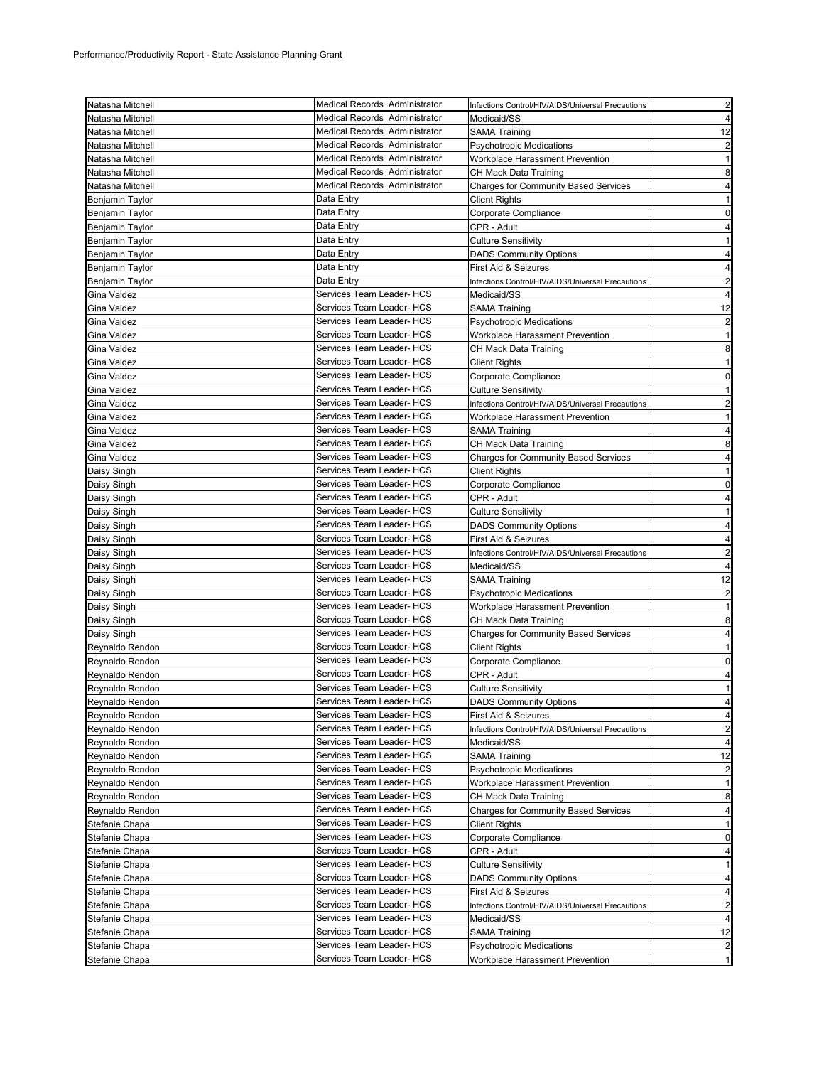Performance/Productivity Report - State Assistance Planning Grant

| | | | |
|---|---|---|---|
| Natasha Mitchell | Medical Records Administrator | Infections Control/HIV/AIDS/Universal Precautions | 2 |
| Natasha Mitchell | Medical Records Administrator | Medicaid/SS | 4 |
| Natasha Mitchell | Medical Records Administrator | SAMA Training | 12 |
| Natasha Mitchell | Medical Records Administrator | Psychotropic Medications | 2 |
| Natasha Mitchell | Medical Records Administrator | Workplace Harassment Prevention | 1 |
| Natasha Mitchell | Medical Records Administrator | CH Mack Data Training | 8 |
| Natasha Mitchell | Medical Records Administrator | Charges for Community Based Services | 4 |
| Benjamin Taylor | Data Entry | Client Rights | 1 |
| Benjamin Taylor | Data Entry | Corporate Compliance | 0 |
| Benjamin Taylor | Data Entry | CPR - Adult | 4 |
| Benjamin Taylor | Data Entry | Culture Sensitivity | 1 |
| Benjamin Taylor | Data Entry | DADS Community Options | 4 |
| Benjamin Taylor | Data Entry | First Aid & Seizures | 4 |
| Benjamin Taylor | Data Entry | Infections Control/HIV/AIDS/Universal Precautions | 2 |
| Gina Valdez | Services Team Leader- HCS | Medicaid/SS | 4 |
| Gina Valdez | Services Team Leader- HCS | SAMA Training | 12 |
| Gina Valdez | Services Team Leader- HCS | Psychotropic Medications | 2 |
| Gina Valdez | Services Team Leader- HCS | Workplace Harassment Prevention | 1 |
| Gina Valdez | Services Team Leader- HCS | CH Mack Data Training | 8 |
| Gina Valdez | Services Team Leader- HCS | Client Rights | 1 |
| Gina Valdez | Services Team Leader- HCS | Corporate Compliance | 0 |
| Gina Valdez | Services Team Leader- HCS | Culture Sensitivity | 1 |
| Gina Valdez | Services Team Leader- HCS | Infections Control/HIV/AIDS/Universal Precautions | 2 |
| Gina Valdez | Services Team Leader- HCS | Workplace Harassment Prevention | 1 |
| Gina Valdez | Services Team Leader- HCS | SAMA Training | 4 |
| Gina Valdez | Services Team Leader- HCS | CH Mack Data Training | 8 |
| Gina Valdez | Services Team Leader- HCS | Charges for Community Based Services | 4 |
| Daisy Singh | Services Team Leader- HCS | Client Rights | 1 |
| Daisy Singh | Services Team Leader- HCS | Corporate Compliance | 0 |
| Daisy Singh | Services Team Leader- HCS | CPR - Adult | 4 |
| Daisy Singh | Services Team Leader- HCS | Culture Sensitivity | 1 |
| Daisy Singh | Services Team Leader- HCS | DADS Community Options | 4 |
| Daisy Singh | Services Team Leader- HCS | First Aid & Seizures | 4 |
| Daisy Singh | Services Team Leader- HCS | Infections Control/HIV/AIDS/Universal Precautions | 2 |
| Daisy Singh | Services Team Leader- HCS | Medicaid/SS | 4 |
| Daisy Singh | Services Team Leader- HCS | SAMA Training | 12 |
| Daisy Singh | Services Team Leader- HCS | Psychotropic Medications | 2 |
| Daisy Singh | Services Team Leader- HCS | Workplace Harassment Prevention | 1 |
| Daisy Singh | Services Team Leader- HCS | CH Mack Data Training | 8 |
| Daisy Singh | Services Team Leader- HCS | Charges for Community Based Services | 4 |
| Reynaldo Rendon | Services Team Leader- HCS | Client Rights | 1 |
| Reynaldo Rendon | Services Team Leader- HCS | Corporate Compliance | 0 |
| Reynaldo Rendon | Services Team Leader- HCS | CPR - Adult | 4 |
| Reynaldo Rendon | Services Team Leader- HCS | Culture Sensitivity | 1 |
| Reynaldo Rendon | Services Team Leader- HCS | DADS Community Options | 4 |
| Reynaldo Rendon | Services Team Leader- HCS | First Aid & Seizures | 4 |
| Reynaldo Rendon | Services Team Leader- HCS | Infections Control/HIV/AIDS/Universal Precautions | 2 |
| Reynaldo Rendon | Services Team Leader- HCS | Medicaid/SS | 4 |
| Reynaldo Rendon | Services Team Leader- HCS | SAMA Training | 12 |
| Reynaldo Rendon | Services Team Leader- HCS | Psychotropic Medications | 2 |
| Reynaldo Rendon | Services Team Leader- HCS | Workplace Harassment Prevention | 1 |
| Reynaldo Rendon | Services Team Leader- HCS | CH Mack Data Training | 8 |
| Reynaldo Rendon | Services Team Leader- HCS | Charges for Community Based Services | 4 |
| Stefanie Chapa | Services Team Leader- HCS | Client Rights | 1 |
| Stefanie Chapa | Services Team Leader- HCS | Corporate Compliance | 0 |
| Stefanie Chapa | Services Team Leader- HCS | CPR - Adult | 4 |
| Stefanie Chapa | Services Team Leader- HCS | Culture Sensitivity | 1 |
| Stefanie Chapa | Services Team Leader- HCS | DADS Community Options | 4 |
| Stefanie Chapa | Services Team Leader- HCS | First Aid & Seizures | 4 |
| Stefanie Chapa | Services Team Leader- HCS | Infections Control/HIV/AIDS/Universal Precautions | 2 |
| Stefanie Chapa | Services Team Leader- HCS | Medicaid/SS | 4 |
| Stefanie Chapa | Services Team Leader- HCS | SAMA Training | 12 |
| Stefanie Chapa | Services Team Leader- HCS | Psychotropic Medications | 2 |
| Stefanie Chapa | Services Team Leader- HCS | Workplace Harassment Prevention | 1 |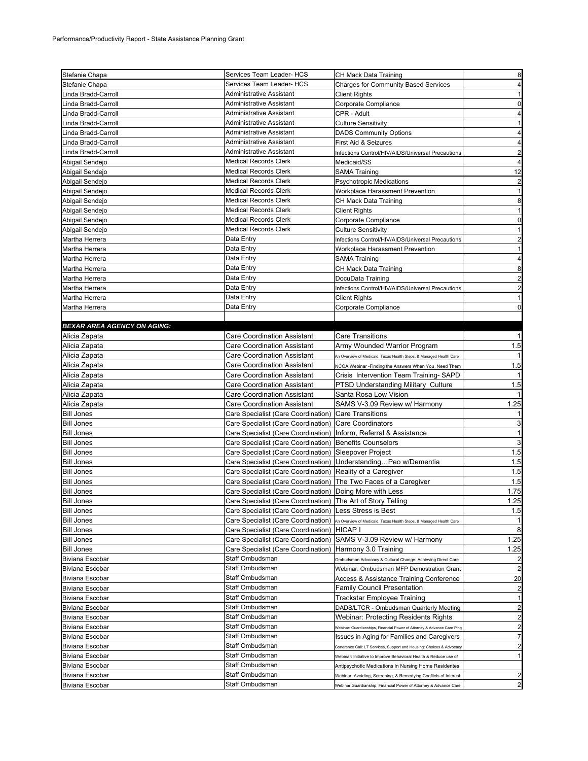Performance/Productivity Report - State Assistance Planning Grant

| | | | |
|---|---|---|---|
| Stefanie Chapa | Services Team Leader- HCS | CH Mack Data Training | 8 |
| Stefanie Chapa | Services Team Leader- HCS | Charges for Community Based Services | 4 |
| Linda Bradd-Carroll | Administrative Assistant | Client Rights | 1 |
| Linda Bradd-Carroll | Administrative Assistant | Corporate Compliance | 0 |
| Linda Bradd-Carroll | Administrative Assistant | CPR - Adult | 4 |
| Linda Bradd-Carroll | Administrative Assistant | Culture Sensitivity | 1 |
| Linda Bradd-Carroll | Administrative Assistant | DADS Community Options | 4 |
| Linda Bradd-Carroll | Administrative Assistant | First Aid & Seizures | 4 |
| Linda Bradd-Carroll | Administrative Assistant | Infections Control/HIV/AIDS/Universal Precautions | 2 |
| Abigail Sendejo | Medical Records Clerk | Medicaid/SS | 4 |
| Abigail Sendejo | Medical Records Clerk | SAMA Training | 12 |
| Abigail Sendejo | Medical Records Clerk | Psychotropic Medications | 2 |
| Abigail Sendejo | Medical Records Clerk | Workplace Harassment Prevention | 1 |
| Abigail Sendejo | Medical Records Clerk | CH Mack Data Training | 8 |
| Abigail Sendejo | Medical Records Clerk | Client Rights | 1 |
| Abigail Sendejo | Medical Records Clerk | Corporate Compliance | 0 |
| Abigail Sendejo | Medical Records Clerk | Culture Sensitivity | 1 |
| Martha Herrera | Data Entry | Infections Control/HIV/AIDS/Universal Precautions | 2 |
| Martha Herrera | Data Entry | Workplace Harassment Prevention | 1 |
| Martha Herrera | Data Entry | SAMA Training | 4 |
| Martha Herrera | Data Entry | CH Mack Data Training | 8 |
| Martha Herrera | Data Entry | DocuData Training | 2 |
| Martha Herrera | Data Entry | Infections Control/HIV/AIDS/Universal Precautions | 2 |
| Martha Herrera | Data Entry | Client Rights | 1 |
| Martha Herrera | Data Entry | Corporate Compliance | 0 |
| | | | |
| ***BEXAR AREA AGENCY ON AGING:*** | | | |
| Alicia Zapata | Care Coordination Assistant | Care Transitions | 1 |
| Alicia Zapata | Care Coordination Assistant | Army Wounded Warrior Program | 1.5 |
| Alicia Zapata | Care Coordination Assistant | An Overview of Medicaid, Texas Health Steps, & Managed Health Care | 1 |
| Alicia Zapata | Care Coordination Assistant | NCOA Webinar -Finding the Answers When You Need Them | 1.5 |
| Alicia Zapata | Care Coordination Assistant | Crisis Intervention Team Training- SAPD | 1 |
| Alicia Zapata | Care Coordination Assistant | PTSD Understanding Military Culture | 1.5 |
| Alicia Zapata | Care Coordination Assistant | Santa Rosa Low Vision | 1 |
| Alicia Zapata | Care Coordination Assistant | SAMS V-3.09 Review w/ Harmony | 1.25 |
| Bill Jones | Care Specialist (Care Coordination) | Care Transitions | 1 |
| Bill Jones | Care Specialist (Care Coordination) | Care Coordinators | 3 |
| Bill Jones | Care Specialist (Care Coordination) | Inform, Referral & Assistance | 1 |
| Bill Jones | Care Specialist (Care Coordination) | Benefits Counselors | 3 |
| Bill Jones | Care Specialist (Care Coordination) | Sleepover Project | 1.5 |
| Bill Jones | Care Specialist (Care Coordination) | Understanding…Peo w/Dementia | 1.5 |
| Bill Jones | Care Specialist (Care Coordination) | Reality of a Caregiver | 1.5 |
| Bill Jones | Care Specialist (Care Coordination) | The Two Faces of a Caregiver | 1.5 |
| Bill Jones | Care Specialist (Care Coordination) | Doing More with Less | 1.75 |
| Bill Jones | Care Specialist (Care Coordination) | The Art of Story Telling | 1.25 |
| Bill Jones | Care Specialist (Care Coordination) | Less Stress is Best | 1.5 |
| Bill Jones | Care Specialist (Care Coordination) | An Overview of Medicaid, Texas Health Steps, & Managed Health Care | 1 |
| Bill Jones | Care Specialist (Care Coordination) | HICAP I | 8 |
| Bill Jones | Care Specialist (Care Coordination) | SAMS V-3.09 Review w/ Harmony | 1.25 |
| Bill Jones | Care Specialist (Care Coordination) | Harmony 3.0 Training | 1.25 |
| Biviana Escobar | Staff Ombudsman | Ombudsman Advocacy & Cultural Change: Achieving Direct Care | 2 |
| Biviana Escobar | Staff Ombudsman | Webinar: Ombudsman MFP Demostration Grant | 2 |
| Biviana Escobar | Staff Ombudsman | Access & Assistance Training Conference | 20 |
| Biviana Escobar | Staff Ombudsman | Family Council Presentation | 2 |
| Biviana Escobar | Staff Ombudsman | Trackstar Employee Training | 1 |
| Biviana Escobar | Staff Ombudsman | DADS/LTCR - Ombudsman Quarterly Meeting | 2 |
| Biviana Escobar | Staff Ombudsman | Webinar: Protecting Residents Rights | 2 |
| Biviana Escobar | Staff Ombudsman | Webinar: Guardianships, Financial Power of Attorney & Advance Care Plng | 2 |
| Biviana Escobar | Staff Ombudsman | Issues in Aging for Families and Caregivers | 7 |
| Biviana Escobar | Staff Ombudsman | Conerence Call: LT Services, Support and Housing: Choices & Advocacy | 2 |
| Biviana Escobar | Staff Ombudsman | Webinar: Initiative to Improve Behavioral Health & Reduce use of | 1 |
| Biviana Escobar | Staff Ombudsman | Antipsychotic Medications in Nursing Home Residentes | |
| Biviana Escobar | Staff Ombudsman | Webinar: Avoiding, Screening, & Remedying Conflicts of Interest | 2 |
| Biviana Escobar | Staff Ombudsman | Webinar:Guardianship, Financial Power of Attorney & Advance Care | 2 |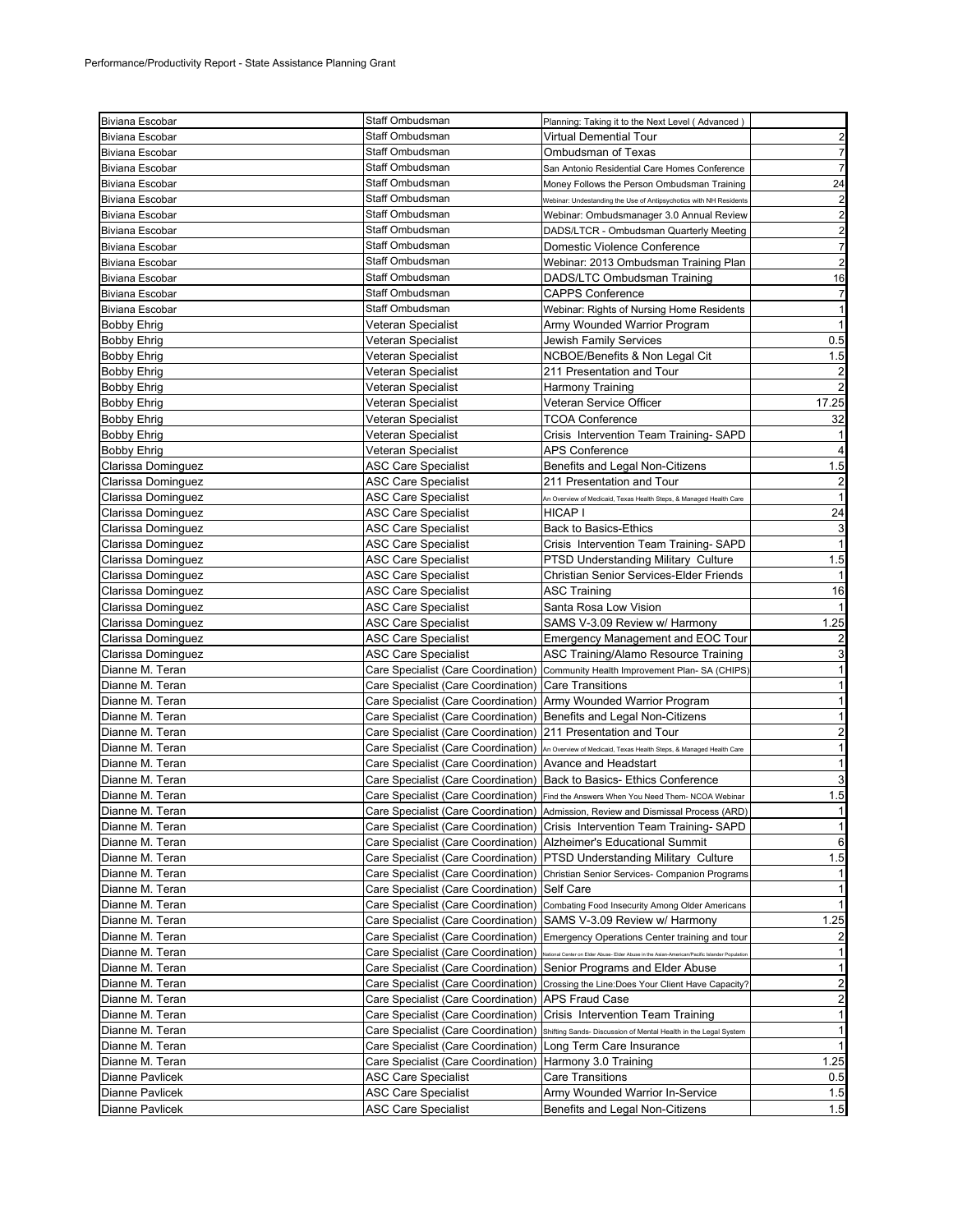Performance/Productivity Report - State Assistance Planning Grant

| | | | |
|---|---|---|---|
| Biviana Escobar | Staff Ombudsman | Planning: Taking it to the Next Level ( Advanced ) | |
| Biviana Escobar | Staff Ombudsman | Virtual Demential Tour | 2 |
| Biviana Escobar | Staff Ombudsman | Ombudsman of Texas | 7 |
| Biviana Escobar | Staff Ombudsman | San Antonio Residential Care Homes Conference | 7 |
| Biviana Escobar | Staff Ombudsman | Money Follows the Person Ombudsman Training | 24 |
| Biviana Escobar | Staff Ombudsman | Webinar: Undestanding the Use of Antipsychotics with NH Residents | 2 |
| Biviana Escobar | Staff Ombudsman | Webinar: Ombudsmanager 3.0 Annual Review | 2 |
| Biviana Escobar | Staff Ombudsman | DADS/LTCR - Ombudsman Quarterly Meeting | 2 |
| Biviana Escobar | Staff Ombudsman | Domestic Violence Conference | 7 |
| Biviana Escobar | Staff Ombudsman | Webinar: 2013 Ombudsman Training Plan | 2 |
| Biviana Escobar | Staff Ombudsman | DADS/LTC Ombudsman Training | 16 |
| Biviana Escobar | Staff Ombudsman | CAPPS Conference | 7 |
| Biviana Escobar | Staff Ombudsman | Webinar: Rights of Nursing Home Residents | 1 |
| Bobby Ehrig | Veteran Specialist | Army Wounded Warrior Program | 1 |
| Bobby Ehrig | Veteran Specialist | Jewish Family Services | 0.5 |
| Bobby Ehrig | Veteran Specialist | NCBOE/Benefits & Non Legal Cit | 1.5 |
| Bobby Ehrig | Veteran Specialist | 211 Presentation and Tour | 2 |
| Bobby Ehrig | Veteran Specialist | Harmony Training | 2 |
| Bobby Ehrig | Veteran Specialist | Veteran Service Officer | 17.25 |
| Bobby Ehrig | Veteran Specialist | TCOA Conference | 32 |
| Bobby Ehrig | Veteran Specialist | Crisis Intervention Team Training- SAPD | 1 |
| Bobby Ehrig | Veteran Specialist | APS Conference | 4 |
| Clarissa Dominguez | ASC Care Specialist | Benefits and Legal Non-Citizens | 1.5 |
| Clarissa Dominguez | ASC Care Specialist | 211 Presentation and Tour | 2 |
| Clarissa Dominguez | ASC Care Specialist | An Overview of Medicaid, Texas Health Steps, & Managed Health Care | 1 |
| Clarissa Dominguez | ASC Care Specialist | HICAP I | 24 |
| Clarissa Dominguez | ASC Care Specialist | Back to Basics-Ethics | 3 |
| Clarissa Dominguez | ASC Care Specialist | Crisis Intervention Team Training- SAPD | 1 |
| Clarissa Dominguez | ASC Care Specialist | PTSD Understanding Military Culture | 1.5 |
| Clarissa Dominguez | ASC Care Specialist | Christian Senior Services-Elder Friends | 1 |
| Clarissa Dominguez | ASC Care Specialist | ASC Training | 16 |
| Clarissa Dominguez | ASC Care Specialist | Santa Rosa Low Vision | 1 |
| Clarissa Dominguez | ASC Care Specialist | SAMS V-3.09 Review w/ Harmony | 1.25 |
| Clarissa Dominguez | ASC Care Specialist | Emergency Management and EOC Tour | 2 |
| Clarissa Dominguez | ASC Care Specialist | ASC Training/Alamo Resource Training | 3 |
| Dianne M. Teran | Care Specialist (Care Coordination) | Community Health Improvement Plan- SA (CHIPS) | 1 |
| Dianne M. Teran | Care Specialist (Care Coordination) | Care Transitions | 1 |
| Dianne M. Teran | Care Specialist (Care Coordination) | Army Wounded Warrior Program | 1 |
| Dianne M. Teran | Care Specialist (Care Coordination) | Benefits and Legal Non-Citizens | 1 |
| Dianne M. Teran | Care Specialist (Care Coordination) | 211 Presentation and Tour | 2 |
| Dianne M. Teran | Care Specialist (Care Coordination) | An Overview of Medicaid, Texas Health Steps, & Managed Health Care | 1 |
| Dianne M. Teran | Care Specialist (Care Coordination) | Avance and Headstart | 1 |
| Dianne M. Teran | Care Specialist (Care Coordination) | Back to Basics- Ethics Conference | 3 |
| Dianne M. Teran | Care Specialist (Care Coordination) | Find the Answers When You Need Them- NCOA Webinar | 1.5 |
| Dianne M. Teran | Care Specialist (Care Coordination) | Admission, Review and Dismissal Process (ARD) | 1 |
| Dianne M. Teran | Care Specialist (Care Coordination) | Crisis Intervention Team Training- SAPD | 1 |
| Dianne M. Teran | Care Specialist (Care Coordination) | Alzheimer's Educational Summit | 6 |
| Dianne M. Teran | Care Specialist (Care Coordination) | PTSD Understanding Military Culture | 1.5 |
| Dianne M. Teran | Care Specialist (Care Coordination) | Christian Senior Services- Companion Programs | 1 |
| Dianne M. Teran | Care Specialist (Care Coordination) | Self Care | 1 |
| Dianne M. Teran | Care Specialist (Care Coordination) | Combating Food Insecurity Among Older Americans | 1 |
| Dianne M. Teran | Care Specialist (Care Coordination) | SAMS V-3.09 Review w/ Harmony | 1.25 |
| Dianne M. Teran | Care Specialist (Care Coordination) | Emergency Operations Center training and tour | 2 |
| Dianne M. Teran | Care Specialist (Care Coordination) | National Center on Elder Abuse- Elder Abuse in the Asian-American/Pacific Islander Population | 1 |
| Dianne M. Teran | Care Specialist (Care Coordination) | Senior Programs and Elder Abuse | 1 |
| Dianne M. Teran | Care Specialist (Care Coordination) | Crossing the Line:Does Your Client Have Capacity? | 2 |
| Dianne M. Teran | Care Specialist (Care Coordination) | APS Fraud Case | 2 |
| Dianne M. Teran | Care Specialist (Care Coordination) | Crisis Intervention Team Training | 1 |
| Dianne M. Teran | Care Specialist (Care Coordination) | Shifting Sands- Discussion of Mental Health in the Legal System | 1 |
| Dianne M. Teran | Care Specialist (Care Coordination) | Long Term Care Insurance | 1 |
| Dianne M. Teran | Care Specialist (Care Coordination) | Harmony 3.0 Training | 1.25 |
| Dianne Pavlicek | ASC Care Specialist | Care Transitions | 0.5 |
| Dianne Pavlicek | ASC Care Specialist | Army Wounded Warrior In-Service | 1.5 |
| Dianne Pavlicek | ASC Care Specialist | Benefits and Legal Non-Citizens | 1.5 |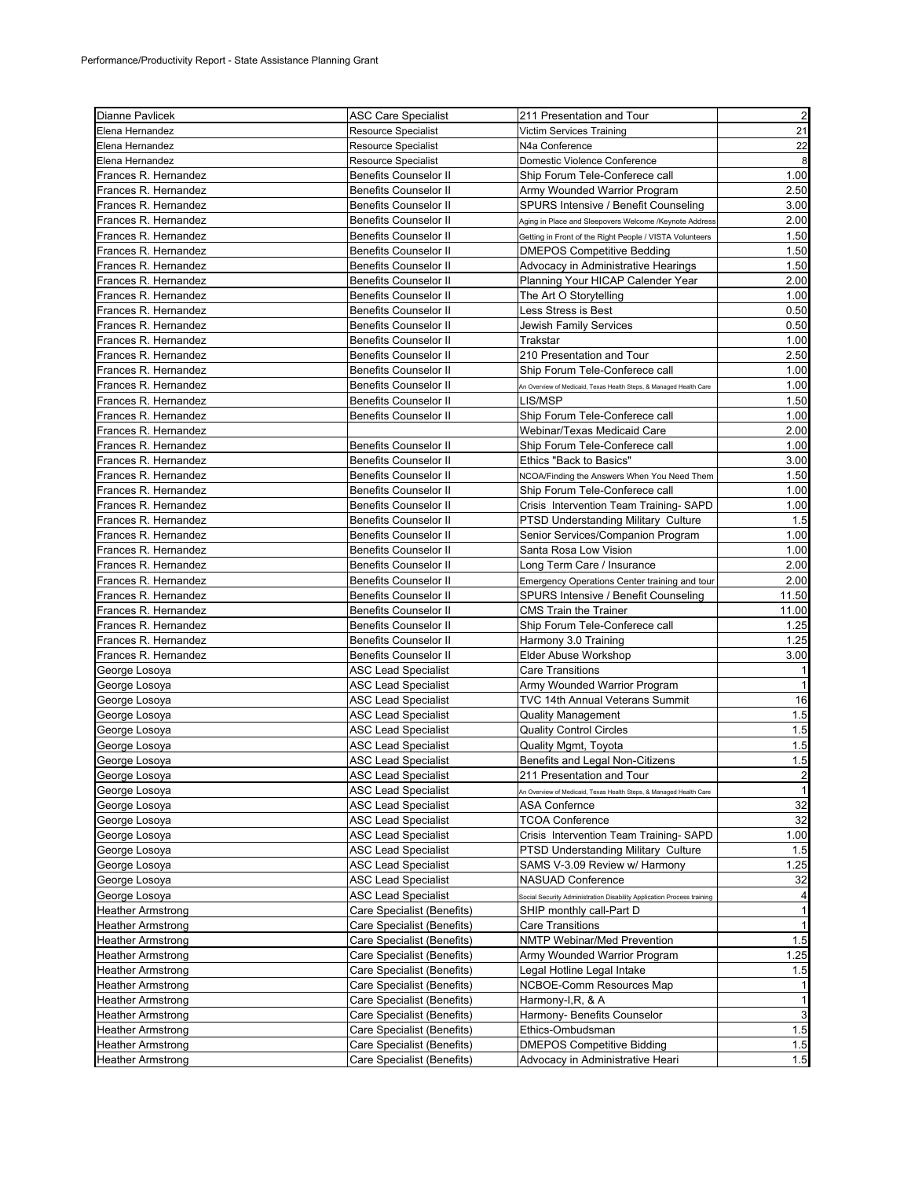Performance/Productivity Report - State Assistance Planning Grant

| | | | |
|---|---|---|---|
| Dianne Pavlicek | ASC Care Specialist | 211 Presentation and Tour | 2 |
| Elena Hernandez | Resource Specialist | Victim Services Training | 21 |
| Elena Hernandez | Resource Specialist | N4a Conference | 22 |
| Elena Hernandez | Resource Specialist | Domestic Violence Conference | 8 |
| Frances R. Hernandez | Benefits Counselor II | Ship Forum Tele-Conferece call | 1.00 |
| Frances R. Hernandez | Benefits Counselor II | Army Wounded Warrior Program | 2.50 |
| Frances R. Hernandez | Benefits Counselor II | SPURS Intensive / Benefit Counseling | 3.00 |
| Frances R. Hernandez | Benefits Counselor II | Aging in Place and Sleepovers Welcome /Keynote Address | 2.00 |
| Frances R. Hernandez | Benefits Counselor II | Getting in Front of the Right People / VISTA Volunteers | 1.50 |
| Frances R. Hernandez | Benefits Counselor II | DMEPOS Competitive Bedding | 1.50 |
| Frances R. Hernandez | Benefits Counselor II | Advocacy in Administrative Hearings | 1.50 |
| Frances R. Hernandez | Benefits Counselor II | Planning Your HICAP Calender Year | 2.00 |
| Frances R. Hernandez | Benefits Counselor II | The Art O Storytelling | 1.00 |
| Frances R. Hernandez | Benefits Counselor II | Less Stress is Best | 0.50 |
| Frances R. Hernandez | Benefits Counselor II | Jewish Family Services | 0.50 |
| Frances R. Hernandez | Benefits Counselor II | Trakstar | 1.00 |
| Frances R. Hernandez | Benefits Counselor II | 210 Presentation and Tour | 2.50 |
| Frances R. Hernandez | Benefits Counselor II | Ship Forum Tele-Conferece call | 1.00 |
| Frances R. Hernandez | Benefits Counselor II | An Overview of Medicaid, Texas Health Steps, & Managed Health Care | 1.00 |
| Frances R. Hernandez | Benefits Counselor II | LIS/MSP | 1.50 |
| Frances R. Hernandez | Benefits Counselor II | Ship Forum Tele-Conferece call | 1.00 |
| Frances R. Hernandez | | Webinar/Texas Medicaid Care | 2.00 |
| Frances R. Hernandez | Benefits Counselor II | Ship Forum Tele-Conferece call | 1.00 |
| Frances R. Hernandez | Benefits Counselor II | Ethics "Back to Basics" | 3.00 |
| Frances R. Hernandez | Benefits Counselor II | NCOA/Finding the Answers When You Need Them | 1.50 |
| Frances R. Hernandez | Benefits Counselor II | Ship Forum Tele-Conferece call | 1.00 |
| Frances R. Hernandez | Benefits Counselor II | Crisis Intervention Team Training- SAPD | 1.00 |
| Frances R. Hernandez | Benefits Counselor II | PTSD Understanding Military Culture | 1.5 |
| Frances R. Hernandez | Benefits Counselor II | Senior Services/Companion Program | 1.00 |
| Frances R. Hernandez | Benefits Counselor II | Santa Rosa Low Vision | 1.00 |
| Frances R. Hernandez | Benefits Counselor II | Long Term Care / Insurance | 2.00 |
| Frances R. Hernandez | Benefits Counselor II | Emergency Operations Center training and tour | 2.00 |
| Frances R. Hernandez | Benefits Counselor II | SPURS Intensive / Benefit Counseling | 11.50 |
| Frances R. Hernandez | Benefits Counselor II | CMS Train the Trainer | 11.00 |
| Frances R. Hernandez | Benefits Counselor II | Ship Forum Tele-Conferece call | 1.25 |
| Frances R. Hernandez | Benefits Counselor II | Harmony 3.0 Training | 1.25 |
| Frances R. Hernandez | Benefits Counselor II | Elder Abuse Workshop | 3.00 |
| George Losoya | ASC Lead Specialist | Care Transitions | 1 |
| George Losoya | ASC Lead Specialist | Army Wounded Warrior Program | 1 |
| George Losoya | ASC Lead Specialist | TVC 14th Annual Veterans Summit | 16 |
| George Losoya | ASC Lead Specialist | Quality Management | 1.5 |
| George Losoya | ASC Lead Specialist | Quality Control Circles | 1.5 |
| George Losoya | ASC Lead Specialist | Quality Mgmt, Toyota | 1.5 |
| George Losoya | ASC Lead Specialist | Benefits and Legal Non-Citizens | 1.5 |
| George Losoya | ASC Lead Specialist | 211 Presentation and Tour | 2 |
| George Losoya | ASC Lead Specialist | An Overview of Medicaid, Texas Health Steps, & Managed Health Care | 1 |
| George Losoya | ASC Lead Specialist | ASA Confernce | 32 |
| George Losoya | ASC Lead Specialist | TCOA Conference | 32 |
| George Losoya | ASC Lead Specialist | Crisis Intervention Team Training- SAPD | 1.00 |
| George Losoya | ASC Lead Specialist | PTSD Understanding Military Culture | 1.5 |
| George Losoya | ASC Lead Specialist | SAMS V-3.09 Review w/ Harmony | 1.25 |
| George Losoya | ASC Lead Specialist | NASUAD Conference | 32 |
| George Losoya | ASC Lead Specialist | Social Security Administration Disability Application Process training | 4 |
| Heather Armstrong | Care Specialist (Benefits) | SHIP monthly call-Part D | 1 |
| Heather Armstrong | Care Specialist (Benefits) | Care Transitions | 1 |
| Heather Armstrong | Care Specialist (Benefits) | NMTP Webinar/Med Prevention | 1.5 |
| Heather Armstrong | Care Specialist (Benefits) | Army Wounded Warrior Program | 1.25 |
| Heather Armstrong | Care Specialist (Benefits) | Legal Hotline Legal Intake | 1.5 |
| Heather Armstrong | Care Specialist (Benefits) | NCBOE-Comm Resources Map | 1 |
| Heather Armstrong | Care Specialist (Benefits) | Harmony-I,R, & A | 1 |
| Heather Armstrong | Care Specialist (Benefits) | Harmony- Benefits Counselor | 3 |
| Heather Armstrong | Care Specialist (Benefits) | Ethics-Ombudsman | 1.5 |
| Heather Armstrong | Care Specialist (Benefits) | DMEPOS Competitive Bidding | 1.5 |
| Heather Armstrong | Care Specialist (Benefits) | Advocacy in Administrative Heari | 1.5 |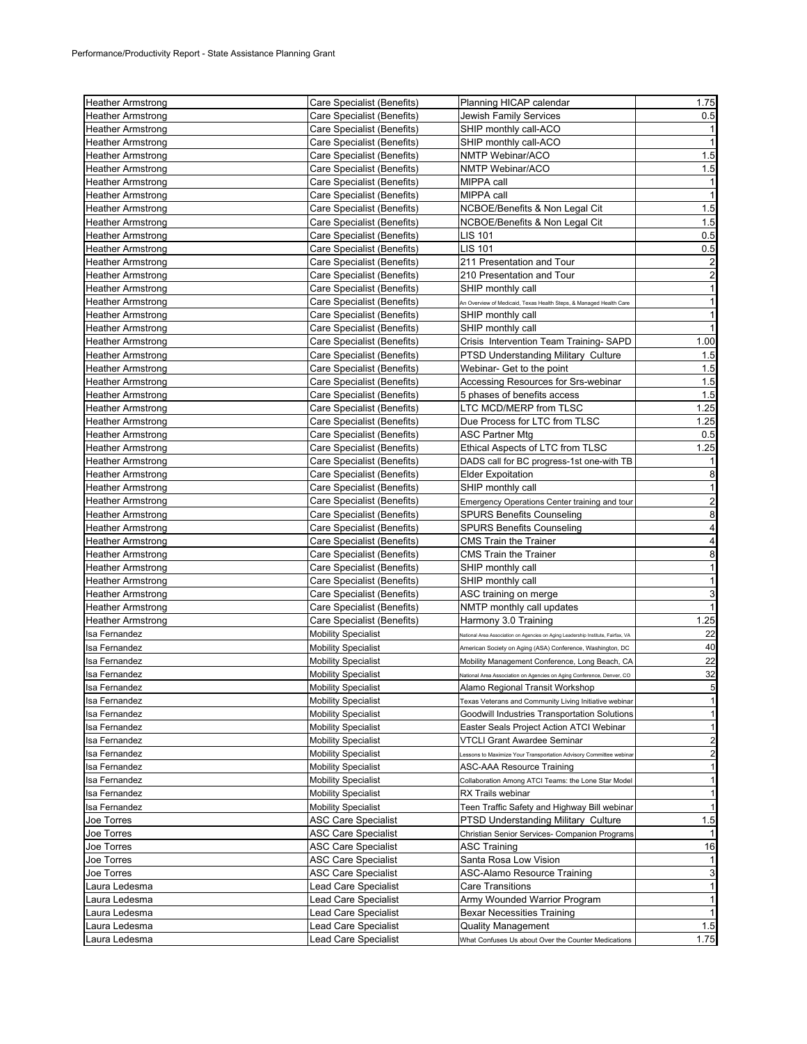Performance/Productivity Report - State Assistance Planning Grant

| | | | |
|---|---|---|---|
| Heather Armstrong | Care Specialist (Benefits) | Planning HICAP calendar | 1.75 |
| Heather Armstrong | Care Specialist (Benefits) | Jewish Family Services | 0.5 |
| Heather Armstrong | Care Specialist (Benefits) | SHIP monthly call-ACO | 1 |
| Heather Armstrong | Care Specialist (Benefits) | SHIP monthly call-ACO | 1 |
| Heather Armstrong | Care Specialist (Benefits) | NMTP Webinar/ACO | 1.5 |
| Heather Armstrong | Care Specialist (Benefits) | NMTP Webinar/ACO | 1.5 |
| Heather Armstrong | Care Specialist (Benefits) | MIPPA call | 1 |
| Heather Armstrong | Care Specialist (Benefits) | MIPPA call | 1 |
| Heather Armstrong | Care Specialist (Benefits) | NCBOE/Benefits & Non Legal Cit | 1.5 |
| Heather Armstrong | Care Specialist (Benefits) | NCBOE/Benefits & Non Legal Cit | 1.5 |
| Heather Armstrong | Care Specialist (Benefits) | LIS 101 | 0.5 |
| Heather Armstrong | Care Specialist (Benefits) | LIS 101 | 0.5 |
| Heather Armstrong | Care Specialist (Benefits) | 211 Presentation and Tour | 2 |
| Heather Armstrong | Care Specialist (Benefits) | 210 Presentation and Tour | 2 |
| Heather Armstrong | Care Specialist (Benefits) | SHIP monthly call | 1 |
| Heather Armstrong | Care Specialist (Benefits) | An Overview of Medicaid, Texas Health Steps, & Managed Health Care | 1 |
| Heather Armstrong | Care Specialist (Benefits) | SHIP monthly call | 1 |
| Heather Armstrong | Care Specialist (Benefits) | SHIP monthly call | 1 |
| Heather Armstrong | Care Specialist (Benefits) | Crisis Intervention Team Training- SAPD | 1.00 |
| Heather Armstrong | Care Specialist (Benefits) | PTSD Understanding Military Culture | 1.5 |
| Heather Armstrong | Care Specialist (Benefits) | Webinar- Get to the point | 1.5 |
| Heather Armstrong | Care Specialist (Benefits) | Accessing Resources for Srs-webinar | 1.5 |
| Heather Armstrong | Care Specialist (Benefits) | 5 phases of benefits access | 1.5 |
| Heather Armstrong | Care Specialist (Benefits) | LTC MCD/MERP from TLSC | 1.25 |
| Heather Armstrong | Care Specialist (Benefits) | Due Process for LTC from TLSC | 1.25 |
| Heather Armstrong | Care Specialist (Benefits) | ASC Partner Mtg | 0.5 |
| Heather Armstrong | Care Specialist (Benefits) | Ethical Aspects of LTC from TLSC | 1.25 |
| Heather Armstrong | Care Specialist (Benefits) | DADS call for BC progress-1st one-with TB | 1 |
| Heather Armstrong | Care Specialist (Benefits) | Elder Expoitation | 8 |
| Heather Armstrong | Care Specialist (Benefits) | SHIP monthly call | 1 |
| Heather Armstrong | Care Specialist (Benefits) | Emergency Operations Center training and tour | 2 |
| Heather Armstrong | Care Specialist (Benefits) | SPURS Benefits Counseling | 8 |
| Heather Armstrong | Care Specialist (Benefits) | SPURS Benefits Counseling | 4 |
| Heather Armstrong | Care Specialist (Benefits) | CMS Train the Trainer | 4 |
| Heather Armstrong | Care Specialist (Benefits) | CMS Train the Trainer | 8 |
| Heather Armstrong | Care Specialist (Benefits) | SHIP monthly call | 1 |
| Heather Armstrong | Care Specialist (Benefits) | SHIP monthly call | 1 |
| Heather Armstrong | Care Specialist (Benefits) | ASC training on merge | 3 |
| Heather Armstrong | Care Specialist (Benefits) | NMTP monthly call updates | 1 |
| Heather Armstrong | Care Specialist (Benefits) | Harmony 3.0 Training | 1.25 |
| Isa Fernandez | Mobility Specialist | National Area Association on Agencies on Aging Leadership Institute, Fairfax, VA | 22 |
| Isa Fernandez | Mobility Specialist | American Society on Aging (ASA) Conference, Washington, DC | 40 |
| Isa Fernandez | Mobility Specialist | Mobility Management Conference, Long Beach, CA | 22 |
| Isa Fernandez | Mobility Specialist | National Area Association on Agencies on Aging Conference, Denver, CO | 32 |
| Isa Fernandez | Mobility Specialist | Alamo Regional Transit Workshop | 5 |
| Isa Fernandez | Mobility Specialist | Texas Veterans and Community Living Initiative webinar | 1 |
| Isa Fernandez | Mobility Specialist | Goodwill Industries Transportation Solutions | 1 |
| Isa Fernandez | Mobility Specialist | Easter Seals Project Action ATCI Webinar | 1 |
| Isa Fernandez | Mobility Specialist | VTCLI Grant Awardee Seminar | 2 |
| Isa Fernandez | Mobility Specialist | Lessons to Maximize Your Transportation Advisory Committee webinar | 2 |
| Isa Fernandez | Mobility Specialist | ASC-AAA Resource Training | 1 |
| Isa Fernandez | Mobility Specialist | Collaboration Among ATCI Teams: the Lone Star Model | 1 |
| Isa Fernandez | Mobility Specialist | RX Trails webinar | 1 |
| Isa Fernandez | Mobility Specialist | Teen Traffic Safety and Highway Bill webinar | 1 |
| Joe Torres | ASC Care Specialist | PTSD Understanding Military Culture | 1.5 |
| Joe Torres | ASC Care Specialist | Christian Senior Services- Companion Programs | 1 |
| Joe Torres | ASC Care Specialist | ASC Training | 16 |
| Joe Torres | ASC Care Specialist | Santa Rosa Low Vision | 1 |
| Joe Torres | ASC Care Specialist | ASC-Alamo Resource Training | 3 |
| Laura Ledesma | Lead Care Specialist | Care Transitions | 1 |
| Laura Ledesma | Lead Care Specialist | Army Wounded Warrior Program | 1 |
| Laura Ledesma | Lead Care Specialist | Bexar Necessities Training | 1 |
| Laura Ledesma | Lead Care Specialist | Quality Management | 1.5 |
| Laura Ledesma | Lead Care Specialist | What Confuses Us about Over the Counter Medications | 1.75 |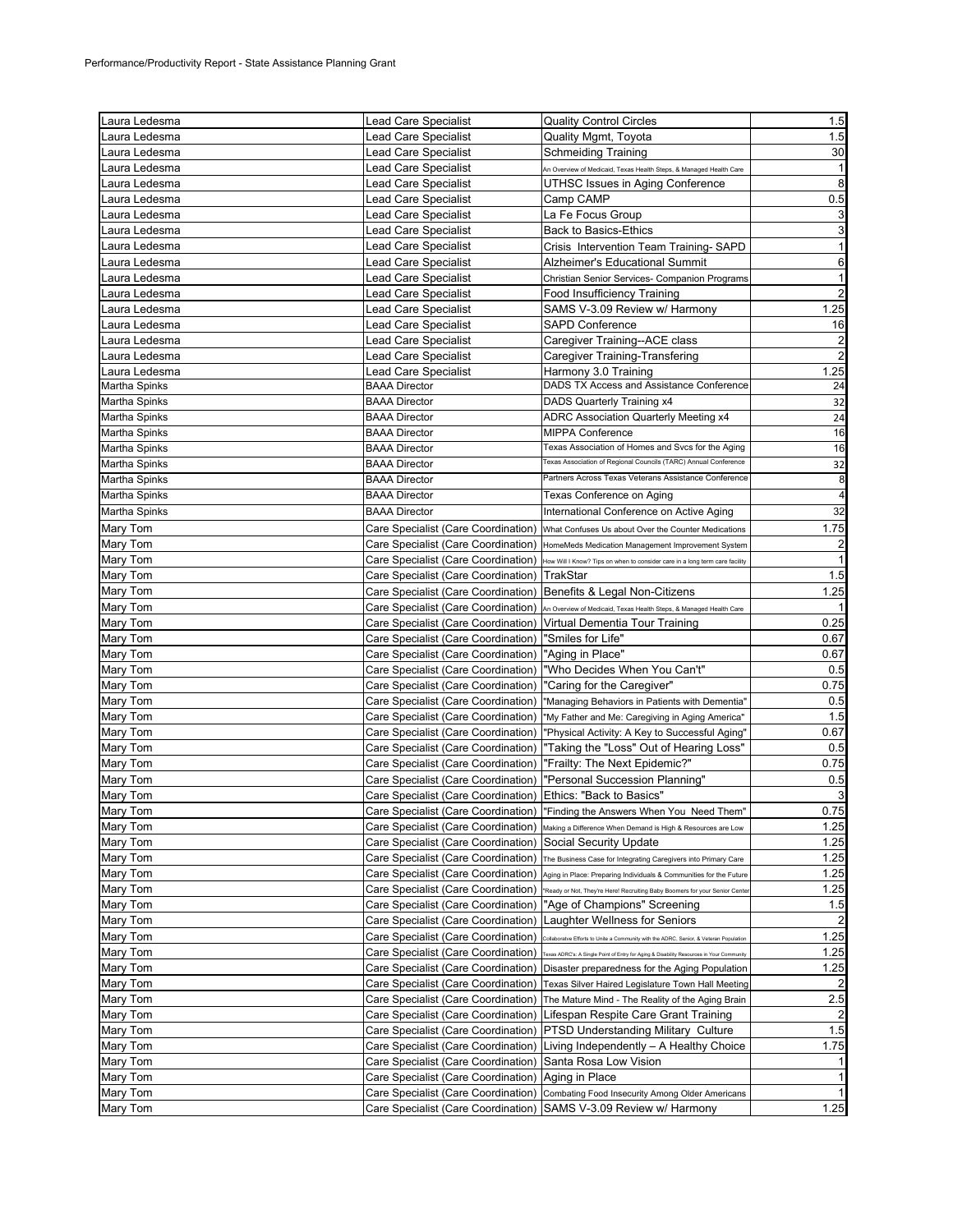Performance/Productivity Report - State Assistance Planning Grant

| | | | |
|---|---|---|---|
| Laura Ledesma | Lead Care Specialist | Quality Control Circles | 1.5 |
| Laura Ledesma | Lead Care Specialist | Quality Mgmt, Toyota | 1.5 |
| Laura Ledesma | Lead Care Specialist | Schmeiding Training | 30 |
| Laura Ledesma | Lead Care Specialist | An Overview of Medicaid, Texas Health Steps, & Managed Health Care | 1 |
| Laura Ledesma | Lead Care Specialist | UTHSC Issues in Aging Conference | 8 |
| Laura Ledesma | Lead Care Specialist | Camp CAMP | 0.5 |
| Laura Ledesma | Lead Care Specialist | La Fe Focus Group | 3 |
| Laura Ledesma | Lead Care Specialist | Back to Basics-Ethics | 3 |
| Laura Ledesma | Lead Care Specialist | Crisis Intervention Team Training- SAPD | 1 |
| Laura Ledesma | Lead Care Specialist | Alzheimer's Educational Summit | 6 |
| Laura Ledesma | Lead Care Specialist | Christian Senior Services- Companion Programs | 1 |
| Laura Ledesma | Lead Care Specialist | Food Insufficiency Training | 2 |
| Laura Ledesma | Lead Care Specialist | SAMS V-3.09 Review w/ Harmony | 1.25 |
| Laura Ledesma | Lead Care Specialist | SAPD Conference | 16 |
| Laura Ledesma | Lead Care Specialist | Caregiver Training--ACE class | 2 |
| Laura Ledesma | Lead Care Specialist | Caregiver Training-Transfering | 2 |
| Laura Ledesma | Lead Care Specialist | Harmony 3.0 Training | 1.25 |
| Martha Spinks | BAAA Director | DADS TX Access and Assistance Conference | 24 |
| Martha Spinks | BAAA Director | DADS Quarterly Training x4 | 32 |
| Martha Spinks | BAAA Director | ADRC Association Quarterly Meeting x4 | 24 |
| Martha Spinks | BAAA Director | MIPPA Conference | 16 |
| Martha Spinks | BAAA Director | Texas Association of Homes and Svcs for the Aging | 16 |
| Martha Spinks | BAAA Director | Texas Association of Regional Councils (TARC) Annual Conference | 32 |
| Martha Spinks | BAAA Director | Partners Across Texas Veterans Assistance Conference | 8 |
| Martha Spinks | BAAA Director | Texas Conference on Aging | 4 |
| Martha Spinks | BAAA Director | International Conference on Active Aging | 32 |
| Mary Tom | Care Specialist (Care Coordination) | What Confuses Us about Over the Counter Medications | 1.75 |
| Mary Tom | Care Specialist (Care Coordination) | HomeMeds Medication Management Improvement System | 2 |
| Mary Tom | Care Specialist (Care Coordination) | How Will I Know? Tips on when to consider care in a long term care facility | 1 |
| Mary Tom | Care Specialist (Care Coordination) | TrakStar | 1.5 |
| Mary Tom | Care Specialist (Care Coordination) | Benefits & Legal Non-Citizens | 1.25 |
| Mary Tom | Care Specialist (Care Coordination) | An Overview of Medicaid, Texas Health Steps, & Managed Health Care | 1 |
| Mary Tom | Care Specialist (Care Coordination) | Virtual Dementia Tour Training | 0.25 |
| Mary Tom | Care Specialist (Care Coordination) | "Smiles for Life" | 0.67 |
| Mary Tom | Care Specialist (Care Coordination) | "Aging in Place" | 0.67 |
| Mary Tom | Care Specialist (Care Coordination) | "Who Decides When You Can't" | 0.5 |
| Mary Tom | Care Specialist (Care Coordination) | "Caring for the Caregiver" | 0.75 |
| Mary Tom | Care Specialist (Care Coordination) | "Managing Behaviors in Patients with Dementia" | 0.5 |
| Mary Tom | Care Specialist (Care Coordination) | "My Father and Me: Caregiving in Aging America" | 1.5 |
| Mary Tom | Care Specialist (Care Coordination) | "Physical Activity: A Key to Successful Aging" | 0.67 |
| Mary Tom | Care Specialist (Care Coordination) | "Taking the "Loss" Out of Hearing Loss" | 0.5 |
| Mary Tom | Care Specialist (Care Coordination) | "Frailty: The Next Epidemic?" | 0.75 |
| Mary Tom | Care Specialist (Care Coordination) | "Personal Succession Planning" | 0.5 |
| Mary Tom | Care Specialist (Care Coordination) | Ethics: "Back to Basics" | 3 |
| Mary Tom | Care Specialist (Care Coordination) | "Finding the Answers When You Need Them" | 0.75 |
| Mary Tom | Care Specialist (Care Coordination) | Making a Difference When Demand is High & Resources are Low | 1.25 |
| Mary Tom | Care Specialist (Care Coordination) | Social Security Update | 1.25 |
| Mary Tom | Care Specialist (Care Coordination) | The Business Case for Integrating Caregivers into Primary Care | 1.25 |
| Mary Tom | Care Specialist (Care Coordination) | Aging in Place: Preparing Individuals & Communities for the Future | 1.25 |
| Mary Tom | Care Specialist (Care Coordination) | "Ready or Not, They're Here! Recruiting Baby Boomers for your Senior Center | 1.25 |
| Mary Tom | Care Specialist (Care Coordination) | "Age of Champions" Screening | 1.5 |
| Mary Tom | Care Specialist (Care Coordination) | Laughter Wellness for Seniors | 2 |
| Mary Tom | Care Specialist (Care Coordination) | Collaborative Efforts to Unite a Community with the ADRC, Senior, & Veteran Population | 1.25 |
| Mary Tom | Care Specialist (Care Coordination) | Texas ADRC's: A Single Point of Entry for Aging & Disability Resources in Your Community | 1.25 |
| Mary Tom | Care Specialist (Care Coordination) | Disaster preparedness for the Aging Population | 1.25 |
| Mary Tom | Care Specialist (Care Coordination) | Texas Silver Haired Legislature Town Hall Meeting | 2 |
| Mary Tom | Care Specialist (Care Coordination) | The Mature Mind - The Reality of the Aging Brain | 2.5 |
| Mary Tom | Care Specialist (Care Coordination) | Lifespan Respite Care Grant Training | 2 |
| Mary Tom | Care Specialist (Care Coordination) | PTSD Understanding Military Culture | 1.5 |
| Mary Tom | Care Specialist (Care Coordination) | Living Independently – A Healthy Choice | 1.75 |
| Mary Tom | Care Specialist (Care Coordination) | Santa Rosa Low Vision | 1 |
| Mary Tom | Care Specialist (Care Coordination) | Aging in Place | 1 |
| Mary Tom | Care Specialist (Care Coordination) | Combating Food Insecurity Among Older Americans | 1 |
| Mary Tom | Care Specialist (Care Coordination) | SAMS V-3.09 Review w/ Harmony | 1.25 |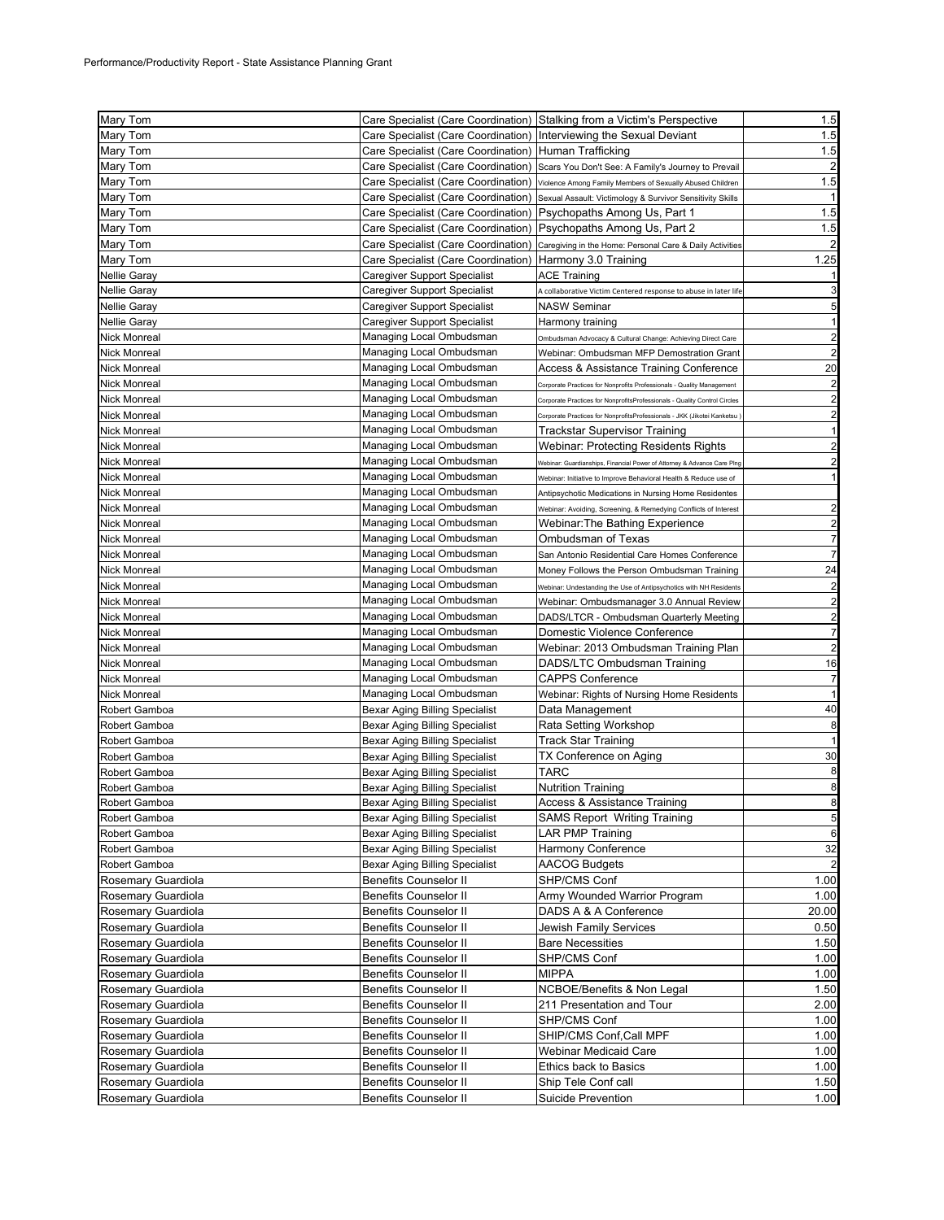Performance/Productivity Report - State Assistance Planning Grant

| | | | |
|---|---|---|---|
| Mary Tom | Care Specialist (Care Coordination) | Stalking from a Victim's Perspective | 1.5 |
| Mary Tom | Care Specialist (Care Coordination) | Interviewing the Sexual Deviant | 1.5 |
| Mary Tom | Care Specialist (Care Coordination) | Human Trafficking | 1.5 |
| Mary Tom | Care Specialist (Care Coordination) | Scars You Don't See: A Family's Journey to Prevail | 2 |
| Mary Tom | Care Specialist (Care Coordination) | Violence Among Family Members of Sexually Abused Children | 1.5 |
| Mary Tom | Care Specialist (Care Coordination) | Sexual Assault: Victimology & Survivor Sensitivity Skills | 1 |
| Mary Tom | Care Specialist (Care Coordination) | Psychopaths Among Us, Part 1 | 1.5 |
| Mary Tom | Care Specialist (Care Coordination) | Psychopaths Among Us, Part 2 | 1.5 |
| Mary Tom | Care Specialist (Care Coordination) | Caregiving in the Home: Personal Care & Daily Activities | 2 |
| Mary Tom | Care Specialist (Care Coordination) | Harmony 3.0 Training | 1.25 |
| Nellie Garay | Caregiver Support Specialist | ACE Training | 1 |
| Nellie Garay | Caregiver Support Specialist | A collaborative Victim Centered response to abuse in later life | 3 |
| Nellie Garay | Caregiver Support Specialist | NASW Seminar | 5 |
| Nellie Garay | Caregiver Support Specialist | Harmony training | 1 |
| Nick Monreal | Managing Local Ombudsman | Ombudsman Advocacy & Cultural Change: Achieving Direct Care | 2 |
| Nick Monreal | Managing Local Ombudsman | Webinar: Ombudsman MFP Demostration Grant | 2 |
| Nick Monreal | Managing Local Ombudsman | Access & Assistance Training Conference | 20 |
| Nick Monreal | Managing Local Ombudsman | Corporate Practices for Nonprofits Professionals - Quality Management | 2 |
| Nick Monreal | Managing Local Ombudsman | Corporate Practices for NonprofitsProfessionals - Quality Control Circles | 2 |
| Nick Monreal | Managing Local Ombudsman | Corporate Practices for NonprofitsProfessionals - JKK (Jikotei Kanketsu ) | 2 |
| Nick Monreal | Managing Local Ombudsman | Trackstar Supervisor Training | 1 |
| Nick Monreal | Managing Local Ombudsman | Webinar: Protecting Residents Rights | 2 |
| Nick Monreal | Managing Local Ombudsman | Webinar: Guardianships, Financial Power of Attorney & Advance Care Plng | 2 |
| Nick Monreal | Managing Local Ombudsman | Webinar: Initiative to Improve Behavioral Health & Reduce use of | 1 |
| Nick Monreal | Managing Local Ombudsman | Antipsychotic Medications in Nursing Home Residentes | |
| Nick Monreal | Managing Local Ombudsman | Webinar: Avoiding, Screening, & Remedying Conflicts of Interest | 2 |
| Nick Monreal | Managing Local Ombudsman | Webinar:The Bathing Experience | 2 |
| Nick Monreal | Managing Local Ombudsman | Ombudsman of Texas | 7 |
| Nick Monreal | Managing Local Ombudsman | San Antonio Residential Care Homes Conference | 7 |
| Nick Monreal | Managing Local Ombudsman | Money Follows the Person Ombudsman Training | 24 |
| Nick Monreal | Managing Local Ombudsman | Webinar: Undestanding the Use of Antipsychotics with NH Residents | 2 |
| Nick Monreal | Managing Local Ombudsman | Webinar: Ombudsmanager 3.0 Annual Review | 2 |
| Nick Monreal | Managing Local Ombudsman | DADS/LTCR - Ombudsman Quarterly Meeting | 2 |
| Nick Monreal | Managing Local Ombudsman | Domestic Violence Conference | 7 |
| Nick Monreal | Managing Local Ombudsman | Webinar: 2013 Ombudsman Training Plan | 2 |
| Nick Monreal | Managing Local Ombudsman | DADS/LTC Ombudsman Training | 16 |
| Nick Monreal | Managing Local Ombudsman | CAPPS Conference | 7 |
| Nick Monreal | Managing Local Ombudsman | Webinar: Rights of Nursing Home Residents | 1 |
| Robert Gamboa | Bexar Aging Billing Specialist | Data Management | 40 |
| Robert Gamboa | Bexar Aging Billing Specialist | Rata Setting Workshop | 8 |
| Robert Gamboa | Bexar Aging Billing Specialist | Track Star Training | 1 |
| Robert Gamboa | Bexar Aging Billing Specialist | TX Conference on Aging | 30 |
| Robert Gamboa | Bexar Aging Billing Specialist | TARC | 8 |
| Robert Gamboa | Bexar Aging Billing Specialist | Nutrition Training | 8 |
| Robert Gamboa | Bexar Aging Billing Specialist | Access & Assistance Training | 8 |
| Robert Gamboa | Bexar Aging Billing Specialist | SAMS Report Writing Training | 5 |
| Robert Gamboa | Bexar Aging Billing Specialist | LAR PMP Training | 6 |
| Robert Gamboa | Bexar Aging Billing Specialist | Harmony Conference | 32 |
| Robert Gamboa | Bexar Aging Billing Specialist | AACOG Budgets | 2 |
| Rosemary Guardiola | Benefits Counselor II | SHP/CMS Conf | 1.00 |
| Rosemary Guardiola | Benefits Counselor II | Army Wounded Warrior Program | 1.00 |
| Rosemary Guardiola | Benefits Counselor II | DADS A & A Conference | 20.00 |
| Rosemary Guardiola | Benefits Counselor II | Jewish Family Services | 0.50 |
| Rosemary Guardiola | Benefits Counselor II | Bare Necessities | 1.50 |
| Rosemary Guardiola | Benefits Counselor II | SHP/CMS Conf | 1.00 |
| Rosemary Guardiola | Benefits Counselor II | MIPPA | 1.00 |
| Rosemary Guardiola | Benefits Counselor II | NCBOE/Benefits & Non Legal | 1.50 |
| Rosemary Guardiola | Benefits Counselor II | 211 Presentation and Tour | 2.00 |
| Rosemary Guardiola | Benefits Counselor II | SHP/CMS Conf | 1.00 |
| Rosemary Guardiola | Benefits Counselor II | SHIP/CMS Conf,Call MPF | 1.00 |
| Rosemary Guardiola | Benefits Counselor II | Webinar Medicaid Care | 1.00 |
| Rosemary Guardiola | Benefits Counselor II | Ethics back to Basics | 1.00 |
| Rosemary Guardiola | Benefits Counselor II | Ship Tele Conf call | 1.50 |
| Rosemary Guardiola | Benefits Counselor II | Suicide Prevention | 1.00 |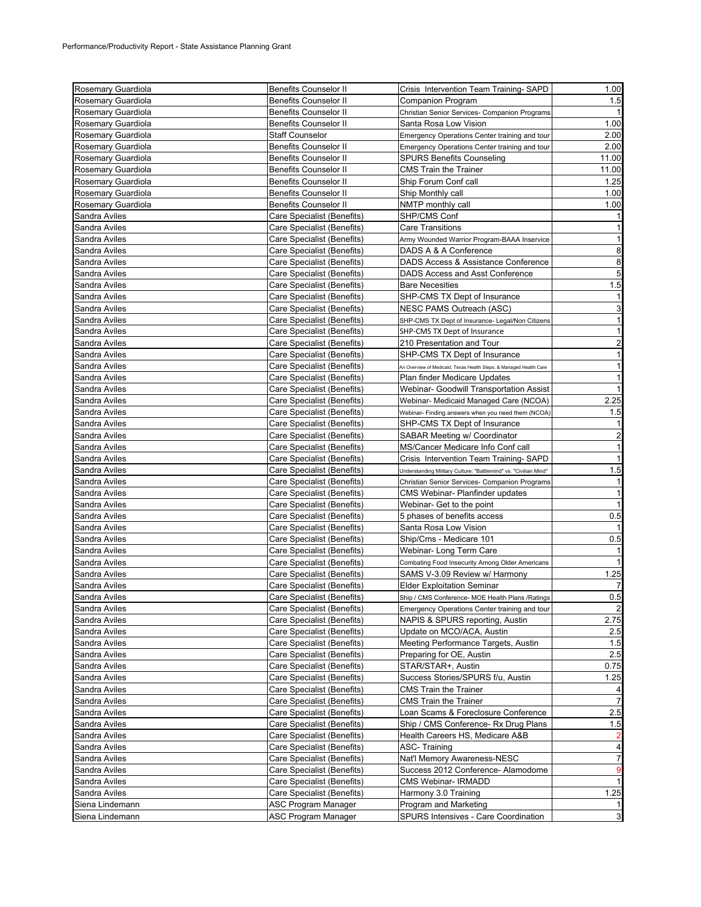Performance/Productivity Report - State Assistance Planning Grant

| | | | |
|---|---|---|---|
| Rosemary Guardiola | Benefits Counselor II | Crisis Intervention Team Training- SAPD | 1.00 |
| Rosemary Guardiola | Benefits Counselor II | Companion Program | 1.5 |
| Rosemary Guardiola | Benefits Counselor II | Christian Senior Services- Companion Programs | 1 |
| Rosemary Guardiola | Benefits Counselor II | Santa Rosa Low Vision | 1.00 |
| Rosemary Guardiola | Staff Counselor | Emergency Operations Center training and tour | 2.00 |
| Rosemary Guardiola | Benefits Counselor II | Emergency Operations Center training and tour | 2.00 |
| Rosemary Guardiola | Benefits Counselor II | SPURS Benefits Counseling | 11.00 |
| Rosemary Guardiola | Benefits Counselor II | CMS Train the Trainer | 11.00 |
| Rosemary Guardiola | Benefits Counselor II | Ship Forum Conf call | 1.25 |
| Rosemary Guardiola | Benefits Counselor II | Ship Monthly call | 1.00 |
| Rosemary Guardiola | Benefits Counselor II | NMTP monthly call | 1.00 |
| Sandra Aviles | Care Specialist (Benefits) | SHP/CMS Conf | 1 |
| Sandra Aviles | Care Specialist (Benefits) | Care Transitions | 1 |
| Sandra Aviles | Care Specialist (Benefits) | Army Wounded Warrior Program-BAAA Inservice | 1 |
| Sandra Aviles | Care Specialist (Benefits) | DADS A & A Conference | 8 |
| Sandra Aviles | Care Specialist (Benefits) | DADS Access & Assistance Conference | 8 |
| Sandra Aviles | Care Specialist (Benefits) | DADS Access and Asst Conference | 5 |
| Sandra Aviles | Care Specialist (Benefits) | Bare Necesities | 1.5 |
| Sandra Aviles | Care Specialist (Benefits) | SHP-CMS TX Dept of Insurance | 1 |
| Sandra Aviles | Care Specialist (Benefits) | NESC PAMS Outreach (ASC) | 3 |
| Sandra Aviles | Care Specialist (Benefits) | SHP-CMS TX Dept of Insurance- Legal/Non Citizens | 1 |
| Sandra Aviles | Care Specialist (Benefits) | SHP-CMS TX Dept of Insurance | 1 |
| Sandra Aviles | Care Specialist (Benefits) | 210 Presentation and Tour | 2 |
| Sandra Aviles | Care Specialist (Benefits) | SHP-CMS TX Dept of Insurance | 1 |
| Sandra Aviles | Care Specialist (Benefits) | An Overview of Medicaid, Texas Health Steps, & Managed Health Care | 1 |
| Sandra Aviles | Care Specialist (Benefits) | Plan finder Medicare Updates | 1 |
| Sandra Aviles | Care Specialist (Benefits) | Webinar- Goodwill Transportation Assist | 1 |
| Sandra Aviles | Care Specialist (Benefits) | Webinar- Medicaid Managed Care (NCOA) | 2.25 |
| Sandra Aviles | Care Specialist (Benefits) | Webinar- Finding answers when you need them (NCOA) | 1.5 |
| Sandra Aviles | Care Specialist (Benefits) | SHP-CMS TX Dept of Insurance | 1 |
| Sandra Aviles | Care Specialist (Benefits) | SABAR Meeting w/ Coordinator | 2 |
| Sandra Aviles | Care Specialist (Benefits) | MS/Cancer Medicare Info Conf call | 1 |
| Sandra Aviles | Care Specialist (Benefits) | Crisis Intervention Team Training- SAPD | 1 |
| Sandra Aviles | Care Specialist (Benefits) | Understanding Military Culture: "Battlemind" vs. "Civilian Mind" | 1.5 |
| Sandra Aviles | Care Specialist (Benefits) | Christian Senior Services- Companion Programs | 1 |
| Sandra Aviles | Care Specialist (Benefits) | CMS Webinar- Planfinder updates | 1 |
| Sandra Aviles | Care Specialist (Benefits) | Webinar- Get to the point | 1 |
| Sandra Aviles | Care Specialist (Benefits) | 5 phases of benefits access | 0.5 |
| Sandra Aviles | Care Specialist (Benefits) | Santa Rosa Low Vision | 1 |
| Sandra Aviles | Care Specialist (Benefits) | Ship/Cms - Medicare 101 | 0.5 |
| Sandra Aviles | Care Specialist (Benefits) | Webinar- Long Term Care | 1 |
| Sandra Aviles | Care Specialist (Benefits) | Combating Food Insecurity Among Older Americans | 1 |
| Sandra Aviles | Care Specialist (Benefits) | SAMS V-3.09 Review w/ Harmony | 1.25 |
| Sandra Aviles | Care Specialist (Benefits) | Elder Exploitation Seminar | 7 |
| Sandra Aviles | Care Specialist (Benefits) | Ship / CMS Conference- MOE Health Plans /Ratings | 0.5 |
| Sandra Aviles | Care Specialist (Benefits) | Emergency Operations Center training and tour | 2 |
| Sandra Aviles | Care Specialist (Benefits) | NAPIS & SPURS reporting, Austin | 2.75 |
| Sandra Aviles | Care Specialist (Benefits) | Update on MCO/ACA, Austin | 2.5 |
| Sandra Aviles | Care Specialist (Benefits) | Meeting Performance Targets, Austin | 1.5 |
| Sandra Aviles | Care Specialist (Benefits) | Preparing for OE, Austin | 2.5 |
| Sandra Aviles | Care Specialist (Benefits) | STAR/STAR+, Austin | 0.75 |
| Sandra Aviles | Care Specialist (Benefits) | Success Stories/SPURS f/u, Austin | 1.25 |
| Sandra Aviles | Care Specialist (Benefits) | CMS Train the Trainer | 4 |
| Sandra Aviles | Care Specialist (Benefits) | CMS Train the Trainer | 7 |
| Sandra Aviles | Care Specialist (Benefits) | Loan Scams & Foreclosure Conference | 2.5 |
| Sandra Aviles | Care Specialist (Benefits) | Ship / CMS Conference- Rx Drug Plans | 1.5 |
| Sandra Aviles | Care Specialist (Benefits) | Health Careers HS, Medicare A&B | 2 |
| Sandra Aviles | Care Specialist (Benefits) | ASC- Training | 4 |
| Sandra Aviles | Care Specialist (Benefits) | Nat'l Memory Awareness-NESC | 7 |
| Sandra Aviles | Care Specialist (Benefits) | Success 2012 Conference- Alamodome | 9 |
| Sandra Aviles | Care Specialist (Benefits) | CMS Webinar- IRMADD | 1 |
| Sandra Aviles | Care Specialist (Benefits) | Harmony 3.0 Training | 1.25 |
| Siena Lindemann | ASC Program Manager | Program and Marketing | 1 |
| Siena Lindemann | ASC Program Manager | SPURS Intensives - Care Coordination | 3 |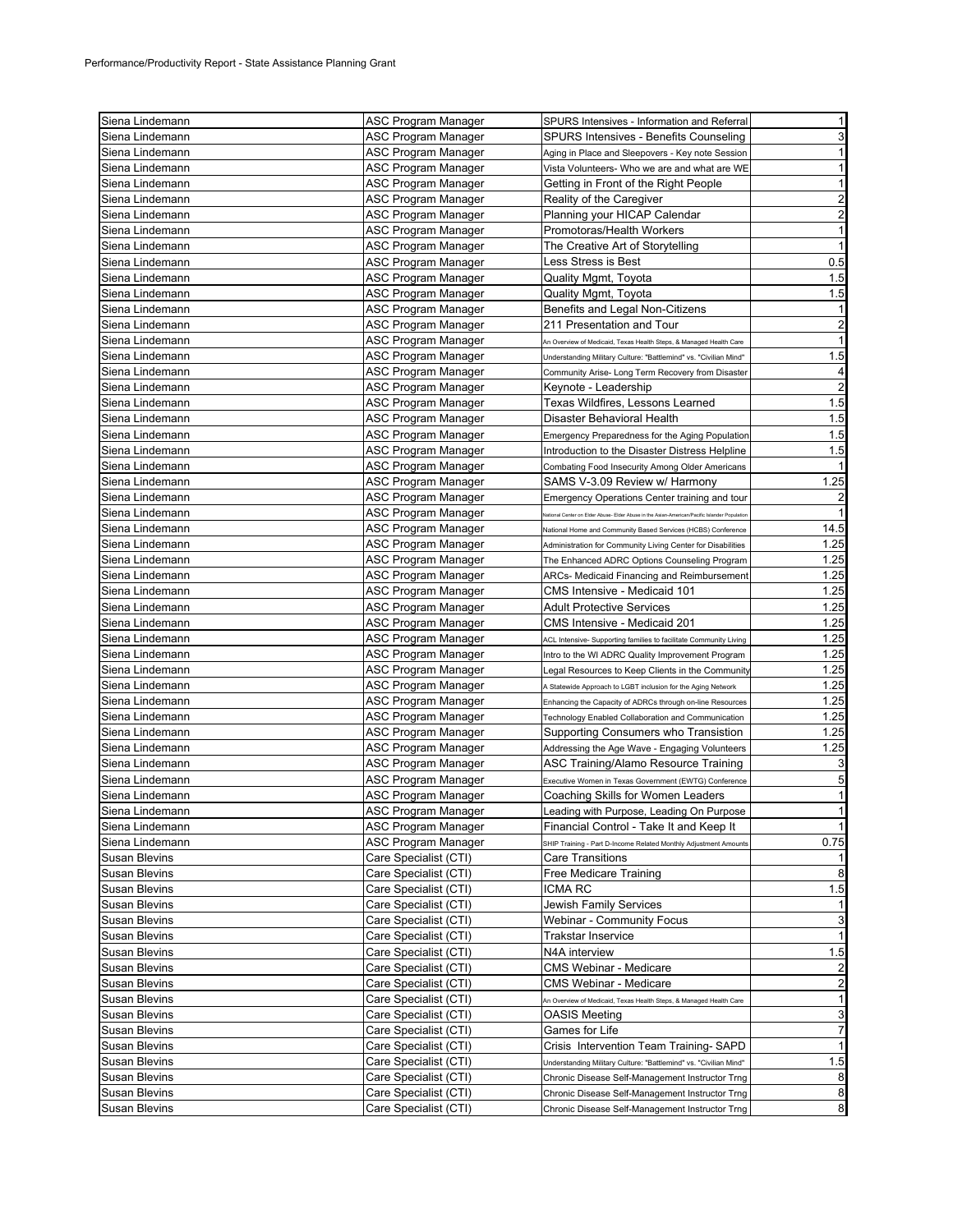Performance/Productivity Report - State Assistance Planning Grant

| | | | |
|---|---|---|---|
| Siena Lindemann | ASC Program Manager | SPURS Intensives - Information and Referral | 1 |
| Siena Lindemann | ASC Program Manager | SPURS Intensives - Benefits Counseling | 3 |
| Siena Lindemann | ASC Program Manager | Aging in Place and Sleepovers - Key note Session | 1 |
| Siena Lindemann | ASC Program Manager | Vista Volunteers- Who we are and what are WE | 1 |
| Siena Lindemann | ASC Program Manager | Getting in Front of the Right People | 1 |
| Siena Lindemann | ASC Program Manager | Reality of the Caregiver | 2 |
| Siena Lindemann | ASC Program Manager | Planning your HICAP Calendar | 2 |
| Siena Lindemann | ASC Program Manager | Promotoras/Health Workers | 1 |
| Siena Lindemann | ASC Program Manager | The Creative Art of Storytelling | 1 |
| Siena Lindemann | ASC Program Manager | Less Stress is Best | 0.5 |
| Siena Lindemann | ASC Program Manager | Quality Mgmt, Toyota | 1.5 |
| Siena Lindemann | ASC Program Manager | Quality Mgmt, Toyota | 1.5 |
| Siena Lindemann | ASC Program Manager | Benefits and Legal Non-Citizens | 1 |
| Siena Lindemann | ASC Program Manager | 211 Presentation and Tour | 2 |
| Siena Lindemann | ASC Program Manager | An Overview of Medicaid, Texas Health Steps, & Managed Health Care | 1 |
| Siena Lindemann | ASC Program Manager | Understanding Military Culture: "Battlemind" vs. "Civilian Mind" | 1.5 |
| Siena Lindemann | ASC Program Manager | Community Arise- Long Term Recovery from Disaster | 4 |
| Siena Lindemann | ASC Program Manager | Keynote - Leadership | 2 |
| Siena Lindemann | ASC Program Manager | Texas Wildfires, Lessons Learned | 1.5 |
| Siena Lindemann | ASC Program Manager | Disaster Behavioral Health | 1.5 |
| Siena Lindemann | ASC Program Manager | Emergency Preparedness for the Aging Population | 1.5 |
| Siena Lindemann | ASC Program Manager | Introduction to the Disaster Distress Helpline | 1.5 |
| Siena Lindemann | ASC Program Manager | Combating Food Insecurity Among Older Americans | 1 |
| Siena Lindemann | ASC Program Manager | SAMS V-3.09 Review w/ Harmony | 1.25 |
| Siena Lindemann | ASC Program Manager | Emergency Operations Center training and tour | 2 |
| Siena Lindemann | ASC Program Manager | National Center on Elder Abuse- Elder Abuse in the Asian-American/Pacific Islander Population | 1 |
| Siena Lindemann | ASC Program Manager | National Home and Community Based Services (HCBS) Conference | 14.5 |
| Siena Lindemann | ASC Program Manager | Administration for Community Living Center for Disabilities | 1.25 |
| Siena Lindemann | ASC Program Manager | The Enhanced ADRC Options Counseling Program | 1.25 |
| Siena Lindemann | ASC Program Manager | ARCs- Medicaid Financing and Reimbursement | 1.25 |
| Siena Lindemann | ASC Program Manager | CMS Intensive - Medicaid 101 | 1.25 |
| Siena Lindemann | ASC Program Manager | Adult Protective Services | 1.25 |
| Siena Lindemann | ASC Program Manager | CMS Intensive - Medicaid 201 | 1.25 |
| Siena Lindemann | ASC Program Manager | ACL Intensive- Supporting families to facilitate Community Living | 1.25 |
| Siena Lindemann | ASC Program Manager | Intro to the WI ADRC Quality Improvement Program | 1.25 |
| Siena Lindemann | ASC Program Manager | Legal Resources to Keep Clients in the Community | 1.25 |
| Siena Lindemann | ASC Program Manager | A Statewide Approach to LGBT inclusion for the Aging Network | 1.25 |
| Siena Lindemann | ASC Program Manager | Enhancing the Capacity of ADRCs through on-line Resources | 1.25 |
| Siena Lindemann | ASC Program Manager | Technology Enabled Collaboration and Communication | 1.25 |
| Siena Lindemann | ASC Program Manager | Supporting Consumers who Transistion | 1.25 |
| Siena Lindemann | ASC Program Manager | Addressing the Age Wave - Engaging Volunteers | 1.25 |
| Siena Lindemann | ASC Program Manager | ASC Training/Alamo Resource Training | 3 |
| Siena Lindemann | ASC Program Manager | Executive Women in Texas Government (EWTG) Conference | 5 |
| Siena Lindemann | ASC Program Manager | Coaching Skills for Women Leaders | 1 |
| Siena Lindemann | ASC Program Manager | Leading with Purpose, Leading On Purpose | 1 |
| Siena Lindemann | ASC Program Manager | Financial Control - Take It and Keep It | 1 |
| Siena Lindemann | ASC Program Manager | SHIP Training - Part D-Income Related Monthly Adjustment Amounts | 0.75 |
| Susan Blevins | Care Specialist (CTI) | Care Transitions | 1 |
| Susan Blevins | Care Specialist (CTI) | Free Medicare Training | 8 |
| Susan Blevins | Care Specialist (CTI) | ICMA RC | 1.5 |
| Susan Blevins | Care Specialist (CTI) | Jewish Family Services | 1 |
| Susan Blevins | Care Specialist (CTI) | Webinar - Community Focus | 3 |
| Susan Blevins | Care Specialist (CTI) | Trakstar Inservice | 1 |
| Susan Blevins | Care Specialist (CTI) | N4A interview | 1.5 |
| Susan Blevins | Care Specialist (CTI) | CMS Webinar - Medicare | 2 |
| Susan Blevins | Care Specialist (CTI) | CMS Webinar - Medicare | 2 |
| Susan Blevins | Care Specialist (CTI) | An Overview of Medicaid, Texas Health Steps, & Managed Health Care | 1 |
| Susan Blevins | Care Specialist (CTI) | OASIS Meeting | 3 |
| Susan Blevins | Care Specialist (CTI) | Games for Life | 7 |
| Susan Blevins | Care Specialist (CTI) | Crisis Intervention Team Training- SAPD | 1 |
| Susan Blevins | Care Specialist (CTI) | Understanding Military Culture: "Battlemind" vs. "Civilian Mind" | 1.5 |
| Susan Blevins | Care Specialist (CTI) | Chronic Disease Self-Management Instructor Trng | 8 |
| Susan Blevins | Care Specialist (CTI) | Chronic Disease Self-Management Instructor Trng | 8 |
| Susan Blevins | Care Specialist (CTI) | Chronic Disease Self-Management Instructor Trng | 8 |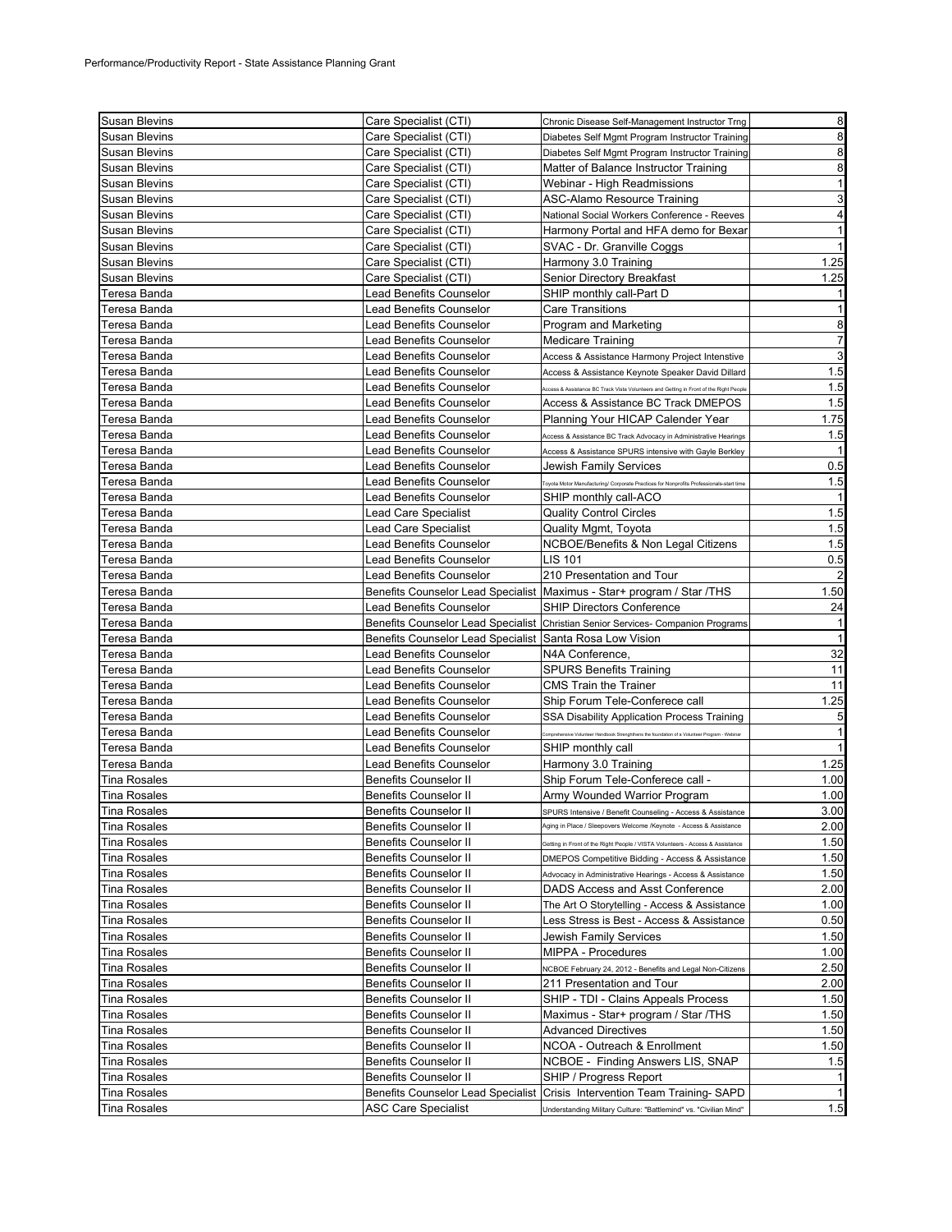Performance/Productivity Report - State Assistance Planning Grant

| | | | |
|---|---|---|---|
| Susan Blevins | Care Specialist (CTI) | Chronic Disease Self-Management Instructor Trng | 8 |
| Susan Blevins | Care Specialist (CTI) | Diabetes Self Mgmt Program Instructor Training | 8 |
| Susan Blevins | Care Specialist (CTI) | Diabetes Self Mgmt Program Instructor Training | 8 |
| Susan Blevins | Care Specialist (CTI) | Matter of Balance Instructor Training | 8 |
| Susan Blevins | Care Specialist (CTI) | Webinar - High Readmissions | 1 |
| Susan Blevins | Care Specialist (CTI) | ASC-Alamo Resource Training | 3 |
| Susan Blevins | Care Specialist (CTI) | National Social Workers Conference - Reeves | 4 |
| Susan Blevins | Care Specialist (CTI) | Harmony Portal and HFA demo for Bexar | 1 |
| Susan Blevins | Care Specialist (CTI) | SVAC - Dr. Granville Coggs | 1 |
| Susan Blevins | Care Specialist (CTI) | Harmony 3.0 Training | 1.25 |
| Susan Blevins | Care Specialist (CTI) | Senior Directory Breakfast | 1.25 |
| Teresa Banda | Lead Benefits Counselor | SHIP monthly call-Part D | 1 |
| Teresa Banda | Lead Benefits Counselor | Care Transitions | 1 |
| Teresa Banda | Lead Benefits Counselor | Program and Marketing | 8 |
| Teresa Banda | Lead Benefits Counselor | Medicare Training | 7 |
| Teresa Banda | Lead Benefits Counselor | Access & Assistance Harmony Project Intenstive | 3 |
| Teresa Banda | Lead Benefits Counselor | Access & Assistance Keynote Speaker David Dillard | 1.5 |
| Teresa Banda | Lead Benefits Counselor | Access & Assistance BC Track Vista Volunteers and Getting in Front of the Right People | 1.5 |
| Teresa Banda | Lead Benefits Counselor | Access & Assistance BC Track DMEPOS | 1.5 |
| Teresa Banda | Lead Benefits Counselor | Planning Your HICAP Calender Year | 1.75 |
| Teresa Banda | Lead Benefits Counselor | Access & Assistance BC Track Advocacy in Administrative Hearings | 1.5 |
| Teresa Banda | Lead Benefits Counselor | Access & Assistance SPURS intensive with Gayle Berkley | 1 |
| Teresa Banda | Lead Benefits Counselor | Jewish Family Services | 0.5 |
| Teresa Banda | Lead Benefits Counselor | Toyota Motor Manufacturing/ Corporate Practices for Nonprofits Professionals-start time | 1.5 |
| Teresa Banda | Lead Benefits Counselor | SHIP monthly call-ACO | 1 |
| Teresa Banda | Lead Care Specialist | Quality Control Circles | 1.5 |
| Teresa Banda | Lead Care Specialist | Quality Mgmt, Toyota | 1.5 |
| Teresa Banda | Lead Benefits Counselor | NCBOE/Benefits & Non Legal Citizens | 1.5 |
| Teresa Banda | Lead Benefits Counselor | LIS 101 | 0.5 |
| Teresa Banda | Lead Benefits Counselor | 210 Presentation and Tour | 2 |
| Teresa Banda | Benefits Counselor Lead Specialist | Maximus - Star+ program / Star /THS | 1.50 |
| Teresa Banda | Lead Benefits Counselor | SHIP Directors Conference | 24 |
| Teresa Banda | Benefits Counselor Lead Specialist | Christian Senior Services- Companion Programs | 1 |
| Teresa Banda | Benefits Counselor Lead Specialist | Santa Rosa Low Vision | 1 |
| Teresa Banda | Lead Benefits Counselor | N4A Conference, | 32 |
| Teresa Banda | Lead Benefits Counselor | SPURS Benefits Training | 11 |
| Teresa Banda | Lead Benefits Counselor | CMS Train the Trainer | 11 |
| Teresa Banda | Lead Benefits Counselor | Ship Forum Tele-Conferece call | 1.25 |
| Teresa Banda | Lead Benefits Counselor | SSA Disability Application Process Training | 5 |
| Teresa Banda | Lead Benefits Counselor | Comprehensive Volunteer Handbook Strenghthens the foundation of a Volunteer Program - Webinar | 1 |
| Teresa Banda | Lead Benefits Counselor | SHIP monthly call | 1 |
| Teresa Banda | Lead Benefits Counselor | Harmony 3.0 Training | 1.25 |
| Tina Rosales | Benefits Counselor II | Ship Forum Tele-Conferece call - | 1.00 |
| Tina Rosales | Benefits Counselor II | Army Wounded Warrior Program | 1.00 |
| Tina Rosales | Benefits Counselor II | SPURS Intensive / Benefit Counseling - Access & Assistance | 3.00 |
| Tina Rosales | Benefits Counselor II | Aging in Place / Sleepovers Welcome /Keynote - Access & Assistance | 2.00 |
| Tina Rosales | Benefits Counselor II | Getting in Front of the Right People / VISTA Volunteers - Access & Assistance | 1.50 |
| Tina Rosales | Benefits Counselor II | DMEPOS Competitive Bidding - Access & Assistance | 1.50 |
| Tina Rosales | Benefits Counselor II | Advocacy in Administrative Hearings - Access & Assistance | 1.50 |
| Tina Rosales | Benefits Counselor II | DADS Access and Asst Conference | 2.00 |
| Tina Rosales | Benefits Counselor II | The Art O Storytelling - Access & Assistance | 1.00 |
| Tina Rosales | Benefits Counselor II | Less Stress is Best - Access & Assistance | 0.50 |
| Tina Rosales | Benefits Counselor II | Jewish Family Services | 1.50 |
| Tina Rosales | Benefits Counselor II | MIPPA - Procedures | 1.00 |
| Tina Rosales | Benefits Counselor II | NCBOE February 24, 2012 - Benefits and Legal Non-Citizens | 2.50 |
| Tina Rosales | Benefits Counselor II | 211 Presentation and Tour | 2.00 |
| Tina Rosales | Benefits Counselor II | SHIP - TDI - Clains Appeals Process | 1.50 |
| Tina Rosales | Benefits Counselor II | Maximus - Star+ program / Star /THS | 1.50 |
| Tina Rosales | Benefits Counselor II | Advanced Directives | 1.50 |
| Tina Rosales | Benefits Counselor II | NCOA - Outreach & Enrollment | 1.50 |
| Tina Rosales | Benefits Counselor II | NCBOE - Finding Answers LIS, SNAP | 1.5 |
| Tina Rosales | Benefits Counselor II | SHIP / Progress Report | 1 |
| Tina Rosales | Benefits Counselor Lead Specialist | Crisis Intervention Team Training- SAPD | 1 |
| Tina Rosales | ASC Care Specialist | Understanding Military Culture: "Battlemind" vs. "Civilian Mind" | 1.5 |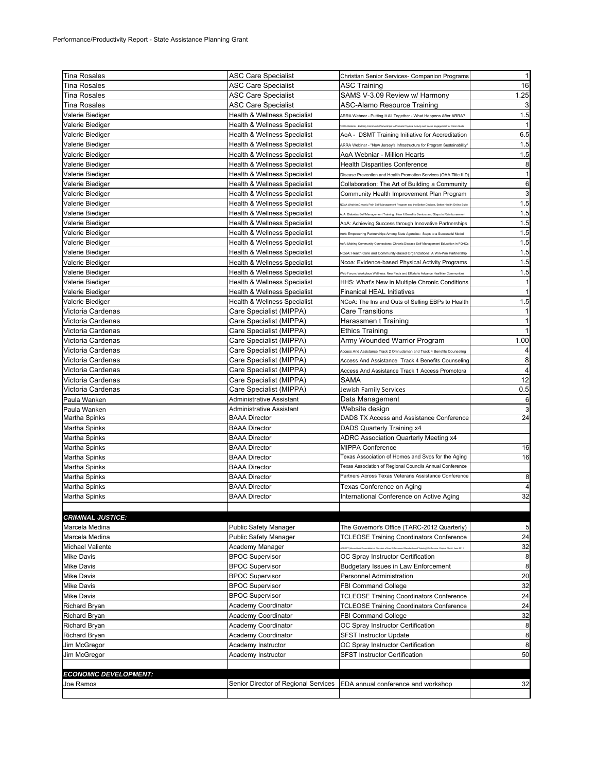Performance/Productivity Report - State Assistance Planning Grant

| | | | |
|---|---|---|---|
| Tina Rosales | ASC Care Specialist | Christian Senior Services- Companion Programs | 1 |
| Tina Rosales | ASC Care Specialist | ASC Training | 16 |
| Tina Rosales | ASC Care Specialist | SAMS V-3.09 Review w/ Harmony | 1.25 |
| Tina Rosales | ASC Care Specialist | ASC-Alamo Resource Training | 3 |
| Valerie Biediger | Health & Wellness Specialist | ARRA Webnar - Putting It All Together - What Happens After ARRA? | 1.5 |
| Valerie Biediger | Health & Wellness Specialist | NCOA Webinar - Building Community Partnerships to Promote Physical Activity and Social Engagement for Older Adults | 1 |
| Valerie Biediger | Health & Wellness Specialist | AoA - DSMT Training Initiative for Accreditation | 6.5 |
| Valerie Biediger | Health & Wellness Specialist | ARRA Webinar - "New Jersey's Infrastructure for Program Sustainability" | 1.5 |
| Valerie Biediger | Health & Wellness Specialist | AoA Webniar - Million Hearts | 1.5 |
| Valerie Biediger | Health & Wellness Specialist | Health Disparities Conference | 8 |
| Valerie Biediger | Health & Wellness Specialist | Disease Prevention and Health Promotion Services (OAA Title IIID) | 1 |
| Valerie Biediger | Health & Wellness Specialist | Collaboration: The Art of Building a Community | 6 |
| Valerie Biediger | Health & Wellness Specialist | Community Health Improvement Plan Program | 3 |
| Valerie Biediger | Health & Wellness Specialist | NCoA Webinar:Chronic Pain Self-Management Program and the Better Choices, Better Health Online Suite | 1.5 |
| Valerie Biediger | Health & Wellness Specialist | AoA: Diabetes Self Management Training: How It Benefits Seniors and Steps to Reimbursement | 1.5 |
| Valerie Biediger | Health & Wellness Specialist | AoA: Achieving Success through Innovative Partnerships | 1.5 |
| Valerie Biediger | Health & Wellness Specialist | AoA: Empowering Partnerships Among State Agencies: Steps to a Successful Model | 1.5 |
| Valerie Biediger | Health & Wellness Specialist | AoA: Making Community Connections: Chronic Disease Self-Management Education in FQHCs | 1.5 |
| Valerie Biediger | Health & Wellness Specialist | NCoA: Health Care and Community-Based Organizations: A Win-Win Partnership | 1.5 |
| Valerie Biediger | Health & Wellness Specialist | Ncoa: Evidence-based Physical Activity Programs | 1.5 |
| Valerie Biediger | Health & Wellness Specialist | Web Forum: Workplace Wellness: New Finds and Efforts to Advance Healthier Communities | 1.5 |
| Valerie Biediger | Health & Wellness Specialist | HHS: What's New in Multiple Chronic Conditions | 1 |
| Valerie Biediger | Health & Wellness Specialist | Finanical HEAL Initiatives | 1 |
| Valerie Biediger | Health & Wellness Specialist | NCoA: The Ins and Outs of Selling EBPs to Health | 1.5 |
| Victoria Cardenas | Care Specialist (MIPPA) | Care Transitions | 1 |
| Victoria Cardenas | Care Specialist (MIPPA) | Harassmen t Training | 1 |
| Victoria Cardenas | Care Specialist (MIPPA) | Ethics Training | 1 |
| Victoria Cardenas | Care Specialist (MIPPA) | Army Wounded Warrior Program | 1.00 |
| Victoria Cardenas | Care Specialist (MIPPA) | Access And Assistance Track 2 Omnudsman and Track 4 Benefits Counseling | 4 |
| Victoria Cardenas | Care Specialist (MIPPA) | Access And Assistance Track 4 Benefits Counseling | 8 |
| Victoria Cardenas | Care Specialist (MIPPA) | Access And Assistance Track 1 Access Promotora | 4 |
| Victoria Cardenas | Care Specialist (MIPPA) | SAMA | 12 |
| Victoria Cardenas | Care Specialist (MIPPA) | Jewish Family Services | 0.5 |
| Paula Wanken | Administrative Assistant | Data Management | 6 |
| Paula Wanken | Administrative Assistant | Website design | 3 |
| Martha Spinks | BAAA Director | DADS TX Access and Assistance Conference | 24 |
| Martha Spinks | BAAA Director | DADS Quarterly Training x4 | |
| Martha Spinks | BAAA Director | ADRC Association Quarterly Meeting x4 | |
| Martha Spinks | BAAA Director | MIPPA Conference | 16 |
| Martha Spinks | BAAA Director | Texas Association of Homes and Svcs for the Aging | 16 |
| Martha Spinks | BAAA Director | Texas Association of Regional Councils Annual Conference | |
| Martha Spinks | BAAA Director | Partners Across Texas Veterans Assistance Conference | 8 |
| Martha Spinks | BAAA Director | Texas Conference on Aging | 4 |
| Martha Spinks | BAAA Director | International Conference on Active Aging | 32 |
| | | | |
| ***CRIMINAL JUSTICE:*** | | | |
| Marcela Medina | Public Safety Manager | The Governor's Office (TARC-2012 Quarterly) | 5 |
| Marcela Medina | Public Safety Manager | TCLEOSE Training Coordinators Conference | 24 |
| Michael Valiente | Academy Manager | IADLEST (International Association of Directors of Law Enforcement Standards and Training) Conference: Corpus Christi: June 2011 | 32 |
| Mike Davis | BPOC Supervisor | OC Spray Instructor Certification | 8 |
| Mike Davis | BPOC Supervisor | Budgetary Issues in Law Enforcement | 8 |
| Mike Davis | BPOC Supervisor | Personnel Administration | 20 |
| Mike Davis | BPOC Supervisor | FBI Command College | 32 |
| Mike Davis | BPOC Supervisor | TCLEOSE Training Coordinators Conference | 24 |
| Richard Bryan | Academy Coordinator | TCLEOSE Training Coordinators Conference | 24 |
| Richard Bryan | Academy Coordinator | FBI Command College | 32 |
| Richard Bryan | Academy Coordinator | OC Spray Instructor Certification | 8 |
| Richard Bryan | Academy Coordinator | SFST Instructor Update | 8 |
| Jim McGregor | Academy Instructor | OC Spray Instructor Certification | 8 |
| Jim McGregor | Academy Instructor | SFST Instructor Certification | 50 |
| | | | |
| ***ECONOMIC DEVELOPMENT:*** | | | |
| Joe Ramos | Senior Director of Regional Services | EDA annual conference and workshop | 32 |
| | | | |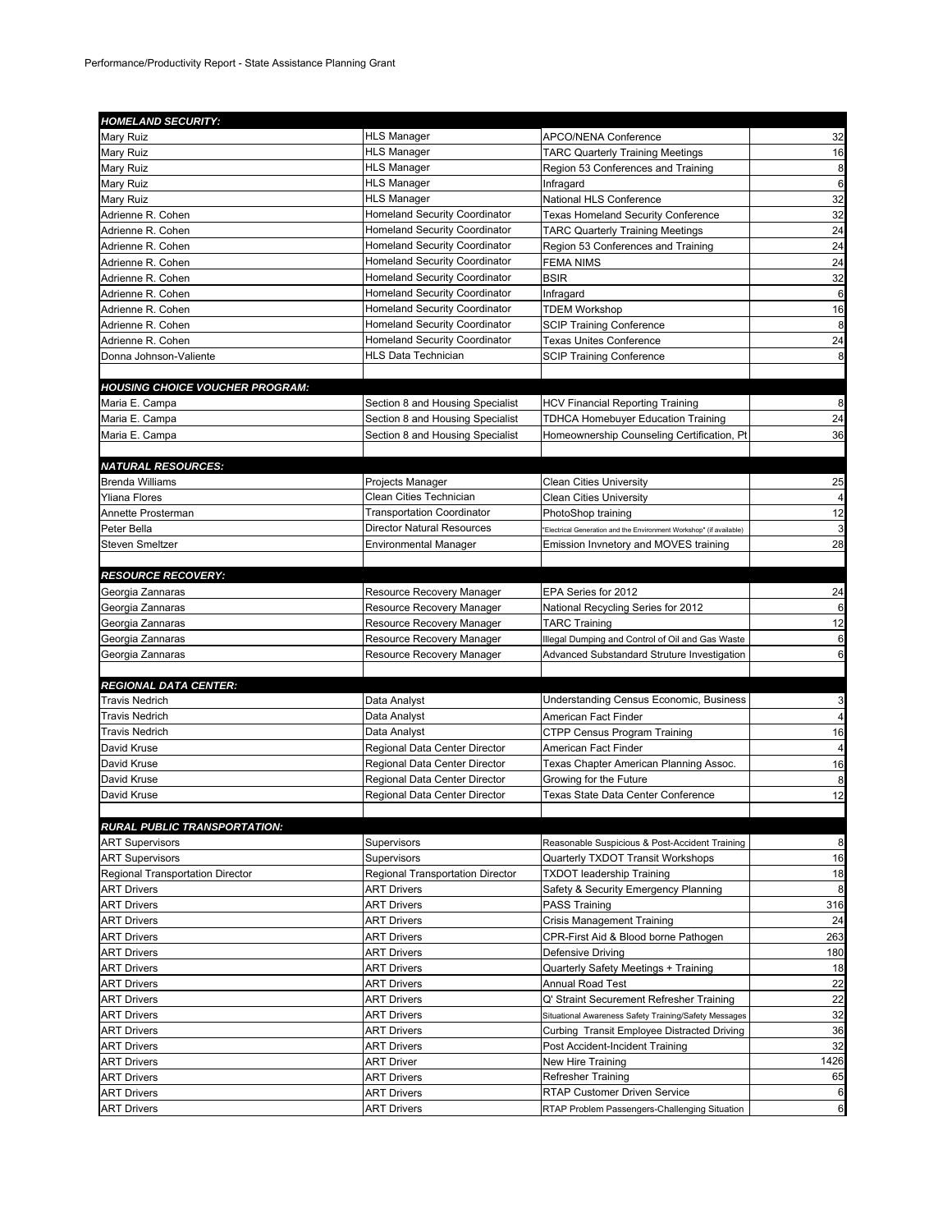Performance/Productivity Report - State Assistance Planning Grant

| | | | |
|---|---|---|---|
| ***HOMELAND SECURITY:*** | | | |
| Mary Ruiz | HLS Manager | APCO/NENA Conference | 32 |
| Mary Ruiz | HLS Manager | TARC Quarterly Training Meetings | 16 |
| Mary Ruiz | HLS Manager | Region 53 Conferences and Training | 8 |
| Mary Ruiz | HLS Manager | Infragard | 6 |
| Mary Ruiz | HLS Manager | National HLS Conference | 32 |
| Adrienne R. Cohen | Homeland Security Coordinator | Texas Homeland Security Conference | 32 |
| Adrienne R. Cohen | Homeland Security Coordinator | TARC Quarterly Training Meetings | 24 |
| Adrienne R. Cohen | Homeland Security Coordinator | Region 53 Conferences and Training | 24 |
| Adrienne R. Cohen | Homeland Security Coordinator | FEMA NIMS | 24 |
| Adrienne R. Cohen | Homeland Security Coordinator | BSIR | 32 |
| Adrienne R. Cohen | Homeland Security Coordinator | Infragard | 6 |
| Adrienne R. Cohen | Homeland Security Coordinator | TDEM Workshop | 16 |
| Adrienne R. Cohen | Homeland Security Coordinator | SCIP Training Conference | 8 |
| Adrienne R. Cohen | Homeland Security Coordinator | Texas Unites Conference | 24 |
| Donna Johnson-Valiente | HLS Data Technician | SCIP Training Conference | 8 |
| | | | |
| ***HOUSING CHOICE VOUCHER PROGRAM:*** | | | |
| Maria E. Campa | Section 8 and Housing Specialist | HCV Financial Reporting Training | 8 |
| Maria E. Campa | Section 8 and Housing Specialist | TDHCA Homebuyer Education Training | 24 |
| Maria E. Campa | Section 8 and Housing Specialist | Homeownership Counseling Certification, Pt | 36 |
| | | | |
| ***NATURAL RESOURCES:*** | | | |
| Brenda Williams | Projects Manager | Clean Cities University | 25 |
| Yliana Flores | Clean Cities Technician | Clean Cities University | 4 |
| Annette Prosterman | Transportation Coordinator | PhotoShop training | 12 |
| Peter Bella | Director Natural Resources | "Electrical Generation and the Environment Workshop" (if available) | 3 |
| Steven Smeltzer | Environmental Manager | Emission Invnetory and MOVES training | 28 |
| | | | |
| ***RESOURCE RECOVERY:*** | | | |
| Georgia Zannaras | Resource Recovery Manager | EPA Series for 2012 | 24 |
| Georgia Zannaras | Resource Recovery Manager | National Recycling Series for 2012 | 6 |
| Georgia Zannaras | Resource Recovery Manager | TARC Training | 12 |
| Georgia Zannaras | Resource Recovery Manager | Illegal Dumping and Control of Oil and Gas Waste | 6 |
| Georgia Zannaras | Resource Recovery Manager | Advanced Substandard Struture Investigation | 6 |
| | | | |
| ***REGIONAL DATA CENTER:*** | | | |
| Travis Nedrich | Data Analyst | Understanding Census Economic, Business | 3 |
| Travis Nedrich | Data Analyst | American Fact Finder | 4 |
| Travis Nedrich | Data Analyst | CTPP Census Program Training | 16 |
| David Kruse | Regional Data Center Director | American Fact Finder | 4 |
| David Kruse | Regional Data Center Director | Texas Chapter American Planning Assoc. | 16 |
| David Kruse | Regional Data Center Director | Growing for the Future | 8 |
| David Kruse | Regional Data Center Director | Texas State Data Center Conference | 12 |
| | | | |
| ***RURAL PUBLIC TRANSPORTATION:*** | | | |
| ART Supervisors | Supervisors | Reasonable Suspicious & Post-Accident Training | 8 |
| ART Supervisors | Supervisors | Quarterly TXDOT Transit Workshops | 16 |
| Regional Transportation Director | Regional Transportation Director | TXDOT leadership Training | 18 |
| ART Drivers | ART Drivers | Safety & Security Emergency Planning | 8 |
| ART Drivers | ART Drivers | PASS Training | 316 |
| ART Drivers | ART Drivers | Crisis Management Training | 24 |
| ART Drivers | ART Drivers | CPR-First Aid & Blood borne Pathogen | 263 |
| ART Drivers | ART Drivers | Defensive Driving | 180 |
| ART Drivers | ART Drivers | Quarterly Safety Meetings + Training | 18 |
| ART Drivers | ART Drivers | Annual Road Test | 22 |
| ART Drivers | ART Drivers | Q' Straint Securement Refresher Training | 22 |
| ART Drivers | ART Drivers | Situational Awareness Safety Training/Safety Messages | 32 |
| ART Drivers | ART Drivers | Curbing Transit Employee Distracted Driving | 36 |
| ART Drivers | ART Drivers | Post Accident-Incident Training | 32 |
| ART Drivers | ART Driver | New Hire Training | 1426 |
| ART Drivers | ART Drivers | Refresher Training | 65 |
| ART Drivers | ART Drivers | RTAP Customer Driven Service | 6 |
| ART Drivers | ART Drivers | RTAP Problem Passengers-Challenging Situation | 6 |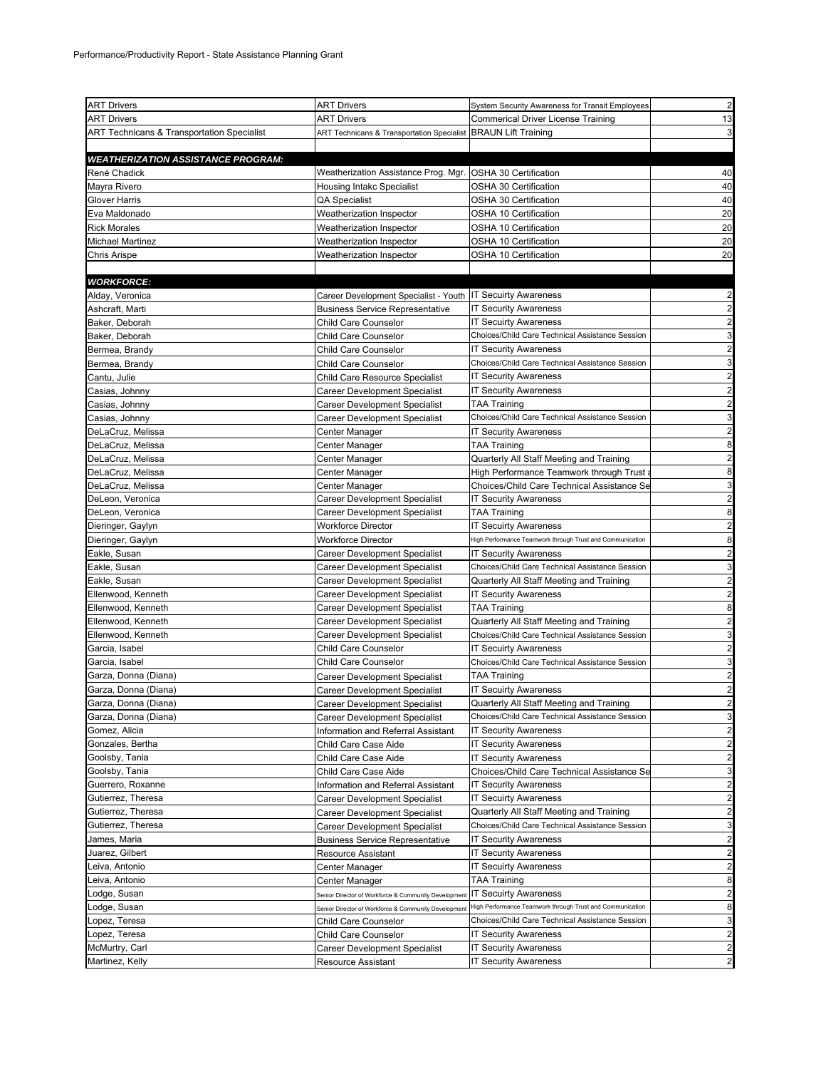Performance/Productivity Report - State Assistance Planning Grant

| | | | |
|---|---|---|---|
| ART Drivers | ART Drivers | System Security Awareness for Transit Employees | 2 |
| ART Drivers | ART Drivers | Commerical Driver License Training | 13 |
| ART Technicans & Transportation Specialist | ART Technicans & Transportation Specialist | BRAUN Lift Training | 3 |
| | | | |
| ***WEATHERIZATION ASSISTANCE PROGRAM:*** | | | |
| René Chadick | Weatherization Assistance Prog. Mgr. | OSHA 30 Certification | 40 |
| Mayra Rivero | Housing Intakc Specialist | OSHA 30 Certification | 40 |
| Glover Harris | QA Specialist | OSHA 30 Certification | 40 |
| Eva Maldonado | Weatherization Inspector | OSHA 10 Certification | 20 |
| Rick Morales | Weatherization Inspector | OSHA 10 Certification | 20 |
| Michael Martinez | Weatherization Inspector | OSHA 10 Certification | 20 |
| Chris Arispe | Weatherization Inspector | OSHA 10 Certification | 20 |
| | | | |
| ***WORKFORCE:*** | | | |
| Alday, Veronica | Career Development Specialist - Youth | IT Secuirty Awareness | 2 |
| Ashcraft, Marti | Business Service Representative | IT Security Awareness | 2 |
| Baker, Deborah | Child Care Counselor | IT Secuirty Awareness | 2 |
| Baker, Deborah | Child Care Counselor | Choices/Child Care Technical Assistance Session | 3 |
| Bermea, Brandy | Child Care Counselor | IT Security Awareness | 2 |
| Bermea, Brandy | Child Care Counselor | Choices/Child Care Technical Assistance Session | 3 |
| Cantu, Julie | Child Care Resource Specialist | IT Secuirty Awareness | 2 |
| Casias, Johnny | Career Development Specialist | IT Security Awareness | 2 |
| Casias, Johnny | Career Development Specialist | TAA Training | 2 |
| Casias, Johnny | Career Development Specialist | Choices/Child Care Technical Assistance Session | 3 |
| DeLaCruz, Melissa | Center Manager | IT Security Awareness | 2 |
| DeLaCruz, Melissa | Center Manager | TAA Training | 8 |
| DeLaCruz, Melissa | Center Manager | Quarterly All Staff Meeting and Training | 2 |
| DeLaCruz, Melissa | Center Manager | High Performance Teamwork through Trust a | 8 |
| DeLaCruz, Melissa | Center Manager | Choices/Child Care Technical Assistance Se | 3 |
| DeLeon, Veronica | Career Development Specialist | IT Security Awareness | 2 |
| DeLeon, Veronica | Career Development Specialist | TAA Training | 8 |
| Dieringer, Gaylyn | Workforce Director | IT Secuirty Awareness | 2 |
| Dieringer, Gaylyn | Workforce Director | High Performance Teamwork through Trust and Communication | 8 |
| Eakle, Susan | Career Development Specialist | IT Secuirty Awareness | 2 |
| Eakle, Susan | Career Development Specialist | Choices/Child Care Technical Assistance Session | 3 |
| Eakle, Susan | Career Development Specialist | Quarterly All Staff Meeting and Training | 2 |
| Ellenwood, Kenneth | Career Development Specialist | IT Security Awareness | 2 |
| Ellenwood, Kenneth | Career Development Specialist | TAA Training | 8 |
| Ellenwood, Kenneth | Career Development Specialist | Quarterly All Staff Meeting and Training | 2 |
| Ellenwood, Kenneth | Career Development Specialist | Choices/Child Care Technical Assistance Session | 3 |
| Garcia, Isabel | Child Care Counselor | IT Secuirty Awareness | 2 |
| Garcia, Isabel | Child Care Counselor | Choices/Child Care Technical Assistance Session | 3 |
| Garza, Donna (Diana) | Career Development Specialist | TAA Training | 2 |
| Garza, Donna (Diana) | Career Development Specialist | IT Secuirty Awareness | 2 |
| Garza, Donna (Diana) | Career Development Specialist | Quarterly All Staff Meeting and Training | 2 |
| Garza, Donna (Diana) | Career Development Specialist | Choices/Child Care Technical Assistance Session | 3 |
| Gomez, Alicia | Information and Referral Assistant | IT Security Awareness | 2 |
| Gonzales, Bertha | Child Care Case Aide | IT Security Awareness | 2 |
| Goolsby, Tania | Child Care Case Aide | IT Security Awareness | 2 |
| Goolsby, Tania | Child Care Case Aide | Choices/Child Care Technical Assistance Se | 3 |
| Guerrero, Roxanne | Information and Referral Assistant | IT Security Awareness | 2 |
| Gutierrez, Theresa | Career Development Specialist | IT Secuirty Awareness | 2 |
| Gutierrez, Theresa | Career Development Specialist | Quarterly All Staff Meeting and Training | 2 |
| Gutierrez, Theresa | Career Development Specialist | Choices/Child Care Technical Assistance Session | 3 |
| James, Maria | Business Service Representative | IT Security Awareness | 2 |
| Juarez, Gilbert | Resource Assistant | IT Security Awareness | 2 |
| Leiva, Antonio | Center Manager | IT Secuirty Awareness | 2 |
| Leiva, Antonio | Center Manager | TAA Training | 8 |
| Lodge, Susan | Senior Director of Workforce & Community Development | IT Secuirty Awareness | 2 |
| Lodge, Susan | Senior Director of Workforce & Community Development | High Performance Teamwork through Trust and Communication | 8 |
| Lopez, Teresa | Child Care Counselor | Choices/Child Care Technical Assistance Session | 3 |
| Lopez, Teresa | Child Care Counselor | IT Security Awareness | 2 |
| McMurtry, Carl | Career Development Specialist | IT Security Awareness | 2 |
| Martinez, Kelly | Resource Assistant | IT Security Awareness | 2 |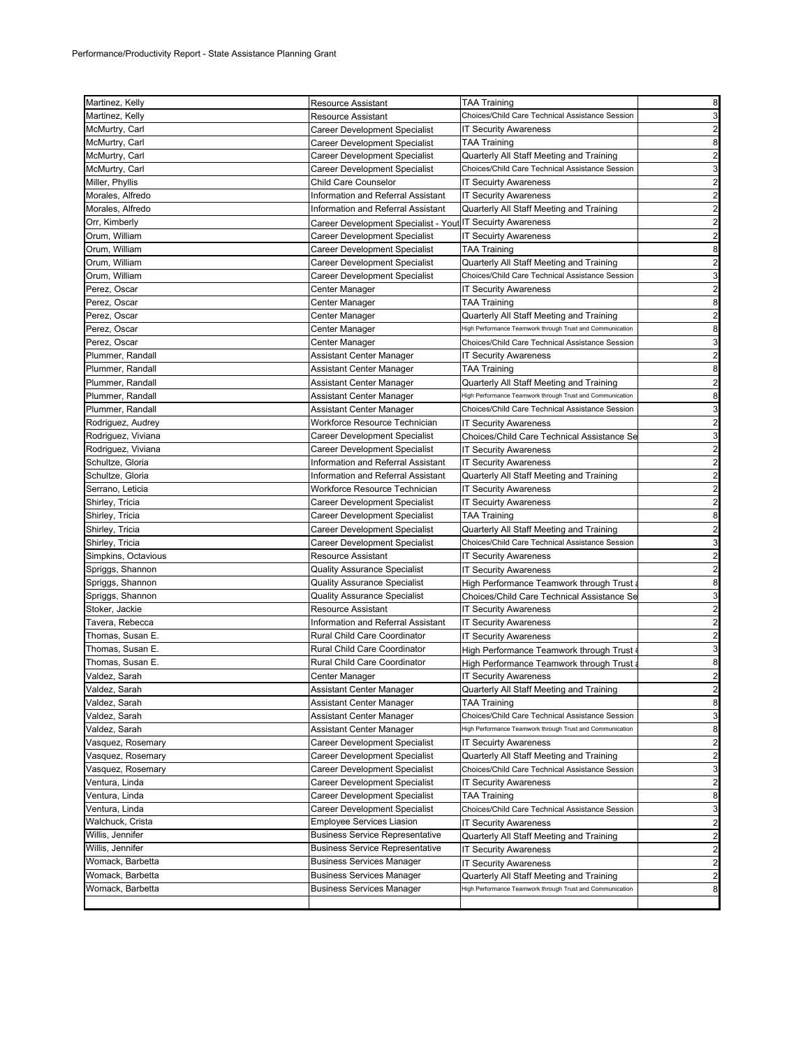Performance/Productivity Report - State Assistance Planning Grant

| | | | |
|---|---|---|---|
| Martinez, Kelly | Resource Assistant | TAA Training | 8 |
| Martinez, Kelly | Resource Assistant | Choices/Child Care Technical Assistance Session | 3 |
| McMurtry, Carl | Career Development Specialist | IT Security Awareness | 2 |
| McMurtry, Carl | Career Development Specialist | TAA Training | 8 |
| McMurtry, Carl | Career Development Specialist | Quarterly All Staff Meeting and Training | 2 |
| McMurtry, Carl | Career Development Specialist | Choices/Child Care Technical Assistance Session | 3 |
| Miller, Phyllis | Child Care Counselor | IT Secuirty Awareness | 2 |
| Morales, Alfredo | Information and Referral Assistant | IT Security Awareness | 2 |
| Morales, Alfredo | Information and Referral Assistant | Quarterly All Staff Meeting and Training | 2 |
| Orr, Kimberly | Career Development Specialist - Yout | IT Secuirty Awareness | 2 |
| Orum, William | Career Development Specialist | IT Secuirty Awareness | 2 |
| Orum, William | Career Development Specialist | TAA Training | 8 |
| Orum, William | Career Development Specialist | Quarterly All Staff Meeting and Training | 2 |
| Orum, William | Career Development Specialist | Choices/Child Care Technical Assistance Session | 3 |
| Perez, Oscar | Center Manager | IT Security Awareness | 2 |
| Perez, Oscar | Center Manager | TAA Training | 8 |
| Perez, Oscar | Center Manager | Quarterly All Staff Meeting and Training | 2 |
| Perez, Oscar | Center Manager | High Performance Teamwork through Trust and Communication | 8 |
| Perez, Oscar | Center Manager | Choices/Child Care Technical Assistance Session | 3 |
| Plummer, Randall | Assistant Center Manager | IT Security Awareness | 2 |
| Plummer, Randall | Assistant Center Manager | TAA Training | 8 |
| Plummer, Randall | Assistant Center Manager | Quarterly All Staff Meeting and Training | 2 |
| Plummer, Randall | Assistant Center Manager | High Performance Teamwork through Trust and Communication | 8 |
| Plummer, Randall | Assistant Center Manager | Choices/Child Care Technical Assistance Session | 3 |
| Rodriguez, Audrey | Workforce Resource Technician | IT Security Awareness | 2 |
| Rodriguez, Viviana | Career Development Specialist | Choices/Child Care Technical Assistance Se | 3 |
| Rodriguez, Viviana | Career Development Specialist | IT Security Awareness | 2 |
| Schultze, Gloria | Information and Referral Assistant | IT Security Awareness | 2 |
| Schultze, Gloria | Information and Referral Assistant | Quarterly All Staff Meeting and Training | 2 |
| Serrano, Leticia | Workforce Resource Technician | IT Security Awareness | 2 |
| Shirley, Tricia | Career Development Specialist | IT Secuirty Awareness | 2 |
| Shirley, Tricia | Career Development Specialist | TAA Training | 8 |
| Shirley, Tricia | Career Development Specialist | Quarterly All Staff Meeting and Training | 2 |
| Shirley, Tricia | Career Development Specialist | Choices/Child Care Technical Assistance Session | 3 |
| Simpkins, Octavious | Resource Assistant | IT Security Awareness | 2 |
| Spriggs, Shannon | Quality Assurance Specialist | IT Security Awareness | 2 |
| Spriggs, Shannon | Quality Assurance Specialist | High Performance Teamwork through Trust a | 8 |
| Spriggs, Shannon | Quality Assurance Specialist | Choices/Child Care Technical Assistance Se | 3 |
| Stoker, Jackie | Resource Assistant | IT Security Awareness | 2 |
| Tavera, Rebecca | Information and Referral Assistant | IT Security Awareness | 2 |
| Thomas, Susan E. | Rural Child Care Coordinator | IT Security Awareness | 2 |
| Thomas, Susan E. | Rural Child Care Coordinator | High Performance Teamwork through Trust a | 3 |
| Thomas, Susan E. | Rural Child Care Coordinator | High Performance Teamwork through Trust a | 8 |
| Valdez, Sarah | Center Manager | IT Security Awareness | 2 |
| Valdez, Sarah | Assistant Center Manager | Quarterly All Staff Meeting and Training | 2 |
| Valdez, Sarah | Assistant Center Manager | TAA Training | 8 |
| Valdez, Sarah | Assistant Center Manager | Choices/Child Care Technical Assistance Session | 3 |
| Valdez, Sarah | Assistant Center Manager | High Performance Teamwork through Trust and Communication | 8 |
| Vasquez, Rosemary | Career Development Specialist | IT Secuirty Awareness | 2 |
| Vasquez, Rosemary | Career Development Specialist | Quarterly All Staff Meeting and Training | 2 |
| Vasquez, Rosemary | Career Development Specialist | Choices/Child Care Technical Assistance Session | 3 |
| Ventura, Linda | Career Development Specialist | IT Security Awareness | 2 |
| Ventura, Linda | Career Development Specialist | TAA Training | 8 |
| Ventura, Linda | Career Development Specialist | Choices/Child Care Technical Assistance Session | 3 |
| Walchuck, Crista | Employee Services Liasion | IT Security Awareness | 2 |
| Willis, Jennifer | Business Service Representative | Quarterly All Staff Meeting and Training | 2 |
| Willis, Jennifer | Business Service Representative | IT Security Awareness | 2 |
| Womack, Barbetta | Business Services Manager | IT Security Awareness | 2 |
| Womack, Barbetta | Business Services Manager | Quarterly All Staff Meeting and Training | 2 |
| Womack, Barbetta | Business Services Manager | High Performance Teamwork through Trust and Communication | 8 |
| | | | |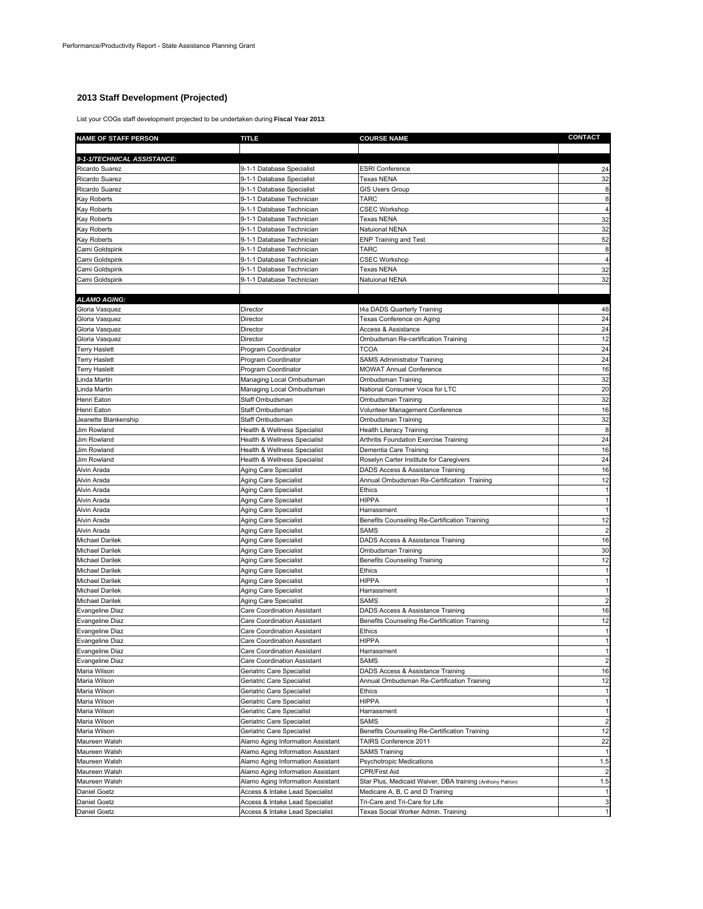Performance/Productivity Report - State Assistance Planning Grant

## 2013 Staff Development (Projected)

List your COGs staff development projected to be undertaken during **Fiscal Year 2013**:

| NAME OF STAFF PERSON | TITLE | COURSE NAME | CONTACT |
|---|---|---|---|
| | | | |
| ***9-1-1/TECHNICAL ASSISTANCE:*** | | | |
| Ricardo Suarez | 9-1-1 Database Specialist | ESRI Conference | 24 |
| Ricardo Suarez | 9-1-1 Database Specialist | Texas NENA | 32 |
| Ricardo Suarez | 9-1-1 Database Specialist | GIS Users Group | 8 |
| Kay Roberts | 9-1-1 Database Technician | TARC | 8 |
| Kay Roberts | 9-1-1 Database Technician | CSEC Workshop | 4 |
| Kay Roberts | 9-1-1 Database Technician | Texas NENA | 32 |
| Kay Roberts | 9-1-1 Database Technician | Natuional NENA | 32 |
| Kay Roberts | 9-1-1 Database Technician | ENP Training and Test | 52 |
| Cami Goldspink | 9-1-1 Database Technician | TARC | 8 |
| Cami Goldspink | 9-1-1 Database Technician | CSEC Workshop | 4 |
| Cami Goldspink | 9-1-1 Database Technician | Texas NENA | 32 |
| Cami Goldspink | 9-1-1 Database Technician | Natuional NENA | 32 |
| | | | |
| ***ALAMO AGING:*** | | | |
| Gloria Vasquez | Director | t4a DADS Quarterly Training | 48 |
| Gloria Vasquez | Director | Texas Conference on Aging | 24 |
| Gloria Vasquez | Director | Access & Assistance | 24 |
| Gloria Vasquez | Director | Ombudsman Re-certification Training | 12 |
| Terry Haslett | Program Coordinator | TCOA | 24 |
| Terry Haslett | Program Coordinator | SAMS Administrator Training | 24 |
| Terry Haslett | Program Coordinator | MOWAT Annual Conference | 16 |
| Linda Martin | Managing Local Ombudsman | Ombudsman Training | 32 |
| Linda Martin | Managing Local Ombudsman | National Consumer Voice for LTC | 20 |
| Henri Eaton | Staff Ombudsman | Ombudsman Training | 32 |
| Henri Eaton | Staff Ombudsman | Volunteer Management Conference | 16 |
| Jeanette Blankenship | Staff Ombudsman | Ombudsman Training | 32 |
| Jim Rowland | Health & Wellness Specialist | Health Literacy Training | 8 |
| Jim Rowland | Health & Wellness Specialist | Arthritis Foundation Exercise Training | 24 |
| Jim Rowland | Health & Wellness Specialist | Dementia Care Training | 16 |
| Jim Rowland | Health & Wellness Specialist | Roselyn Carter Institute for Caregivers | 24 |
| Alvin Arada | Aging Care Specialist | DADS Access & Assistance Training | 16 |
| Alvin Arada | Aging Care Specialist | Annual Ombudsman Re-Certification Training | 12 |
| Alvin Arada | Aging Care Specialist | Ethics | 1 |
| Alvin Arada | Aging Care Specialist | HIPPA | 1 |
| Alvin Arada | Aging Care Specialist | Harrassment | 1 |
| Alvin Arada | Aging Care Specialist | Benefits Counseling Re-Certification Training | 12 |
| Alvin Arada | Aging Care Specialist | SAMS | 2 |
| Michael Darilek | Aging Care Specialist | DADS Access & Assistance Training | 16 |
| Michael Darilek | Aging Care Specialist | Ombudsman Training | 30 |
| Michael Darilek | Aging Care Specialist | Benefits Counseling Training | 12 |
| Michael Darilek | Aging Care Specialist | Ethics | 1 |
| Michael Darilek | Aging Care Specialist | HIPPA | 1 |
| Michael Darilek | Aging Care Specialist | Harrassment | 1 |
| Michael Darilek | Aging Care Specialist | SAMS | 2 |
| Evangeline Diaz | Care Coordination Assistant | DADS Access & Assistance Training | 16 |
| Evangeline Diaz | Care Coordination Assistant | Benefits Counseling Re-Certification Training | 12 |
| Evangeline Diaz | Care Coordination Assistant | Ethics | 1 |
| Evangeline Diaz | Care Coordination Assistant | HIPPA | 1 |
| Evangeline Diaz | Care Coordination Assistant | Harrassment | 1 |
| Evangeline Diaz | Care Coordination Assistant | SAMS | 2 |
| Maria Wilson | Geriatric Care Specialist | DADS Access & Assistance Training | 16 |
| Maria Wilson | Geriatric Care Specialist | Annual Ombudsman Re-Certification Training | 12 |
| Maria Wilson | Geriatric Care Specialist | Ethics | 1 |
| Maria Wilson | Geriatric Care Specialist | HIPPA | 1 |
| Maria Wilson | Geriatric Care Specialist | Harrassment | 1 |
| Maria Wilson | Geriatric Care Specialist | SAMS | 2 |
| Maria Wilson | Geriatric Care Specialist | Benefits Counseling Re-Certification Training | 12 |
| Maureen Walsh | Alamo Aging Information Assistant | TAIRS Conference 2011 | 22 |
| Maureen Walsh | Alamo Aging Information Assistant | SAMS Training | 1 |
| Maureen Walsh | Alamo Aging Information Assistant | Psychotropic Medications | 1.5 |
| Maureen Walsh | Alamo Aging Information Assistant | CPR/First Aid | 2 |
| Maureen Walsh | Alamo Aging Information Assistant | Star Plus, Medicaid Waiver, DBA training (Anthony Patron) | 1.5 |
| Daniel Goetz | Access & Intake Lead Specialist | Medicare A, B, C and D Training | 1 |
| Daniel Goetz | Access & Intake Lead Specialist | Tri-Care and Tri-Care for Life | 3 |
| Daniel Goetz | Access & Intake Lead Specialist | Texas Social Worker Admin. Training | 1 |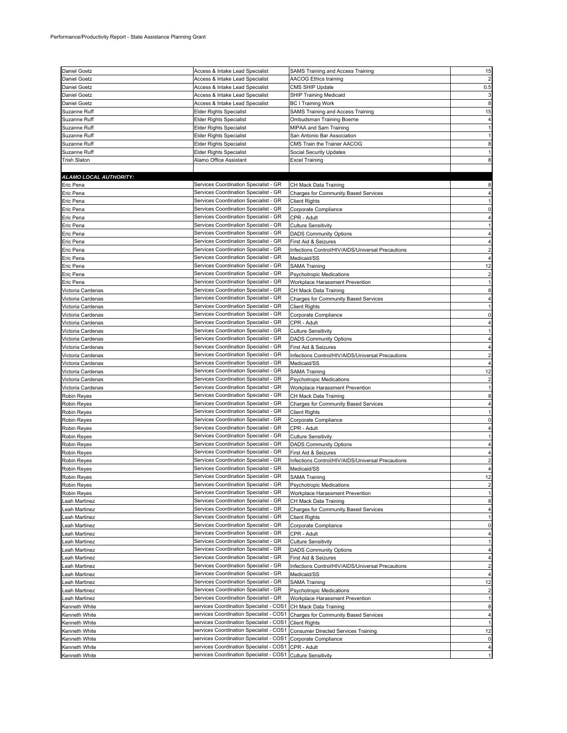Performance/Productivity Report - State Assistance Planning Grant

| | | | |
|---|---|---|---|
| Daniel Goetz | Access & Intake Lead Specialist | SAMS Training and Access Training | 15 |
| Daniel Goetz | Access & Intake Lead Specialist | AACOG Ethics training | 2 |
| Daniel Goetz | Access & Intake Lead Specialist | CMS SHIP Update | 0.5 |
| Daniel Goetz | Access & Intake Lead Specialist | SHIP Training Medicaid | 3 |
| Daniel Goetz | Access & Intake Lead Specialist | BC I Training Work | 8 |
| Suzanne Ruff | Elder Rights Specialist | SAMS Training and Access Training | 15 |
| Suzanne Ruff | Elder Rights Specialist | Ombudsman Training Boerne | 4 |
| Suzanne Ruff | Elder Rights Specialist | MIPAA and Sam Training | 1 |
| Suzanne Ruff | Elder Rights Specialist | San Antonio Bar Association | 1 |
| Suzanne Ruff | Elder Rights Specialist | CMS Train the Trainer AACOG | 8 |
| Suzanne Ruff | Elder Rights Specialist | Social Security Updates | 1 |
| Trish Slaton | Alamo Office Assistant | Excel Training | 8 |
| | | | |
| ***ALAMO LOCAL AUTHORITY:*** | | | |
| Eric Pena | Services Coordination Specialist - GR | CH Mack Data Training | 8 |
| Eric Pena | Services Coordination Specialist - GR | Charges for Community Based Services | 4 |
| Eric Pena | Services Coordination Specialist - GR | Client Rights | 1 |
| Eric Pena | Services Coordination Specialist - GR | Corporate Compliance | 0 |
| Eric Pena | Services Coordination Specialist - GR | CPR - Adult | 4 |
| Eric Pena | Services Coordination Specialist - GR | Culture Sensitivity | 1 |
| Eric Pena | Services Coordination Specialist - GR | DADS Community Options | 4 |
| Eric Pena | Services Coordination Specialist - GR | First Aid & Seizures | 4 |
| Eric Pena | Services Coordination Specialist - GR | Infections Control/HIV/AIDS/Universal Precautions | 2 |
| Eric Pena | Services Coordination Specialist - GR | Medicaid/SS | 4 |
| Eric Pena | Services Coordination Specialist - GR | SAMA Training | 12 |
| Eric Pena | Services Coordination Specialist - GR | Psychotropic Medications | 2 |
| Eric Pena | Services Coordination Specialist - GR | Workplace Harassment Prevention | 1 |
| Victoria Cardenas | Services Coordination Specialist - GR | CH Mack Data Training | 8 |
| Victoria Cardenas | Services Coordination Specialist - GR | Charges for Community Based Services | 4 |
| Victoria Cardenas | Services Coordination Specialist - GR | Client Rights | 1 |
| Victoria Cardenas | Services Coordination Specialist - GR | Corporate Compliance | 0 |
| Victoria Cardenas | Services Coordination Specialist - GR | CPR - Adult | 4 |
| Victoria Cardenas | Services Coordination Specialist - GR | Culture Sensitivity | 1 |
| Victoria Cardenas | Services Coordination Specialist - GR | DADS Community Options | 4 |
| Victoria Cardenas | Services Coordination Specialist - GR | First Aid & Seizures | 4 |
| Victoria Cardenas | Services Coordination Specialist - GR | Infections Control/HIV/AIDS/Universal Precautions | 2 |
| Victoria Cardenas | Services Coordination Specialist - GR | Medicaid/SS | 4 |
| Victoria Cardenas | Services Coordination Specialist - GR | SAMA Training | 12 |
| Victoria Cardenas | Services Coordination Specialist - GR | Psychotropic Medications | 2 |
| Victoria Cardenas | Services Coordination Specialist - GR | Workplace Harassment Prevention | 1 |
| Robin Reyes | Services Coordination Specialist - GR | CH Mack Data Training | 8 |
| Robin Reyes | Services Coordination Specialist - GR | Charges for Community Based Services | 4 |
| Robin Reyes | Services Coordination Specialist - GR | Client Rights | 1 |
| Robin Reyes | Services Coordination Specialist - GR | Corporate Compliance | 0 |
| Robin Reyes | Services Coordination Specialist - GR | CPR - Adult | 4 |
| Robin Reyes | Services Coordination Specialist - GR | Culture Sensitivity | 1 |
| Robin Reyes | Services Coordination Specialist - GR | DADS Community Options | 4 |
| Robin Reyes | Services Coordination Specialist - GR | First Aid & Seizures | 4 |
| Robin Reyes | Services Coordination Specialist - GR | Infections Control/HIV/AIDS/Universal Precautions | 2 |
| Robin Reyes | Services Coordination Specialist - GR | Medicaid/SS | 4 |
| Robin Reyes | Services Coordination Specialist - GR | SAMA Training | 12 |
| Robin Reyes | Services Coordination Specialist - GR | Psychotropic Medications | 2 |
| Robin Reyes | Services Coordination Specialist - GR | Workplace Harassment Prevention | 1 |
| Leah Martinez | Services Coordination Specialist - GR | CH Mack Data Training | 8 |
| Leah Martinez | Services Coordination Specialist - GR | Charges for Community Based Services | 4 |
| Leah Martinez | Services Coordination Specialist - GR | Client Rights | 1 |
| Leah Martinez | Services Coordination Specialist - GR | Corporate Compliance | 0 |
| Leah Martinez | Services Coordination Specialist - GR | CPR - Adult | 4 |
| Leah Martinez | Services Coordination Specialist - GR | Culture Sensitivity | 1 |
| Leah Martinez | Services Coordination Specialist - GR | DADS Community Options | 4 |
| Leah Martinez | Services Coordination Specialist - GR | First Aid & Seizures | 4 |
| Leah Martinez | Services Coordination Specialist - GR | Infections Control/HIV/AIDS/Universal Precautions | 2 |
| Leah Martinez | Services Coordination Specialist - GR | Medicaid/SS | 4 |
| Leah Martinez | Services Coordination Specialist - GR | SAMA Training | 12 |
| Leah Martinez | Services Coordination Specialist - GR | Psychotropic Medications | 2 |
| Leah Martinez | Services Coordination Specialist - GR | Workplace Harassment Prevention | 1 |
| Kenneth White | services Coordination Specialist - COS1 | CH Mack Data Training | 8 |
| Kenneth White | services Coordination Specialist - COS1 | Charges for Community Based Services | 4 |
| Kenneth White | services Coordination Specialist - COS1 | Client Rights | 1 |
| Kenneth White | services Coordination Specialist - COS1 | Consumer Directed Services Training | 12 |
| Kenneth White | services Coordination Specialist - COS1 | Corporate Compliance | 0 |
| Kenneth White | services Coordination Specialist - COS1 | CPR - Adult | 4 |
| Kenneth White | services Coordination Specialist - COS1 | Culture Sensitivity | 1 |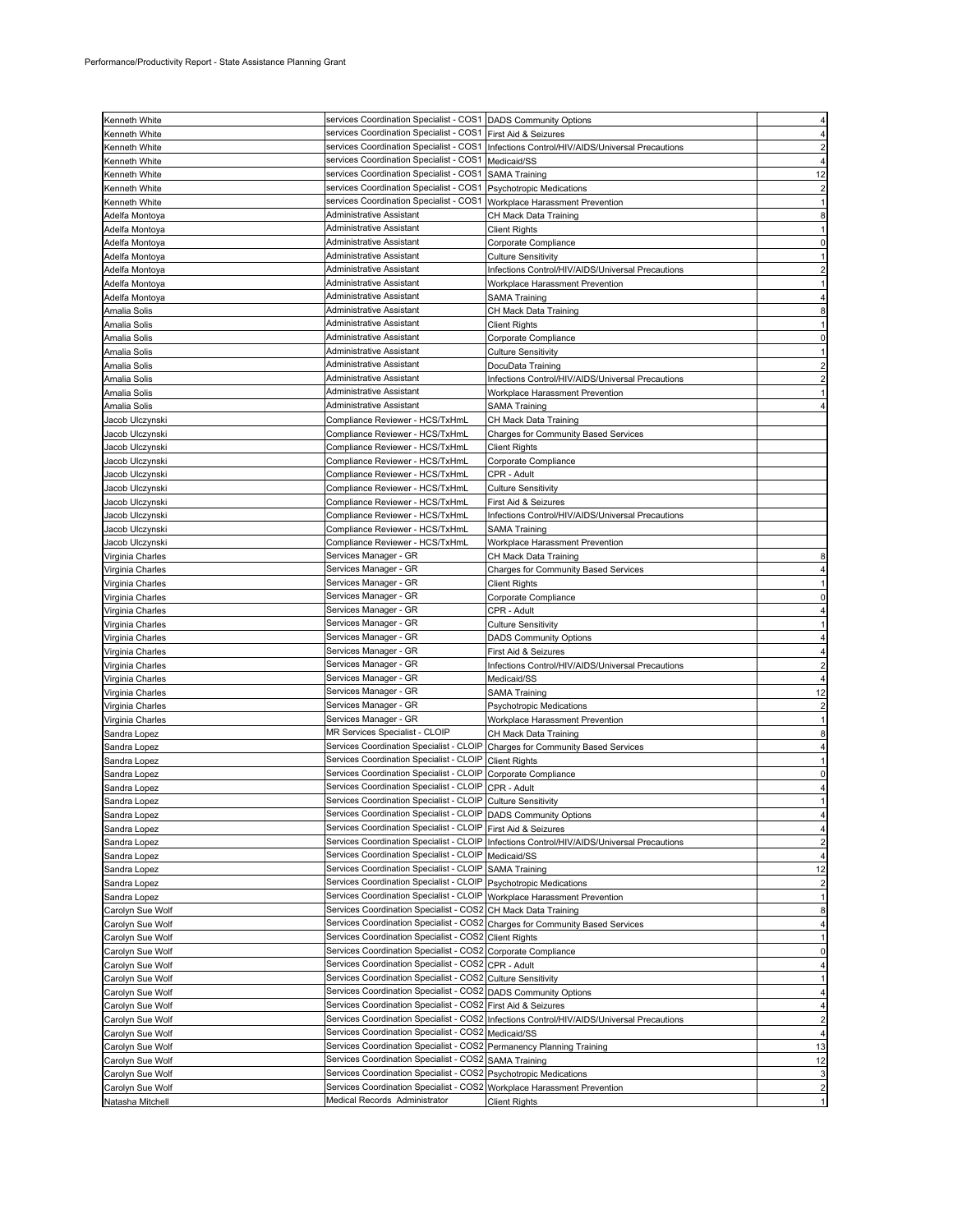Performance/Productivity Report - State Assistance Planning Grant

| Name | Title | Training | Hours |
|---|---|---|---|
| Kenneth White | services Coordination Specialist - COS1 | DADS Community Options | 4 |
| Kenneth White | services Coordination Specialist - COS1 | First Aid & Seizures | 4 |
| Kenneth White | services Coordination Specialist - COS1 | Infections Control/HIV/AIDS/Universal Precautions | 2 |
| Kenneth White | services Coordination Specialist - COS1 | Medicaid/SS | 4 |
| Kenneth White | services Coordination Specialist - COS1 | SAMA Training | 12 |
| Kenneth White | services Coordination Specialist - COS1 | Psychotropic Medications | 2 |
| Kenneth White | services Coordination Specialist - COS1 | Workplace Harassment Prevention | 1 |
| Adelfa Montoya | Administrative Assistant | CH Mack Data Training | 8 |
| Adelfa Montoya | Administrative Assistant | Client Rights | 1 |
| Adelfa Montoya | Administrative Assistant | Corporate Compliance | 0 |
| Adelfa Montoya | Administrative Assistant | Culture Sensitivity | 1 |
| Adelfa Montoya | Administrative Assistant | Infections Control/HIV/AIDS/Universal Precautions | 2 |
| Adelfa Montoya | Administrative Assistant | Workplace Harassment Prevention | 1 |
| Adelfa Montoya | Administrative Assistant | SAMA Training | 4 |
| Amalia Solis | Administrative Assistant | CH Mack Data Training | 8 |
| Amalia Solis | Administrative Assistant | Client Rights | 1 |
| Amalia Solis | Administrative Assistant | Corporate Compliance | 0 |
| Amalia Solis | Administrative Assistant | Culture Sensitivity | 1 |
| Amalia Solis | Administrative Assistant | DocuData Training | 2 |
| Amalia Solis | Administrative Assistant | Infections Control/HIV/AIDS/Universal Precautions | 2 |
| Amalia Solis | Administrative Assistant | Workplace Harassment Prevention | 1 |
| Amalia Solis | Administrative Assistant | SAMA Training | 4 |
| Jacob Ulczynski | Compliance Reviewer - HCS/TxHmL | CH Mack Data Training | |
| Jacob Ulczynski | Compliance Reviewer - HCS/TxHmL | Charges for Community Based Services | |
| Jacob Ulczynski | Compliance Reviewer - HCS/TxHmL | Client Rights | |
| Jacob Ulczynski | Compliance Reviewer - HCS/TxHmL | Corporate Compliance | |
| Jacob Ulczynski | Compliance Reviewer - HCS/TxHmL | CPR - Adult | |
| Jacob Ulczynski | Compliance Reviewer - HCS/TxHmL | Culture Sensitivity | |
| Jacob Ulczynski | Compliance Reviewer - HCS/TxHmL | First Aid & Seizures | |
| Jacob Ulczynski | Compliance Reviewer - HCS/TxHmL | Infections Control/HIV/AIDS/Universal Precautions | |
| Jacob Ulczynski | Compliance Reviewer - HCS/TxHmL | SAMA Training | |
| Jacob Ulczynski | Compliance Reviewer - HCS/TxHmL | Workplace Harassment Prevention | |
| Virginia Charles | Servicess Manager - GR | CH Mack Data Training | 8 |
| Virginia Charles | Services Manager - GR | Charges for Community Based Services | 4 |
| Virginia Charles | Services Manager - GR | Client Rights | 1 |
| Virginia Charles | Services Manager - GR | Corporate Compliance | 0 |
| Virginia Charles | Services Manager - GR | CPR - Adult | 4 |
| Virginia Charles | Services Manager - GR | Culture Sensitivity | 1 |
| Virginia Charles | Services Manager - GR | DADS Community Options | 4 |
| Virginia Charles | Services Manager - GR | First Aid & Seizures | 4 |
| Virginia Charles | Services Manager - GR | Infections Control/HIV/AIDS/Universal Precautions | 2 |
| Virginia Charles | Services Manager - GR | Medicaid/SS | 4 |
| Virginia Charles | Services Manager - GR | SAMA Training | 12 |
| Virginia Charles | Services Manager - GR | Psychotropic Medications | 2 |
| Virginia Charles | Services Manager - GR | Workplace Harassment Prevention | 1 |
| Sandra Lopez | MR Services Specialist - CLOIP | CH Mack Data Training | 8 |
| Sandra Lopez | Services Coordination Specialist - CLOIP | Charges for Community Based Services | 4 |
| Sandra Lopez | Services Coordination Specialist - CLOIP | Client Rights | 1 |
| Sandra Lopez | Services Coordination Specialist - CLOIP | Corporate Compliance | 0 |
| Sandra Lopez | Services Coordination Specialist - CLOIP | CPR - Adult | 4 |
| Sandra Lopez | Services Coordination Specialist - CLOIP | Culture Sensitivity | 1 |
| Sandra Lopez | Services Coordination Specialist - CLOIP | DADS Community Options | 4 |
| Sandra Lopez | Services Coordination Specialist - CLOIP | First Aid & Seizures | 4 |
| Sandra Lopez | Services Coordination Specialist - CLOIP | Infections Control/HIV/AIDS/Universal Precautions | 2 |
| Sandra Lopez | Services Coordination Specialist - CLOIP | Medicaid/SS | 4 |
| Sandra Lopez | Services Coordination Specialist - CLOIP | SAMA Training | 12 |
| Sandra Lopez | Services Coordination Specialist - CLOIP | Psychotropic Medications | 2 |
| Sandra Lopez | Services Coordination Specialist - CLOIP | Workplace Harassment Prevention | 1 |
| Carolyn Sue Wolf | Services Coordination Specialist - COS2 | CH Mack Data Training | 8 |
| Carolyn Sue Wolf | Services Coordination Specialist - COS2 | Charges for Community Based Services | 4 |
| Carolyn Sue Wolf | Services Coordination Specialist - COS2 | Client Rights | 1 |
| Carolyn Sue Wolf | Services Coordination Specialist - COS2 | Corporate Compliance | 0 |
| Carolyn Sue Wolf | Services Coordination Specialist - COS2 | CPR - Adult | 4 |
| Carolyn Sue Wolf | Services Coordination Specialist - COS2 | Culture Sensitivity | 1 |
| Carolyn Sue Wolf | Services Coordination Specialist - COS2 | DADS Community Options | 4 |
| Carolyn Sue Wolf | Services Coordination Specialist - COS2 | First Aid & Seizures | 4 |
| Carolyn Sue Wolf | Services Coordination Specialist - COS2 | Infections Control/HIV/AIDS/Universal Precautions | 2 |
| Carolyn Sue Wolf | Services Coordination Specialist - COS2 | Medicaid/SS | 4 |
| Carolyn Sue Wolf | Services Coordination Specialist - COS2 | Permanency Planning Training | 13 |
| Carolyn Sue Wolf | Services Coordination Specialist - COS2 | SAMA Training | 12 |
| Carolyn Sue Wolf | Services Coordination Specialist - COS2 | Psychotropic Medications | 3 |
| Carolyn Sue Wolf | Services Coordination Specialist - COS2 | Workplace Harassment Prevention | 2 |
| Natasha Mitchell | Medical Records Administrator | Client Rights | 1 |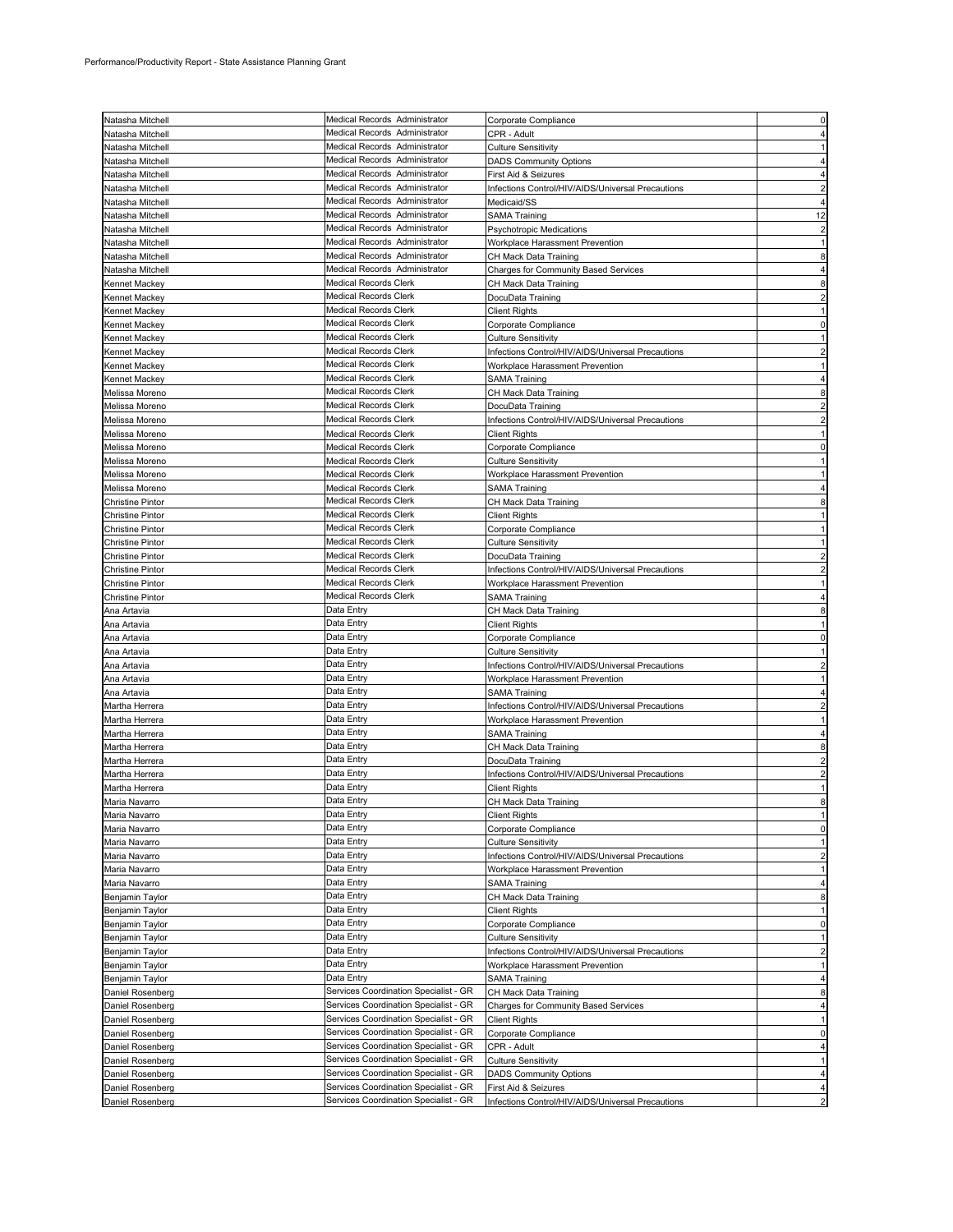| Natasha Mitchell | Medical Records Administrator | Corporate Compliance | 0 |
|---|---|---|---|
| Natasha Mitchell | Medical Records Administrator | CPR - Adult | 4 |
| Natasha Mitchell | Medical Records Administrator | Culture Sensitivity | 1 |
| Natasha Mitchell | Medical Records Administrator | DADS Community Options | 4 |
| Natasha Mitchell | Medical Records Administrator | First Aid & Seizures | 4 |
| Natasha Mitchell | Medical Records Administrator | Infections Control/HIV/AIDS/Universal Precautions | 2 |
| Natasha Mitchell | Medical Records Administrator | Medicaid/SS | 4 |
| Natasha Mitchell | Medical Records Administrator | SAMA Training | 12 |
| Natasha Mitchell | Medical Records Administrator | Psychotropic Medications | 2 |
| Natasha Mitchell | Medical Records Administrator | Workplace Harassment Prevention | 1 |
| Natasha Mitchell | Medical Records Administrator | CH Mack Data Training | 8 |
| Natasha Mitchell | Medical Records Administrator | Charges for Community Based Services | 4 |
| Kennet Mackey | Medical Records Clerk | CH Mack Data Training | 8 |
| Kennet Mackey | Medical Records Clerk | DocuData Training | 2 |
| Kennet Mackey | Medical Records Clerk | Client Rights | 1 |
| Kennet Mackey | Medical Records Clerk | Corporate Compliance | 0 |
| Kennet Mackey | Medical Records Clerk | Culture Sensitivity | 1 |
| Kennet Mackey | Medical Records Clerk | Infections Control/HIV/AIDS/Universal Precautions | 2 |
| Kennet Mackey | Medical Records Clerk | Workplace Harassment Prevention | 1 |
| Kennet Mackey | Medical Records Clerk | SAMA Training | 4 |
| Melissa Moreno | Medical Records Clerk | CH Mack Data Training | 8 |
| Melissa Moreno | Medical Records Clerk | DocuData Training | 2 |
| Melissa Moreno | Medical Records Clerk | Infections Control/HIV/AIDS/Universal Precautions | 2 |
| Melissa Moreno | Medical Records Clerk | Client Rights | 1 |
| Melissa Moreno | Medical Records Clerk | Corporate Compliance | 0 |
| Melissa Moreno | Medical Records Clerk | Culture Sensitivity | 1 |
| Melissa Moreno | Medical Records Clerk | Workplace Harassment Prevention | 1 |
| Melissa Moreno | Medical Records Clerk | SAMA Training | 4 |
| Christine Pintor | Medical Records Clerk | CH Mack Data Training | 8 |
| Christine Pintor | Medical Records Clerk | Client Rights | 1 |
| Christine Pintor | Medical Records Clerk | Corporate Compliance | 1 |
| Christine Pintor | Medical Records Clerk | Culture Sensitivity | 1 |
| Christine Pintor | Medical Records Clerk | DocuData Training | 2 |
| Christine Pintor | Medical Records Clerk | Infections Control/HIV/AIDS/Universal Precautions | 2 |
| Christine Pintor | Medical Records Clerk | Workplace Harassment Prevention | 1 |
| Christine Pintor | Medical Records Clerk | SAMA Training | 4 |
| Ana Artavia | Data Entry | CH Mack Data Training | 8 |
| Ana Artavia | Data Entry | Client Rights | 1 |
| Ana Artavia | Data Entry | Corporate Compliance | 0 |
| Ana Artavia | Data Entry | Culture Sensitivity | 1 |
| Ana Artavia | Data Entry | Infections Control/HIV/AIDS/Universal Precautions | 2 |
| Ana Artavia | Data Entry | Workplace Harassment Prevention | 1 |
| Ana Artavia | Data Entry | SAMA Training | 4 |
| Martha Herrera | Data Entry | Infections Control/HIV/AIDS/Universal Precautions | 2 |
| Martha Herrera | Data Entry | Workplace Harassment Prevention | 1 |
| Martha Herrera | Data Entry | SAMA Training | 4 |
| Martha Herrera | Data Entry | CH Mack Data Training | 8 |
| Martha Herrera | Data Entry | DocuData Training | 2 |
| Martha Herrera | Data Entry | Infections Control/HIV/AIDS/Universal Precautions | 2 |
| Martha Herrera | Data Entry | Client Rights | 1 |
| Maria Navarro | Data Entry | CH Mack Data Training | 8 |
| Maria Navarro | Data Entry | Client Rights | 1 |
| Maria Navarro | Data Entry | Corporate Compliance | 0 |
| Maria Navarro | Data Entry | Culture Sensitivity | 1 |
| Maria Navarro | Data Entry | Infections Control/HIV/AIDS/Universal Precautions | 2 |
| Maria Navarro | Data Entry | Workplace Harassment Prevention | 1 |
| Maria Navarro | Data Entry | SAMA Training | 4 |
| Benjamin Taylor | Data Entry | CH Mack Data Training | 8 |
| Benjamin Taylor | Data Entry | Client Rights | 1 |
| Benjamin Taylor | Data Entry | Corporate Compliance | 0 |
| Benjamin Taylor | Data Entry | Culture Sensitivity | 1 |
| Benjamin Taylor | Data Entry | Infections Control/HIV/AIDS/Universal Precautions | 2 |
| Benjamin Taylor | Data Entry | Workplace Harassment Prevention | 1 |
| Benjamin Taylor | Data Entry | SAMA Training | 4 |
| Daniel Rosenberg | Services Coordination Specialist - GR | CH Mack Data Training | 8 |
| Daniel Rosenberg | Services Coordination Specialist - GR | Charges for Community Based Services | 4 |
| Daniel Rosenberg | Services Coordination Specialist - GR | Client Rights | 1 |
| Daniel Rosenberg | Services Coordination Specialist - GR | Corporate Compliance | 0 |
| Daniel Rosenberg | Services Coordination Specialist - GR | CPR - Adult | 4 |
| Daniel Rosenberg | Services Coordination Specialist - GR | Culture Sensitivity | 1 |
| Daniel Rosenberg | Services Coordination Specialist - GR | DADS Community Options | 4 |
| Daniel Rosenberg | Services Coordination Specialist - GR | First Aid & Seizures | 4 |
| Daniel Rosenberg | Services Coordination Specialist - GR | Infections Control/HIV/AIDS/Universal Precautions | 2 |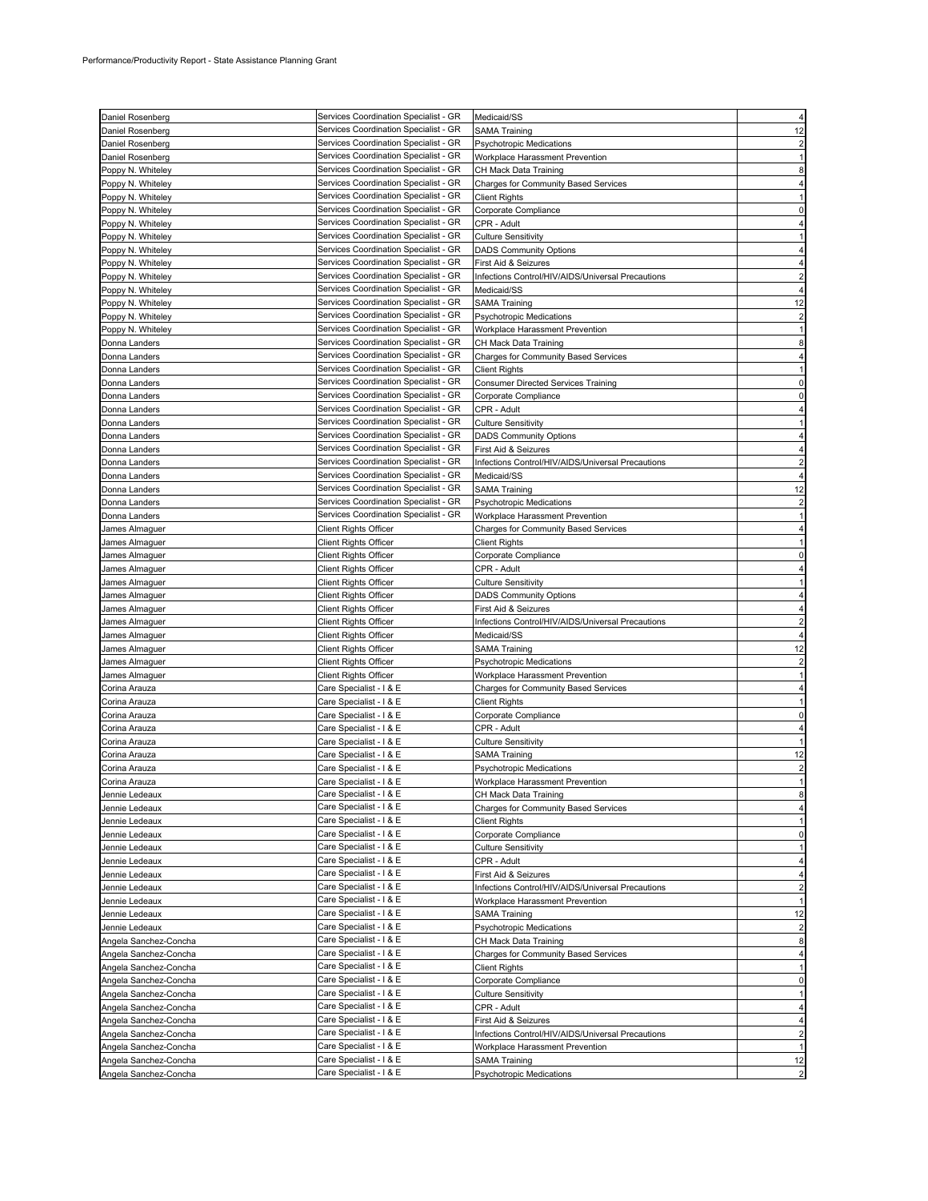Performance/Productivity Report - State Assistance Planning Grant

| | | | |
|---|---|---|---|
| Daniel Rosenberg | Services Coordination Specialist - GR | Medicaid/SS | 4 |
| Daniel Rosenberg | Services Coordination Specialist - GR | SAMA Training | 12 |
| Daniel Rosenberg | Services Coordination Specialist - GR | Psychotropic Medications | 2 |
| Daniel Rosenberg | Services Coordination Specialist - GR | Workplace Harassment Prevention | 1 |
| Poppy N. Whiteley | Services Coordination Specialist - GR | CH Mack Data Training | 8 |
| Poppy N. Whiteley | Services Coordination Specialist - GR | Charges for Community Based Services | 4 |
| Poppy N. Whiteley | Services Coordination Specialist - GR | Client Rights | 1 |
| Poppy N. Whiteley | Services Coordination Specialist - GR | Corporate Compliance | 0 |
| Poppy N. Whiteley | Services Coordination Specialist - GR | CPR - Adult | 4 |
| Poppy N. Whiteley | Services Coordination Specialist - GR | Culture Sensitivity | 1 |
| Poppy N. Whiteley | Services Coordination Specialist - GR | DADS Community Options | 4 |
| Poppy N. Whiteley | Services Coordination Specialist - GR | First Aid & Seizures | 4 |
| Poppy N. Whiteley | Services Coordination Specialist - GR | Infections Control/HIV/AIDS/Universal Precautions | 2 |
| Poppy N. Whiteley | Services Coordination Specialist - GR | Medicaid/SS | 4 |
| Poppy N. Whiteley | Services Coordination Specialist - GR | SAMA Training | 12 |
| Poppy N. Whiteley | Services Coordination Specialist - GR | Psychotropic Medications | 2 |
| Poppy N. Whiteley | Services Coordination Specialist - GR | Workplace Harassment Prevention | 1 |
| Donna Landers | Services Coordination Specialist - GR | CH Mack Data Training | 8 |
| Donna Landers | Services Coordination Specialist - GR | Charges for Community Based Services | 4 |
| Donna Landers | Services Coordination Specialist - GR | Client Rights | 1 |
| Donna Landers | Services Coordination Specialist - GR | Consumer Directed Services Training | 0 |
| Donna Landers | Services Coordination Specialist - GR | Corporate Compliance | 0 |
| Donna Landers | Services Coordination Specialist - GR | CPR - Adult | 4 |
| Donna Landers | Services Coordination Specialist - GR | Culture Sensitivity | 1 |
| Donna Landers | Services Coordination Specialist - GR | DADS Community Options | 4 |
| Donna Landers | Services Coordination Specialist - GR | First Aid & Seizures | 4 |
| Donna Landers | Services Coordination Specialist - GR | Infections Control/HIV/AIDS/Universal Precautions | 2 |
| Donna Landers | Services Coordination Specialist - GR | Medicaid/SS | 4 |
| Donna Landers | Services Coordination Specialist - GR | SAMA Training | 12 |
| Donna Landers | Services Coordination Specialist - GR | Psychotropic Medications | 2 |
| Donna Landers | Services Coordination Specialist - GR | Workplace Harassment Prevention | 1 |
| James Almaguer | Client Rights Officer | Charges for Community Based Services | 4 |
| James Almaguer | Client Rights Officer | Client Rights | 1 |
| James Almaguer | Client Rights Officer | Corporate Compliance | 0 |
| James Almaguer | Client Rights Officer | CPR - Adult | 4 |
| James Almaguer | Client Rights Officer | Culture Sensitivity | 1 |
| James Almaguer | Client Rights Officer | DADS Community Options | 4 |
| James Almaguer | Client Rights Officer | First Aid & Seizures | 4 |
| James Almaguer | Client Rights Officer | Infections Control/HIV/AIDS/Universal Precautions | 2 |
| James Almaguer | Client Rights Officer | Medicaid/SS | 4 |
| James Almaguer | Client Rights Officer | SAMA Training | 12 |
| James Almaguer | Client Rights Officer | Psychotropic Medications | 2 |
| James Almaguer | Client Rights Officer | Workplace Harassment Prevention | 1 |
| Corina Arauza | Care Specialist - I & E | Charges for Community Based Services | 4 |
| Corina Arauza | Care Specialist - I & E | Client Rights | 1 |
| Corina Arauza | Care Specialist - I & E | Corporate Compliance | 0 |
| Corina Arauza | Care Specialist - I & E | CPR - Adult | 4 |
| Corina Arauza | Care Specialist - I & E | Culture Sensitivity | 1 |
| Corina Arauza | Care Specialist - I & E | SAMA Training | 12 |
| Corina Arauza | Care Specialist - I & E | Psychotropic Medications | 2 |
| Corina Arauza | Care Specialist - I & E | Workplace Harassment Prevention | 1 |
| Jennie Ledeaux | Care Specialist - I & E | CH Mack Data Training | 8 |
| Jennie Ledeaux | Care Specialist - I & E | Charges for Community Based Services | 4 |
| Jennie Ledeaux | Care Specialist - I & E | Client Rights | 1 |
| Jennie Ledeaux | Care Specialist - I & E | Corporate Compliance | 0 |
| Jennie Ledeaux | Care Specialist - I & E | Culture Sensitivity | 1 |
| Jennie Ledeaux | Care Specialist - I & E | CPR - Adult | 4 |
| Jennie Ledeaux | Care Specialist - I & E | First Aid & Seizures | 4 |
| Jennie Ledeaux | Care Specialist - I & E | Infections Control/HIV/AIDS/Universal Precautions | 2 |
| Jennie Ledeaux | Care Specialist - I & E | Workplace Harassment Prevention | 1 |
| Jennie Ledeaux | Care Specialist - I & E | SAMA Training | 12 |
| Jennie Ledeaux | Care Specialist - I & E | Psychotropic Medications | 2 |
| Angela Sanchez-Concha | Care Specialist - I & E | CH Mack Data Training | 8 |
| Angela Sanchez-Concha | Care Specialist - I & E | Charges for Community Based Services | 4 |
| Angela Sanchez-Concha | Care Specialist - I & E | Client Rights | 1 |
| Angela Sanchez-Concha | Care Specialist - I & E | Corporate Compliance | 0 |
| Angela Sanchez-Concha | Care Specialist - I & E | Culture Sensitivity | 1 |
| Angela Sanchez-Concha | Care Specialist - I & E | CPR - Adult | 4 |
| Angela Sanchez-Concha | Care Specialist - I & E | First Aid & Seizures | 4 |
| Angela Sanchez-Concha | Care Specialist - I & E | Infections Control/HIV/AIDS/Universal Precautions | 2 |
| Angela Sanchez-Concha | Care Specialist - I & E | Workplace Harassment Prevention | 1 |
| Angela Sanchez-Concha | Care Specialist - I & E | SAMA Training | 12 |
| Angela Sanchez-Concha | Care Specialist - I & E | Psychotropic Medications | 2 |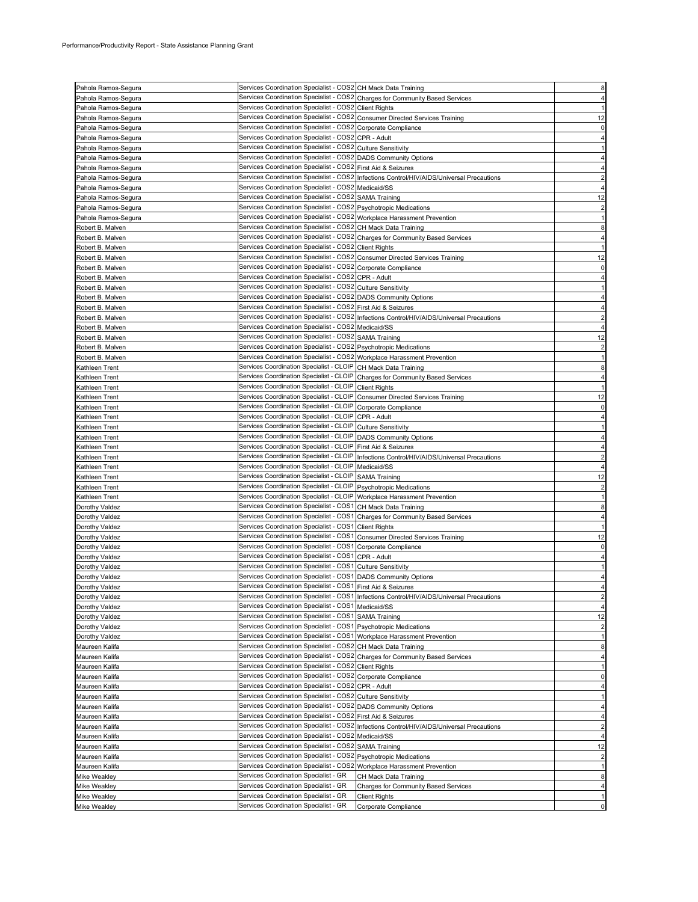| | | | |
|---|---|---|---|
| Pahola Ramos-Segura | Services Coordination Specialist - COS2 | CH Mack Data Training | 8 |
| Pahola Ramos-Segura | Services Coordination Specialist - COS2 | Charges for Community Based Services | 4 |
| Pahola Ramos-Segura | Services Coordination Specialist - COS2 | Client Rights | 1 |
| Pahola Ramos-Segura | Services Coordination Specialist - COS2 | Consumer Directed Services Training | 12 |
| Pahola Ramos-Segura | Services Coordination Specialist - COS2 | Corporate Compliance | 0 |
| Pahola Ramos-Segura | Services Coordination Specialist - COS2 | CPR - Adult | 4 |
| Pahola Ramos-Segura | Services Coordination Specialist - COS2 | Culture Sensitivity | 1 |
| Pahola Ramos-Segura | Services Coordination Specialist - COS2 | DADS Community Options | 4 |
| Pahola Ramos-Segura | Services Coordination Specialist - COS2 | First Aid & Seizures | 4 |
| Pahola Ramos-Segura | Services Coordination Specialist - COS2 | Infections Control/HIV/AIDS/Universal Precautions | 2 |
| Pahola Ramos-Segura | Services Coordination Specialist - COS2 | Medicaid/SS | 4 |
| Pahola Ramos-Segura | Services Coordination Specialist - COS2 | SAMA Training | 12 |
| Pahola Ramos-Segura | Services Coordination Specialist - COS2 | Psychotropic Medications | 2 |
| Pahola Ramos-Segura | Services Coordination Specialist - COS2 | Workplace Harassment Prevention | 1 |
| Robert B. Malven | Services Coordination Specialist - COS2 | CH Mack Data Training | 8 |
| Robert B. Malven | Services Coordination Specialist - COS2 | Charges for Community Based Services | 4 |
| Robert B. Malven | Services Coordination Specialist - COS2 | Client Rights | 1 |
| Robert B. Malven | Services Coordination Specialist - COS2 | Consumer Directed Services Training | 12 |
| Robert B. Malven | Services Coordination Specialist - COS2 | Corporate Compliance | 0 |
| Robert B. Malven | Services Coordination Specialist - COS2 | CPR - Adult | 4 |
| Robert B. Malven | Services Coordination Specialist - COS2 | Culture Sensitivity | 1 |
| Robert B. Malven | Services Coordination Specialist - COS2 | DADS Community Options | 4 |
| Robert B. Malven | Services Coordination Specialist - COS2 | First Aid & Seizures | 4 |
| Robert B. Malven | Services Coordination Specialist - COS2 | Infections Control/HIV/AIDS/Universal Precautions | 2 |
| Robert B. Malven | Services Coordination Specialist - COS2 | Medicaid/SS | 4 |
| Robert B. Malven | Services Coordination Specialist - COS2 | SAMA Training | 12 |
| Robert B. Malven | Services Coordination Specialist - COS2 | Psychotropic Medications | 2 |
| Robert B. Malven | Services Coordination Specialist - COS2 | Workplace Harassment Prevention | 1 |
| Kathleen Trent | Services Coordination Specialist - CLOIP | CH Mack Data Training | 8 |
| Kathleen Trent | Services Coordination Specialist - CLOIP | Charges for Community Based Services | 4 |
| Kathleen Trent | Services Coordination Specialist - CLOIP | Client Rights | 1 |
| Kathleen Trent | Services Coordination Specialist - CLOIP | Consumer Directed Services Training | 12 |
| Kathleen Trent | Services Coordination Specialist - CLOIP | Corporate Compliance | 0 |
| Kathleen Trent | Services Coordination Specialist - CLOIP | CPR - Adult | 4 |
| Kathleen Trent | Services Coordination Specialist - CLOIP | Culture Sensitivity | 1 |
| Kathleen Trent | Services Coordination Specialist - CLOIP | DADS Community Options | 4 |
| Kathleen Trent | Services Coordination Specialist - CLOIP | First Aid & Seizures | 4 |
| Kathleen Trent | Services Coordination Specialist - CLOIP | Infections Control/HIV/AIDS/Universal Precautions | 2 |
| Kathleen Trent | Services Coordination Specialist - CLOIP | Medicaid/SS | 4 |
| Kathleen Trent | Services Coordination Specialist - CLOIP | SAMA Training | 12 |
| Kathleen Trent | Services Coordination Specialist - CLOIP | Psychotropic Medications | 2 |
| Kathleen Trent | Services Coordination Specialist - CLOIP | Workplace Harassment Prevention | 1 |
| Dorothy Valdez | Services Coordination Specialist - COS1 | CH Mack Data Training | 8 |
| Dorothy Valdez | Services Coordination Specialist - COS1 | Charges for Community Based Services | 4 |
| Dorothy Valdez | Services Coordination Specialist - COS1 | Client Rights | 1 |
| Dorothy Valdez | Services Coordination Specialist - COS1 | Consumer Directed Services Training | 12 |
| Dorothy Valdez | Services Coordination Specialist - COS1 | Corporate Compliance | 0 |
| Dorothy Valdez | Services Coordination Specialist - COS1 | CPR - Adult | 4 |
| Dorothy Valdez | Services Coordination Specialist - COS1 | Culture Sensitivity | 1 |
| Dorothy Valdez | Services Coordination Specialist - COS1 | DADS Community Options | 4 |
| Dorothy Valdez | Services Coordination Specialist - COS1 | First Aid & Seizures | 4 |
| Dorothy Valdez | Services Coordination Specialist - COS1 | Infections Control/HIV/AIDS/Universal Precautions | 2 |
| Dorothy Valdez | Services Coordination Specialist - COS1 | Medicaid/SS | 4 |
| Dorothy Valdez | Services Coordination Specialist - COS1 | SAMA Training | 12 |
| Dorothy Valdez | Services Coordination Specialist - COS1 | Psychotropic Medications | 2 |
| Dorothy Valdez | Services Coordination Specialist - COS1 | Workplace Harassment Prevention | 1 |
| Maureen Kalifa | Services Coordination Specialist - COS2 | CH Mack Data Training | 8 |
| Maureen Kalifa | Services Coordination Specialist - COS2 | Charges for Community Based Services | 4 |
| Maureen Kalifa | Services Coordination Specialist - COS2 | Client Rights | 1 |
| Maureen Kalifa | Services Coordination Specialist - COS2 | Corporate Compliance | 0 |
| Maureen Kalifa | Services Coordination Specialist - COS2 | CPR - Adult | 4 |
| Maureen Kalifa | Services Coordination Specialist - COS2 | Culture Sensitivity | 1 |
| Maureen Kalifa | Services Coordination Specialist - COS2 | DADS Community Options | 4 |
| Maureen Kalifa | Services Coordination Specialist - COS2 | First Aid & Seizures | 4 |
| Maureen Kalifa | Services Coordination Specialist - COS2 | Infections Control/HIV/AIDS/Universal Precautions | 2 |
| Maureen Kalifa | Services Coordination Specialist - COS2 | Medicaid/SS | 4 |
| Maureen Kalifa | Services Coordination Specialist - COS2 | SAMA Training | 12 |
| Maureen Kalifa | Services Coordination Specialist - COS2 | Psychotropic Medications | 2 |
| Maureen Kalifa | Services Coordination Specialist - COS2 | Workplace Harassment Prevention | 1 |
| Mike Weakley | Services Coordination Specialist - GR | CH Mack Data Training | 8 |
| Mike Weakley | Services Coordination Specialist - GR | Charges for Community Based Services | 4 |
| Mike Weakley | Services Coordination Specialist - GR | Client Rights | 1 |
| Mike Weakley | Services Coordination Specialist - GR | Corporate Compliance | 0 |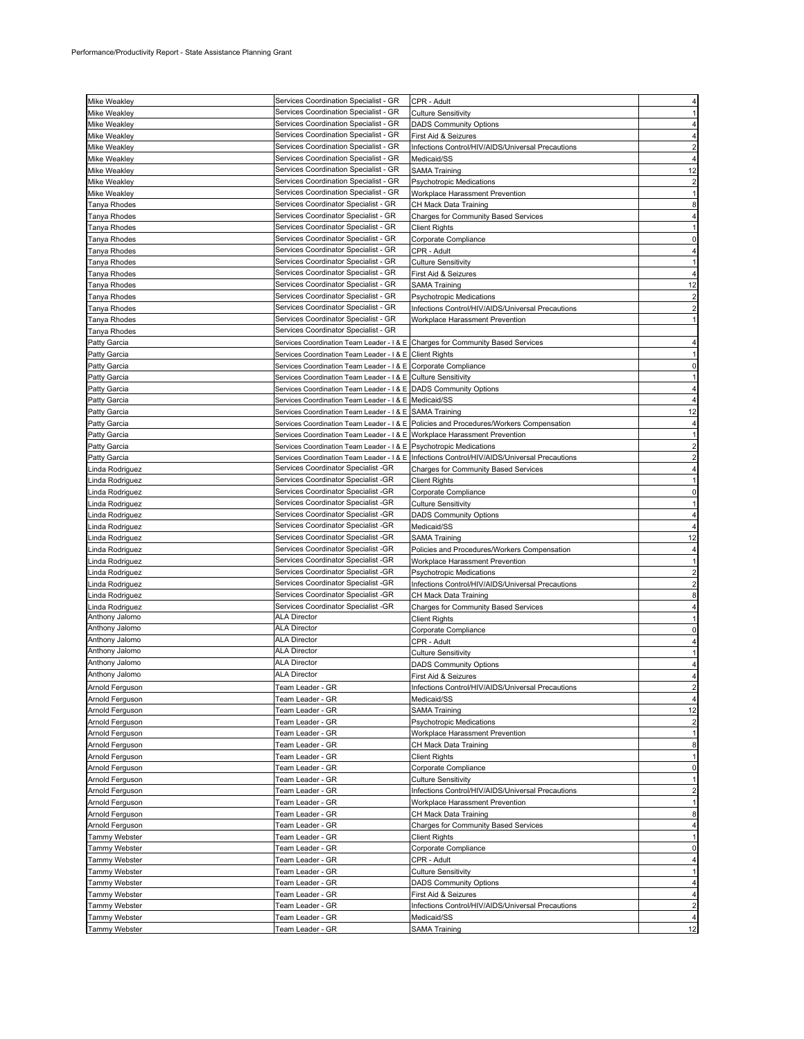Performance/Productivity Report - State Assistance Planning Grant

| | | | |
|---|---|---|---|
| Mike Weakley | Services Coordination Specialist - GR | CPR - Adult | 4 |
| Mike Weakley | Services Coordination Specialist - GR | Culture Sensitivity | 1 |
| Mike Weakley | Services Coordination Specialist - GR | DADS Community Options | 4 |
| Mike Weakley | Services Coordination Specialist - GR | First Aid & Seizures | 4 |
| Mike Weakley | Services Coordination Specialist - GR | Infections Control/HIV/AIDS/Universal Precautions | 2 |
| Mike Weakley | Services Coordination Specialist - GR | Medicaid/SS | 4 |
| Mike Weakley | Services Coordination Specialist - GR | SAMA Training | 12 |
| Mike Weakley | Services Coordination Specialist - GR | Psychotropic Medications | 2 |
| Mike Weakley | Services Coordination Specialist - GR | Workplace Harassment Prevention | 1 |
| Tanya Rhodes | Services Coordinator Specialist - GR | CH Mack Data Training | 8 |
| Tanya Rhodes | Services Coordinator Specialist - GR | Charges for Community Based Services | 4 |
| Tanya Rhodes | Services Coordinator Specialist - GR | Client Rights | 1 |
| Tanya Rhodes | Services Coordinator Specialist - GR | Corporate Compliance | 0 |
| Tanya Rhodes | Services Coordinator Specialist - GR | CPR - Adult | 4 |
| Tanya Rhodes | Services Coordinator Specialist - GR | Culture Sensitivity | 1 |
| Tanya Rhodes | Services Coordinator Specialist - GR | First Aid & Seizures | 4 |
| Tanya Rhodes | Services Coordinator Specialist - GR | SAMA Training | 12 |
| Tanya Rhodes | Services Coordinator Specialist - GR | Psychotropic Medications | 2 |
| Tanya Rhodes | Services Coordinator Specialist - GR | Infections Control/HIV/AIDS/Universal Precautions | 2 |
| Tanya Rhodes | Services Coordinator Specialist - GR | Workplace Harassment Prevention | 1 |
| Tanya Rhodes | Services Coordinator Specialist - GR | | |
| Patty Garcia | Services Coordination Team Leader - I & E | Charges for Community Based Services | 4 |
| Patty Garcia | Services Coordination Team Leader - I & E | Client Rights | 1 |
| Patty Garcia | Services Coordination Team Leader - I & E | Corporate Compliance | 0 |
| Patty Garcia | Services Coordination Team Leader - I & E | Culture Sensitivity | 1 |
| Patty Garcia | Services Coordination Team Leader - I & E | DADS Community Options | 4 |
| Patty Garcia | Services Coordination Team Leader - I & E | Medicaid/SS | 4 |
| Patty Garcia | Services Coordination Team Leader - I & E | SAMA Training | 12 |
| Patty Garcia | Services Coordination Team Leader - I & E | Policies and Procedures/Workers Compensation | 4 |
| Patty Garcia | Services Coordination Team Leader - I & E | Workplace Harassment Prevention | 1 |
| Patty Garcia | Services Coordination Team Leader - I & E | Psychotropic Medications | 2 |
| Patty Garcia | Services Coordination Team Leader - I & E | Infections Control/HIV/AIDS/Universal Precautions | 2 |
| Linda Rodriguez | Services Coordinator Specialist -GR | Charges for Community Based Services | 4 |
| Linda Rodriguez | Services Coordinator Specialist -GR | Client Rights | 1 |
| Linda Rodriguez | Services Coordinator Specialist -GR | Corporate Compliance | 0 |
| Linda Rodriguez | Services Coordinator Specialist -GR | Culture Sensitivity | 1 |
| Linda Rodriguez | Services Coordinator Specialist -GR | DADS Community Options | 4 |
| Linda Rodriguez | Services Coordinator Specialist -GR | Medicaid/SS | 4 |
| Linda Rodriguez | Services Coordinator Specialist -GR | SAMA Training | 12 |
| Linda Rodriguez | Services Coordinator Specialist -GR | Policies and Procedures/Workers Compensation | 4 |
| Linda Rodriguez | Services Coordinator Specialist -GR | Workplace Harassment Prevention | 1 |
| Linda Rodriguez | Services Coordinator Specialist -GR | Psychotropic Medications | 2 |
| Linda Rodriguez | Services Coordinator Specialist -GR | Infections Control/HIV/AIDS/Universal Precautions | 2 |
| Linda Rodriguez | Services Coordinator Specialist -GR | CH Mack Data Training | 8 |
| Linda Rodriguez | Services Coordinator Specialist -GR | Charges for Community Based Services | 4 |
| Anthony Jalomo | ALA Director | Client Rights | 1 |
| Anthony Jalomo | ALA Director | Corporate Compliance | 0 |
| Anthony Jalomo | ALA Director | CPR - Adult | 4 |
| Anthony Jalomo | ALA Director | Culture Sensitivity | 1 |
| Anthony Jalomo | ALA Director | DADS Community Options | 4 |
| Anthony Jalomo | ALA Director | First Aid & Seizures | 4 |
| Arnold Ferguson | Team Leader - GR | Infections Control/HIV/AIDS/Universal Precautions | 2 |
| Arnold Ferguson | Team Leader - GR | Medicaid/SS | 4 |
| Arnold Ferguson | Team Leader - GR | SAMA Training | 12 |
| Arnold Ferguson | Team Leader - GR | Psychotropic Medications | 2 |
| Arnold Ferguson | Team Leader - GR | Workplace Harassment Prevention | 1 |
| Arnold Ferguson | Team Leader - GR | CH Mack Data Training | 8 |
| Arnold Ferguson | Team Leader - GR | Client Rights | 1 |
| Arnold Ferguson | Team Leader - GR | Corporate Compliance | 0 |
| Arnold Ferguson | Team Leader - GR | Culture Sensitivity | 1 |
| Arnold Ferguson | Team Leader - GR | Infections Control/HIV/AIDS/Universal Precautions | 2 |
| Arnold Ferguson | Team Leader - GR | Workplace Harassment Prevention | 1 |
| Arnold Ferguson | Team Leader - GR | CH Mack Data Training | 8 |
| Arnold Ferguson | Team Leader - GR | Charges for Community Based Services | 4 |
| Tammy Webster | Team Leader - GR | Client Rights | 1 |
| Tammy Webster | Team Leader - GR | Corporate Compliance | 0 |
| Tammy Webster | Team Leader - GR | CPR - Adult | 4 |
| Tammy Webster | Team Leader - GR | Culture Sensitivity | 1 |
| Tammy Webster | Team Leader - GR | DADS Community Options | 4 |
| Tammy Webster | Team Leader - GR | First Aid & Seizures | 4 |
| Tammy Webster | Team Leader - GR | Infections Control/HIV/AIDS/Universal Precautions | 2 |
| Tammy Webster | Team Leader - GR | Medicaid/SS | 4 |
| Tammy Webster | Team Leader - GR | SAMA Training | 12 |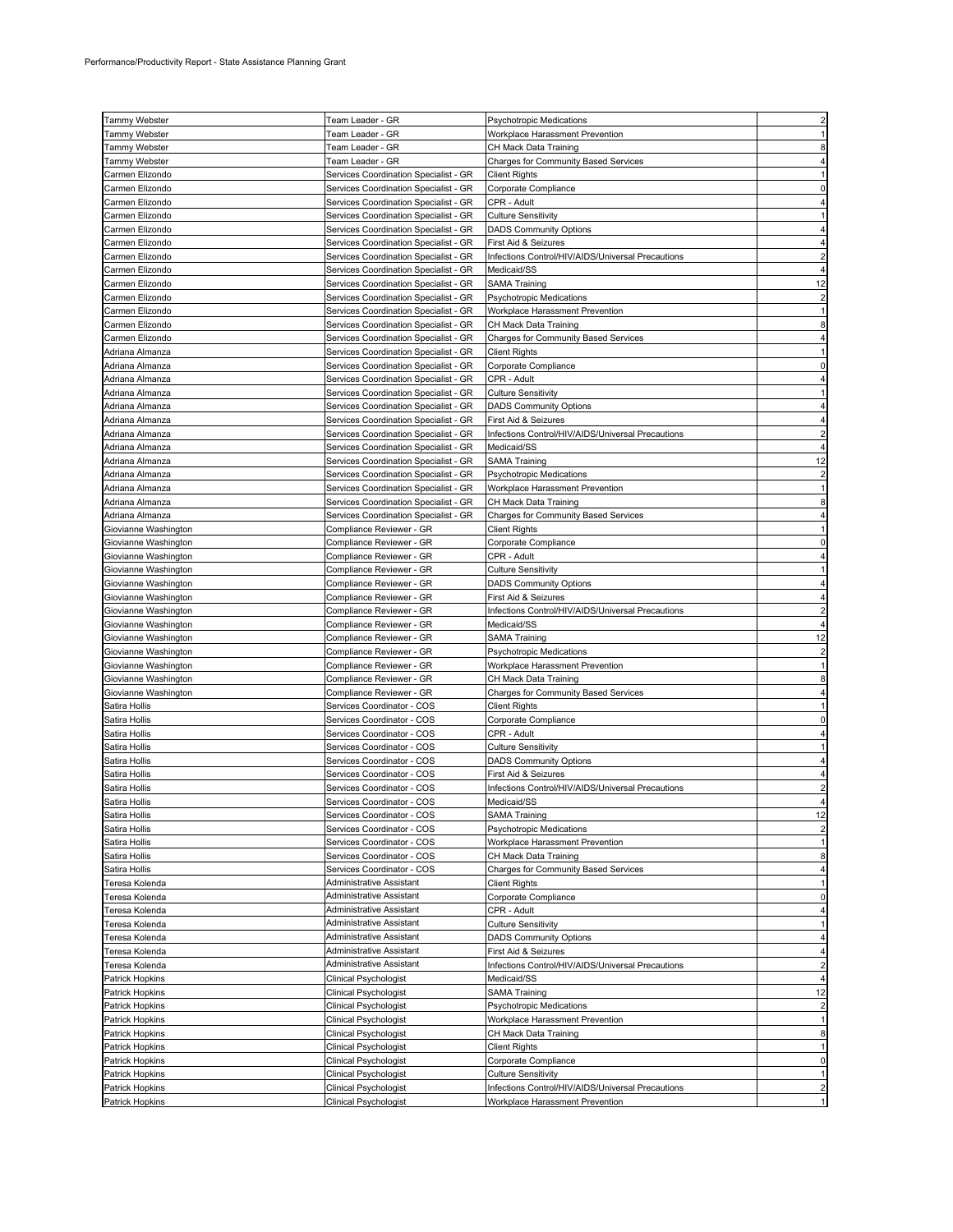Performance/Productivity Report - State Assistance Planning Grant

| | | | |
|---|---|---|---|
| Tammy Webster | Team Leader - GR | Psychotropic Medications | 2 |
| Tammy Webster | Team Leader - GR | Workplace Harassment Prevention | 1 |
| Tammy Webster | Team Leader - GR | CH Mack Data Training | 8 |
| Tammy Webster | Team Leader - GR | Charges for Community Based Services | 4 |
| Carmen Elizondo | Services Coordination Specialist - GR | Client Rights | 1 |
| Carmen Elizondo | Services Coordination Specialist - GR | Corporate Compliance | 0 |
| Carmen Elizondo | Services Coordination Specialist - GR | CPR - Adult | 4 |
| Carmen Elizondo | Services Coordination Specialist - GR | Culture Sensitivity | 1 |
| Carmen Elizondo | Services Coordination Specialist - GR | DADS Community Options | 4 |
| Carmen Elizondo | Services Coordination Specialist - GR | First Aid & Seizures | 4 |
| Carmen Elizondo | Services Coordination Specialist - GR | Infections Control/HIV/AIDS/Universal Precautions | 2 |
| Carmen Elizondo | Services Coordination Specialist - GR | Medicaid/SS | 4 |
| Carmen Elizondo | Services Coordination Specialist - GR | SAMA Training | 12 |
| Carmen Elizondo | Services Coordination Specialist - GR | Psychotropic Medications | 2 |
| Carmen Elizondo | Services Coordination Specialist - GR | Workplace Harassment Prevention | 1 |
| Carmen Elizondo | Services Coordination Specialist - GR | CH Mack Data Training | 8 |
| Carmen Elizondo | Services Coordination Specialist - GR | Charges for Community Based Services | 4 |
| Adriana Almanza | Services Coordination Specialist - GR | Client Rights | 1 |
| Adriana Almanza | Services Coordination Specialist - GR | Corporate Compliance | 0 |
| Adriana Almanza | Services Coordination Specialist - GR | CPR - Adult | 4 |
| Adriana Almanza | Services Coordination Specialist - GR | Culture Sensitivity | 1 |
| Adriana Almanza | Services Coordination Specialist - GR | DADS Community Options | 4 |
| Adriana Almanza | Services Coordination Specialist - GR | First Aid & Seizures | 4 |
| Adriana Almanza | Services Coordination Specialist - GR | Infections Control/HIV/AIDS/Universal Precautions | 2 |
| Adriana Almanza | Services Coordination Specialist - GR | Medicaid/SS | 4 |
| Adriana Almanza | Services Coordination Specialist - GR | SAMA Training | 12 |
| Adriana Almanza | Services Coordination Specialist - GR | Psychotropic Medications | 2 |
| Adriana Almanza | Services Coordination Specialist - GR | Workplace Harassment Prevention | 1 |
| Adriana Almanza | Services Coordination Specialist - GR | CH Mack Data Training | 8 |
| Adriana Almanza | Services Coordination Specialist - GR | Charges for Community Based Services | 4 |
| Giovianne Washington | Compliance Reviewer - GR | Client Rights | 1 |
| Giovianne Washington | Compliance Reviewer - GR | Corporate Compliance | 0 |
| Giovianne Washington | Compliance Reviewer - GR | CPR - Adult | 4 |
| Giovianne Washington | Compliance Reviewer - GR | Culture Sensitivity | 1 |
| Giovianne Washington | Compliance Reviewer - GR | DADS Community Options | 4 |
| Giovianne Washington | Compliance Reviewer - GR | First Aid & Seizures | 4 |
| Giovianne Washington | Compliance Reviewer - GR | Infections Control/HIV/AIDS/Universal Precautions | 2 |
| Giovianne Washington | Compliance Reviewer - GR | Medicaid/SS | 4 |
| Giovianne Washington | Compliance Reviewer - GR | SAMA Training | 12 |
| Giovianne Washington | Compliance Reviewer - GR | Psychotropic Medications | 2 |
| Giovianne Washington | Compliance Reviewer - GR | Workplace Harassment Prevention | 1 |
| Giovianne Washington | Compliance Reviewer - GR | CH Mack Data Training | 8 |
| Giovianne Washington | Compliance Reviewer - GR | Charges for Community Based Services | 4 |
| Satira Hollis | Services Coordinator - COS | Client Rights | 1 |
| Satira Hollis | Services Coordinator - COS | Corporate Compliance | 0 |
| Satira Hollis | Services Coordinator - COS | CPR - Adult | 4 |
| Satira Hollis | Services Coordinator - COS | Culture Sensitivity | 1 |
| Satira Hollis | Services Coordinator - COS | DADS Community Options | 4 |
| Satira Hollis | Services Coordinator - COS | First Aid & Seizures | 4 |
| Satira Hollis | Services Coordinator - COS | Infections Control/HIV/AIDS/Universal Precautions | 2 |
| Satira Hollis | Services Coordinator - COS | Medicaid/SS | 4 |
| Satira Hollis | Services Coordinator - COS | SAMA Training | 12 |
| Satira Hollis | Services Coordinator - COS | Psychotropic Medications | 2 |
| Satira Hollis | Services Coordinator - COS | Workplace Harassment Prevention | 1 |
| Satira Hollis | Services Coordinator - COS | CH Mack Data Training | 8 |
| Satira Hollis | Services Coordinator - COS | Charges for Community Based Services | 4 |
| Teresa Kolenda | Administrative Assistant | Client Rights | 1 |
| Teresa Kolenda | Administrative Assistant | Corporate Compliance | 0 |
| Teresa Kolenda | Administrative Assistant | CPR - Adult | 4 |
| Teresa Kolenda | Administrative Assistant | Culture Sensitivity | 1 |
| Teresa Kolenda | Administrative Assistant | DADS Community Options | 4 |
| Teresa Kolenda | Administrative Assistant | First Aid & Seizures | 4 |
| Teresa Kolenda | Administrative Assistant | Infections Control/HIV/AIDS/Universal Precautions | 2 |
| Patrick Hopkins | Clinical Psychologist | Medicaid/SS | 4 |
| Patrick Hopkins | Clinical Psychologist | SAMA Training | 12 |
| Patrick Hopkins | Clinical Psychologist | Psychotropic Medications | 2 |
| Patrick Hopkins | Clinical Psychologist | Workplace Harassment Prevention | 1 |
| Patrick Hopkins | Clinical Psychologist | CH Mack Data Training | 8 |
| Patrick Hopkins | Clinical Psychologist | Client Rights | 1 |
| Patrick Hopkins | Clinical Psychologist | Corporate Compliance | 0 |
| Patrick Hopkins | Clinical Psychologist | Culture Sensitivity | 1 |
| Patrick Hopkins | Clinical Psychologist | Infections Control/HIV/AIDS/Universal Precautions | 2 |
| Patrick Hopkins | Clinical Psychologist | Workplace Harassment Prevention | 1 |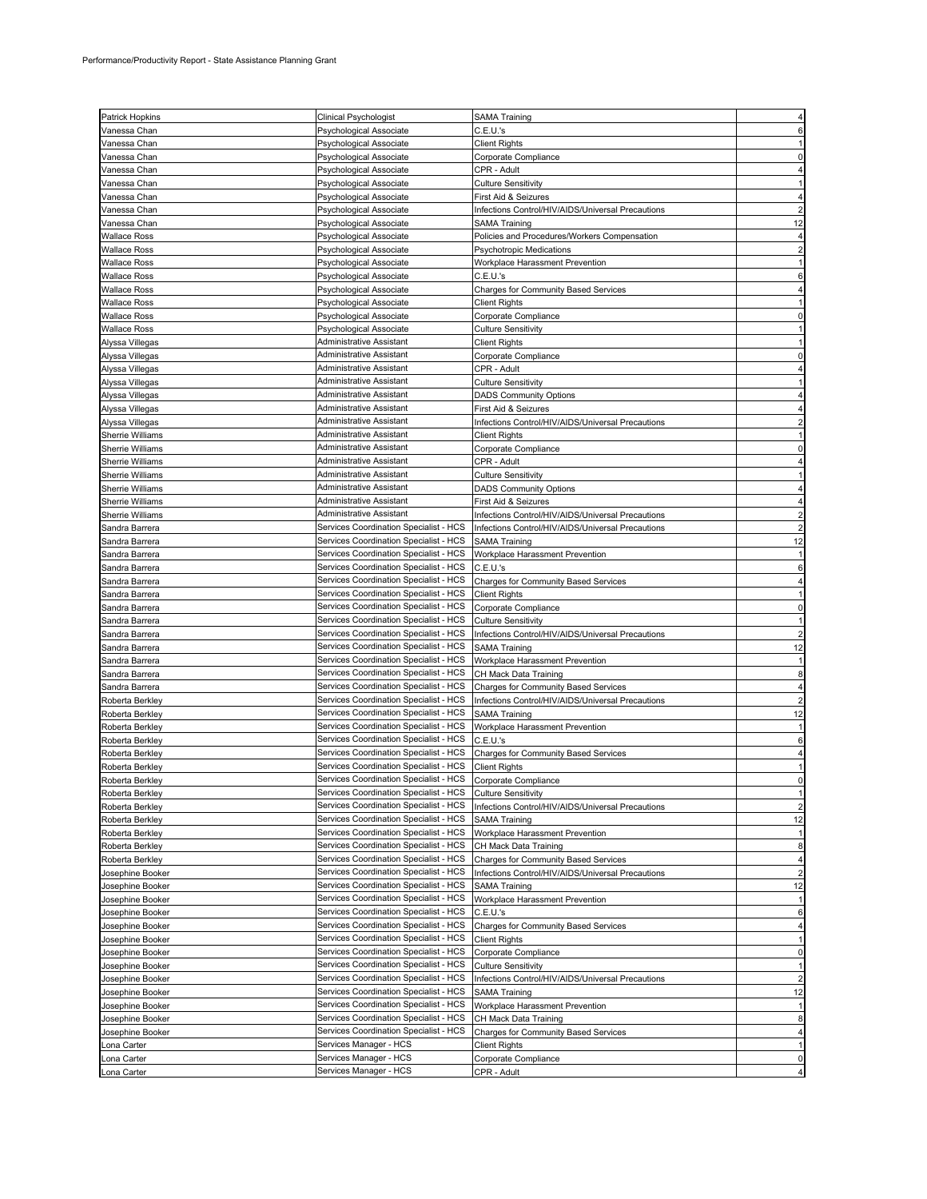| | | | |
|---|---|---|---|
| Patrick Hopkins | Clinical Psychologist | SAMA Training | 4 |
| Vanessa Chan | Psychological Associate | C.E.U.'s | 6 |
| Vanessa Chan | Psychological Associate | Client Rights | 1 |
| Vanessa Chan | Psychological Associate | Corporate Compliance | 0 |
| Vanessa Chan | Psychological Associate | CPR - Adult | 4 |
| Vanessa Chan | Psychological Associate | Culture Sensitivity | 1 |
| Vanessa Chan | Psychological Associate | First Aid & Seizures | 4 |
| Vanessa Chan | Psychological Associate | Infections Control/HIV/AIDS/Universal Precautions | 2 |
| Vanessa Chan | Psychological Associate | SAMA Training | 12 |
| Wallace Ross | Psychological Associate | Policies and Procedures/Workers Compensation | 4 |
| Wallace Ross | Psychological Associate | Psychotropic Medications | 2 |
| Wallace Ross | Psychological Associate | Workplace Harassment Prevention | 1 |
| Wallace Ross | Psychological Associate | C.E.U.'s | 6 |
| Wallace Ross | Psychological Associate | Charges for Community Based Services | 4 |
| Wallace Ross | Psychological Associate | Client Rights | 1 |
| Wallace Ross | Psychological Associate | Corporate Compliance | 0 |
| Wallace Ross | Psychological Associate | Culture Sensitivity | 1 |
| Alyssa Villegas | Administrative Assistant | Client Rights | 1 |
| Alyssa Villegas | Administrative Assistant | Corporate Compliance | 0 |
| Alyssa Villegas | Administrative Assistant | CPR - Adult | 4 |
| Alyssa Villegas | Administrative Assistant | Culture Sensitivity | 1 |
| Alyssa Villegas | Administrative Assistant | DADS Community Options | 4 |
| Alyssa Villegas | Administrative Assistant | First Aid & Seizures | 4 |
| Alyssa Villegas | Administrative Assistant | Infections Control/HIV/AIDS/Universal Precautions | 2 |
| Sherrie Williams | Administrative Assistant | Client Rights | 1 |
| Sherrie Williams | Administrative Assistant | Corporate Compliance | 0 |
| Sherrie Williams | Administrative Assistant | CPR - Adult | 4 |
| Sherrie Williams | Administrative Assistant | Culture Sensitivity | 1 |
| Sherrie Williams | Administrative Assistant | DADS Community Options | 4 |
| Sherrie Williams | Administrative Assistant | First Aid & Seizures | 4 |
| Sherrie Williams | Administrative Assistant | Infections Control/HIV/AIDS/Universal Precautions | 2 |
| Sandra Barrera | Services Coordination Specialist - HCS | Infections Control/HIV/AIDS/Universal Precautions | 2 |
| Sandra Barrera | Services Coordination Specialist - HCS | SAMA Training | 12 |
| Sandra Barrera | Services Coordination Specialist - HCS | Workplace Harassment Prevention | 1 |
| Sandra Barrera | Services Coordination Specialist - HCS | C.E.U.'s | 6 |
| Sandra Barrera | Services Coordination Specialist - HCS | Charges for Community Based Services | 4 |
| Sandra Barrera | Services Coordination Specialist - HCS | Client Rights | 1 |
| Sandra Barrera | Services Coordination Specialist - HCS | Corporate Compliance | 0 |
| Sandra Barrera | Services Coordination Specialist - HCS | Culture Sensitivity | 1 |
| Sandra Barrera | Services Coordination Specialist - HCS | Infections Control/HIV/AIDS/Universal Precautions | 2 |
| Sandra Barrera | Services Coordination Specialist - HCS | SAMA Training | 12 |
| Sandra Barrera | Services Coordination Specialist - HCS | Workplace Harassment Prevention | 1 |
| Sandra Barrera | Services Coordination Specialist - HCS | CH Mack Data Training | 8 |
| Sandra Barrera | Services Coordination Specialist - HCS | Charges for Community Based Services | 4 |
| Roberta Berkley | Services Coordination Specialist - HCS | Infections Control/HIV/AIDS/Universal Precautions | 2 |
| Roberta Berkley | Services Coordination Specialist - HCS | SAMA Training | 12 |
| Roberta Berkley | Services Coordination Specialist - HCS | Workplace Harassment Prevention | 1 |
| Roberta Berkley | Services Coordination Specialist - HCS | C.E.U.'s | 6 |
| Roberta Berkley | Services Coordination Specialist - HCS | Charges for Community Based Services | 4 |
| Roberta Berkley | Services Coordination Specialist - HCS | Client Rights | 1 |
| Roberta Berkley | Services Coordination Specialist - HCS | Corporate Compliance | 0 |
| Roberta Berkley | Services Coordination Specialist - HCS | Culture Sensitivity | 1 |
| Roberta Berkley | Services Coordination Specialist - HCS | Infections Control/HIV/AIDS/Universal Precautions | 2 |
| Roberta Berkley | Services Coordination Specialist - HCS | SAMA Training | 12 |
| Roberta Berkley | Services Coordination Specialist - HCS | Workplace Harassment Prevention | 1 |
| Roberta Berkley | Services Coordination Specialist - HCS | CH Mack Data Training | 8 |
| Roberta Berkley | Services Coordination Specialist - HCS | Charges for Community Based Services | 4 |
| Josephine Booker | Services Coordination Specialist - HCS | Infections Control/HIV/AIDS/Universal Precautions | 2 |
| Josephine Booker | Services Coordination Specialist - HCS | SAMA Training | 12 |
| Josephine Booker | Services Coordination Specialist - HCS | Workplace Harassment Prevention | 1 |
| Josephine Booker | Services Coordination Specialist - HCS | C.E.U.'s | 6 |
| Josephine Booker | Services Coordination Specialist - HCS | Charges for Community Based Services | 4 |
| Josephine Booker | Services Coordination Specialist - HCS | Client Rights | 1 |
| Josephine Booker | Services Coordination Specialist - HCS | Corporate Compliance | 0 |
| Josephine Booker | Services Coordination Specialist - HCS | Culture Sensitivity | 1 |
| Josephine Booker | Services Coordination Specialist - HCS | Infections Control/HIV/AIDS/Universal Precautions | 2 |
| Josephine Booker | Services Coordination Specialist - HCS | SAMA Training | 12 |
| Josephine Booker | Services Coordination Specialist - HCS | Workplace Harassment Prevention | 1 |
| Josephine Booker | Services Coordination Specialist - HCS | CH Mack Data Training | 8 |
| Josephine Booker | Services Coordination Specialist - HCS | Charges for Community Based Services | 4 |
| Lona Carter | Services Manager - HCS | Client Rights | 1 |
| Lona Carter | Services Manager - HCS | Corporate Compliance | 0 |
| Lona Carter | Services Manager - HCS | CPR - Adult | 4 |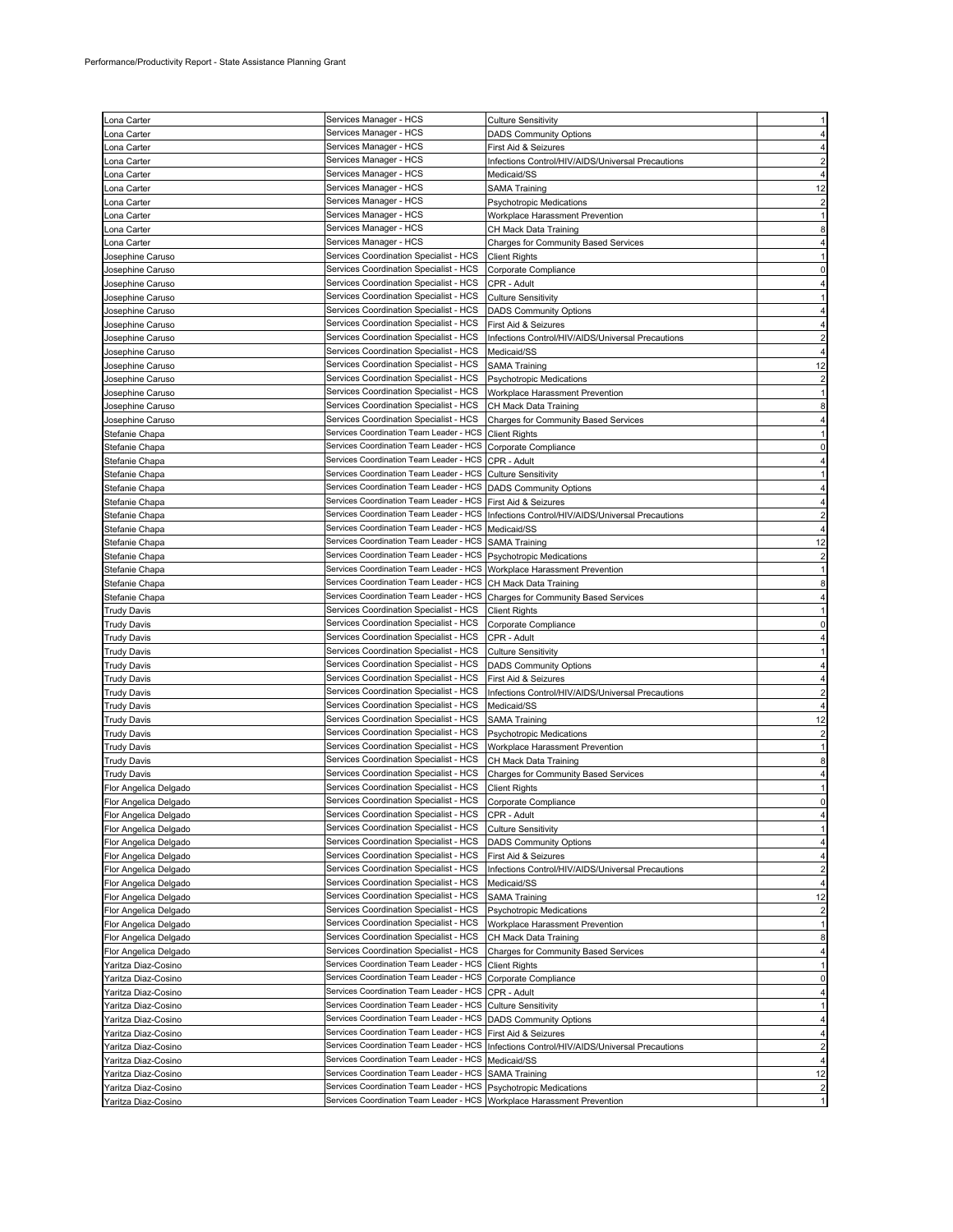| | | | |
|---|---|---|---|
| Lona Carter | Services Manager - HCS | Culture Sensitivity | 1 |
| Lona Carter | Services Manager - HCS | DADS Community Options | 4 |
| Lona Carter | Services Manager - HCS | First Aid & Seizures | 4 |
| Lona Carter | Services Manager - HCS | Infections Control/HIV/AIDS/Universal Precautions | 2 |
| Lona Carter | Services Manager - HCS | Medicaid/SS | 4 |
| Lona Carter | Services Manager - HCS | SAMA Training | 12 |
| Lona Carter | Services Manager - HCS | Psychotropic Medications | 2 |
| Lona Carter | Services Manager - HCS | Workplace Harassment Prevention | 1 |
| Lona Carter | Services Manager - HCS | CH Mack Data Training | 8 |
| Lona Carter | Services Manager - HCS | Charges for Community Based Services | 4 |
| Josephine Caruso | Services Coordination Specialist - HCS | Client Rights | 1 |
| Josephine Caruso | Services Coordination Specialist - HCS | Corporate Compliance | 0 |
| Josephine Caruso | Services Coordination Specialist - HCS | CPR - Adult | 4 |
| Josephine Caruso | Services Coordination Specialist - HCS | Culture Sensitivity | 1 |
| Josephine Caruso | Services Coordination Specialist - HCS | DADS Community Options | 4 |
| Josephine Caruso | Services Coordination Specialist - HCS | First Aid & Seizures | 4 |
| Josephine Caruso | Services Coordination Specialist - HCS | Infections Control/HIV/AIDS/Universal Precautions | 2 |
| Josephine Caruso | Services Coordination Specialist - HCS | Medicaid/SS | 4 |
| Josephine Caruso | Services Coordination Specialist - HCS | SAMA Training | 12 |
| Josephine Caruso | Services Coordination Specialist - HCS | Psychotropic Medications | 2 |
| Josephine Caruso | Services Coordination Specialist - HCS | Workplace Harassment Prevention | 1 |
| Josephine Caruso | Services Coordination Specialist - HCS | CH Mack Data Training | 8 |
| Josephine Caruso | Services Coordination Specialist - HCS | Charges for Community Based Services | 4 |
| Stefanie Chapa | Services Coordination Team Leader - HCS | Client Rights | 1 |
| Stefanie Chapa | Services Coordination Team Leader - HCS | Corporate Compliance | 0 |
| Stefanie Chapa | Services Coordination Team Leader - HCS | CPR - Adult | 4 |
| Stefanie Chapa | Services Coordination Team Leader - HCS | Culture Sensitivity | 1 |
| Stefanie Chapa | Services Coordination Team Leader - HCS | DADS Community Options | 4 |
| Stefanie Chapa | Services Coordination Team Leader - HCS | First Aid & Seizures | 4 |
| Stefanie Chapa | Services Coordination Team Leader - HCS | Infections Control/HIV/AIDS/Universal Precautions | 2 |
| Stefanie Chapa | Services Coordination Team Leader - HCS | Medicaid/SS | 4 |
| Stefanie Chapa | Services Coordination Team Leader - HCS | SAMA Training | 12 |
| Stefanie Chapa | Services Coordination Team Leader - HCS | Psychotropic Medications | 2 |
| Stefanie Chapa | Services Coordination Team Leader - HCS | Workplace Harassment Prevention | 1 |
| Stefanie Chapa | Services Coordination Team Leader - HCS | CH Mack Data Training | 8 |
| Stefanie Chapa | Services Coordination Team Leader - HCS | Charges for Community Based Services | 4 |
| Trudy Davis | Services Coordination Specialist - HCS | Client Rights | 1 |
| Trudy Davis | Services Coordination Specialist - HCS | Corporate Compliance | 0 |
| Trudy Davis | Services Coordination Specialist - HCS | CPR - Adult | 4 |
| Trudy Davis | Services Coordination Specialist - HCS | Culture Sensitivity | 1 |
| Trudy Davis | Services Coordination Specialist - HCS | DADS Community Options | 4 |
| Trudy Davis | Services Coordination Specialist - HCS | First Aid & Seizures | 4 |
| Trudy Davis | Services Coordination Specialist - HCS | Infections Control/HIV/AIDS/Universal Precautions | 2 |
| Trudy Davis | Services Coordination Specialist - HCS | Medicaid/SS | 4 |
| Trudy Davis | Services Coordination Specialist - HCS | SAMA Training | 12 |
| Trudy Davis | Services Coordination Specialist - HCS | Psychotropic Medications | 2 |
| Trudy Davis | Services Coordination Specialist - HCS | Workplace Harassment Prevention | 1 |
| Trudy Davis | Services Coordination Specialist - HCS | CH Mack Data Training | 8 |
| Trudy Davis | Services Coordination Specialist - HCS | Charges for Community Based Services | 4 |
| Flor Angelica Delgado | Services Coordination Specialist - HCS | Client Rights | 1 |
| Flor Angelica Delgado | Services Coordination Specialist - HCS | Corporate Compliance | 0 |
| Flor Angelica Delgado | Services Coordination Specialist - HCS | CPR - Adult | 4 |
| Flor Angelica Delgado | Services Coordination Specialist - HCS | Culture Sensitivity | 1 |
| Flor Angelica Delgado | Services Coordination Specialist - HCS | DADS Community Options | 4 |
| Flor Angelica Delgado | Services Coordination Specialist - HCS | First Aid & Seizures | 4 |
| Flor Angelica Delgado | Services Coordination Specialist - HCS | Infections Control/HIV/AIDS/Universal Precautions | 2 |
| Flor Angelica Delgado | Services Coordination Specialist - HCS | Medicaid/SS | 4 |
| Flor Angelica Delgado | Services Coordination Specialist - HCS | SAMA Training | 12 |
| Flor Angelica Delgado | Services Coordination Specialist - HCS | Psychotropic Medications | 2 |
| Flor Angelica Delgado | Services Coordination Specialist - HCS | Workplace Harassment Prevention | 1 |
| Flor Angelica Delgado | Services Coordination Specialist - HCS | CH Mack Data Training | 8 |
| Flor Angelica Delgado | Services Coordination Specialist - HCS | Charges for Community Based Services | 4 |
| Yaritza Diaz-Cosino | Services Coordination Team Leader - HCS | Client Rights | 1 |
| Yaritza Diaz-Cosino | Services Coordination Team Leader - HCS | Corporate Compliance | 0 |
| Yaritza Diaz-Cosino | Services Coordination Team Leader - HCS | CPR - Adult | 4 |
| Yaritza Diaz-Cosino | Services Coordination Team Leader - HCS | Culture Sensitivity | 1 |
| Yaritza Diaz-Cosino | Services Coordination Team Leader - HCS | DADS Community Options | 4 |
| Yaritza Diaz-Cosino | Services Coordination Team Leader - HCS | First Aid & Seizures | 4 |
| Yaritza Diaz-Cosino | Services Coordination Team Leader - HCS | Infections Control/HIV/AIDS/Universal Precautions | 2 |
| Yaritza Diaz-Cosino | Services Coordination Team Leader - HCS | Medicaid/SS | 4 |
| Yaritza Diaz-Cosino | Services Coordination Team Leader - HCS | SAMA Training | 12 |
| Yaritza Diaz-Cosino | Services Coordination Team Leader - HCS | Psychotropic Medications | 2 |
| Yaritza Diaz-Cosino | Services Coordination Team Leader - HCS | Workplace Harassment Prevention | 1 |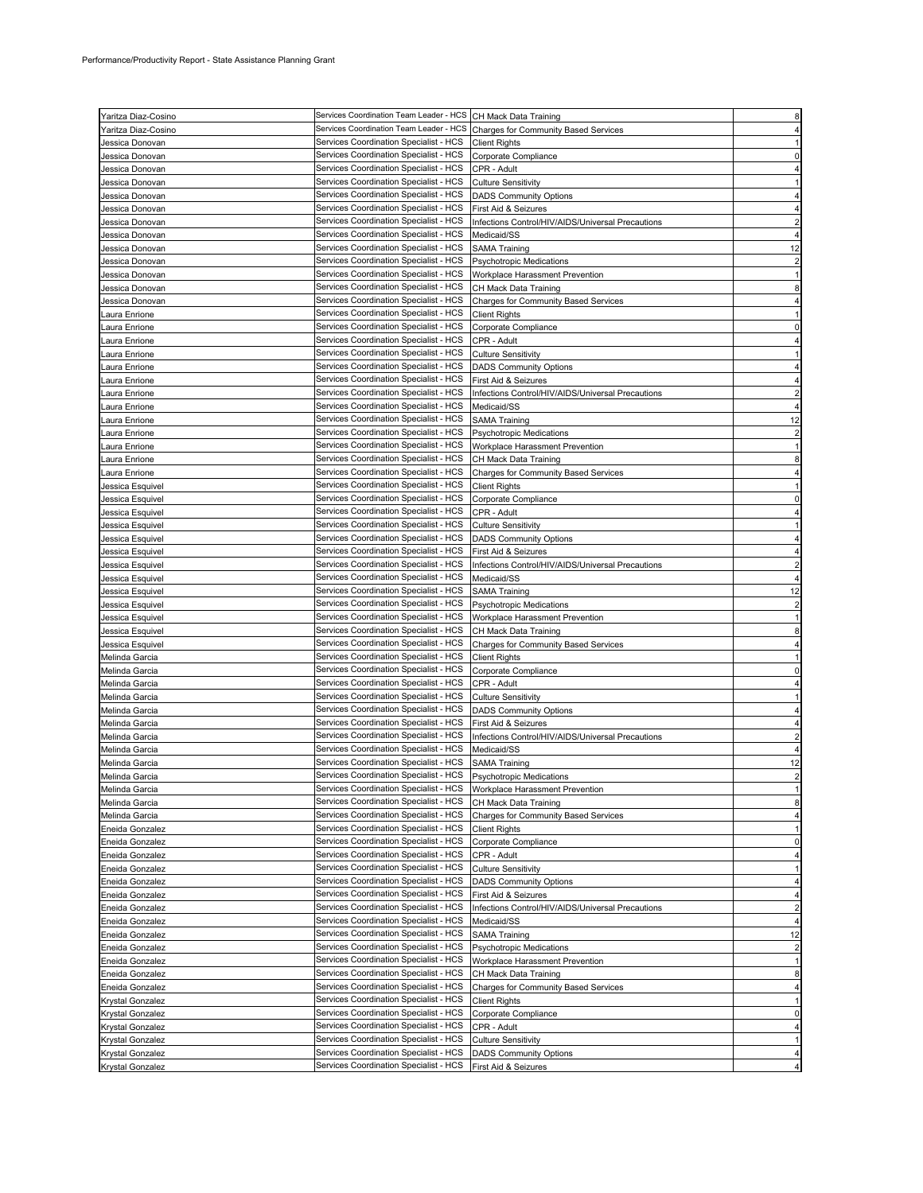Performance/Productivity Report - State Assistance Planning Grant

| | | | |
|---|---|---|---|
| Yaritza Diaz-Cosino | Services Coordination Team Leader - HCS | CH Mack Data Training | 8 |
| Yaritza Diaz-Cosino | Services Coordination Team Leader - HCS | Charges for Community Based Services | 4 |
| Jessica Donovan | Services Coordination Specialist - HCS | Client Rights | 1 |
| Jessica Donovan | Services Coordination Specialist - HCS | Corporate Compliance | 0 |
| Jessica Donovan | Services Coordination Specialist - HCS | CPR - Adult | 4 |
| Jessica Donovan | Services Coordination Specialist - HCS | Culture Sensitivity | 1 |
| Jessica Donovan | Services Coordination Specialist - HCS | DADS Community Options | 4 |
| Jessica Donovan | Services Coordination Specialist - HCS | First Aid & Seizures | 4 |
| Jessica Donovan | Services Coordination Specialist - HCS | Infections Control/HIV/AIDS/Universal Precautions | 2 |
| Jessica Donovan | Services Coordination Specialist - HCS | Medicaid/SS | 4 |
| Jessica Donovan | Services Coordination Specialist - HCS | SAMA Training | 12 |
| Jessica Donovan | Services Coordination Specialist - HCS | Psychotropic Medications | 2 |
| Jessica Donovan | Services Coordination Specialist - HCS | Workplace Harassment Prevention | 1 |
| Jessica Donovan | Services Coordination Specialist - HCS | CH Mack Data Training | 8 |
| Jessica Donovan | Services Coordination Specialist - HCS | Charges for Community Based Services | 4 |
| Laura Enrione | Services Coordination Specialist - HCS | Client Rights | 1 |
| Laura Enrione | Services Coordination Specialist - HCS | Corporate Compliance | 0 |
| Laura Enrione | Services Coordination Specialist - HCS | CPR - Adult | 4 |
| Laura Enrione | Services Coordination Specialist - HCS | Culture Sensitivity | 1 |
| Laura Enrione | Services Coordination Specialist - HCS | DADS Community Options | 4 |
| Laura Enrione | Services Coordination Specialist - HCS | First Aid & Seizures | 4 |
| Laura Enrione | Services Coordination Specialist - HCS | Infections Control/HIV/AIDS/Universal Precautions | 2 |
| Laura Enrione | Services Coordination Specialist - HCS | Medicaid/SS | 4 |
| Laura Enrione | Services Coordination Specialist - HCS | SAMA Training | 12 |
| Laura Enrione | Services Coordination Specialist - HCS | Psychotropic Medications | 2 |
| Laura Enrione | Services Coordination Specialist - HCS | Workplace Harassment Prevention | 1 |
| Laura Enrione | Services Coordination Specialist - HCS | CH Mack Data Training | 8 |
| Laura Enrione | Services Coordination Specialist - HCS | Charges for Community Based Services | 4 |
| Jessica Esquivel | Services Coordination Specialist - HCS | Client Rights | 1 |
| Jessica Esquivel | Services Coordination Specialist - HCS | Corporate Compliance | 0 |
| Jessica Esquivel | Services Coordination Specialist - HCS | CPR - Adult | 4 |
| Jessica Esquivel | Services Coordination Specialist - HCS | Culture Sensitivity | 1 |
| Jessica Esquivel | Services Coordination Specialist - HCS | DADS Community Options | 4 |
| Jessica Esquivel | Services Coordination Specialist - HCS | First Aid & Seizures | 4 |
| Jessica Esquivel | Services Coordination Specialist - HCS | Infections Control/HIV/AIDS/Universal Precautions | 2 |
| Jessica Esquivel | Services Coordination Specialist - HCS | Medicaid/SS | 4 |
| Jessica Esquivel | Services Coordination Specialist - HCS | SAMA Training | 12 |
| Jessica Esquivel | Services Coordination Specialist - HCS | Psychotropic Medications | 2 |
| Jessica Esquivel | Services Coordination Specialist - HCS | Workplace Harassment Prevention | 1 |
| Jessica Esquivel | Services Coordination Specialist - HCS | CH Mack Data Training | 8 |
| Jessica Esquivel | Services Coordination Specialist - HCS | Charges for Community Based Services | 4 |
| Melinda Garcia | Services Coordination Specialist - HCS | Client Rights | 1 |
| Melinda Garcia | Services Coordination Specialist - HCS | Corporate Compliance | 0 |
| Melinda Garcia | Services Coordination Specialist - HCS | CPR - Adult | 4 |
| Melinda Garcia | Services Coordination Specialist - HCS | Culture Sensitivity | 1 |
| Melinda Garcia | Services Coordination Specialist - HCS | DADS Community Options | 4 |
| Melinda Garcia | Services Coordination Specialist - HCS | First Aid & Seizures | 4 |
| Melinda Garcia | Services Coordination Specialist - HCS | Infections Control/HIV/AIDS/Universal Precautions | 2 |
| Melinda Garcia | Services Coordination Specialist - HCS | Medicaid/SS | 4 |
| Melinda Garcia | Services Coordination Specialist - HCS | SAMA Training | 12 |
| Melinda Garcia | Services Coordination Specialist - HCS | Psychotropic Medications | 2 |
| Melinda Garcia | Services Coordination Specialist - HCS | Workplace Harassment Prevention | 1 |
| Melinda Garcia | Services Coordination Specialist - HCS | CH Mack Data Training | 8 |
| Melinda Garcia | Services Coordination Specialist - HCS | Charges for Community Based Services | 4 |
| Eneida Gonzalez | Services Coordination Specialist - HCS | Client Rights | 1 |
| Eneida Gonzalez | Services Coordination Specialist - HCS | Corporate Compliance | 0 |
| Eneida Gonzalez | Services Coordination Specialist - HCS | CPR - Adult | 4 |
| Eneida Gonzalez | Services Coordination Specialist - HCS | Culture Sensitivity | 1 |
| Eneida Gonzalez | Services Coordination Specialist - HCS | DADS Community Options | 4 |
| Eneida Gonzalez | Services Coordination Specialist - HCS | First Aid & Seizures | 4 |
| Eneida Gonzalez | Services Coordination Specialist - HCS | Infections Control/HIV/AIDS/Universal Precautions | 2 |
| Eneida Gonzalez | Services Coordination Specialist - HCS | Medicaid/SS | 4 |
| Eneida Gonzalez | Services Coordination Specialist - HCS | SAMA Training | 12 |
| Eneida Gonzalez | Services Coordination Specialist - HCS | Psychotropic Medications | 2 |
| Eneida Gonzalez | Services Coordination Specialist - HCS | Workplace Harassment Prevention | 1 |
| Eneida Gonzalez | Services Coordination Specialist - HCS | CH Mack Data Training | 8 |
| Eneida Gonzalez | Services Coordination Specialist - HCS | Charges for Community Based Services | 4 |
| Krystal Gonzalez | Services Coordination Specialist - HCS | Client Rights | 1 |
| Krystal Gonzalez | Services Coordination Specialist - HCS | Corporate Compliance | 0 |
| Krystal Gonzalez | Services Coordination Specialist - HCS | CPR - Adult | 4 |
| Krystal Gonzalez | Services Coordination Specialist - HCS | Culture Sensitivity | 1 |
| Krystal Gonzalez | Services Coordination Specialist - HCS | DADS Community Options | 4 |
| Krystal Gonzalez | Services Coordination Specialist - HCS | First Aid & Seizures | 4 |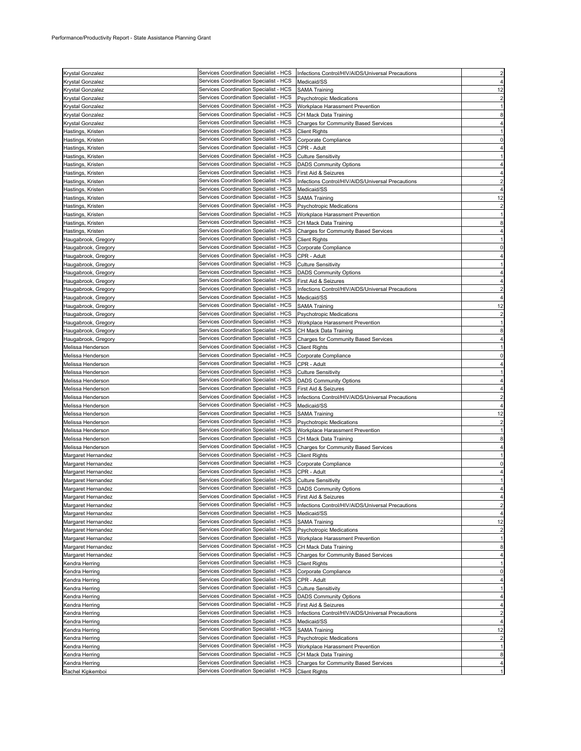| | | | |
|---|---|---|---|
| Krystal Gonzalez | Services Coordination Specialist - HCS | Infections Control/HIV/AIDS/Universal Precautions | 2 |
| Krystal Gonzalez | Services Coordination Specialist - HCS | Medicaid/SS | 4 |
| Krystal Gonzalez | Services Coordination Specialist - HCS | SAMA Training | 12 |
| Krystal Gonzalez | Services Coordination Specialist - HCS | Psychotropic Medications | 2 |
| Krystal Gonzalez | Services Coordination Specialist - HCS | Workplace Harassment Prevention | 1 |
| Krystal Gonzalez | Services Coordination Specialist - HCS | CH Mack Data Training | 8 |
| Krystal Gonzalez | Services Coordination Specialist - HCS | Charges for Community Based Services | 4 |
| Hastings, Kristen | Services Coordination Specialist - HCS | Client Rights | 1 |
| Hastings, Kristen | Services Coordination Specialist - HCS | Corporate Compliance | 0 |
| Hastings, Kristen | Services Coordination Specialist - HCS | CPR - Adult | 4 |
| Hastings, Kristen | Services Coordination Specialist - HCS | Culture Sensitivity | 1 |
| Hastings, Kristen | Services Coordination Specialist - HCS | DADS Community Options | 4 |
| Hastings, Kristen | Services Coordination Specialist - HCS | First Aid & Seizures | 4 |
| Hastings, Kristen | Services Coordination Specialist - HCS | Infections Control/HIV/AIDS/Universal Precautions | 2 |
| Hastings, Kristen | Services Coordination Specialist - HCS | Medicaid/SS | 4 |
| Hastings, Kristen | Services Coordination Specialist - HCS | SAMA Training | 12 |
| Hastings, Kristen | Services Coordination Specialist - HCS | Psychotropic Medications | 2 |
| Hastings, Kristen | Services Coordination Specialist - HCS | Workplace Harassment Prevention | 1 |
| Hastings, Kristen | Services Coordination Specialist - HCS | CH Mack Data Training | 8 |
| Hastings, Kristen | Services Coordination Specialist - HCS | Charges for Community Based Services | 4 |
| Haugabrook, Gregory | Services Coordination Specialist - HCS | Client Rights | 1 |
| Haugabrook, Gregory | Services Coordination Specialist - HCS | Corporate Compliance | 0 |
| Haugabrook, Gregory | Services Coordination Specialist - HCS | CPR - Adult | 4 |
| Haugabrook, Gregory | Services Coordination Specialist - HCS | Culture Sensitivity | 1 |
| Haugabrook, Gregory | Services Coordination Specialist - HCS | DADS Community Options | 4 |
| Haugabrook, Gregory | Services Coordination Specialist - HCS | First Aid & Seizures | 4 |
| Haugabrook, Gregory | Services Coordination Specialist - HCS | Infections Control/HIV/AIDS/Universal Precautions | 2 |
| Haugabrook, Gregory | Services Coordination Specialist - HCS | Medicaid/SS | 4 |
| Haugabrook, Gregory | Services Coordination Specialist - HCS | SAMA Training | 12 |
| Haugabrook, Gregory | Services Coordination Specialist - HCS | Psychotropic Medications | 2 |
| Haugabrook, Gregory | Services Coordination Specialist - HCS | Workplace Harassment Prevention | 1 |
| Haugabrook, Gregory | Services Coordination Specialist - HCS | CH Mack Data Training | 8 |
| Haugabrook, Gregory | Services Coordination Specialist - HCS | Charges for Community Based Services | 4 |
| Melissa Henderson | Services Coordination Specialist - HCS | Client Rights | 1 |
| Melissa Henderson | Services Coordination Specialist - HCS | Corporate Compliance | 0 |
| Melissa Henderson | Services Coordination Specialist - HCS | CPR - Adult | 4 |
| Melissa Henderson | Services Coordination Specialist - HCS | Culture Sensitivity | 1 |
| Melissa Henderson | Services Coordination Specialist - HCS | DADS Community Options | 4 |
| Melissa Henderson | Services Coordination Specialist - HCS | First Aid & Seizures | 4 |
| Melissa Henderson | Services Coordination Specialist - HCS | Infections Control/HIV/AIDS/Universal Precautions | 2 |
| Melissa Henderson | Services Coordination Specialist - HCS | Medicaid/SS | 4 |
| Melissa Henderson | Services Coordination Specialist - HCS | SAMA Training | 12 |
| Melissa Henderson | Services Coordination Specialist - HCS | Psychotropic Medications | 2 |
| Melissa Henderson | Services Coordination Specialist - HCS | Workplace Harassment Prevention | 1 |
| Melissa Henderson | Services Coordination Specialist - HCS | CH Mack Data Training | 8 |
| Melissa Henderson | Services Coordination Specialist - HCS | Charges for Community Based Services | 4 |
| Margaret Hernandez | Services Coordination Specialist - HCS | Client Rights | 1 |
| Margaret Hernandez | Services Coordination Specialist - HCS | Corporate Compliance | 0 |
| Margaret Hernandez | Services Coordination Specialist - HCS | CPR - Adult | 4 |
| Margaret Hernandez | Services Coordination Specialist - HCS | Culture Sensitivity | 1 |
| Margaret Hernandez | Services Coordination Specialist - HCS | DADS Community Options | 4 |
| Margaret Hernandez | Services Coordination Specialist - HCS | First Aid & Seizures | 4 |
| Margaret Hernandez | Services Coordination Specialist - HCS | Infections Control/HIV/AIDS/Universal Precautions | 2 |
| Margaret Hernandez | Services Coordination Specialist - HCS | Medicaid/SS | 4 |
| Margaret Hernandez | Services Coordination Specialist - HCS | SAMA Training | 12 |
| Margaret Hernandez | Services Coordination Specialist - HCS | Psychotropic Medications | 2 |
| Margaret Hernandez | Services Coordination Specialist - HCS | Workplace Harassment Prevention | 1 |
| Margaret Hernandez | Services Coordination Specialist - HCS | CH Mack Data Training | 8 |
| Margaret Hernandez | Services Coordination Specialist - HCS | Charges for Community Based Services | 4 |
| Kendra Herring | Services Coordination Specialist - HCS | Client Rights | 1 |
| Kendra Herring | Services Coordination Specialist - HCS | Corporate Compliance | 0 |
| Kendra Herring | Services Coordination Specialist - HCS | CPR - Adult | 4 |
| Kendra Herring | Services Coordination Specialist - HCS | Culture Sensitivity | 1 |
| Kendra Herring | Services Coordination Specialist - HCS | DADS Community Options | 4 |
| Kendra Herring | Services Coordination Specialist - HCS | First Aid & Seizures | 4 |
| Kendra Herring | Services Coordination Specialist - HCS | Infections Control/HIV/AIDS/Universal Precautions | 2 |
| Kendra Herring | Services Coordination Specialist - HCS | Medicaid/SS | 4 |
| Kendra Herring | Services Coordination Specialist - HCS | SAMA Training | 12 |
| Kendra Herring | Services Coordination Specialist - HCS | Psychotropic Medications | 2 |
| Kendra Herring | Services Coordination Specialist - HCS | Workplace Harassment Prevention | 1 |
| Kendra Herring | Services Coordination Specialist - HCS | CH Mack Data Training | 8 |
| Kendra Herring | Services Coordination Specialist - HCS | Charges for Community Based Services | 4 |
| Rachel Kipkemboi | Services Coordination Specialist - HCS | Client Rights | 1 |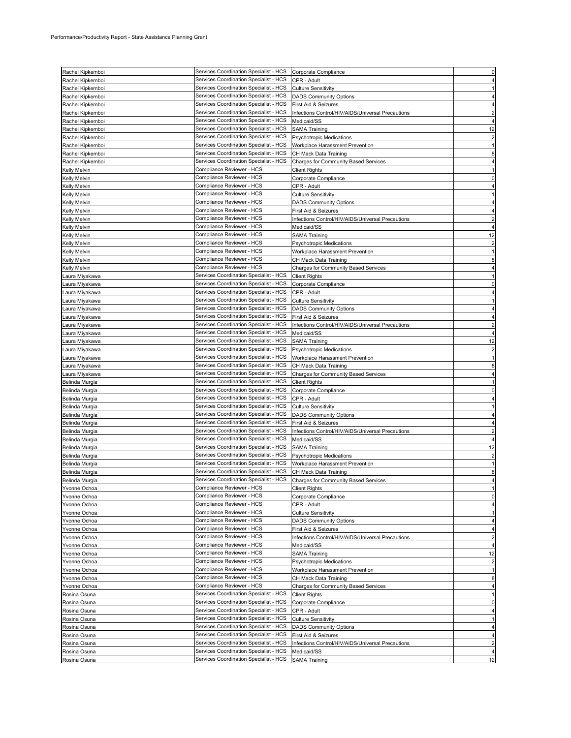| | | | |
|---|---|---|---|
| Rachel Kipkemboi | Services Coordination Specialist - HCS | Corporate Compliance | 0 |
| Rachel Kipkemboi | Services Coordination Specialist - HCS | CPR - Adult | 4 |
| Rachel Kipkemboi | Services Coordination Specialist - HCS | Culture Sensitivity | 1 |
| Rachel Kipkemboi | Services Coordination Specialist - HCS | DADS Community Options | 4 |
| Rachel Kipkemboi | Services Coordination Specialist - HCS | First Aid & Seizures | 4 |
| Rachel Kipkemboi | Services Coordination Specialist - HCS | Infections Control/HIV/AIDS/Universal Precautions | 2 |
| Rachel Kipkemboi | Services Coordination Specialist - HCS | Medicaid/SS | 4 |
| Rachel Kipkemboi | Services Coordination Specialist - HCS | SAMA Training | 12 |
| Rachel Kipkemboi | Services Coordination Specialist - HCS | Psychotropic Medications | 2 |
| Rachel Kipkemboi | Services Coordination Specialist - HCS | Workplace Harassment Prevention | 1 |
| Rachel Kipkemboi | Services Coordination Specialist - HCS | CH Mack Data Training | 8 |
| Rachel Kipkemboi | Services Coordination Specialist - HCS | Charges for Community Based Services | 4 |
| Kelly Melvin | Compliance Reviewer - HCS | Client Rights | 1 |
| Kelly Melvin | Compliance Reviewer - HCS | Corporate Compliance | 0 |
| Kelly Melvin | Compliance Reviewer - HCS | CPR - Adult | 4 |
| Kelly Melvin | Compliance Reviewer - HCS | Culture Sensitivity | 1 |
| Kelly Melvin | Compliance Reviewer - HCS | DADS Community Options | 4 |
| Kelly Melvin | Compliance Reviewer - HCS | First Aid & Seizures | 4 |
| Kelly Melvin | Compliance Reviewer - HCS | Infections Control/HIV/AIDS/Universal Precautions | 2 |
| Kelly Melvin | Compliance Reviewer - HCS | Medicaid/SS | 4 |
| Kelly Melvin | Compliance Reviewer - HCS | SAMA Training | 12 |
| Kelly Melvin | Compliance Reviewer - HCS | Psychotropic Medications | 2 |
| Kelly Melvin | Compliance Reviewer - HCS | Workplace Harassment Prevention | 1 |
| Kelly Melvin | Compliance Reviewer - HCS | CH Mack Data Training | 8 |
| Kelly Melvin | Compliance Reviewer - HCS | Charges for Community Based Services | 4 |
| Laura Miyakawa | Services Coordination Specialist - HCS | Client Rights | 1 |
| Laura Miyakawa | Services Coordination Specialist - HCS | Corporate Compliance | 0 |
| Laura Miyakawa | Services Coordination Specialist - HCS | CPR - Adult | 4 |
| Laura Miyakawa | Services Coordination Specialist - HCS | Culture Sensitivity | 1 |
| Laura Miyakawa | Services Coordination Specialist - HCS | DADS Community Options | 4 |
| Laura Miyakawa | Services Coordination Specialist - HCS | First Aid & Seizures | 4 |
| Laura Miyakawa | Services Coordination Specialist - HCS | Infections Control/HIV/AIDS/Universal Precautions | 2 |
| Laura Miyakawa | Services Coordination Specialist - HCS | Medicaid/SS | 4 |
| Laura Miyakawa | Services Coordination Specialist - HCS | SAMA Training | 12 |
| Laura Miyakawa | Services Coordination Specialist - HCS | Psychotropic Medications | 2 |
| Laura Miyakawa | Services Coordination Specialist - HCS | Workplace Harassment Prevention | 1 |
| Laura Miyakawa | Services Coordination Specialist - HCS | CH Mack Data Training | 8 |
| Laura Miyakawa | Services Coordination Specialist - HCS | Charges for Community Based Services | 4 |
| Belinda Murgia | Services Coordination Specialist - HCS | Client Rights | 1 |
| Belinda Murgia | Services Coordination Specialist - HCS | Corporate Compliance | 0 |
| Belinda Murgia | Services Coordination Specialist - HCS | CPR - Adult | 4 |
| Belinda Murgia | Services Coordination Specialist - HCS | Culture Sensitivity | 1 |
| Belinda Murgia | Services Coordination Specialist - HCS | DADS Community Options | 4 |
| Belinda Murgia | Services Coordination Specialist - HCS | First Aid & Seizures | 4 |
| Belinda Murgia | Services Coordination Specialist - HCS | Infections Control/HIV/AIDS/Universal Precautions | 2 |
| Belinda Murgia | Services Coordination Specialist - HCS | Medicaid/SS | 4 |
| Belinda Murgia | Services Coordination Specialist - HCS | SAMA Training | 12 |
| Belinda Murgia | Services Coordination Specialist - HCS | Psychotropic Medications | 2 |
| Belinda Murgia | Services Coordination Specialist - HCS | Workplace Harassment Prevention | 1 |
| Belinda Murgia | Services Coordination Specialist - HCS | CH Mack Data Training | 8 |
| Belinda Murgia | Services Coordination Specialist - HCS | Charges for Community Based Services | 4 |
| Yvonne Ochoa | Compliance Reviewer - HCS | Client Rights | 1 |
| Yvonne Ochoa | Compliance Reviewer - HCS | Corporate Compliance | 0 |
| Yvonne Ochoa | Compliance Reviewer - HCS | CPR - Adult | 4 |
| Yvonne Ochoa | Compliance Reviewer - HCS | Culture Sensitivity | 1 |
| Yvonne Ochoa | Compliance Reviewer - HCS | DADS Community Options | 4 |
| Yvonne Ochoa | Compliance Reviewer - HCS | First Aid & Seizures | 4 |
| Yvonne Ochoa | Compliance Reviewer - HCS | Infections Control/HIV/AIDS/Universal Precautions | 2 |
| Yvonne Ochoa | Compliance Reviewer - HCS | Medicaid/SS | 4 |
| Yvonne Ochoa | Compliance Reviewer - HCS | SAMA Training | 12 |
| Yvonne Ochoa | Compliance Reviewer - HCS | Psychotropic Medications | 2 |
| Yvonne Ochoa | Compliance Reviewer - HCS | Workplace Harassment Prevention | 1 |
| Yvonne Ochoa | Compliance Reviewer - HCS | CH Mack Data Training | 8 |
| Yvonne Ochoa | Compliance Reviewer - HCS | Charges for Community Based Services | 4 |
| Rosina Osuna | Services Coordination Specialist - HCS | Client Rights | 1 |
| Rosina Osuna | Services Coordination Specialist - HCS | Corporate Compliance | 0 |
| Rosina Osuna | Services Coordination Specialist - HCS | CPR - Adult | 4 |
| Rosina Osuna | Services Coordination Specialist - HCS | Culture Sensitivity | 1 |
| Rosina Osuna | Services Coordination Specialist - HCS | DADS Community Options | 4 |
| Rosina Osuna | Services Coordination Specialist - HCS | First Aid & Seizures | 4 |
| Rosina Osuna | Services Coordination Specialist - HCS | Infections Control/HIV/AIDS/Universal Precautions | 2 |
| Rosina Osuna | Services Coordination Specialist - HCS | Medicaid/SS | 4 |
| Rosina Osuna | Services Coordination Specialist - HCS | SAMA Training | 12 |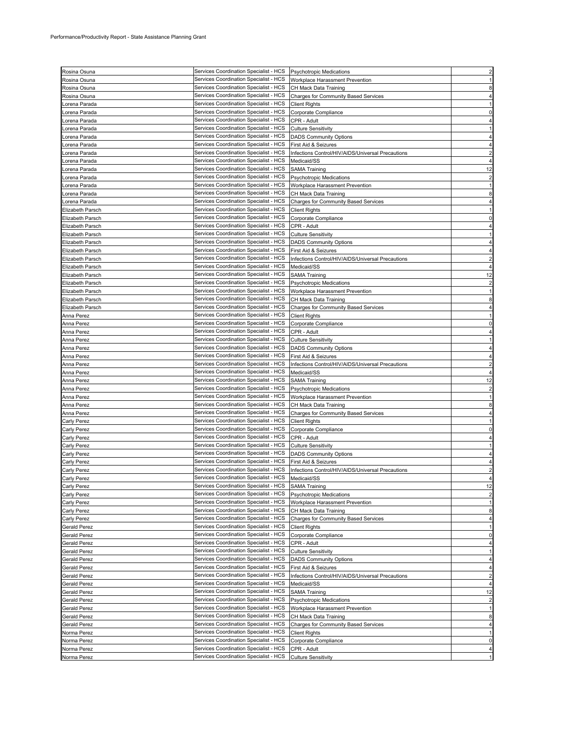Performance/Productivity Report - State Assistance Planning Grant

| | | | |
|---|---|---|---|
| Rosina Osuna | Services Coordination Specialist - HCS | Psychotropic Medications | 2 |
| Rosina Osuna | Services Coordination Specialist - HCS | Workplace Harassment Prevention | 1 |
| Rosina Osuna | Services Coordination Specialist - HCS | CH Mack Data Training | 8 |
| Rosina Osuna | Services Coordination Specialist - HCS | Charges for Community Based Services | 4 |
| Lorena Parada | Services Coordination Specialist - HCS | Client Rights | 1 |
| Lorena Parada | Services Coordination Specialist - HCS | Corporate Compliance | 0 |
| Lorena Parada | Services Coordination Specialist - HCS | CPR - Adult | 4 |
| Lorena Parada | Services Coordination Specialist - HCS | Culture Sensitivity | 1 |
| Lorena Parada | Services Coordination Specialist - HCS | DADS Community Options | 4 |
| Lorena Parada | Services Coordination Specialist - HCS | First Aid & Seizures | 4 |
| Lorena Parada | Services Coordination Specialist - HCS | Infections Control/HIV/AIDS/Universal Precautions | 2 |
| Lorena Parada | Services Coordination Specialist - HCS | Medicaid/SS | 4 |
| Lorena Parada | Services Coordination Specialist - HCS | SAMA Training | 12 |
| Lorena Parada | Services Coordination Specialist - HCS | Psychotropic Medications | 2 |
| Lorena Parada | Services Coordination Specialist - HCS | Workplace Harassment Prevention | 1 |
| Lorena Parada | Services Coordination Specialist - HCS | CH Mack Data Training | 8 |
| Lorena Parada | Services Coordination Specialist - HCS | Charges for Community Based Services | 4 |
| Elizabeth Parsch | Services Coordination Specialist - HCS | Client Rights | 1 |
| Elizabeth Parsch | Services Coordination Specialist - HCS | Corporate Compliance | 0 |
| Elizabeth Parsch | Services Coordination Specialist - HCS | CPR - Adult | 4 |
| Elizabeth Parsch | Services Coordination Specialist - HCS | Culture Sensitivity | 1 |
| Elizabeth Parsch | Services Coordination Specialist - HCS | DADS Community Options | 4 |
| Elizabeth Parsch | Services Coordination Specialist - HCS | First Aid & Seizures | 4 |
| Elizabeth Parsch | Services Coordination Specialist - HCS | Infections Control/HIV/AIDS/Universal Precautions | 2 |
| Elizabeth Parsch | Services Coordination Specialist - HCS | Medicaid/SS | 4 |
| Elizabeth Parsch | Services Coordination Specialist - HCS | SAMA Training | 12 |
| Elizabeth Parsch | Services Coordination Specialist - HCS | Psychotropic Medications | 2 |
| Elizabeth Parsch | Services Coordination Specialist - HCS | Workplace Harassment Prevention | 1 |
| Elizabeth Parsch | Services Coordination Specialist - HCS | CH Mack Data Training | 8 |
| Elizabeth Parsch | Services Coordination Specialist - HCS | Charges for Community Based Services | 4 |
| Anna Perez | Services Coordination Specialist - HCS | Client Rights | 1 |
| Anna Perez | Services Coordination Specialist - HCS | Corporate Compliance | 0 |
| Anna Perez | Services Coordination Specialist - HCS | CPR - Adult | 4 |
| Anna Perez | Services Coordination Specialist - HCS | Culture Sensitivity | 1 |
| Anna Perez | Services Coordination Specialist - HCS | DADS Community Options | 4 |
| Anna Perez | Services Coordination Specialist - HCS | First Aid & Seizures | 4 |
| Anna Perez | Services Coordination Specialist - HCS | Infections Control/HIV/AIDS/Universal Precautions | 2 |
| Anna Perez | Services Coordination Specialist - HCS | Medicaid/SS | 4 |
| Anna Perez | Services Coordination Specialist - HCS | SAMA Training | 12 |
| Anna Perez | Services Coordination Specialist - HCS | Psychotropic Medications | 2 |
| Anna Perez | Services Coordination Specialist - HCS | Workplace Harassment Prevention | 1 |
| Anna Perez | Services Coordination Specialist - HCS | CH Mack Data Training | 8 |
| Anna Perez | Services Coordination Specialist - HCS | Charges for Community Based Services | 4 |
| Carly Perez | Services Coordination Specialist - HCS | Client Rights | 1 |
| Carly Perez | Services Coordination Specialist - HCS | Corporate Compliance | 0 |
| Carly Perez | Services Coordination Specialist - HCS | CPR - Adult | 4 |
| Carly Perez | Services Coordination Specialist - HCS | Culture Sensitivity | 1 |
| Carly Perez | Services Coordination Specialist - HCS | DADS Community Options | 4 |
| Carly Perez | Services Coordination Specialist - HCS | First Aid & Seizures | 4 |
| Carly Perez | Services Coordination Specialist - HCS | Infections Control/HIV/AIDS/Universal Precautions | 2 |
| Carly Perez | Services Coordination Specialist - HCS | Medicaid/SS | 4 |
| Carly Perez | Services Coordination Specialist - HCS | SAMA Training | 12 |
| Carly Perez | Services Coordination Specialist - HCS | Psychotropic Medications | 2 |
| Carly Perez | Services Coordination Specialist - HCS | Workplace Harassment Prevention | 1 |
| Carly Perez | Services Coordination Specialist - HCS | CH Mack Data Training | 8 |
| Carly Perez | Services Coordination Specialist - HCS | Charges for Community Based Services | 4 |
| Gerald Perez | Services Coordination Specialist - HCS | Client Rights | 1 |
| Gerald Perez | Services Coordination Specialist - HCS | Corporate Compliance | 0 |
| Gerald Perez | Services Coordination Specialist - HCS | CPR - Adult | 4 |
| Gerald Perez | Services Coordination Specialist - HCS | Culture Sensitivity | 1 |
| Gerald Perez | Services Coordination Specialist - HCS | DADS Community Options | 4 |
| Gerald Perez | Services Coordination Specialist - HCS | First Aid & Seizures | 4 |
| Gerald Perez | Services Coordination Specialist - HCS | Infections Control/HIV/AIDS/Universal Precautions | 2 |
| Gerald Perez | Services Coordination Specialist - HCS | Medicaid/SS | 4 |
| Gerald Perez | Services Coordination Specialist - HCS | SAMA Training | 12 |
| Gerald Perez | Services Coordination Specialist - HCS | Psychotropic Medications | 2 |
| Gerald Perez | Services Coordination Specialist - HCS | Workplace Harassment Prevention | 1 |
| Gerald Perez | Services Coordination Specialist - HCS | CH Mack Data Training | 8 |
| Gerald Perez | Services Coordination Specialist - HCS | Charges for Community Based Services | 4 |
| Norma Perez | Services Coordination Specialist - HCS | Client Rights | 1 |
| Norma Perez | Services Coordination Specialist - HCS | Corporate Compliance | 0 |
| Norma Perez | Services Coordination Specialist - HCS | CPR - Adult | 4 |
| Norma Perez | Services Coordination Specialist - HCS | Culture Sensitivity | 1 |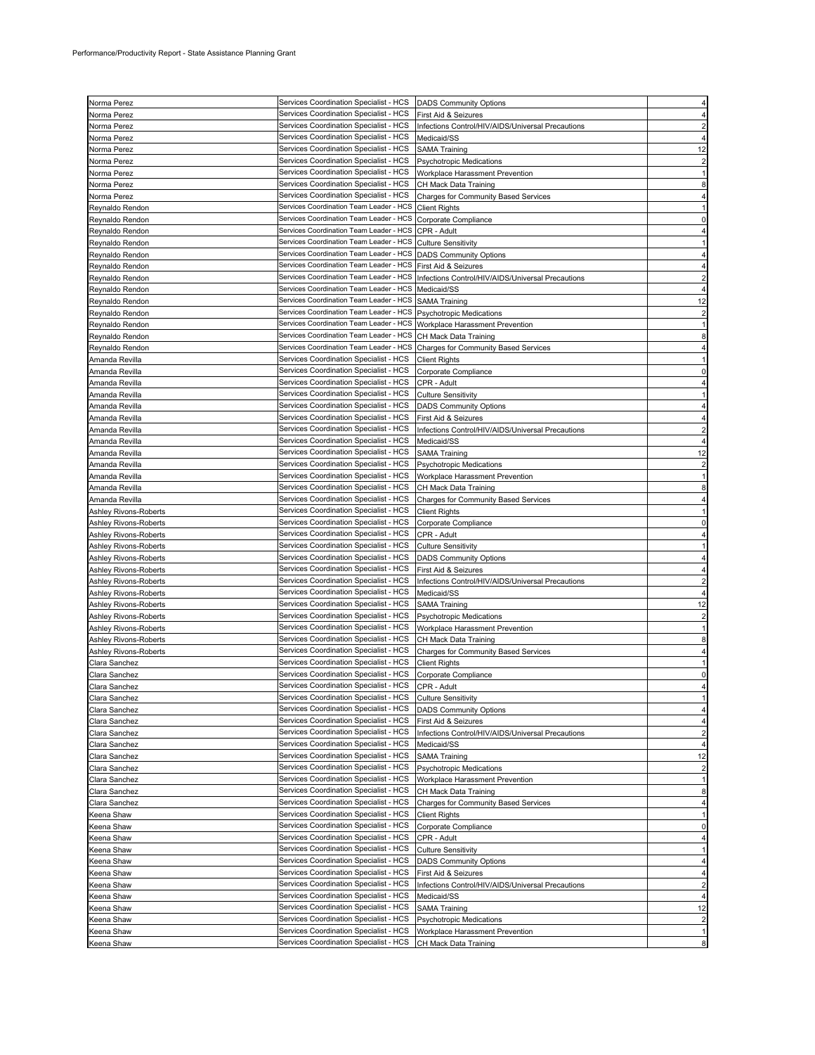| | | | |
|---|---|---|---|
| Norma Perez | Services Coordination Specialist - HCS | DADS Community Options | 4 |
| Norma Perez | Services Coordination Specialist - HCS | First Aid & Seizures | 4 |
| Norma Perez | Services Coordination Specialist - HCS | Infections Control/HIV/AIDS/Universal Precautions | 2 |
| Norma Perez | Services Coordination Specialist - HCS | Medicaid/SS | 4 |
| Norma Perez | Services Coordination Specialist - HCS | SAMA Training | 12 |
| Norma Perez | Services Coordination Specialist - HCS | Psychotropic Medications | 2 |
| Norma Perez | Services Coordination Specialist - HCS | Workplace Harassment Prevention | 1 |
| Norma Perez | Services Coordination Specialist - HCS | CH Mack Data Training | 8 |
| Norma Perez | Services Coordination Specialist - HCS | Charges for Community Based Services | 4 |
| Reynaldo Rendon | Services Coordination Team Leader - HCS | Client Rights | 1 |
| Reynaldo Rendon | Services Coordination Team Leader - HCS | Corporate Compliance | 0 |
| Reynaldo Rendon | Services Coordination Team Leader - HCS | CPR - Adult | 4 |
| Reynaldo Rendon | Services Coordination Team Leader - HCS | Culture Sensitivity | 1 |
| Reynaldo Rendon | Services Coordination Team Leader - HCS | DADS Community Options | 4 |
| Reynaldo Rendon | Services Coordination Team Leader - HCS | First Aid & Seizures | 4 |
| Reynaldo Rendon | Services Coordination Team Leader - HCS | Infections Control/HIV/AIDS/Universal Precautions | 2 |
| Reynaldo Rendon | Services Coordination Team Leader - HCS | Medicaid/SS | 4 |
| Reynaldo Rendon | Services Coordination Team Leader - HCS | SAMA Training | 12 |
| Reynaldo Rendon | Services Coordination Team Leader - HCS | Psychotropic Medications | 2 |
| Reynaldo Rendon | Services Coordination Team Leader - HCS | Workplace Harassment Prevention | 1 |
| Reynaldo Rendon | Services Coordination Team Leader - HCS | CH Mack Data Training | 8 |
| Reynaldo Rendon | Services Coordination Team Leader - HCS | Charges for Community Based Services | 4 |
| Amanda Revilla | Services Coordination Specialist - HCS | Client Rights | 1 |
| Amanda Revilla | Services Coordination Specialist - HCS | Corporate Compliance | 0 |
| Amanda Revilla | Services Coordination Specialist - HCS | CPR - Adult | 4 |
| Amanda Revilla | Services Coordination Specialist - HCS | Culture Sensitivity | 1 |
| Amanda Revilla | Services Coordination Specialist - HCS | DADS Community Options | 4 |
| Amanda Revilla | Services Coordination Specialist - HCS | First Aid & Seizures | 4 |
| Amanda Revilla | Services Coordination Specialist - HCS | Infections Control/HIV/AIDS/Universal Precautions | 2 |
| Amanda Revilla | Services Coordination Specialist - HCS | Medicaid/SS | 4 |
| Amanda Revilla | Services Coordination Specialist - HCS | SAMA Training | 12 |
| Amanda Revilla | Services Coordination Specialist - HCS | Psychotropic Medications | 2 |
| Amanda Revilla | Services Coordination Specialist - HCS | Workplace Harassment Prevention | 1 |
| Amanda Revilla | Services Coordination Specialist - HCS | CH Mack Data Training | 8 |
| Amanda Revilla | Services Coordination Specialist - HCS | Charges for Community Based Services | 4 |
| Ashley Rivons-Roberts | Services Coordination Specialist - HCS | Client Rights | 1 |
| Ashley Rivons-Roberts | Services Coordination Specialist - HCS | Corporate Compliance | 0 |
| Ashley Rivons-Roberts | Services Coordination Specialist - HCS | CPR - Adult | 4 |
| Ashley Rivons-Roberts | Services Coordination Specialist - HCS | Culture Sensitivity | 1 |
| Ashley Rivons-Roberts | Services Coordination Specialist - HCS | DADS Community Options | 4 |
| Ashley Rivons-Roberts | Services Coordination Specialist - HCS | First Aid & Seizures | 4 |
| Ashley Rivons-Roberts | Services Coordination Specialist - HCS | Infections Control/HIV/AIDS/Universal Precautions | 2 |
| Ashley Rivons-Roberts | Services Coordination Specialist - HCS | Medicaid/SS | 4 |
| Ashley Rivons-Roberts | Services Coordination Specialist - HCS | SAMA Training | 12 |
| Ashley Rivons-Roberts | Services Coordination Specialist - HCS | Psychotropic Medications | 2 |
| Ashley Rivons-Roberts | Services Coordination Specialist - HCS | Workplace Harassment Prevention | 1 |
| Ashley Rivons-Roberts | Services Coordination Specialist - HCS | CH Mack Data Training | 8 |
| Ashley Rivons-Roberts | Services Coordination Specialist - HCS | Charges for Community Based Services | 4 |
| Clara Sanchez | Services Coordination Specialist - HCS | Client Rights | 1 |
| Clara Sanchez | Services Coordination Specialist - HCS | Corporate Compliance | 0 |
| Clara Sanchez | Services Coordination Specialist - HCS | CPR - Adult | 4 |
| Clara Sanchez | Services Coordination Specialist - HCS | Culture Sensitivity | 1 |
| Clara Sanchez | Services Coordination Specialist - HCS | DADS Community Options | 4 |
| Clara Sanchez | Services Coordination Specialist - HCS | First Aid & Seizures | 4 |
| Clara Sanchez | Services Coordination Specialist - HCS | Infections Control/HIV/AIDS/Universal Precautions | 2 |
| Clara Sanchez | Services Coordination Specialist - HCS | Medicaid/SS | 4 |
| Clara Sanchez | Services Coordination Specialist - HCS | SAMA Training | 12 |
| Clara Sanchez | Services Coordination Specialist - HCS | Psychotropic Medications | 2 |
| Clara Sanchez | Services Coordination Specialist - HCS | Workplace Harassment Prevention | 1 |
| Clara Sanchez | Services Coordination Specialist - HCS | CH Mack Data Training | 8 |
| Clara Sanchez | Services Coordination Specialist - HCS | Charges for Community Based Services | 4 |
| Keena Shaw | Services Coordination Specialist - HCS | Client Rights | 1 |
| Keena Shaw | Services Coordination Specialist - HCS | Corporate Compliance | 0 |
| Keena Shaw | Services Coordination Specialist - HCS | CPR - Adult | 4 |
| Keena Shaw | Services Coordination Specialist - HCS | Culture Sensitivity | 1 |
| Keena Shaw | Services Coordination Specialist - HCS | DADS Community Options | 4 |
| Keena Shaw | Services Coordination Specialist - HCS | First Aid & Seizures | 4 |
| Keena Shaw | Services Coordination Specialist - HCS | Infections Control/HIV/AIDS/Universal Precautions | 2 |
| Keena Shaw | Services Coordination Specialist - HCS | Medicaid/SS | 4 |
| Keena Shaw | Services Coordination Specialist - HCS | SAMA Training | 12 |
| Keena Shaw | Services Coordination Specialist - HCS | Psychotropic Medications | 2 |
| Keena Shaw | Services Coordination Specialist - HCS | Workplace Harassment Prevention | 1 |
| Keena Shaw | Services Coordination Specialist - HCS | CH Mack Data Training | 8 |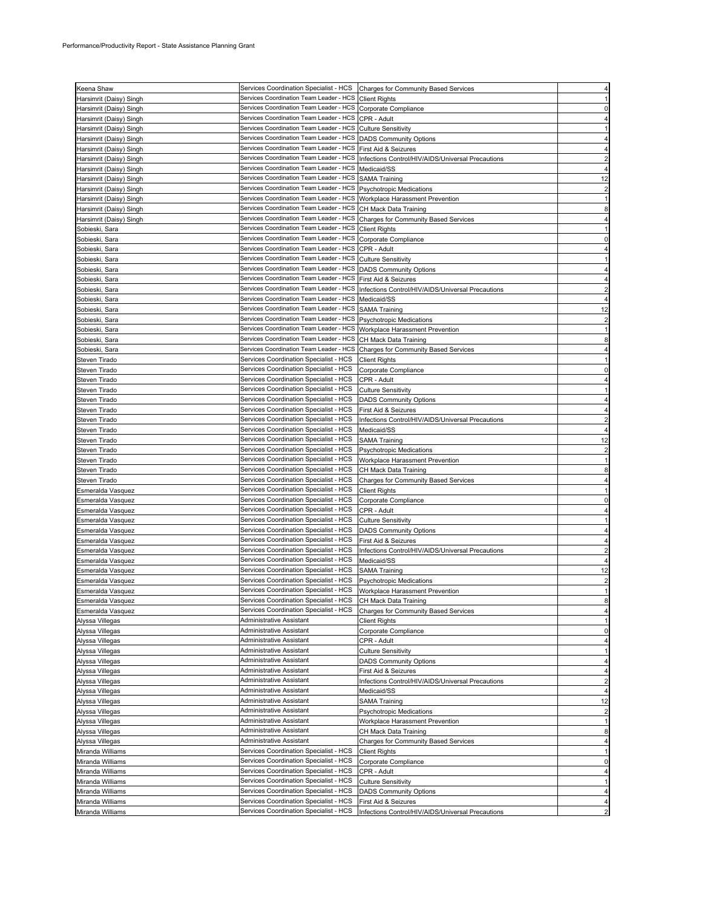Performance/Productivity Report - State Assistance Planning Grant

| | | | |
|---|---|---|---|
| Keena Shaw | Services Coordination Specialist - HCS | Charges for Community Based Services | 4 |
| Harsimrit (Daisy) Singh | Services Coordination Team Leader - HCS | Client Rights | 1 |
| Harsimrit (Daisy) Singh | Services Coordination Team Leader - HCS | Corporate Compliance | 0 |
| Harsimrit (Daisy) Singh | Services Coordination Team Leader - HCS | CPR - Adult | 4 |
| Harsimrit (Daisy) Singh | Services Coordination Team Leader - HCS | Culture Sensitivity | 1 |
| Harsimrit (Daisy) Singh | Services Coordination Team Leader - HCS | DADS Community Options | 4 |
| Harsimrit (Daisy) Singh | Services Coordination Team Leader - HCS | First Aid & Seizures | 4 |
| Harsimrit (Daisy) Singh | Services Coordination Team Leader - HCS | Infections Control/HIV/AIDS/Universal Precautions | 2 |
| Harsimrit (Daisy) Singh | Services Coordination Team Leader - HCS | Medicaid/SS | 4 |
| Harsimrit (Daisy) Singh | Services Coordination Team Leader - HCS | SAMA Training | 12 |
| Harsimrit (Daisy) Singh | Services Coordination Team Leader - HCS | Psychotropic Medications | 2 |
| Harsimrit (Daisy) Singh | Services Coordination Team Leader - HCS | Workplace Harassment Prevention | 1 |
| Harsimrit (Daisy) Singh | Services Coordination Team Leader - HCS | CH Mack Data Training | 8 |
| Harsimrit (Daisy) Singh | Services Coordination Team Leader - HCS | Charges for Community Based Services | 4 |
| Sobieski, Sara | Services Coordination Team Leader - HCS | Client Rights | 1 |
| Sobieski, Sara | Services Coordination Team Leader - HCS | Corporate Compliance | 0 |
| Sobieski, Sara | Services Coordination Team Leader - HCS | CPR - Adult | 4 |
| Sobieski, Sara | Services Coordination Team Leader - HCS | Culture Sensitivity | 1 |
| Sobieski, Sara | Services Coordination Team Leader - HCS | DADS Community Options | 4 |
| Sobieski, Sara | Services Coordination Team Leader - HCS | First Aid & Seizures | 4 |
| Sobieski, Sara | Services Coordination Team Leader - HCS | Infections Control/HIV/AIDS/Universal Precautions | 2 |
| Sobieski, Sara | Services Coordination Team Leader - HCS | Medicaid/SS | 4 |
| Sobieski, Sara | Services Coordination Team Leader - HCS | SAMA Training | 12 |
| Sobieski, Sara | Services Coordination Team Leader - HCS | Psychotropic Medications | 2 |
| Sobieski, Sara | Services Coordination Team Leader - HCS | Workplace Harassment Prevention | 1 |
| Sobieski, Sara | Services Coordination Team Leader - HCS | CH Mack Data Training | 8 |
| Sobieski, Sara | Services Coordination Team Leader - HCS | Charges for Community Based Services | 4 |
| Steven Tirado | Services Coordination Specialist - HCS | Client Rights | 1 |
| Steven Tirado | Services Coordination Specialist - HCS | Corporate Compliance | 0 |
| Steven Tirado | Services Coordination Specialist - HCS | CPR - Adult | 4 |
| Steven Tirado | Services Coordination Specialist - HCS | Culture Sensitivity | 1 |
| Steven Tirado | Services Coordination Specialist - HCS | DADS Community Options | 4 |
| Steven Tirado | Services Coordination Specialist - HCS | First Aid & Seizures | 4 |
| Steven Tirado | Services Coordination Specialist - HCS | Infections Control/HIV/AIDS/Universal Precautions | 2 |
| Steven Tirado | Services Coordination Specialist - HCS | Medicaid/SS | 4 |
| Steven Tirado | Services Coordination Specialist - HCS | SAMA Training | 12 |
| Steven Tirado | Services Coordination Specialist - HCS | Psychotropic Medications | 2 |
| Steven Tirado | Services Coordination Specialist - HCS | Workplace Harassment Prevention | 1 |
| Steven Tirado | Services Coordination Specialist - HCS | CH Mack Data Training | 8 |
| Steven Tirado | Services Coordination Specialist - HCS | Charges for Community Based Services | 4 |
| Esmeralda Vasquez | Services Coordination Specialist - HCS | Client Rights | 1 |
| Esmeralda Vasquez | Services Coordination Specialist - HCS | Corporate Compliance | 0 |
| Esmeralda Vasquez | Services Coordination Specialist - HCS | CPR - Adult | 4 |
| Esmeralda Vasquez | Services Coordination Specialist - HCS | Culture Sensitivity | 1 |
| Esmeralda Vasquez | Services Coordination Specialist - HCS | DADS Community Options | 4 |
| Esmeralda Vasquez | Services Coordination Specialist - HCS | First Aid & Seizures | 4 |
| Esmeralda Vasquez | Services Coordination Specialist - HCS | Infections Control/HIV/AIDS/Universal Precautions | 2 |
| Esmeralda Vasquez | Services Coordination Specialist - HCS | Medicaid/SS | 4 |
| Esmeralda Vasquez | Services Coordination Specialist - HCS | SAMA Training | 12 |
| Esmeralda Vasquez | Services Coordination Specialist - HCS | Psychotropic Medications | 2 |
| Esmeralda Vasquez | Services Coordination Specialist - HCS | Workplace Harassment Prevention | 1 |
| Esmeralda Vasquez | Services Coordination Specialist - HCS | CH Mack Data Training | 8 |
| Esmeralda Vasquez | Services Coordination Specialist - HCS | Charges for Community Based Services | 4 |
| Alyssa Villegas | Administrative Assistant | Client Rights | 1 |
| Alyssa Villegas | Administrative Assistant | Corporate Compliance | 0 |
| Alyssa Villegas | Administrative Assistant | CPR - Adult | 4 |
| Alyssa Villegas | Administrative Assistant | Culture Sensitivity | 1 |
| Alyssa Villegas | Administrative Assistant | DADS Community Options | 4 |
| Alyssa Villegas | Administrative Assistant | First Aid & Seizures | 4 |
| Alyssa Villegas | Administrative Assistant | Infections Control/HIV/AIDS/Universal Precautions | 2 |
| Alyssa Villegas | Administrative Assistant | Medicaid/SS | 4 |
| Alyssa Villegas | Administrative Assistant | SAMA Training | 12 |
| Alyssa Villegas | Administrative Assistant | Psychotropic Medications | 2 |
| Alyssa Villegas | Administrative Assistant | Workplace Harassment Prevention | 1 |
| Alyssa Villegas | Administrative Assistant | CH Mack Data Training | 8 |
| Alyssa Villegas | Administrative Assistant | Charges for Community Based Services | 4 |
| Miranda Williams | Services Coordination Specialist - HCS | Client Rights | 1 |
| Miranda Williams | Services Coordination Specialist - HCS | Corporate Compliance | 0 |
| Miranda Williams | Services Coordination Specialist - HCS | CPR - Adult | 4 |
| Miranda Williams | Services Coordination Specialist - HCS | Culture Sensitivity | 1 |
| Miranda Williams | Services Coordination Specialist - HCS | DADS Community Options | 4 |
| Miranda Williams | Services Coordination Specialist - HCS | First Aid & Seizures | 4 |
| Miranda Williams | Services Coordination Specialist - HCS | Infections Control/HIV/AIDS/Universal Precautions | 2 |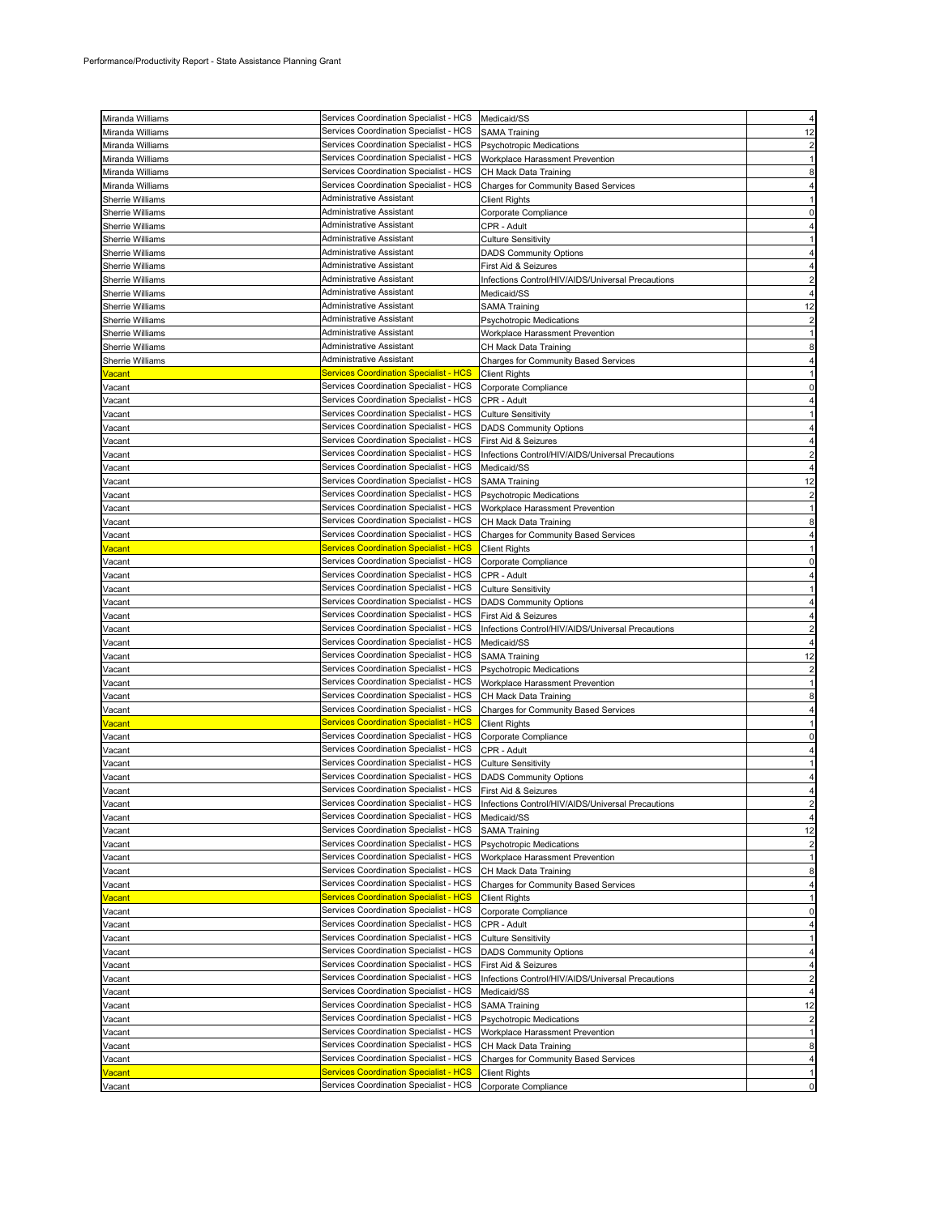Performance/Productivity Report - State Assistance Planning Grant

| | | | |
|---|---|---|---|
| Miranda Williams | Services Coordination Specialist - HCS | Medicaid/SS | 4 |
| Miranda Williams | Services Coordination Specialist - HCS | SAMA Training | 12 |
| Miranda Williams | Services Coordination Specialist - HCS | Psychotropic Medications | 2 |
| Miranda Williams | Services Coordination Specialist - HCS | Workplace Harassment Prevention | 1 |
| Miranda Williams | Services Coordination Specialist - HCS | CH Mack Data Training | 8 |
| Miranda Williams | Services Coordination Specialist - HCS | Charges for Community Based Services | 4 |
| Sherrie Williams | Administrative Assistant | Client Rights | 1 |
| Sherrie Williams | Administrative Assistant | Corporate Compliance | 0 |
| Sherrie Williams | Administrative Assistant | CPR - Adult | 4 |
| Sherrie Williams | Administrative Assistant | Culture Sensitivity | 1 |
| Sherrie Williams | Administrative Assistant | DADS Community Options | 4 |
| Sherrie Williams | Administrative Assistant | First Aid & Seizures | 4 |
| Sherrie Williams | Administrative Assistant | Infections Control/HIV/AIDS/Universal Precautions | 2 |
| Sherrie Williams | Administrative Assistant | Medicaid/SS | 4 |
| Sherrie Williams | Administrative Assistant | SAMA Training | 12 |
| Sherrie Williams | Administrative Assistant | Psychotropic Medications | 2 |
| Sherrie Williams | Administrative Assistant | Workplace Harassment Prevention | 1 |
| Sherrie Williams | Administrative Assistant | CH Mack Data Training | 8 |
| Sherrie Williams | Administrative Assistant | Charges for Community Based Services | 4 |
| Vacant | Services Coordination Specialist - HCS | Client Rights | 1 |
| Vacant | Services Coordination Specialist - HCS | Corporate Compliance | 0 |
| Vacant | Services Coordination Specialist - HCS | CPR - Adult | 4 |
| Vacant | Services Coordination Specialist - HCS | Culture Sensitivity | 1 |
| Vacant | Services Coordination Specialist - HCS | DADS Community Options | 4 |
| Vacant | Services Coordination Specialist - HCS | First Aid & Seizures | 4 |
| Vacant | Services Coordination Specialist - HCS | Infections Control/HIV/AIDS/Universal Precautions | 2 |
| Vacant | Services Coordination Specialist - HCS | Medicaid/SS | 4 |
| Vacant | Services Coordination Specialist - HCS | SAMA Training | 12 |
| Vacant | Services Coordination Specialist - HCS | Psychotropic Medications | 2 |
| Vacant | Services Coordination Specialist - HCS | Workplace Harassment Prevention | 1 |
| Vacant | Services Coordination Specialist - HCS | CH Mack Data Training | 8 |
| Vacant | Services Coordination Specialist - HCS | Charges for Community Based Services | 4 |
| Vacant | Services Coordination Specialist - HCS | Client Rights | 1 |
| Vacant | Services Coordination Specialist - HCS | Corporate Compliance | 0 |
| Vacant | Services Coordination Specialist - HCS | CPR - Adult | 4 |
| Vacant | Services Coordination Specialist - HCS | Culture Sensitivity | 1 |
| Vacant | Services Coordination Specialist - HCS | DADS Community Options | 4 |
| Vacant | Services Coordination Specialist - HCS | First Aid & Seizures | 4 |
| Vacant | Services Coordination Specialist - HCS | Infections Control/HIV/AIDS/Universal Precautions | 2 |
| Vacant | Services Coordination Specialist - HCS | Medicaid/SS | 4 |
| Vacant | Services Coordination Specialist - HCS | SAMA Training | 12 |
| Vacant | Services Coordination Specialist - HCS | Psychotropic Medications | 2 |
| Vacant | Services Coordination Specialist - HCS | Workplace Harassment Prevention | 1 |
| Vacant | Services Coordination Specialist - HCS | CH Mack Data Training | 8 |
| Vacant | Services Coordination Specialist - HCS | Charges for Community Based Services | 4 |
| Vacant | Services Coordination Specialist - HCS | Client Rights | 1 |
| Vacant | Services Coordination Specialist - HCS | Corporate Compliance | 0 |
| Vacant | Services Coordination Specialist - HCS | CPR - Adult | 4 |
| Vacant | Services Coordination Specialist - HCS | Culture Sensitivity | 1 |
| Vacant | Services Coordination Specialist - HCS | DADS Community Options | 4 |
| Vacant | Services Coordination Specialist - HCS | First Aid & Seizures | 4 |
| Vacant | Services Coordination Specialist - HCS | Infections Control/HIV/AIDS/Universal Precautions | 2 |
| Vacant | Services Coordination Specialist - HCS | Medicaid/SS | 4 |
| Vacant | Services Coordination Specialist - HCS | SAMA Training | 12 |
| Vacant | Services Coordination Specialist - HCS | Psychotropic Medications | 2 |
| Vacant | Services Coordination Specialist - HCS | Workplace Harassment Prevention | 1 |
| Vacant | Services Coordination Specialist - HCS | CH Mack Data Training | 8 |
| Vacant | Services Coordination Specialist - HCS | Charges for Community Based Services | 4 |
| Vacant | Services Coordination Specialist - HCS | Client Rights | 1 |
| Vacant | Services Coordination Specialist - HCS | Corporate Compliance | 0 |
| Vacant | Services Coordination Specialist - HCS | CPR - Adult | 4 |
| Vacant | Services Coordination Specialist - HCS | Culture Sensitivity | 1 |
| Vacant | Services Coordination Specialist - HCS | DADS Community Options | 4 |
| Vacant | Services Coordination Specialist - HCS | First Aid & Seizures | 4 |
| Vacant | Services Coordination Specialist - HCS | Infections Control/HIV/AIDS/Universal Precautions | 2 |
| Vacant | Services Coordination Specialist - HCS | Medicaid/SS | 4 |
| Vacant | Services Coordination Specialist - HCS | SAMA Training | 12 |
| Vacant | Services Coordination Specialist - HCS | Psychotropic Medications | 2 |
| Vacant | Services Coordination Specialist - HCS | Workplace Harassment Prevention | 1 |
| Vacant | Services Coordination Specialist - HCS | CH Mack Data Training | 8 |
| Vacant | Services Coordination Specialist - HCS | Charges for Community Based Services | 4 |
| Vacant | Services Coordination Specialist - HCS | Client Rights | 1 |
| Vacant | Services Coordination Specialist - HCS | Corporate Compliance | 0 |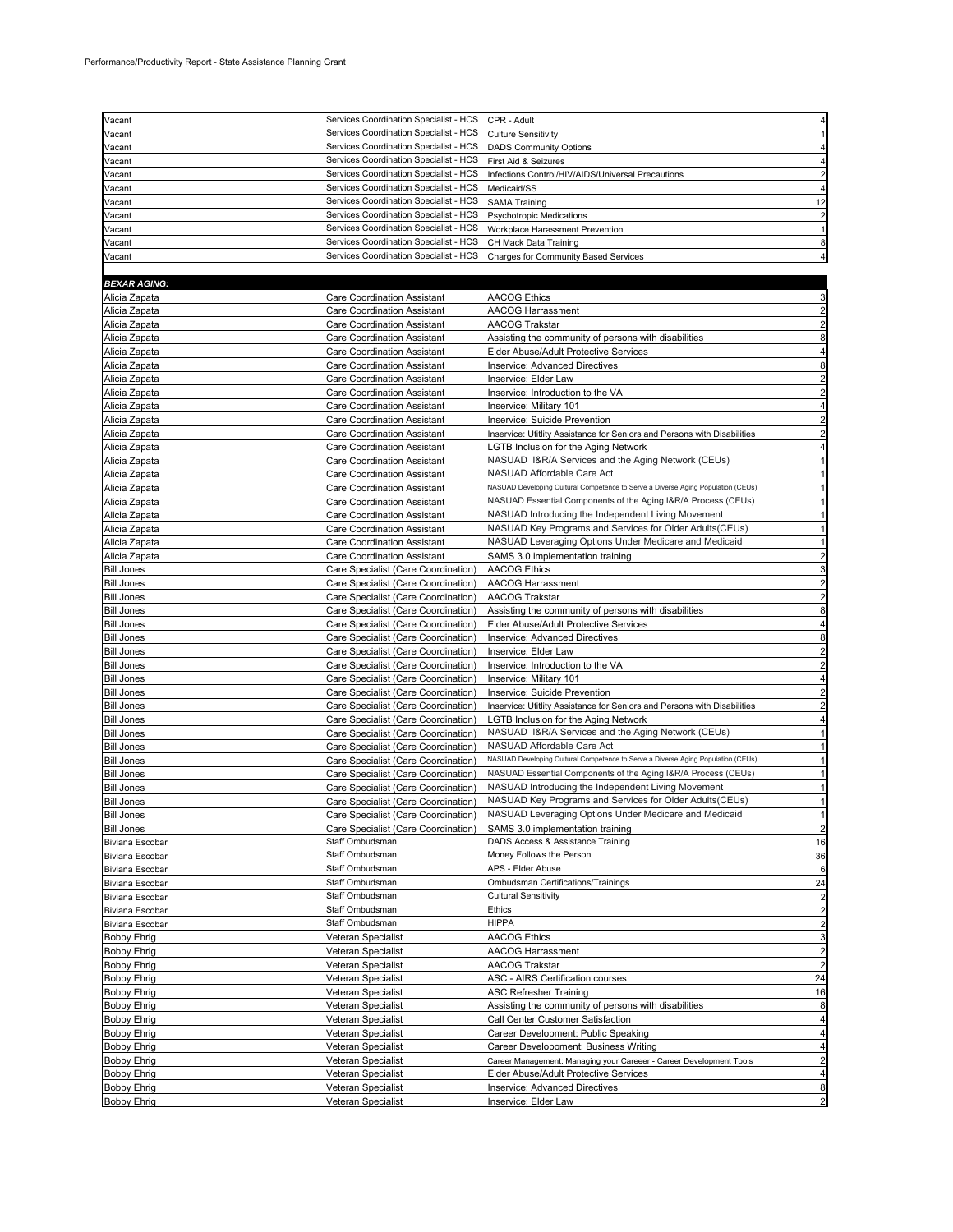Performance/Productivity Report - State Assistance Planning Grant

| | | | |
|---|---|---|---|
| Vacant | Services Coordination Specialist - HCS | CPR - Adult | 4 |
| Vacant | Services Coordination Specialist - HCS | Culture Sensitivity | 1 |
| Vacant | Services Coordination Specialist - HCS | DADS Community Options | 4 |
| Vacant | Services Coordination Specialist - HCS | First Aid & Seizures | 4 |
| Vacant | Services Coordination Specialist - HCS | Infections Control/HIV/AIDS/Universal Precautions | 2 |
| Vacant | Services Coordination Specialist - HCS | Medicaid/SS | 4 |
| Vacant | Services Coordination Specialist - HCS | SAMA Training | 12 |
| Vacant | Services Coordination Specialist - HCS | Psychotropic Medications | 2 |
| Vacant | Services Coordination Specialist - HCS | Workplace Harassment Prevention | 1 |
| Vacant | Services Coordination Specialist - HCS | CH Mack Data Training | 8 |
| Vacant | Services Coordination Specialist - HCS | Charges for Community Based Services | 4 |
| | | | |
| ***BEXAR AGING:*** | | | |
| Alicia Zapata | Care Coordination Assistant | AACOG Ethics | 3 |
| Alicia Zapata | Care Coordination Assistant | AACOG Harrassment | 2 |
| Alicia Zapata | Care Coordination Assistant | AACOG Trakstar | 2 |
| Alicia Zapata | Care Coordination Assistant | Assisting the community of persons with disabilities | 8 |
| Alicia Zapata | Care Coordination Assistant | Elder Abuse/Adult Protective Services | 4 |
| Alicia Zapata | Care Coordination Assistant | Inservice: Advanced Directives | 8 |
| Alicia Zapata | Care Coordination Assistant | Inservice: Elder Law | 2 |
| Alicia Zapata | Care Coordination Assistant | Inservice: Introduction to the VA | 2 |
| Alicia Zapata | Care Coordination Assistant | Inservice: Military 101 | 4 |
| Alicia Zapata | Care Coordination Assistant | Inservice: Suicide Prevention | 2 |
| Alicia Zapata | Care Coordination Assistant | Inservice: Utitlity Assistance for Seniors and Persons with Disabilities | 2 |
| Alicia Zapata | Care Coordination Assistant | LGTB Inclusion for the Aging Network | 4 |
| Alicia Zapata | Care Coordination Assistant | NASUAD I&R/A Services and the Aging Network (CEUs) | 1 |
| Alicia Zapata | Care Coordination Assistant | NASUAD Affordable Care Act | 1 |
| Alicia Zapata | Care Coordination Assistant | NASUAD Developing Cultural Competence to Serve a Diverse Aging Population (CEUs) | 1 |
| Alicia Zapata | Care Coordination Assistant | NASUAD Essential Components of the Aging I&R/A Process (CEUs) | 1 |
| Alicia Zapata | Care Coordination Assistant | NASUAD Introducing the Independent Living Movement | 1 |
| Alicia Zapata | Care Coordination Assistant | NASUAD Key Programs and Services for Older Adults(CEUs) | 1 |
| Alicia Zapata | Care Coordination Assistant | NASUAD Leveraging Options Under Medicare and Medicaid | 1 |
| Alicia Zapata | Care Coordination Assistant | SAMS 3.0 implementation training | 2 |
| Bill Jones | Care Specialist (Care Coordination) | AACOG Ethics | 3 |
| Bill Jones | Care Specialist (Care Coordination) | AACOG Harrassment | 2 |
| Bill Jones | Care Specialist (Care Coordination) | AACOG Trakstar | 2 |
| Bill Jones | Care Specialist (Care Coordination) | Assisting the community of persons with disabilities | 8 |
| Bill Jones | Care Specialist (Care Coordination) | Elder Abuse/Adult Protective Services | 4 |
| Bill Jones | Care Specialist (Care Coordination) | Inservice: Advanced Directives | 8 |
| Bill Jones | Care Specialist (Care Coordination) | Inservice: Elder Law | 2 |
| Bill Jones | Care Specialist (Care Coordination) | Inservice: Introduction to the VA | 2 |
| Bill Jones | Care Specialist (Care Coordination) | Inservice: Military 101 | 4 |
| Bill Jones | Care Specialist (Care Coordination) | Inservice: Suicide Prevention | 2 |
| Bill Jones | Care Specialist (Care Coordination) | Inservice: Utitlity Assistance for Seniors and Persons with Disabilities | 2 |
| Bill Jones | Care Specialist (Care Coordination) | LGTB Inclusion for the Aging Network | 4 |
| Bill Jones | Care Specialist (Care Coordination) | NASUAD I&R/A Services and the Aging Network (CEUs) | 1 |
| Bill Jones | Care Specialist (Care Coordination) | NASUAD Affordable Care Act | 1 |
| Bill Jones | Care Specialist (Care Coordination) | NASUAD Developing Cultural Competence to Serve a Diverse Aging Population (CEUs) | 1 |
| Bill Jones | Care Specialist (Care Coordination) | NASUAD Essential Components of the Aging I&R/A Process (CEUs) | 1 |
| Bill Jones | Care Specialist (Care Coordination) | NASUAD Introducing the Independent Living Movement | 1 |
| Bill Jones | Care Specialist (Care Coordination) | NASUAD Key Programs and Services for Older Adults(CEUs) | 1 |
| Bill Jones | Care Specialist (Care Coordination) | NASUAD Leveraging Options Under Medicare and Medicaid | 1 |
| Bill Jones | Care Specialist (Care Coordination) | SAMS 3.0 implementation training | 2 |
| Biviana Escobar | Staff Ombudsman | DADS Access & Assistance Training | 16 |
| Biviana Escobar | Staff Ombudsman | Money Follows the Person | 36 |
| Biviana Escobar | Staff Ombudsman | APS - Elder Abuse | 6 |
| Biviana Escobar | Staff Ombudsman | Ombudsman Certifications/Trainings | 24 |
| Biviana Escobar | Staff Ombudsman | Cultural Sensitivity | 2 |
| Biviana Escobar | Staff Ombudsman | Ethics | 2 |
| Biviana Escobar | Staff Ombudsman | HIPPA | 2 |
| Bobby Ehrig | Veteran Specialist | AACOG Ethics | 3 |
| Bobby Ehrig | Veteran Specialist | AACOG Harrassment | 2 |
| Bobby Ehrig | Veteran Specialist | AACOG Trakstar | 2 |
| Bobby Ehrig | Veteran Specialist | ASC - AIRS Certification courses | 24 |
| Bobby Ehrig | Veteran Specialist | ASC Refresher Training | 16 |
| Bobby Ehrig | Veteran Specialist | Assisting the community of persons with disabilities | 8 |
| Bobby Ehrig | Veteran Specialist | Call Center Customer Satisfaction | 4 |
| Bobby Ehrig | Veteran Specialist | Career Development: Public Speaking | 4 |
| Bobby Ehrig | Veteran Specialist | Career Developoment: Business Writing | 4 |
| Bobby Ehrig | Veteran Specialist | Career Management: Managing your Careeer - Career Development Tools | 2 |
| Bobby Ehrig | Veteran Specialist | Elder Abuse/Adult Protective Services | 4 |
| Bobby Ehrig | Veteran Specialist | Inservice: Advanced Directives | 8 |
| Bobby Ehrig | Veteran Specialist | Inservice: Elder Law | 2 |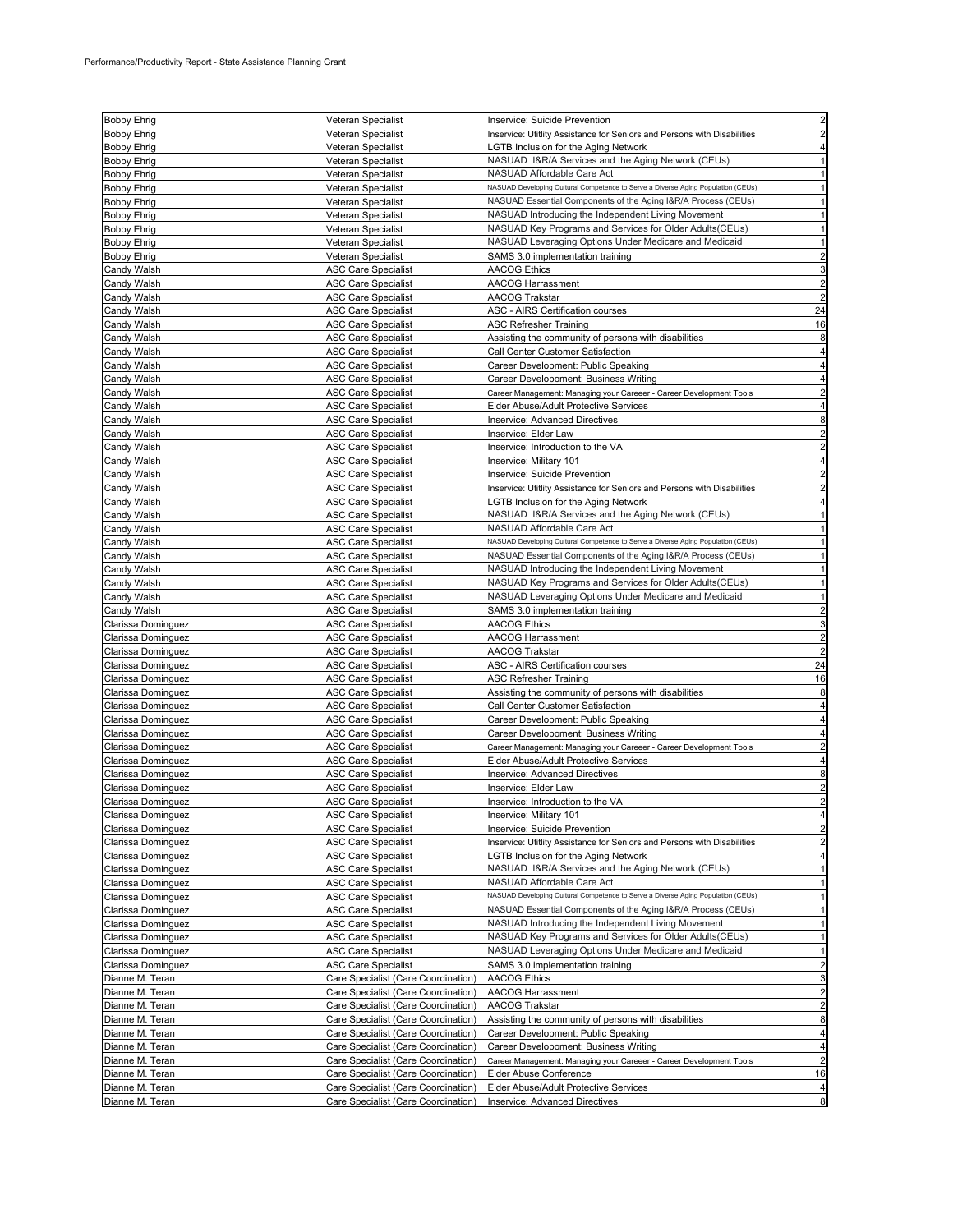Performance/Productivity Report - State Assistance Planning Grant

| | | | |
|---|---|---|---|
| Bobby Ehrig | Veteran Specialist | Inservice: Suicide Prevention | 2 |
| Bobby Ehrig | Veteran Specialist | Inservice: Utitlity Assistance for Seniors and Persons with Disabilities | 2 |
| Bobby Ehrig | Veteran Specialist | LGTB Inclusion for the Aging Network | 4 |
| Bobby Ehrig | Veteran Specialist | NASUAD I&R/A Services and the Aging Network (CEUs) | 1 |
| Bobby Ehrig | Veteran Specialist | NASUAD Affordable Care Act | 1 |
| Bobby Ehrig | Veteran Specialist | NASUAD Developing Cultural Competence to Serve a Diverse Aging Population (CEUs) | 1 |
| Bobby Ehrig | Veteran Specialist | NASUAD Essential Components of the Aging I&R/A Process (CEUs) | 1 |
| Bobby Ehrig | Veteran Specialist | NASUAD Introducing the Independent Living Movement | 1 |
| Bobby Ehrig | Veteran Specialist | NASUAD Key Programs and Services for Older Adults(CEUs) | 1 |
| Bobby Ehrig | Veteran Specialist | NASUAD Leveraging Options Under Medicare and Medicaid | 1 |
| Bobby Ehrig | Veteran Specialist | SAMS 3.0 implementation training | 2 |
| Candy Walsh | ASC Care Specialist | AACOG Ethics | 3 |
| Candy Walsh | ASC Care Specialist | AACOG Harrassment | 2 |
| Candy Walsh | ASC Care Specialist | AACOG Trakstar | 2 |
| Candy Walsh | ASC Care Specialist | ASC - AIRS Certification courses | 24 |
| Candy Walsh | ASC Care Specialist | ASC Refresher Training | 16 |
| Candy Walsh | ASC Care Specialist | Assisting the community of persons with disabilities | 8 |
| Candy Walsh | ASC Care Specialist | Call Center Customer Satisfaction | 4 |
| Candy Walsh | ASC Care Specialist | Career Development: Public Speaking | 4 |
| Candy Walsh | ASC Care Specialist | Career Developoment: Business Writing | 4 |
| Candy Walsh | ASC Care Specialist | Career Management: Managing your Careeer - Career Development Tools | 2 |
| Candy Walsh | ASC Care Specialist | Elder Abuse/Adult Protective Services | 4 |
| Candy Walsh | ASC Care Specialist | Inservice: Advanced Directives | 8 |
| Candy Walsh | ASC Care Specialist | Inservice: Elder Law | 2 |
| Candy Walsh | ASC Care Specialist | Inservice: Introduction to the VA | 2 |
| Candy Walsh | ASC Care Specialist | Inservice: Military 101 | 4 |
| Candy Walsh | ASC Care Specialist | Inservice: Suicide Prevention | 2 |
| Candy Walsh | ASC Care Specialist | Inservice: Utitlity Assistance for Seniors and Persons with Disabilities | 2 |
| Candy Walsh | ASC Care Specialist | LGTB Inclusion for the Aging Network | 4 |
| Candy Walsh | ASC Care Specialist | NASUAD I&R/A Services and the Aging Network (CEUs) | 1 |
| Candy Walsh | ASC Care Specialist | NASUAD Affordable Care Act | 1 |
| Candy Walsh | ASC Care Specialist | NASUAD Developing Cultural Competence to Serve a Diverse Aging Population (CEUs) | 1 |
| Candy Walsh | ASC Care Specialist | NASUAD Essential Components of the Aging I&R/A Process (CEUs) | 1 |
| Candy Walsh | ASC Care Specialist | NASUAD Introducing the Independent Living Movement | 1 |
| Candy Walsh | ASC Care Specialist | NASUAD Key Programs and Services for Older Adults(CEUs) | 1 |
| Candy Walsh | ASC Care Specialist | NASUAD Leveraging Options Under Medicare and Medicaid | 1 |
| Candy Walsh | ASC Care Specialist | SAMS 3.0 implementation training | 2 |
| Clarissa Dominguez | ASC Care Specialist | AACOG Ethics | 3 |
| Clarissa Dominguez | ASC Care Specialist | AACOG Harrassment | 2 |
| Clarissa Dominguez | ASC Care Specialist | AACOG Trakstar | 2 |
| Clarissa Dominguez | ASC Care Specialist | ASC - AIRS Certification courses | 24 |
| Clarissa Dominguez | ASC Care Specialist | ASC Refresher Training | 16 |
| Clarissa Dominguez | ASC Care Specialist | Assisting the community of persons with disabilities | 8 |
| Clarissa Dominguez | ASC Care Specialist | Call Center Customer Satisfaction | 4 |
| Clarissa Dominguez | ASC Care Specialist | Career Development: Public Speaking | 4 |
| Clarissa Dominguez | ASC Care Specialist | Career Developoment: Business Writing | 4 |
| Clarissa Dominguez | ASC Care Specialist | Career Management: Managing your Careeer - Career Development Tools | 2 |
| Clarissa Dominguez | ASC Care Specialist | Elder Abuse/Adult Protective Services | 4 |
| Clarissa Dominguez | ASC Care Specialist | Inservice: Advanced Directives | 8 |
| Clarissa Dominguez | ASC Care Specialist | Inservice: Elder Law | 2 |
| Clarissa Dominguez | ASC Care Specialist | Inservice: Introduction to the VA | 2 |
| Clarissa Dominguez | ASC Care Specialist | Inservice: Military 101 | 4 |
| Clarissa Dominguez | ASC Care Specialist | Inservice: Suicide Prevention | 2 |
| Clarissa Dominguez | ASC Care Specialist | Inservice: Utitlity Assistance for Seniors and Persons with Disabilities | 2 |
| Clarissa Dominguez | ASC Care Specialist | LGTB Inclusion for the Aging Network | 4 |
| Clarissa Dominguez | ASC Care Specialist | NASUAD I&R/A Services and the Aging Network (CEUs) | 1 |
| Clarissa Dominguez | ASC Care Specialist | NASUAD Affordable Care Act | 1 |
| Clarissa Dominguez | ASC Care Specialist | NASUAD Developing Cultural Competence to Serve a Diverse Aging Population (CEUs) | 1 |
| Clarissa Dominguez | ASC Care Specialist | NASUAD Essential Components of the Aging I&R/A Process (CEUs) | 1 |
| Clarissa Dominguez | ASC Care Specialist | NASUAD Introducing the Independent Living Movement | 1 |
| Clarissa Dominguez | ASC Care Specialist | NASUAD Key Programs and Services for Older Adults(CEUs) | 1 |
| Clarissa Dominguez | ASC Care Specialist | NASUAD Leveraging Options Under Medicare and Medicaid | 1 |
| Clarissa Dominguez | ASC Care Specialist | SAMS 3.0 implementation training | 2 |
| Dianne M. Teran | Care Specialist (Care Coordination) | AACOG Ethics | 3 |
| Dianne M. Teran | Care Specialist (Care Coordination) | AACOG Harrassment | 2 |
| Dianne M. Teran | Care Specialist (Care Coordination) | AACOG Trakstar | 2 |
| Dianne M. Teran | Care Specialist (Care Coordination) | Assisting the community of persons with disabilities | 8 |
| Dianne M. Teran | Care Specialist (Care Coordination) | Career Development: Public Speaking | 4 |
| Dianne M. Teran | Care Specialist (Care Coordination) | Career Developoment: Business Writing | 4 |
| Dianne M. Teran | Care Specialist (Care Coordination) | Career Management: Managing your Careeer - Career Development Tools | 2 |
| Dianne M. Teran | Care Specialist (Care Coordination) | Elder Abuse Conference | 16 |
| Dianne M. Teran | Care Specialist (Care Coordination) | Elder Abuse/Adult Protective Services | 4 |
| Dianne M. Teran | Care Specialist (Care Coordination) | Inservice: Advanced Directives | 8 |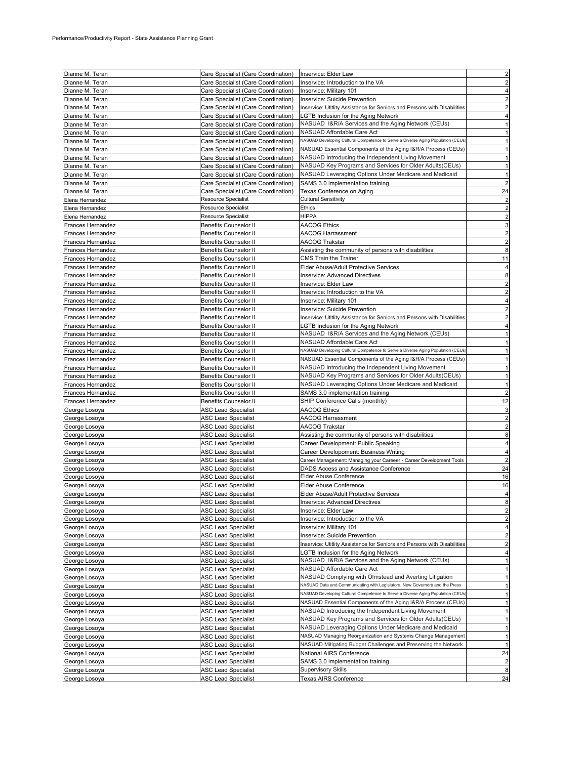Performance/Productivity Report - State Assistance Planning Grant

| | | | |
|---|---|---|---|
| Dianne M. Teran | Care Specialist (Care Coordination) | Inservice: Elder Law | 2 |
| Dianne M. Teran | Care Specialist (Care Coordination) | Inservice: Introduction to the VA | 2 |
| Dianne M. Teran | Care Specialist (Care Coordination) | Inservice: Military 101 | 4 |
| Dianne M. Teran | Care Specialist (Care Coordination) | Inservice: Suicide Prevention | 2 |
| Dianne M. Teran | Care Specialist (Care Coordination) | Inservice: Utitlity Assistance for Seniors and Persons with Disabilities | 2 |
| Dianne M. Teran | Care Specialist (Care Coordination) | LGTB Inclusion for the Aging Network | 4 |
| Dianne M. Teran | Care Specialist (Care Coordination) | NASUAD I&R/A Services and the Aging Network (CEUs) | 1 |
| Dianne M. Teran | Care Specialist (Care Coordination) | NASUAD Affordable Care Act | 1 |
| Dianne M. Teran | Care Specialist (Care Coordination) | NASUAD Developing Cultural Competence to Serve a Diverse Aging Population (CEUs) | 1 |
| Dianne M. Teran | Care Specialist (Care Coordination) | NASUAD Essential Components of the Aging I&R/A Process (CEUs) | 1 |
| Dianne M. Teran | Care Specialist (Care Coordination) | NASUAD Introducing the Independent Living Movement | 1 |
| Dianne M. Teran | Care Specialist (Care Coordination) | NASUAD Key Programs and Services for Older Adults(CEUs) | 1 |
| Dianne M. Teran | Care Specialist (Care Coordination) | NASUAD Leveraging Options Under Medicare and Medicaid | 1 |
| Dianne M. Teran | Care Specialist (Care Coordination) | SAMS 3.0 implementation training | 2 |
| Dianne M. Teran | Care Specialist (Care Coordination) | Texas Conference on Aging | 24 |
| Elena Hernandez | Resource Specialist | Cultural Sensitivity | 2 |
| Elena Hernandez | Resource Specialist | Ethics | 2 |
| Elena Hernandez | Resource Specialist | HIPPA | 2 |
| Frances Hernandez | Benefits Counselor II | AACOG Ethics | 3 |
| Frances Hernandez | Benefits Counselor II | AACOG Harrassment | 2 |
| Frances Hernandez | Benefits Counselor II | AACOG Trakstar | 2 |
| Frances Hernandez | Benefits Counselor II | Assisting the community of persons with disabilities | 8 |
| Frances Hernandez | Benefits Counselor II | CMS Train the Trainer | 11 |
| Frances Hernandez | Benefits Counselor II | Elder Abuse/Adult Protective Services | 4 |
| Frances Hernandez | Benefits Counselor II | Inservice: Advanced Directives | 8 |
| Frances Hernandez | Benefits Counselor II | Inservice: Elder Law | 2 |
| Frances Hernandez | Benefits Counselor II | Inservice: Introduction to the VA | 2 |
| Frances Hernandez | Benefits Counselor II | Inservice: Military 101 | 4 |
| Frances Hernandez | Benefits Counselor II | Inservice: Suicide Prevention | 2 |
| Frances Hernandez | Benefits Counselor II | Inservice: Utitlity Assistance for Seniors and Persons with Disabilities | 2 |
| Frances Hernandez | Benefits Counselor II | LGTB Inclusion for the Aging Network | 4 |
| Frances Hernandez | Benefits Counselor II | NASUAD I&R/A Services and the Aging Network (CEUs) | 1 |
| Frances Hernandez | Benefits Counselor II | NASUAD Affordable Care Act | 1 |
| Frances Hernandez | Benefits Counselor II | NASUAD Developing Cultural Competence to Serve a Diverse Aging Population (CEUs) | 1 |
| Frances Hernandez | Benefits Counselor II | NASUAD Essential Components of the Aging I&R/A Process (CEUs) | 1 |
| Frances Hernandez | Benefits Counselor II | NASUAD Introducing the Independent Living Movement | 1 |
| Frances Hernandez | Benefits Counselor II | NASUAD Key Programs and Services for Older Adults(CEUs) | 1 |
| Frances Hernandez | Benefits Counselor II | NASUAD Leveraging Options Under Medicare and Medicaid | 1 |
| Frances Hernandez | Benefits Counselor II | SAMS 3.0 implementation training | 2 |
| Frances Hernandez | Benefits Counselor II | SHIP Conference Calls (monthly) | 12 |
| George Losoya | ASC Lead Specialist | AACOG Ethics | 3 |
| George Losoya | ASC Lead Specialist | AACOG Harrassment | 2 |
| George Losoya | ASC Lead Specialist | AACOG Trakstar | 2 |
| George Losoya | ASC Lead Specialist | Assisting the community of persons with disabilities | 8 |
| George Losoya | ASC Lead Specialist | Career Development: Public Speaking | 4 |
| George Losoya | ASC Lead Specialist | Career Developoment: Business Writing | 4 |
| George Losoya | ASC Lead Specialist | Career Management: Managing your Careeer - Career Development Tools | 2 |
| George Losoya | ASC Lead Specialist | DADS Access and Assistance Conference | 24 |
| George Losoya | ASC Lead Specialist | Elder Abuse Conference | 16 |
| George Losoya | ASC Lead Specialist | Elder Abuse Conference | 16 |
| George Losoya | ASC Lead Specialist | Elder Abuse/Adult Protective Services | 4 |
| George Losoya | ASC Lead Specialist | Inservice: Advanced Directives | 8 |
| George Losoya | ASC Lead Specialist | Inservice: Elder Law | 2 |
| George Losoya | ASC Lead Specialist | Inservice: Introduction to the VA | 2 |
| George Losoya | ASC Lead Specialist | Inservice: Military 101 | 4 |
| George Losoya | ASC Lead Specialist | Inservice: Suicide Prevention | 2 |
| George Losoya | ASC Lead Specialist | Inservice: Utitlity Assistance for Seniors and Persons with Disabilities | 2 |
| George Losoya | ASC Lead Specialist | LGTB Inclusion for the Aging Network | 4 |
| George Losoya | ASC Lead Specialist | NASUAD I&R/A Services and the Aging Network (CEUs) | 1 |
| George Losoya | ASC Lead Specialist | NASUAD Affordable Care Act | 1 |
| George Losoya | ASC Lead Specialist | NASUAD Complying with Olmstead and Averting Litigation | 1 |
| George Losoya | ASC Lead Specialist | NASUAD Data and Communicating with Legislators, New Governors and the Press | 1 |
| George Losoya | ASC Lead Specialist | NASUAD Developing Cultural Competence to Serve a Diverse Aging Population (CEUs) | 1 |
| George Losoya | ASC Lead Specialist | NASUAD Essential Components of the Aging I&R/A Process (CEUs) | 1 |
| George Losoya | ASC Lead Specialist | NASUAD Introducing the Independent Living Movement | 1 |
| George Losoya | ASC Lead Specialist | NASUAD Key Programs and Services for Older Adults(CEUs) | 1 |
| George Losoya | ASC Lead Specialist | NASUAD Leveraging Options Under Medicare and Medicaid | 1 |
| George Losoya | ASC Lead Specialist | NASUAD Managing Reorganization and Systems Change Management | 1 |
| George Losoya | ASC Lead Specialist | NASUAD Mitigating Budget Challenges and Preserving the Network | 1 |
| George Losoya | ASC Lead Specialist | National AIRS Conference | 24 |
| George Losoya | ASC Lead Specialist | SAMS 3.0 implementation training | 2 |
| George Losoya | ASC Lead Specialist | Supervisory Skills | 8 |
| George Losoya | ASC Lead Specialist | Texas AIRS Conference | 24 |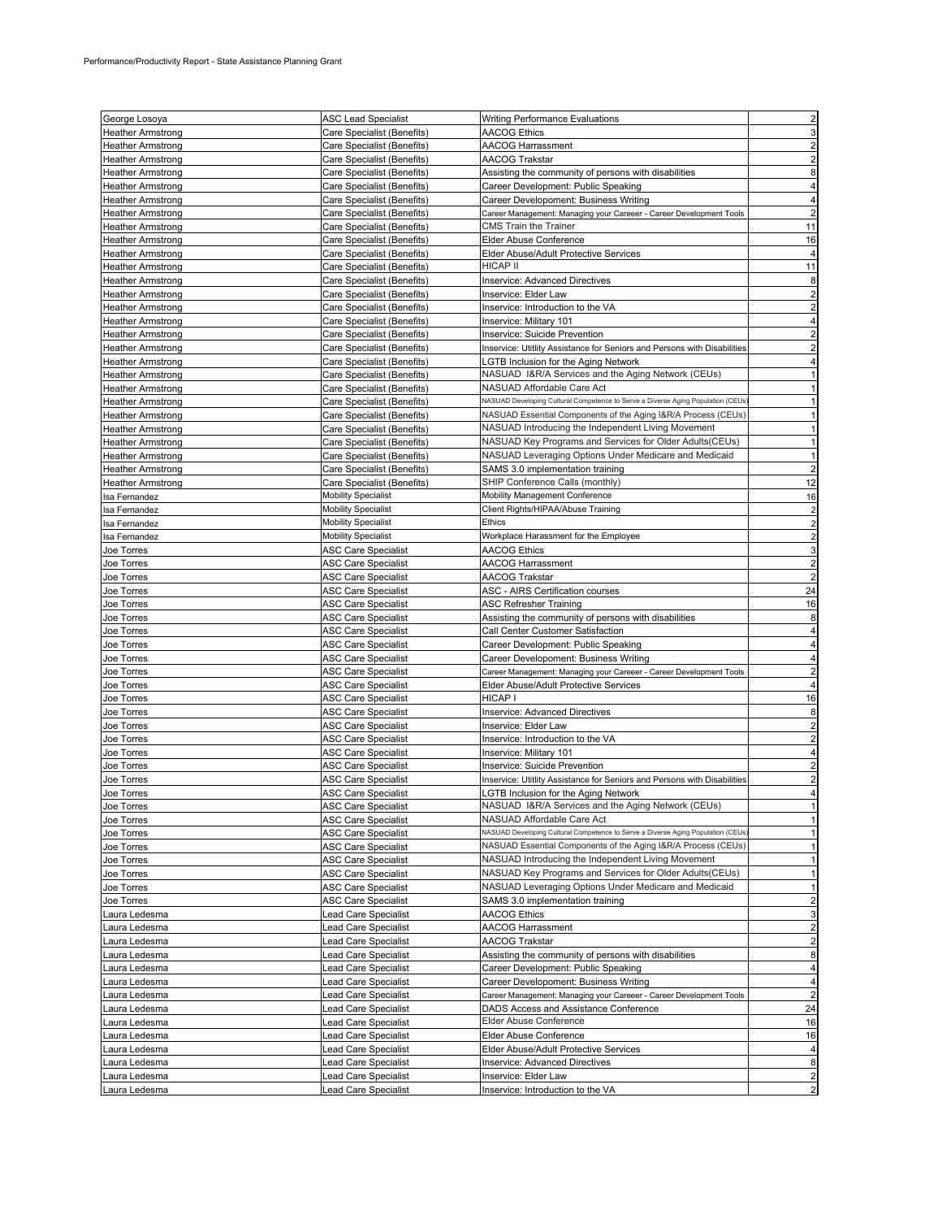| George Losoya | ASC Lead Specialist | Writing Performance Evaluations | 2 |
|---|---|---|---|
| Heather Armstrong | Care Specialist (Benefits) | AACOG Ethics | 3 |
| Heather Armstrong | Care Specialist (Benefits) | AACOG Harrassment | 2 |
| Heather Armstrong | Care Specialist (Benefits) | AACOG Trakstar | 2 |
| Heather Armstrong | Care Specialist (Benefits) | Assisting the community of persons with disabilities | 8 |
| Heather Armstrong | Care Specialist (Benefits) | Career Development: Public Speaking | 4 |
| Heather Armstrong | Care Specialist (Benefits) | Career Developoment: Business Writing | 4 |
| Heather Armstrong | Care Specialist (Benefits) | Career Management: Managing your Careeer - Career Development Tools | 2 |
| Heather Armstrong | Care Specialist (Benefits) | CMS Train the Trainer | 11 |
| Heather Armstrong | Care Specialist (Benefits) | Elder Abuse Conference | 16 |
| Heather Armstrong | Care Specialist (Benefits) | Elder Abuse/Adult Protective Services | 4 |
| Heather Armstrong | Care Specialist (Benefits) | HICAP II | 11 |
| Heather Armstrong | Care Specialist (Benefits) | Inservice: Advanced Directives | 8 |
| Heather Armstrong | Care Specialist (Benefits) | Inservice: Elder Law | 2 |
| Heather Armstrong | Care Specialist (Benefits) | Inservice: Introduction to the VA | 2 |
| Heather Armstrong | Care Specialist (Benefits) | Inservice: Military 101 | 4 |
| Heather Armstrong | Care Specialist (Benefits) | Inservice: Suicide Prevention | 2 |
| Heather Armstrong | Care Specialist (Benefits) | Inservice: Utitlity Assistance for Seniors and Persons with Disabilities | 2 |
| Heather Armstrong | Care Specialist (Benefits) | LGTB Inclusion for the Aging Network | 4 |
| Heather Armstrong | Care Specialist (Benefits) | NASUAD I&R/A Services and the Aging Network (CEUs) | 1 |
| Heather Armstrong | Care Specialist (Benefits) | NASUAD Affordable Care Act | 1 |
| Heather Armstrong | Care Specialist (Benefits) | NASUAD Developing Cultural Competence to Serve a Diverse Aging Population (CEUs) | 1 |
| Heather Armstrong | Care Specialist (Benefits) | NASUAD Essential Components of the Aging I&R/A Process (CEUs) | 1 |
| Heather Armstrong | Care Specialist (Benefits) | NASUAD Introducing the Independent Living Movement | 1 |
| Heather Armstrong | Care Specialist (Benefits) | NASUAD Key Programs and Services for Older Adults(CEUs) | 1 |
| Heather Armstrong | Care Specialist (Benefits) | NASUAD Leveraging Options Under Medicare and Medicaid | 1 |
| Heather Armstrong | Care Specialist (Benefits) | SAMS 3.0 implementation training | 2 |
| Heather Armstrong | Care Specialist (Benefits) | SHIP Conference Calls (monthly) | 12 |
| Isa Fernandez | Mobility Specialist | Mobility Management Conference | 16 |
| Isa Fernandez | Mobility Specialist | Client Rights/HIPAA/Abuse Training | 2 |
| Isa Fernandez | Mobility Specialist | Ethics | 2 |
| Isa Fernandez | Mobility Specialist | Workplace Harassment for the Employee | 2 |
| Joe Torres | ASC Care Specialist | AACOG Ethics | 3 |
| Joe Torres | ASC Care Specialist | AACOG Harrassment | 2 |
| Joe Torres | ASC Care Specialist | AACOG Trakstar | 2 |
| Joe Torres | ASC Care Specialist | ASC - AIRS Certification courses | 24 |
| Joe Torres | ASC Care Specialist | ASC Refresher Training | 16 |
| Joe Torres | ASC Care Specialist | Assisting the community of persons with disabilities | 8 |
| Joe Torres | ASC Care Specialist | Call Center Customer Satisfaction | 4 |
| Joe Torres | ASC Care Specialist | Career Development: Public Speaking | 4 |
| Joe Torres | ASC Care Specialist | Career Developoment: Business Writing | 4 |
| Joe Torres | ASC Care Specialist | Career Management: Managing your Careeer - Career Development Tools | 2 |
| Joe Torres | ASC Care Specialist | Elder Abuse/Adult Protective Services | 4 |
| Joe Torres | ASC Care Specialist | HICAP I | 16 |
| Joe Torres | ASC Care Specialist | Inservice: Advanced Directives | 8 |
| Joe Torres | ASC Care Specialist | Inservice: Elder Law | 2 |
| Joe Torres | ASC Care Specialist | Inservice: Introduction to the VA | 2 |
| Joe Torres | ASC Care Specialist | Inservice: Military 101 | 4 |
| Joe Torres | ASC Care Specialist | Inservice: Suicide Prevention | 2 |
| Joe Torres | ASC Care Specialist | Inservice: Utitlity Assistance for Seniors and Persons with Disabilities | 2 |
| Joe Torres | ASC Care Specialist | LGTB Inclusion for the Aging Network | 4 |
| Joe Torres | ASC Care Specialist | NASUAD I&R/A Services and the Aging Network (CEUs) | 1 |
| Joe Torres | ASC Care Specialist | NASUAD Affordable Care Act | 1 |
| Joe Torres | ASC Care Specialist | NASUAD Developing Cultural Competence to Serve a Diverse Aging Population (CEUs) | 1 |
| Joe Torres | ASC Care Specialist | NASUAD Essential Components of the Aging I&R/A Process (CEUs) | 1 |
| Joe Torres | ASC Care Specialist | NASUAD Introducing the Independent Living Movement | 1 |
| Joe Torres | ASC Care Specialist | NASUAD Key Programs and Services for Older Adults(CEUs) | 1 |
| Joe Torres | ASC Care Specialist | NASUAD Leveraging Options Under Medicare and Medicaid | 1 |
| Joe Torres | ASC Care Specialist | SAMS 3.0 implementation training | 2 |
| Laura Ledesma | Lead Care Specialist | AACOG Ethics | 3 |
| Laura Ledesma | Lead Care Specialist | AACOG Harrassment | 2 |
| Laura Ledesma | Lead Care Specialist | AACOG Trakstar | 2 |
| Laura Ledesma | Lead Care Specialist | Assisting the community of persons with disabilities | 8 |
| Laura Ledesma | Lead Care Specialist | Career Development: Public Speaking | 4 |
| Laura Ledesma | Lead Care Specialist | Career Developoment: Business Writing | 4 |
| Laura Ledesma | Lead Care Specialist | Career Management: Managing your Careeer - Career Development Tools | 2 |
| Laura Ledesma | Lead Care Specialist | DADS Access and Assistance Conference | 24 |
| Laura Ledesma | Lead Care Specialist | Elder Abuse Conference | 16 |
| Laura Ledesma | Lead Care Specialist | Elder Abuse Conference | 16 |
| Laura Ledesma | Lead Care Specialist | Elder Abuse/Adult Protective Services | 4 |
| Laura Ledesma | Lead Care Specialist | Inservice: Advanced Directives | 8 |
| Laura Ledesma | Lead Care Specialist | Inservice: Elder Law | 2 |
| Laura Ledesma | Lead Care Specialist | Inservice: Introduction to the VA | 2 |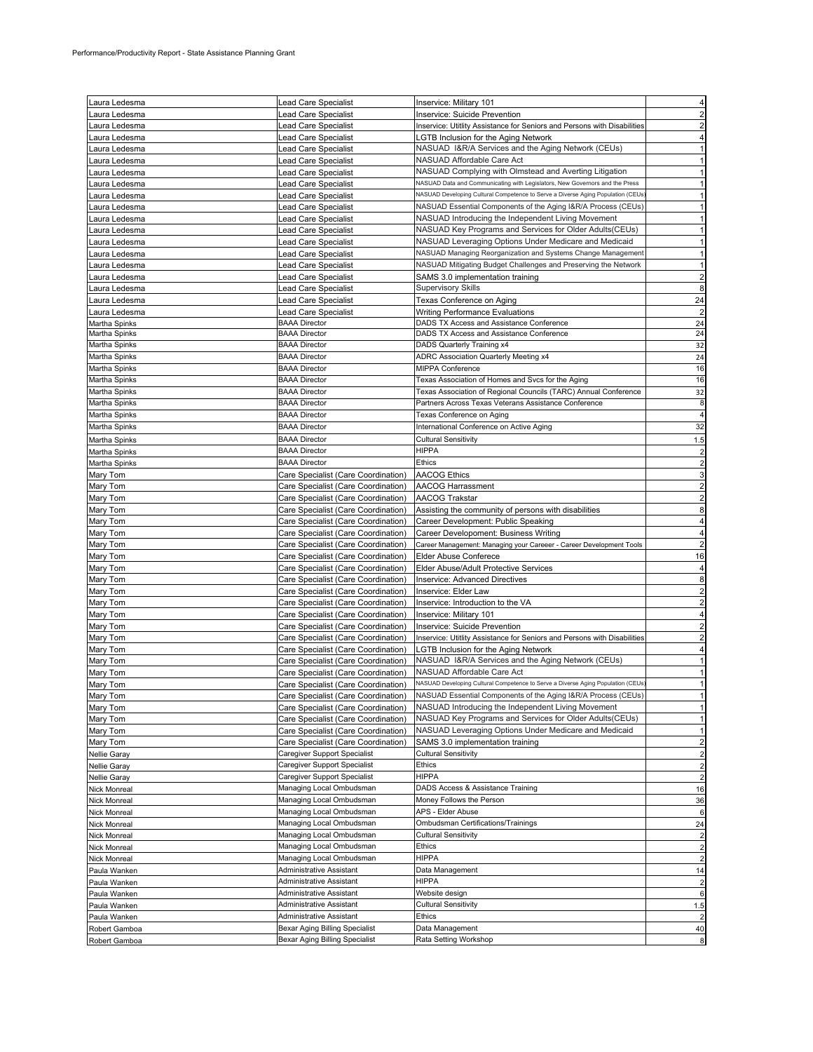Performance/Productivity Report - State Assistance Planning Grant

| | | | |
|---|---|---|---|
| Laura Ledesma | Lead Care Specialist | Inservice: Military 101 | 4 |
| Laura Ledesma | Lead Care Specialist | Inservice: Suicide Prevention | 2 |
| Laura Ledesma | Lead Care Specialist | Inservice: Utitlity Assistance for Seniors and Persons with Disabilities | 2 |
| Laura Ledesma | Lead Care Specialist | LGTB Inclusion for the Aging Network | 4 |
| Laura Ledesma | Lead Care Specialist | NASUAD I&R/A Services and the Aging Network (CEUs) | 1 |
| Laura Ledesma | Lead Care Specialist | NASUAD Affordable Care Act | 1 |
| Laura Ledesma | Lead Care Specialist | NASUAD Complying with Olmstead and Averting Litigation | 1 |
| Laura Ledesma | Lead Care Specialist | NASUAD Data and Communicating with Legislators, New Governors and the Press | 1 |
| Laura Ledesma | Lead Care Specialist | NASUAD Developing Cultural Competence to Serve a Diverse Aging Population (CEUs) | 1 |
| Laura Ledesma | Lead Care Specialist | NASUAD Essential Components of the Aging I&R/A Process (CEUs) | 1 |
| Laura Ledesma | Lead Care Specialist | NASUAD Introducing the Independent Living Movement | 1 |
| Laura Ledesma | Lead Care Specialist | NASUAD Key Programs and Services for Older Adults(CEUs) | 1 |
| Laura Ledesma | Lead Care Specialist | NASUAD Leveraging Options Under Medicare and Medicaid | 1 |
| Laura Ledesma | Lead Care Specialist | NASUAD Managing Reorganization and Systems Change Management | 1 |
| Laura Ledesma | Lead Care Specialist | NASUAD Mitigating Budget Challenges and Preserving the Network | 1 |
| Laura Ledesma | Lead Care Specialist | SAMS 3.0 implementation training | 2 |
| Laura Ledesma | Lead Care Specialist | Supervisory Skills | 8 |
| Laura Ledesma | Lead Care Specialist | Texas Conference on Aging | 24 |
| Laura Ledesma | Lead Care Specialist | Writing Performance Evaluations | 2 |
| Martha Spinks | BAAA Director | DADS TX Access and Assistance Conference | 24 |
| Martha Spinks | BAAA Director | DADS TX Access and Assistance Conference | 24 |
| Martha Spinks | BAAA Director | DADS Quarterly Training x4 | 32 |
| Martha Spinks | BAAA Director | ADRC Association Quarterly Meeting x4 | 24 |
| Martha Spinks | BAAA Director | MIPPA Conference | 16 |
| Martha Spinks | BAAA Director | Texas Association of Homes and Svcs for the Aging | 16 |
| Martha Spinks | BAAA Director | Texas Association of Regional Councils (TARC) Annual Conference | 32 |
| Martha Spinks | BAAA Director | Partners Across Texas Veterans Assistance Conference | 8 |
| Martha Spinks | BAAA Director | Texas Conference on Aging | 4 |
| Martha Spinks | BAAA Director | International Conference on Active Aging | 32 |
| Martha Spinks | BAAA Director | Cultural Sensitivity | 1.5 |
| Martha Spinks | BAAA Director | HIPPA | 2 |
| Martha Spinks | BAAA Director | Ethics | 2 |
| Mary Tom | Care Specialist (Care Coordination) | AACOG Ethics | 3 |
| Mary Tom | Care Specialist (Care Coordination) | AACOG Harrassment | 2 |
| Mary Tom | Care Specialist (Care Coordination) | AACOG Trakstar | 2 |
| Mary Tom | Care Specialist (Care Coordination) | Assisting the community of persons with disabilities | 8 |
| Mary Tom | Care Specialist (Care Coordination) | Career Development: Public Speaking | 4 |
| Mary Tom | Care Specialist (Care Coordination) | Career Developoment: Business Writing | 4 |
| Mary Tom | Care Specialist (Care Coordination) | Career Management: Managing your Careeer - Career Development Tools | 2 |
| Mary Tom | Care Specialist (Care Coordination) | Elder Abuse Conferece | 16 |
| Mary Tom | Care Specialist (Care Coordination) | Elder Abuse/Adult Protective Services | 4 |
| Mary Tom | Care Specialist (Care Coordination) | Inservice: Advanced Directives | 8 |
| Mary Tom | Care Specialist (Care Coordination) | Inservice: Elder Law | 2 |
| Mary Tom | Care Specialist (Care Coordination) | Inservice: Introduction to the VA | 2 |
| Mary Tom | Care Specialist (Care Coordination) | Inservice: Military 101 | 4 |
| Mary Tom | Care Specialist (Care Coordination) | Inservice: Suicide Prevention | 2 |
| Mary Tom | Care Specialist (Care Coordination) | Inservice: Utitlity Assistance for Seniors and Persons with Disabilities | 2 |
| Mary Tom | Care Specialist (Care Coordination) | LGTB Inclusion for the Aging Network | 4 |
| Mary Tom | Care Specialist (Care Coordination) | NASUAD I&R/A Services and the Aging Network (CEUs) | 1 |
| Mary Tom | Care Specialist (Care Coordination) | NASUAD Affordable Care Act | 1 |
| Mary Tom | Care Specialist (Care Coordination) | NASUAD Developing Cultural Competence to Serve a Diverse Aging Population (CEUs) | 1 |
| Mary Tom | Care Specialist (Care Coordination) | NASUAD Essential Components of the Aging I&R/A Process (CEUs) | 1 |
| Mary Tom | Care Specialist (Care Coordination) | NASUAD Introducing the Independent Living Movement | 1 |
| Mary Tom | Care Specialist (Care Coordination) | NASUAD Key Programs and Services for Older Adults(CEUs) | 1 |
| Mary Tom | Care Specialist (Care Coordination) | NASUAD Leveraging Options Under Medicare and Medicaid | 1 |
| Mary Tom | Care Specialist (Care Coordination) | SAMS 3.0 implementation training | 2 |
| Nellie Garay | Caregiver Support Specialist | Cultural Sensitivity | 2 |
| Nellie Garay | Caregiver Support Specialist | Ethics | 2 |
| Nellie Garay | Caregiver Support Specialist | HIPPA | 2 |
| Nick Monreal | Managing Local Ombudsman | DADS Access & Assistance Training | 16 |
| Nick Monreal | Managing Local Ombudsman | Money Follows the Person | 36 |
| Nick Monreal | Managing Local Ombudsman | APS - Elder Abuse | 6 |
| Nick Monreal | Managing Local Ombudsman | Ombudsman Certifications/Trainings | 24 |
| Nick Monreal | Managing Local Ombudsman | Cultural Sensitivity | 2 |
| Nick Monreal | Managing Local Ombudsman | Ethics | 2 |
| Nick Monreal | Managing Local Ombudsman | HIPPA | 2 |
| Paula Wanken | Administrative Assistant | Data Management | 14 |
| Paula Wanken | Administrative Assistant | HIPPA | 2 |
| Paula Wanken | Administrative Assistant | Website design | 6 |
| Paula Wanken | Administrative Assistant | Cultural Sensitivity | 1.5 |
| Paula Wanken | Administrative Assistant | Ethics | 2 |
| Robert Gamboa | Bexar Aging Billing Specialist | Data Management | 40 |
| Robert Gamboa | Bexar Aging Billing Specialist | Rata Setting Workshop | 8 |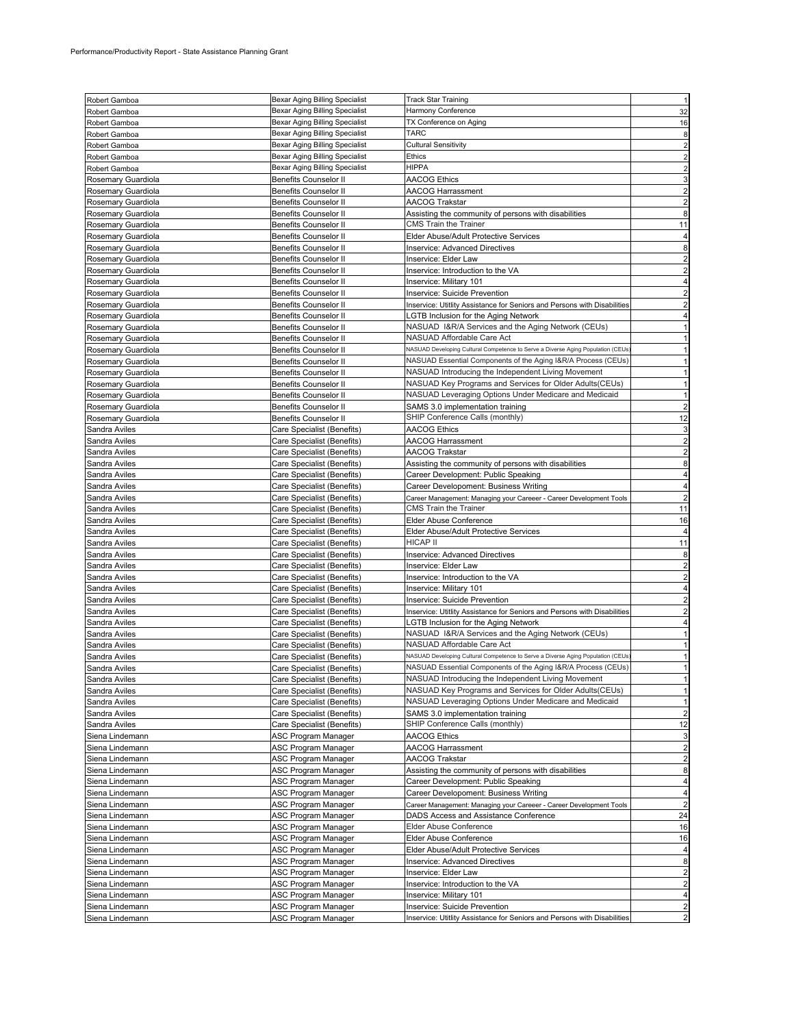| | | | |
|---|---|---|---|
| Robert Gamboa | Bexar Aging Billing Specialist | Track Star Training | 1 |
| Robert Gamboa | Bexar Aging Billing Specialist | Harmony Conference | 32 |
| Robert Gamboa | Bexar Aging Billing Specialist | TX Conference on Aging | 16 |
| Robert Gamboa | Bexar Aging Billing Specialist | TARC | 8 |
| Robert Gamboa | Bexar Aging Billing Specialist | Cultural Sensitivity | 2 |
| Robert Gamboa | Bexar Aging Billing Specialist | Ethics | 2 |
| Robert Gamboa | Bexar Aging Billing Specialist | HIPPA | 2 |
| Rosemary Guardiola | Benefits Counselor II | AACOG Ethics | 3 |
| Rosemary Guardiola | Benefits Counselor II | AACOG Harrassment | 2 |
| Rosemary Guardiola | Benefits Counselor II | AACOG Trakstar | 2 |
| Rosemary Guardiola | Benefits Counselor II | Assisting the community of persons with disabilities | 8 |
| Rosemary Guardiola | Benefits Counselor II | CMS Train the Trainer | 11 |
| Rosemary Guardiola | Benefits Counselor II | Elder Abuse/Adult Protective Services | 4 |
| Rosemary Guardiola | Benefits Counselor II | Inservice: Advanced Directives | 8 |
| Rosemary Guardiola | Benefits Counselor II | Inservice: Elder Law | 2 |
| Rosemary Guardiola | Benefits Counselor II | Inservice: Introduction to the VA | 2 |
| Rosemary Guardiola | Benefits Counselor II | Inservice: Military 101 | 4 |
| Rosemary Guardiola | Benefits Counselor II | Inservice: Suicide Prevention | 2 |
| Rosemary Guardiola | Benefits Counselor II | Inservice: Utitlity Assistance for Seniors and Persons with Disabilities | 2 |
| Rosemary Guardiola | Benefits Counselor II | LGTB Inclusion for the Aging Network | 4 |
| Rosemary Guardiola | Benefits Counselor II | NASUAD I&R/A Services and the Aging Network (CEUs) | 1 |
| Rosemary Guardiola | Benefits Counselor II | NASUAD Affordable Care Act | 1 |
| Rosemary Guardiola | Benefits Counselor II | NASUAD Developing Cultural Competence to Serve a Diverse Aging Population (CEUs) | 1 |
| Rosemary Guardiola | Benefits Counselor II | NASUAD Essential Components of the Aging I&R/A Process (CEUs) | 1 |
| Rosemary Guardiola | Benefits Counselor II | NASUAD Introducing the Independent Living Movement | 1 |
| Rosemary Guardiola | Benefits Counselor II | NASUAD Key Programs and Services for Older Adults(CEUs) | 1 |
| Rosemary Guardiola | Benefits Counselor II | NASUAD Leveraging Options Under Medicare and Medicaid | 1 |
| Rosemary Guardiola | Benefits Counselor II | SAMS 3.0 implementation training | 2 |
| Rosemary Guardiola | Benefits Counselor II | SHIP Conference Calls (monthly) | 12 |
| Sandra Aviles | Care Specialist (Benefits) | AACOG Ethics | 3 |
| Sandra Aviles | Care Specialist (Benefits) | AACOG Harrassment | 2 |
| Sandra Aviles | Care Specialist (Benefits) | AACOG Trakstar | 2 |
| Sandra Aviles | Care Specialist (Benefits) | Assisting the community of persons with disabilities | 8 |
| Sandra Aviles | Care Specialist (Benefits) | Career Development: Public Speaking | 4 |
| Sandra Aviles | Care Specialist (Benefits) | Career Developement: Business Writing | 4 |
| Sandra Aviles | Care Specialist (Benefits) | Career Management: Managing your Careeer - Career Development Tools | 2 |
| Sandra Aviles | Care Specialist (Benefits) | CMS Train the Trainer | 11 |
| Sandra Aviles | Care Specialist (Benefits) | Elder Abuse Conference | 16 |
| Sandra Aviles | Care Specialist (Benefits) | Elder Abuse/Adult Protective Services | 4 |
| Sandra Aviles | Care Specialist (Benefits) | HICAP II | 11 |
| Sandra Aviles | Care Specialist (Benefits) | Inservice: Advanced Directives | 8 |
| Sandra Aviles | Care Specialist (Benefits) | Inservice: Elder Law | 2 |
| Sandra Aviles | Care Specialist (Benefits) | Inservice: Introduction to the VA | 2 |
| Sandra Aviles | Care Specialist (Benefits) | Inservice: Military 101 | 4 |
| Sandra Aviles | Care Specialist (Benefits) | Inservice: Suicide Prevention | 2 |
| Sandra Aviles | Care Specialist (Benefits) | Inservice: Utitlity Assistance for Seniors and Persons with Disabilities | 2 |
| Sandra Aviles | Care Specialist (Benefits) | LGTB Inclusion for the Aging Network | 4 |
| Sandra Aviles | Care Specialist (Benefits) | NASUAD I&R/A Services and the Aging Network (CEUs) | 1 |
| Sandra Aviles | Care Specialist (Benefits) | NASUAD Affordable Care Act | 1 |
| Sandra Aviles | Care Specialist (Benefits) | NASUAD Developing Cultural Competence to Serve a Diverse Aging Population (CEUs) | 1 |
| Sandra Aviles | Care Specialist (Benefits) | NASUAD Essential Components of the Aging I&R/A Process (CEUs) | 1 |
| Sandra Aviles | Care Specialist (Benefits) | NASUAD Introducing the Independent Living Movement | 1 |
| Sandra Aviles | Care Specialist (Benefits) | NASUAD Key Programs and Services for Older Adults(CEUs) | 1 |
| Sandra Aviles | Care Specialist (Benefits) | NASUAD Leveraging Options Under Medicare and Medicaid | 1 |
| Sandra Aviles | Care Specialist (Benefits) | SAMS 3.0 implementation training | 2 |
| Sandra Aviles | Care Specialist (Benefits) | SHIP Conference Calls (monthly) | 12 |
| Siena Lindemann | ASC Program Manager | AACOG Ethics | 3 |
| Siena Lindemann | ASC Program Manager | AACOG Harrassment | 2 |
| Siena Lindemann | ASC Program Manager | AACOG Trakstar | 2 |
| Siena Lindemann | ASC Program Manager | Assisting the community of persons with disabilities | 8 |
| Siena Lindemann | ASC Program Manager | Career Development: Public Speaking | 4 |
| Siena Lindemann | ASC Program Manager | Career Developement: Business Writing | 4 |
| Siena Lindemann | ASC Program Manager | Career Management: Managing your Careeer - Career Development Tools | 2 |
| Siena Lindemann | ASC Program Manager | DADS Access and Assistance Conference | 24 |
| Siena Lindemann | ASC Program Manager | Elder Abuse Conference | 16 |
| Siena Lindemann | ASC Program Manager | Elder Abuse Conference | 16 |
| Siena Lindemann | ASC Program Manager | Elder Abuse/Adult Protective Services | 4 |
| Siena Lindemann | ASC Program Manager | Inservice: Advanced Directives | 8 |
| Siena Lindemann | ASC Program Manager | Inservice: Elder Law | 2 |
| Siena Lindemann | ASC Program Manager | Inservice: Introduction to the VA | 2 |
| Siena Lindemann | ASC Program Manager | Inservice: Military 101 | 4 |
| Siena Lindemann | ASC Program Manager | Inservice: Suicide Prevention | 2 |
| Siena Lindemann | ASC Program Manager | Inservice: Utitlity Assistance for Seniors and Persons with Disabilities | 2 |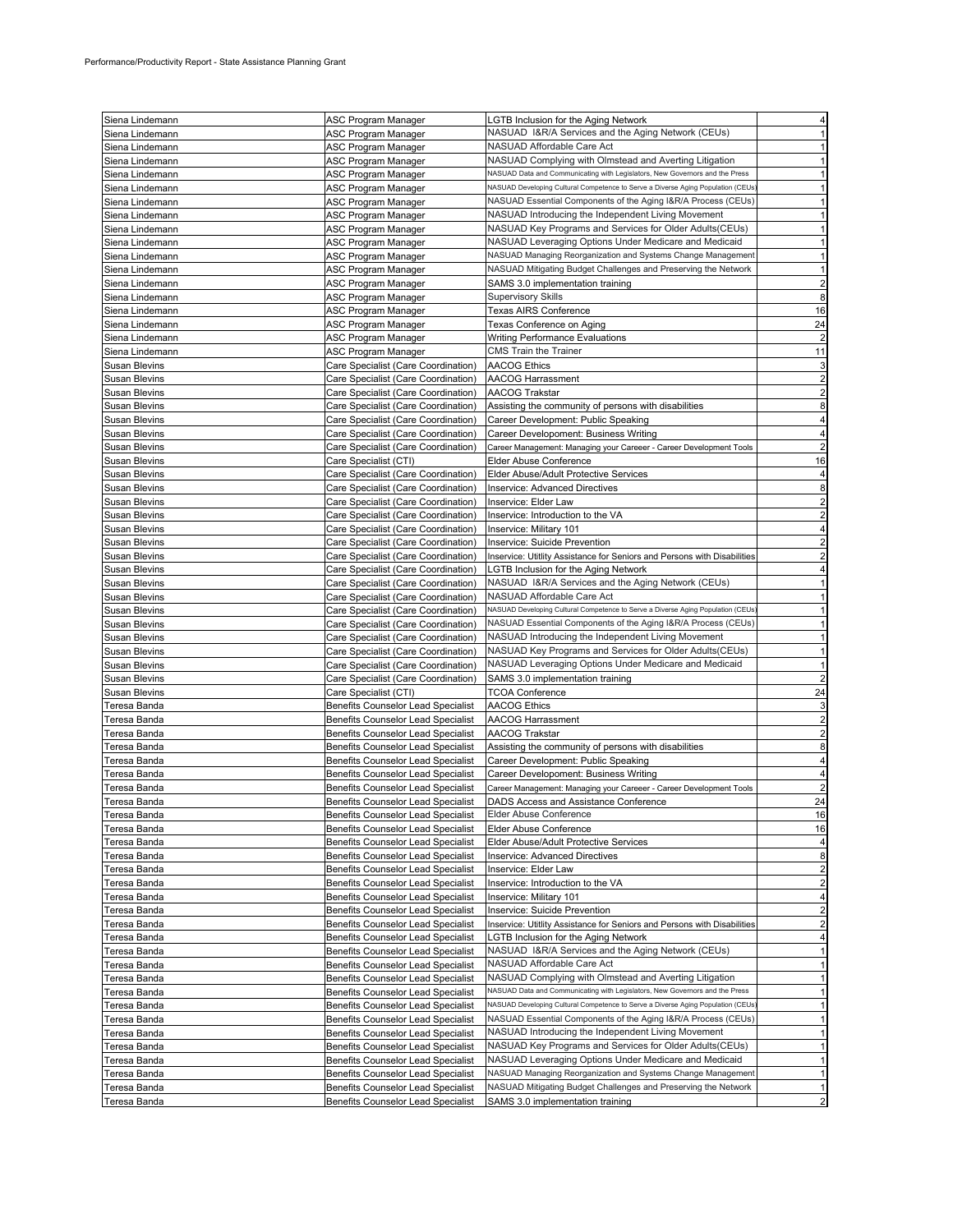| | | | |
|---|---|---|---|
| Siena Lindemann | ASC Program Manager | LGTB Inclusion for the Aging Network | 4 |
| Siena Lindemann | ASC Program Manager | NASUAD I&R/A Services and the Aging Network (CEUs) | 1 |
| Siena Lindemann | ASC Program Manager | NASUAD Affordable Care Act | 1 |
| Siena Lindemann | ASC Program Manager | NASUAD Complying with Olmstead and Averting Litigation | 1 |
| Siena Lindemann | ASC Program Manager | NASUAD Data and Communicating with Legislators, New Governors and the Press | 1 |
| Siena Lindemann | ASC Program Manager | NASUAD Developing Cultural Competence to Serve a Diverse Aging Population (CEUs) | 1 |
| Siena Lindemann | ASC Program Manager | NASUAD Essential Components of the Aging I&R/A Process (CEUs) | 1 |
| Siena Lindemann | ASC Program Manager | NASUAD Introducing the Independent Living Movement | 1 |
| Siena Lindemann | ASC Program Manager | NASUAD Key Programs and Services for Older Adults(CEUs) | 1 |
| Siena Lindemann | ASC Program Manager | NASUAD Leveraging Options Under Medicare and Medicaid | 1 |
| Siena Lindemann | ASC Program Manager | NASUAD Managing Reorganization and Systems Change Management | 1 |
| Siena Lindemann | ASC Program Manager | NASUAD Mitigating Budget Challenges and Preserving the Network | 1 |
| Siena Lindemann | ASC Program Manager | SAMS 3.0 implementation training | 2 |
| Siena Lindemann | ASC Program Manager | Supervisory Skills | 8 |
| Siena Lindemann | ASC Program Manager | Texas AIRS Conference | 16 |
| Siena Lindemann | ASC Program Manager | Texas Conference on Aging | 24 |
| Siena Lindemann | ASC Program Manager | Writing Performance Evaluations | 2 |
| Siena Lindemann | ASC Program Manager | CMS Train the Trainer | 11 |
| Susan Blevins | Care Specialist (Care Coordination) | AACOG Ethics | 3 |
| Susan Blevins | Care Specialist (Care Coordination) | AACOG Harrassment | 2 |
| Susan Blevins | Care Specialist (Care Coordination) | AACOG Trakstar | 2 |
| Susan Blevins | Care Specialist (Care Coordination) | Assisting the community of persons with disabilities | 8 |
| Susan Blevins | Care Specialist (Care Coordination) | Career Development: Public Speaking | 4 |
| Susan Blevins | Care Specialist (Care Coordination) | Career Developoment: Business Writing | 4 |
| Susan Blevins | Care Specialist (Care Coordination) | Career Management: Managing your Careeer - Career Development Tools | 2 |
| Susan Blevins | Care Specialist (CTI) | Elder Abuse Conference | 16 |
| Susan Blevins | Care Specialist (Care Coordination) | Elder Abuse/Adult Protective Services | 4 |
| Susan Blevins | Care Specialist (Care Coordination) | Inservice: Advanced Directives | 8 |
| Susan Blevins | Care Specialist (Care Coordination) | Inservice: Elder Law | 2 |
| Susan Blevins | Care Specialist (Care Coordination) | Inservice: Introduction to the VA | 2 |
| Susan Blevins | Care Specialist (Care Coordination) | Inservice: Military 101 | 4 |
| Susan Blevins | Care Specialist (Care Coordination) | Inservice: Suicide Prevention | 2 |
| Susan Blevins | Care Specialist (Care Coordination) | Inservice: Utitlity Assistance for Seniors and Persons with Disabilities | 2 |
| Susan Blevins | Care Specialist (Care Coordination) | LGTB Inclusion for the Aging Network | 4 |
| Susan Blevins | Care Specialist (Care Coordination) | NASUAD I&R/A Services and the Aging Network (CEUs) | 1 |
| Susan Blevins | Care Specialist (Care Coordination) | NASUAD Affordable Care Act | 1 |
| Susan Blevins | Care Specialist (Care Coordination) | NASUAD Developing Cultural Competence to Serve a Diverse Aging Population (CEUs) | 1 |
| Susan Blevins | Care Specialist (Care Coordination) | NASUAD Essential Components of the Aging I&R/A Process (CEUs) | 1 |
| Susan Blevins | Care Specialist (Care Coordination) | NASUAD Introducing the Independent Living Movement | 1 |
| Susan Blevins | Care Specialist (Care Coordination) | NASUAD Key Programs and Services for Older Adults(CEUs) | 1 |
| Susan Blevins | Care Specialist (Care Coordination) | NASUAD Leveraging Options Under Medicare and Medicaid | 1 |
| Susan Blevins | Care Specialist (Care Coordination) | SAMS 3.0 implementation training | 2 |
| Susan Blevins | Care Specialist (CTI) | TCOA Conference | 24 |
| Teresa Banda | Benefits Counselor Lead Specialist | AACOG Ethics | 3 |
| Teresa Banda | Benefits Counselor Lead Specialist | AACOG Harrassment | 2 |
| Teresa Banda | Benefits Counselor Lead Specialist | AACOG Trakstar | 2 |
| Teresa Banda | Benefits Counselor Lead Specialist | Assisting the community of persons with disabilities | 8 |
| Teresa Banda | Benefits Counselor Lead Specialist | Career Development: Public Speaking | 4 |
| Teresa Banda | Benefits Counselor Lead Specialist | Career Developoment: Business Writing | 4 |
| Teresa Banda | Benefits Counselor Lead Specialist | Career Management: Managing your Careeer - Career Development Tools | 2 |
| Teresa Banda | Benefits Counselor Lead Specialist | DADS Access and Assistance Conference | 24 |
| Teresa Banda | Benefits Counselor Lead Specialist | Elder Abuse Conference | 16 |
| Teresa Banda | Benefits Counselor Lead Specialist | Elder Abuse Conference | 16 |
| Teresa Banda | Benefits Counselor Lead Specialist | Elder Abuse/Adult Protective Services | 4 |
| Teresa Banda | Benefits Counselor Lead Specialist | Inservice: Advanced Directives | 8 |
| Teresa Banda | Benefits Counselor Lead Specialist | Inservice: Elder Law | 2 |
| Teresa Banda | Benefits Counselor Lead Specialist | Inservice: Introduction to the VA | 2 |
| Teresa Banda | Benefits Counselor Lead Specialist | Inservice: Military 101 | 4 |
| Teresa Banda | Benefits Counselor Lead Specialist | Inservice: Suicide Prevention | 2 |
| Teresa Banda | Benefits Counselor Lead Specialist | Inservice: Utitlity Assistance for Seniors and Persons with Disabilities | 2 |
| Teresa Banda | Benefits Counselor Lead Specialist | LGTB Inclusion for the Aging Network | 4 |
| Teresa Banda | Benefits Counselor Lead Specialist | NASUAD I&R/A Services and the Aging Network (CEUs) | 1 |
| Teresa Banda | Benefits Counselor Lead Specialist | NASUAD Affordable Care Act | 1 |
| Teresa Banda | Benefits Counselor Lead Specialist | NASUAD Complying with Olmstead and Averting Litigation | 1 |
| Teresa Banda | Benefits Counselor Lead Specialist | NASUAD Data and Communicating with Legislators, New Governors and the Press | 1 |
| Teresa Banda | Benefits Counselor Lead Specialist | NASUAD Developing Cultural Competence to Serve a Diverse Aging Population (CEUs) | 1 |
| Teresa Banda | Benefits Counselor Lead Specialist | NASUAD Essential Components of the Aging I&R/A Process (CEUs) | 1 |
| Teresa Banda | Benefits Counselor Lead Specialist | NASUAD Introducing the Independent Living Movement | 1 |
| Teresa Banda | Benefits Counselor Lead Specialist | NASUAD Key Programs and Services for Older Adults(CEUs) | 1 |
| Teresa Banda | Benefits Counselor Lead Specialist | NASUAD Leveraging Options Under Medicare and Medicaid | 1 |
| Teresa Banda | Benefits Counselor Lead Specialist | NASUAD Managing Reorganization and Systems Change Management | 1 |
| Teresa Banda | Benefits Counselor Lead Specialist | NASUAD Mitigating Budget Challenges and Preserving the Network | 1 |
| Teresa Banda | Benefits Counselor Lead Specialist | SAMS 3.0 implementation training | 2 |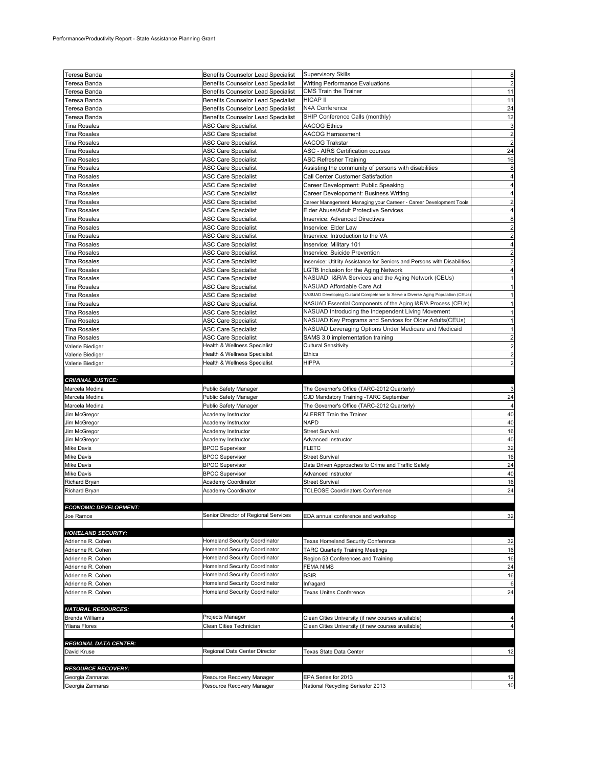Performance/Productivity Report - State Assistance Planning Grant

| | | | |
|---|---|---|---|
| Teresa Banda | Benefits Counselor Lead Specialist | Supervisory Skills | 8 |
| Teresa Banda | Benefits Counselor Lead Specialist | Writing Performance Evaluations | 2 |
| Teresa Banda | Benefits Counselor Lead Specialist | CMS Train the Trainer | 11 |
| Teresa Banda | Benefits Counselor Lead Specialist | HICAP II | 11 |
| Teresa Banda | Benefits Counselor Lead Specialist | N4A Conference | 24 |
| Teresa Banda | Benefits Counselor Lead Specialist | SHIP Conference Calls (monthly) | 12 |
| Tina Rosales | ASC Care Specialist | AACOG Ethics | 3 |
| Tina Rosales | ASC Care Specialist | AACOG Harrassment | 2 |
| Tina Rosales | ASC Care Specialist | AACOG Trakstar | 2 |
| Tina Rosales | ASC Care Specialist | ASC - AIRS Certification courses | 24 |
| Tina Rosales | ASC Care Specialist | ASC Refresher Training | 16 |
| Tina Rosales | ASC Care Specialist | Assisting the community of persons with disabilities | 8 |
| Tina Rosales | ASC Care Specialist | Call Center Customer Satisfaction | 4 |
| Tina Rosales | ASC Care Specialist | Career Development: Public Speaking | 4 |
| Tina Rosales | ASC Care Specialist | Career Developoment: Business Writing | 4 |
| Tina Rosales | ASC Care Specialist | Career Management: Managing your Careeer - Career Development Tools | 2 |
| Tina Rosales | ASC Care Specialist | Elder Abuse/Adult Protective Services | 4 |
| Tina Rosales | ASC Care Specialist | Inservice: Advanced Directives | 8 |
| Tina Rosales | ASC Care Specialist | Inservice: Elder Law | 2 |
| Tina Rosales | ASC Care Specialist | Inservice: Introduction to the VA | 2 |
| Tina Rosales | ASC Care Specialist | Inservice: Military 101 | 4 |
| Tina Rosales | ASC Care Specialist | Inservice: Suicide Prevention | 2 |
| Tina Rosales | ASC Care Specialist | Inservice: Utitlity Assistance for Seniors and Persons with Disabilities | 2 |
| Tina Rosales | ASC Care Specialist | LGTB Inclusion for the Aging Network | 4 |
| Tina Rosales | ASC Care Specialist | NASUAD I&R/A Services and the Aging Network (CEUs) | 1 |
| Tina Rosales | ASC Care Specialist | NASUAD Affordable Care Act | 1 |
| Tina Rosales | ASC Care Specialist | NASUAD Developing Cultural Competence to Serve a Diverse Aging Population (CEUs) | 1 |
| Tina Rosales | ASC Care Specialist | NASUAD Essential Components of the Aging I&R/A Process (CEUs) | 1 |
| Tina Rosales | ASC Care Specialist | NASUAD Introducing the Independent Living Movement | 1 |
| Tina Rosales | ASC Care Specialist | NASUAD Key Programs and Services for Older Adults(CEUs) | 1 |
| Tina Rosales | ASC Care Specialist | NASUAD Leveraging Options Under Medicare and Medicaid | 1 |
| Tina Rosales | ASC Care Specialist | SAMS 3.0 implementation training | 2 |
| Valerie Biediger | Health & Wellness Specialist | Cultural Sensitivity | 2 |
| Valerie Biediger | Health & Wellness Specialist | Ethics | 2 |
| Valerie Biediger | Health & Wellness Specialist | HIPPA | 2 |
| | | | |
| ***CRIMINAL JUSTICE:*** | | | |
| Marcela Medina | Public Safety Manager | The Governor's Office (TARC-2012 Quarterly) | 3 |
| Marcela Medina | Public Safety Manager | CJD Mandatory Training -TARC September | 24 |
| Marcela Medina | Public Safety Manager | The Governor's Office (TARC-2012 Quarterly) | 4 |
| Jim McGregor | Academy Instructor | ALERRT Train the Trainer | 40 |
| Jim McGregor | Academy Instructor | NAPD | 40 |
| Jim McGregor | Academy Instructor | Street Survival | 16 |
| Jim McGregor | Academy Instructor | Advanced Instructor | 40 |
| Mike Davis | BPOC Supervisor | FLETC | 32 |
| Mike Davis | BPOC Supervisor | Street Survival | 16 |
| Mike Davis | BPOC Supervisor | Data Driven Approaches to Crime and Traffic Safety | 24 |
| Mike Davis | BPOC Supervisor | Advanced Instructor | 40 |
| Richard Bryan | Academy Coordinator | Street Survival | 16 |
| Richard Bryan | Academy Coordinator | TCLEOSE Coordinators Conference | 24 |
| | | | |
| ***ECONOMIC DEVELOPMENT:*** | | | |
| Joe Ramos | Senior Director of Regional Services | EDA annual conference and workshop | 32 |
| | | | |
| ***HOMELAND SECURITY:*** | | | |
| Adrienne R. Cohen | Homeland Security Coordinator | Texas Homeland Security Conference | 32 |
| Adrienne R. Cohen | Homeland Security Coordinator | TARC Quarterly Training Meetings | 16 |
| Adrienne R. Cohen | Homeland Security Coordinator | Region 53 Conferences and Training | 16 |
| Adrienne R. Cohen | Homeland Security Coordinator | FEMA NIMS | 24 |
| Adrienne R. Cohen | Homeland Security Coordinator | BSIR | 16 |
| Adrienne R. Cohen | Homeland Security Coordinator | Infragard | 6 |
| Adrienne R. Cohen | Homeland Security Coordinator | Texas Unites Conference | 24 |
| | | | |
| ***NATURAL RESOURCES:*** | | | |
| Brenda Williams | Projects Manager | Clean Cities University (if new courses available) | 4 |
| Yliana Flores | Clean Cities Technician | Clean Cities University (if new courses available) | 4 |
| | | | |
| ***REGIONAL DATA CENTER:*** | | | |
| David Kruse | Regional Data Center Director | Texas State Data Center | 12 |
| | | | |
| ***RESOURCE RECOVERY:*** | | | |
| Georgia Zannaras | Resource Recovery Manager | EPA Series for 2013 | 12 |
| Georgia Zannaras | Resource Recovery Manager | National Recycling Seriesfor 2013 | 10 |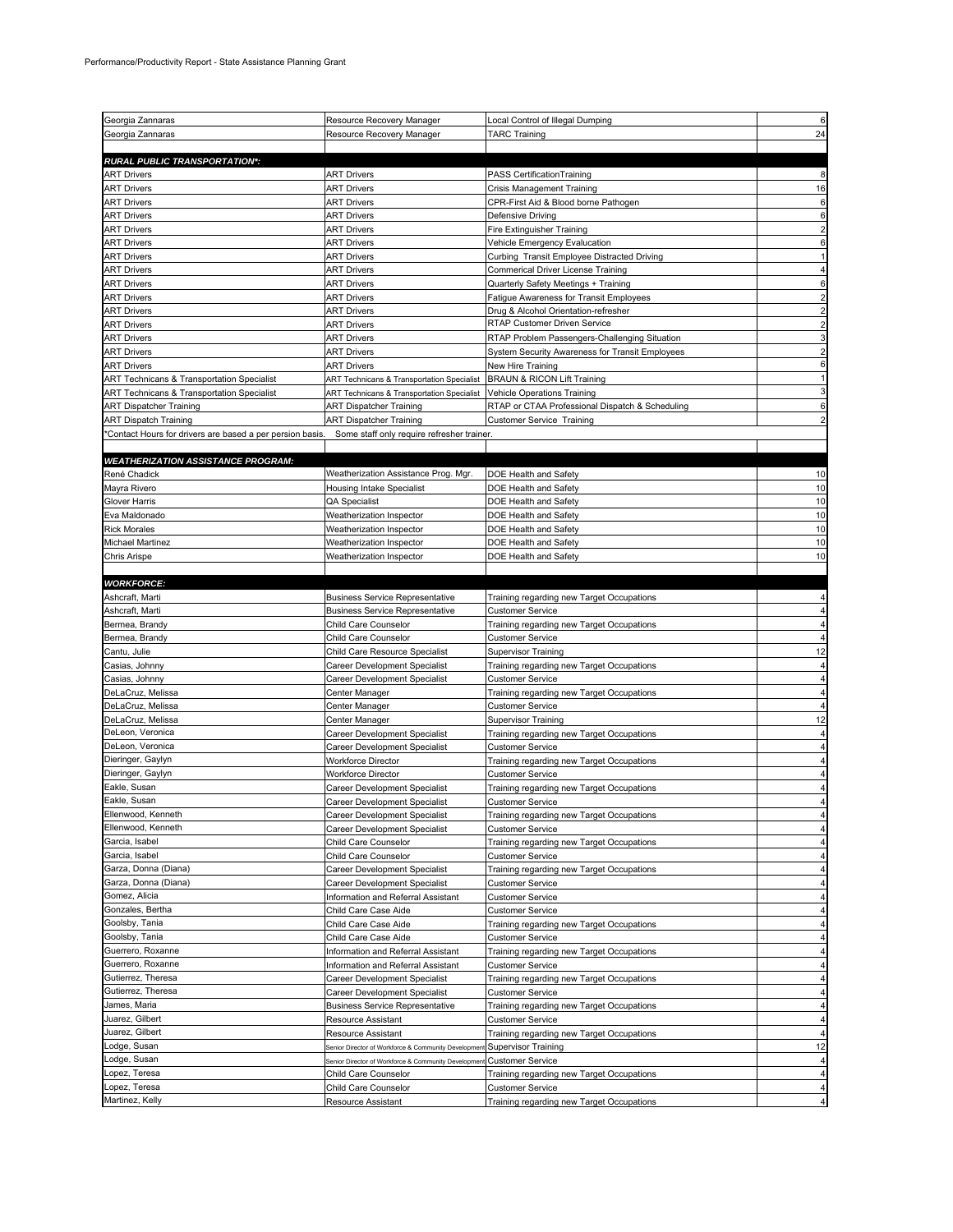Performance/Productivity Report - State Assistance Planning Grant

| | | | |
|---|---|---|---|
| Georgia Zannaras | Resource Recovery Manager | Local Control of Illegal Dumping | 6 |
| Georgia Zannaras | Resource Recovery Manager | TARC Training | 24 |
| | | | |
| ***RURAL PUBLIC TRANSPORTATION*:*** | | | |
| ART Drivers | ART Drivers | PASS CertificationTraining | 8 |
| ART Drivers | ART Drivers | Crisis Management Training | 16 |
| ART Drivers | ART Drivers | CPR-First Aid & Blood borne Pathogen | 6 |
| ART Drivers | ART Drivers | Defensive Driving | 6 |
| ART Drivers | ART Drivers | Fire Extinguisher Training | 2 |
| ART Drivers | ART Drivers | Vehicle Emergency Evaluation | 6 |
| ART Drivers | ART Drivers | Curbing Transit Employee Distracted Driving | 1 |
| ART Drivers | ART Drivers | Commerical Driver License Training | 4 |
| ART Drivers | ART Drivers | Quarterly Safety Meetings + Training | 6 |
| ART Drivers | ART Drivers | Fatigue Awareness for Transit Employees | 2 |
| ART Drivers | ART Drivers | Drug & Alcohol Orientation-refresher | 2 |
| ART Drivers | ART Drivers | RTAP Customer Driven Service | 2 |
| ART Drivers | ART Drivers | RTAP Problem Passengers-Challenging Situation | 3 |
| ART Drivers | ART Drivers | System Security Awareness for Transit Employees | 2 |
| ART Drivers | ART Drivers | New Hire Training | 6 |
| ART Technicans & Transportation Specialist | ART Technicans & Transportation Specialist | BRAUN & RICON Lift Training | 1 |
| ART Technicans & Transportation Specialist | ART Technicans & Transportation Specialist | Vehicle Operations Training | 3 |
| ART Dispatcher Training | ART Dispatcher Training | RTAP or CTAA Professional Dispatch & Scheduling | 6 |
| ART Dispatch Training | ART Dispatcher Training | Customer Service Training | 2 |
| *Contact Hours for drivers are based a per person basis. | Some staff only require refresher trainer. | | |
| | | | |
| ***WEATHERIZATION ASSISTANCE PROGRAM:*** | | | |
| René Chadick | Weatherization Assistance Prog. Mgr. | DOE Health and Safety | 10 |
| Mayra Rivero | Housing Intake Specialist | DOE Health and Safety | 10 |
| Glover Harris | QA Specialist | DOE Health and Safety | 10 |
| Eva Maldonado | Weatherization Inspector | DOE Health and Safety | 10 |
| Rick Morales | Weatherization Inspector | DOE Health and Safety | 10 |
| Michael Martinez | Weatherization Inspector | DOE Health and Safety | 10 |
| Chris Arispe | Weatherization Inspector | DOE Health and Safety | 10 |
| | | | |
| ***WORKFORCE:*** | | | |
| Ashcraft, Marti | Business Service Representative | Training regarding new Target Occupations | 4 |
| Ashcraft, Marti | Business Service Representative | Customer Service | 4 |
| Bermea, Brandy | Child Care Counselor | Training regarding new Target Occupations | 4 |
| Bermea, Brandy | Child Care Counselor | Customer Service | 4 |
| Cantu, Julie | Child Care Resource Specialist | Supervisor Training | 12 |
| Casias, Johnny | Career Development Specialist | Training regarding new Target Occupations | 4 |
| Casias, Johnny | Career Development Specialist | Customer Service | 4 |
| DeLaCruz, Melissa | Center Manager | Training regarding new Target Occupations | 4 |
| DeLaCruz, Melissa | Center Manager | Customer Service | 4 |
| DeLaCruz, Melissa | Center Manager | Supervisor Training | 12 |
| DeLeon, Veronica | Career Development Specialist | Training regarding new Target Occupations | 4 |
| DeLeon, Veronica | Career Development Specialist | Customer Service | 4 |
| Dieringer, Gaylyn | Workforce Director | Training regarding new Target Occupations | 4 |
| Dieringer, Gaylyn | Workforce Director | Customer Service | 4 |
| Eakle, Susan | Career Development Specialist | Training regarding new Target Occupations | 4 |
| Eakle, Susan | Career Development Specialist | Customer Service | 4 |
| Ellenwood, Kenneth | Career Development Specialist | Training regarding new Target Occupations | 4 |
| Ellenwood, Kenneth | Career Development Specialist | Customer Service | 4 |
| Garcia, Isabel | Child Care Counselor | Training regarding new Target Occupations | 4 |
| Garcia, Isabel | Child Care Counselor | Customer Service | 4 |
| Garza, Donna (Diana) | Career Development Specialist | Training regarding new Target Occupations | 4 |
| Garza, Donna (Diana) | Career Development Specialist | Customer Service | 4 |
| Gomez, Alicia | Information and Referral Assistant | Customer Service | 4 |
| Gonzales, Bertha | Child Care Case Aide | Customer Service | 4 |
| Goolsby, Tania | Child Care Case Aide | Training regarding new Target Occupations | 4 |
| Goolsby, Tania | Child Care Case Aide | Customer Service | 4 |
| Guerrero, Roxanne | Information and Referral Assistant | Training regarding new Target Occupations | 4 |
| Guerrero, Roxanne | Information and Referral Assistant | Customer Service | 4 |
| Gutierrez, Theresa | Career Development Specialist | Training regarding new Target Occupations | 4 |
| Gutierrez, Theresa | Career Development Specialist | Customer Service | 4 |
| James, Maria | Business Service Representative | Training regarding new Target Occupations | 4 |
| Juarez, Gilbert | Resource Assistant | Customer Service | 4 |
| Juarez, Gilbert | Resource Assistant | Training regarding new Target Occupations | 4 |
| Lodge, Susan | Senior Director of Workforce & Community Development | Supervisor Training | 12 |
| Lodge, Susan | Senior Director of Workforce & Community Development | Customer Service | 4 |
| Lopez, Teresa | Child Care Counselor | Training regarding new Target Occupations | 4 |
| Lopez, Teresa | Child Care Counselor | Customer Service | 4 |
| Martinez, Kelly | Resource Assistant | Training regarding new Target Occupations | 4 |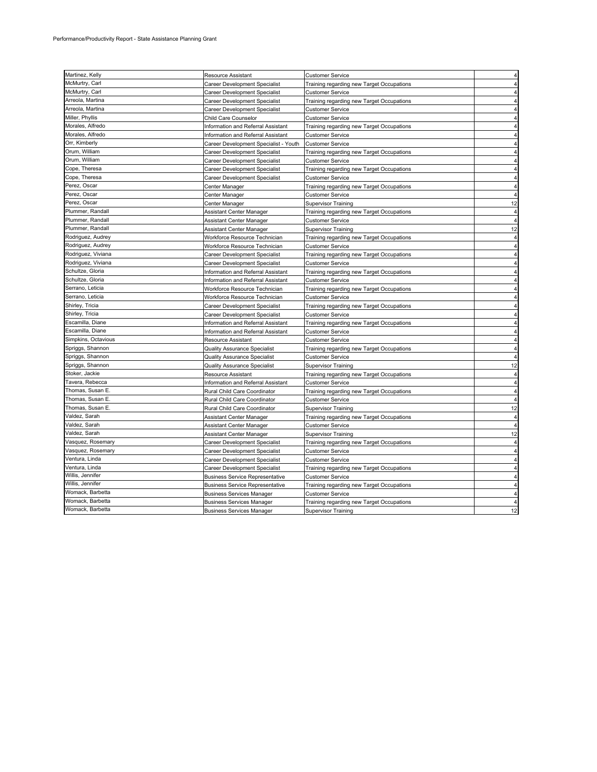| | | | |
|---|---|---|---|
| Martinez, Kelly | Resource Assistant | Customer Service | 4 |
| McMurtry, Carl | Career Development Specialist | Training regarding new Target Occupations | 4 |
| McMurtry, Carl | Career Development Specialist | Customer Service | 4 |
| Arreola, Martina | Career Development Specialist | Training regarding new Target Occupations | 4 |
| Arreola, Martina | Career Development Specialist | Customer Service | 4 |
| Miller, Phyllis | Child Care Counselor | Customer Service | 4 |
| Morales, Alfredo | Information and Referral Assistant | Training regarding new Target Occupations | 4 |
| Morales, Alfredo | Information and Referral Assistant | Customer Service | 4 |
| Orr, Kimberly | Career Development Specialist - Youth | Customer Service | 4 |
| Orum, William | Career Development Specialist | Training regarding new Target Occupations | 4 |
| Orum, William | Career Development Specialist | Customer Service | 4 |
| Cope, Theresa | Career Development Specialist | Training regarding new Target Occupations | 4 |
| Cope, Theresa | Career Development Specialist | Customer Service | 4 |
| Perez, Oscar | Center Manager | Training regarding new Target Occupations | 4 |
| Perez, Oscar | Center Manager | Customer Service | 4 |
| Perez, Oscar | Center Manager | Supervisor Training | 12 |
| Plummer, Randall | Assistant Center Manager | Training regarding new Target Occupations | 4 |
| Plummer, Randall | Assistant Center Manager | Customer Service | 4 |
| Plummer, Randall | Assistant Center Manager | Supervisor Training | 12 |
| Rodriguez, Audrey | Workforce Resource Technician | Training regarding new Target Occupations | 4 |
| Rodriguez, Audrey | Workforce Resource Technician | Customer Service | 4 |
| Rodriguez, Viviana | Career Development Specialist | Training regarding new Target Occupations | 4 |
| Rodriguez, Viviana | Career Development Specialist | Customer Service | 4 |
| Schultze, Gloria | Information and Referral Assistant | Training regarding new Target Occupations | 4 |
| Schultze, Gloria | Information and Referral Assistant | Customer Service | 4 |
| Serrano, Leticia | Workforce Resource Technician | Training regarding new Target Occupations | 4 |
| Serrano, Leticia | Workforce Resource Technician | Customer Service | 4 |
| Shirley, Tricia | Career Development Specialist | Training regarding new Target Occupations | 4 |
| Shirley, Tricia | Career Development Specialist | Customer Service | 4 |
| Escamilla, Diane | Information and Referral Assistant | Training regarding new Target Occupations | 4 |
| Escamilla, Diane | Information and Referral Assistant | Customer Service | 4 |
| Simpkins, Octavious | Resource Assistant | Customer Service | 4 |
| Spriggs, Shannon | Quality Assurance Specialist | Training regarding new Target Occupations | 4 |
| Spriggs, Shannon | Quality Assurance Specialist | Customer Service | 4 |
| Spriggs, Shannon | Quality Assurance Specialist | Supervisor Training | 12 |
| Stoker, Jackie | Resource Assistant | Training regarding new Target Occupations | 4 |
| Tavera, Rebecca | Information and Referral Assistant | Customer Service | 4 |
| Thomas, Susan E. | Rural Child Care Coordinator | Training regarding new Target Occupations | 4 |
| Thomas, Susan E. | Rural Child Care Coordinator | Customer Service | 4 |
| Thomas, Susan E. | Rural Child Care Coordinator | Supervisor Training | 12 |
| Valdez, Sarah | Assistant Center Manager | Training regarding new Target Occupations | 4 |
| Valdez, Sarah | Assistant Center Manager | Customer Service | 4 |
| Valdez, Sarah | Assistant Center Manager | Supervisor Training | 12 |
| Vasquez, Rosemary | Career Development Specialist | Training regarding new Target Occupations | 4 |
| Vasquez, Rosemary | Career Development Specialist | Customer Service | 4 |
| Ventura, Linda | Career Development Specialist | Customer Service | 4 |
| Ventura, Linda | Career Development Specialist | Training regarding new Target Occupations | 4 |
| Willis, Jennifer | Business Service Representative | Customer Service | 4 |
| Willis, Jennifer | Business Service Representative | Training regarding new Target Occupations | 4 |
| Womack, Barbetta | Business Services Manager | Customer Service | 4 |
| Womack, Barbetta | Business Services Manager | Training regarding new Target Occupations | 4 |
| Womack, Barbetta | Business Services Manager | Supervisor Training | 12 |